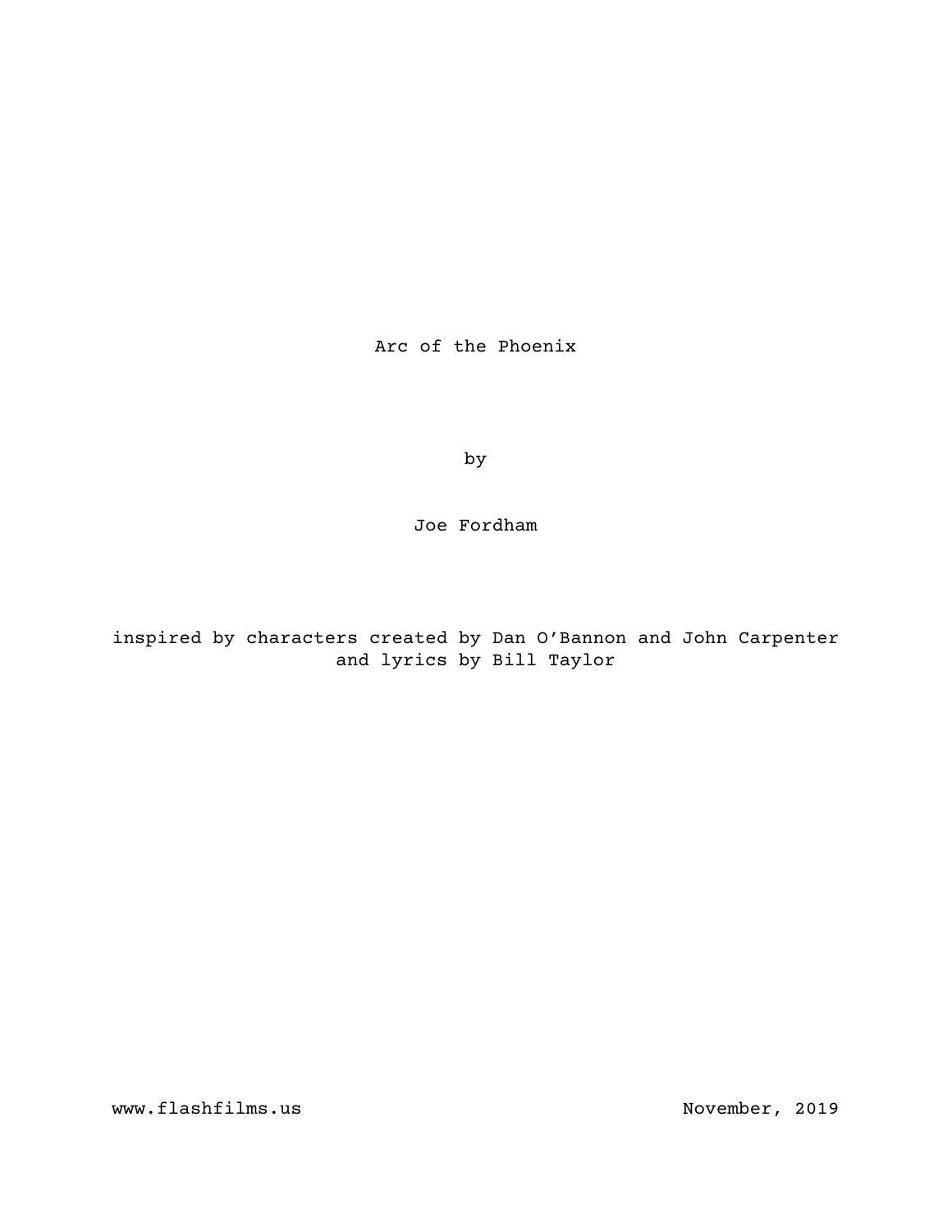# Arc of the Phoenix

by

Joe Fordham

inspired by characters created by Dan O'Bannon and John Carpenter
and lyrics by Bill Taylor

www.flashfilms.us

November, 2019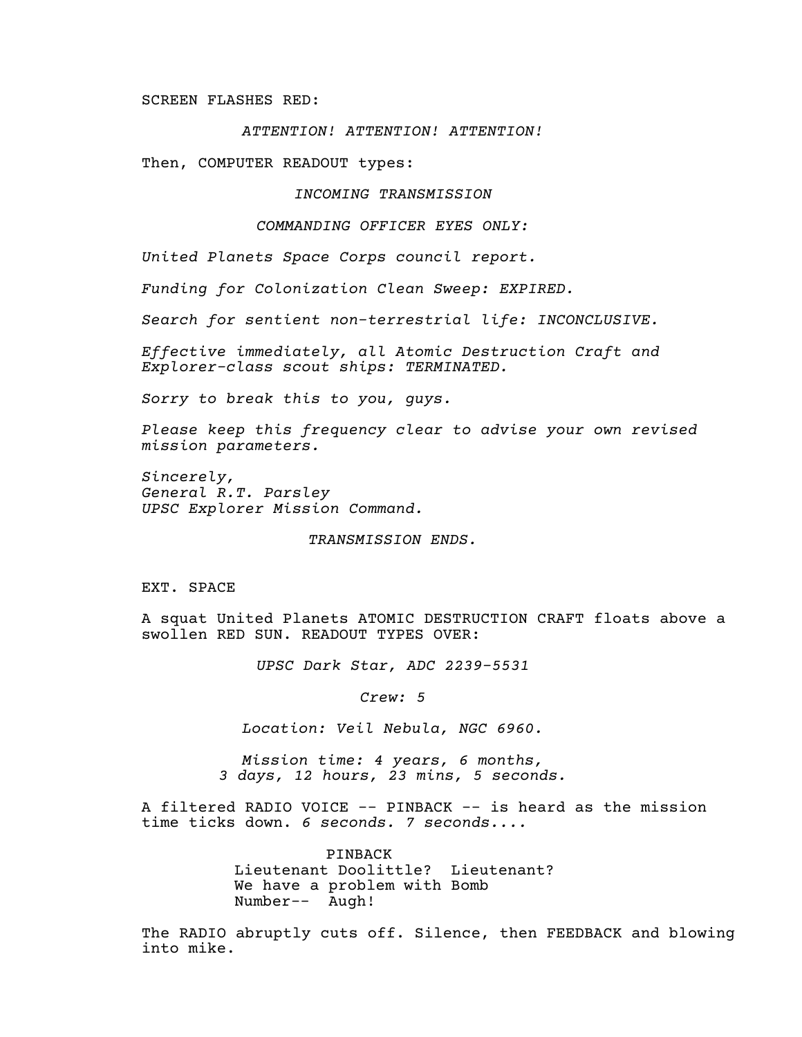SCREEN FLASHES RED:

*ATTENTION! ATTENTION! ATTENTION!*

Then, COMPUTER READOUT types:

*INCOMING TRANSMISSION*

*COMMANDING OFFICER EYES ONLY:*

*United Planets Space Corps council report.*

*Funding for Colonization Clean Sweep: EXPIRED.*

*Search for sentient non-terrestrial life: INCONCLUSIVE.*

*Effective immediately, all Atomic Destruction Craft and Explorer-class scout ships: TERMINATED.*

*Sorry to break this to you, guys.*

*Please keep this frequency clear to advise your own revised mission parameters.*

*Sincerely,*
*General R.T. Parsley*
*UPSC Explorer Mission Command.*

*TRANSMISSION ENDS.*

EXT. SPACE

A squat United Planets ATOMIC DESTRUCTION CRAFT floats above a swollen RED SUN. READOUT TYPES OVER:

*UPSC Dark Star, ADC 2239-5531*

*Crew: 5*

*Location: Veil Nebula, NGC 6960.*

*Mission time: 4 years, 6 months, 3 days, 12 hours, 23 mins, 5 seconds.*

A filtered RADIO VOICE -- PINBACK -- is heard as the mission time ticks down. *6 seconds. 7 seconds....*

PINBACK
Lieutenant Doolittle? Lieutenant? We have a problem with Bomb Number-- Augh!

The RADIO abruptly cuts off. Silence, then FEEDBACK and blowing into mike.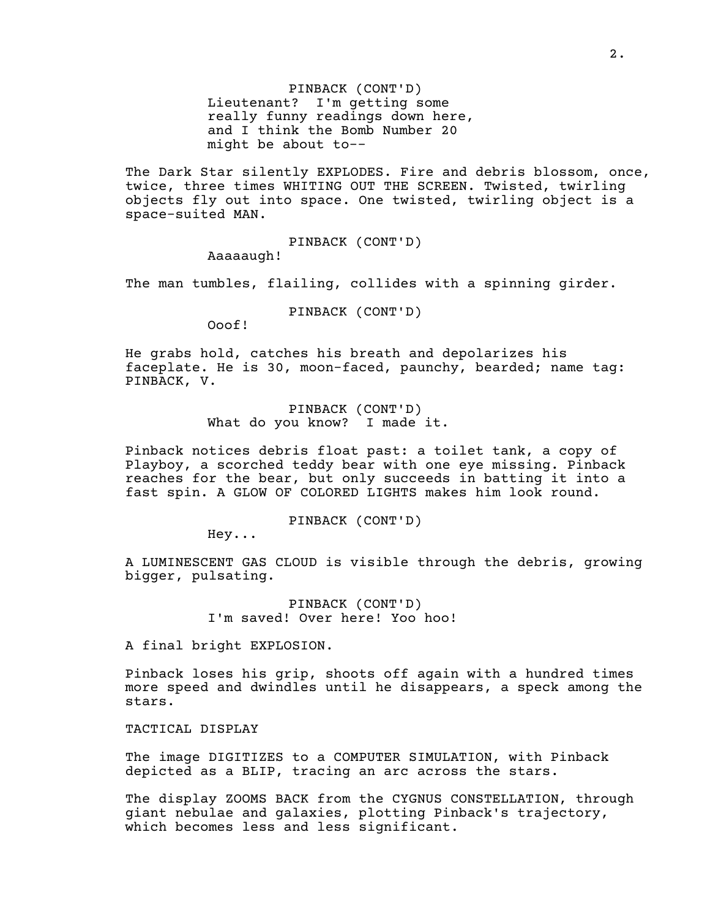PINBACK (CONT'D)
Lieutenant? I'm getting some really funny readings down here, and I think the Bomb Number 20 might be about to--

The Dark Star silently EXPLODES. Fire and debris blossom, once, twice, three times WHITING OUT THE SCREEN. Twisted, twirling objects fly out into space. One twisted, twirling object is a space-suited MAN.

PINBACK (CONT'D)
Aaaaaugh!

The man tumbles, flailing, collides with a spinning girder.

PINBACK (CONT'D)
Ooof!

He grabs hold, catches his breath and depolarizes his faceplate. He is 30, moon-faced, paunchy, bearded; name tag: PINBACK, V.

PINBACK (CONT'D)
What do you know? I made it.

Pinback notices debris float past: a toilet tank, a copy of Playboy, a scorched teddy bear with one eye missing. Pinback reaches for the bear, but only succeeds in batting it into a fast spin. A GLOW OF COLORED LIGHTS makes him look round.

PINBACK (CONT'D)
Hey...

A LUMINESCENT GAS CLOUD is visible through the debris, growing bigger, pulsating.

PINBACK (CONT'D)
I'm saved! Over here! Yoo hoo!

A final bright EXPLOSION.

Pinback loses his grip, shoots off again with a hundred times more speed and dwindles until he disappears, a speck among the stars.

TACTICAL DISPLAY

The image DIGITIZES to a COMPUTER SIMULATION, with Pinback depicted as a BLIP, tracing an arc across the stars.

The display ZOOMS BACK from the CYGNUS CONSTELLATION, through giant nebulae and galaxies, plotting Pinback's trajectory, which becomes less and less significant.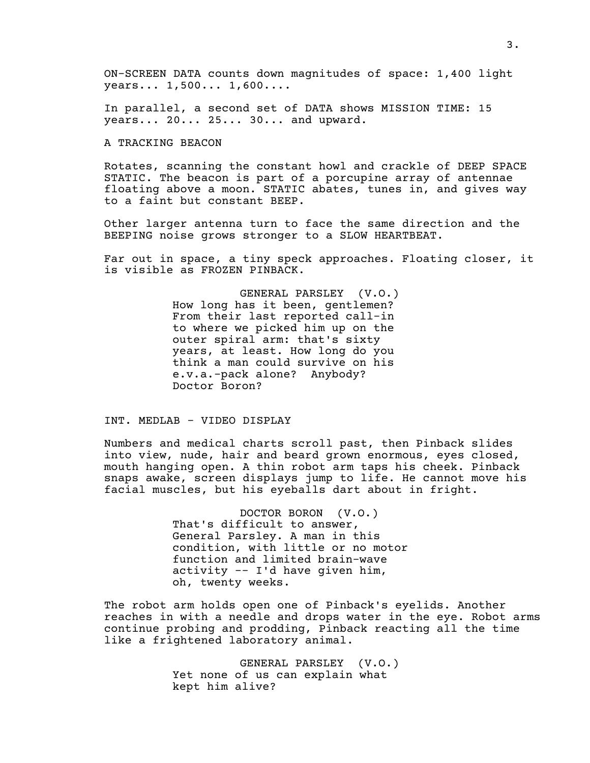ON-SCREEN DATA counts down magnitudes of space: 1,400 light years... 1,500... 1,600....

In parallel, a second set of DATA shows MISSION TIME: 15 years... 20... 25... 30... and upward.

A TRACKING BEACON

Rotates, scanning the constant howl and crackle of DEEP SPACE STATIC. The beacon is part of a porcupine array of antennae floating above a moon. STATIC abates, tunes in, and gives way to a faint but constant BEEP.

Other larger antenna turn to face the same direction and the BEEPING noise grows stronger to a SLOW HEARTBEAT.

Far out in space, a tiny speck approaches. Floating closer, it is visible as FROZEN PINBACK.

GENERAL PARSLEY (V.O.)
How long has it been, gentlemen? From their last reported call-in to where we picked him up on the outer spiral arm: that's sixty years, at least. How long do you think a man could survive on his e.v.a.-pack alone? Anybody? Doctor Boron?

INT. MEDLAB - VIDEO DISPLAY

Numbers and medical charts scroll past, then Pinback slides into view, nude, hair and beard grown enormous, eyes closed, mouth hanging open. A thin robot arm taps his cheek. Pinback snaps awake, screen displays jump to life. He cannot move his facial muscles, but his eyeballs dart about in fright.

DOCTOR BORON (V.O.)
That's difficult to answer, General Parsley. A man in this condition, with little or no motor function and limited brain-wave activity -- I'd have given him, oh, twenty weeks.

The robot arm holds open one of Pinback's eyelids. Another reaches in with a needle and drops water in the eye. Robot arms continue probing and prodding, Pinback reacting all the time like a frightened laboratory animal.

GENERAL PARSLEY (V.O.)
Yet none of us can explain what kept him alive?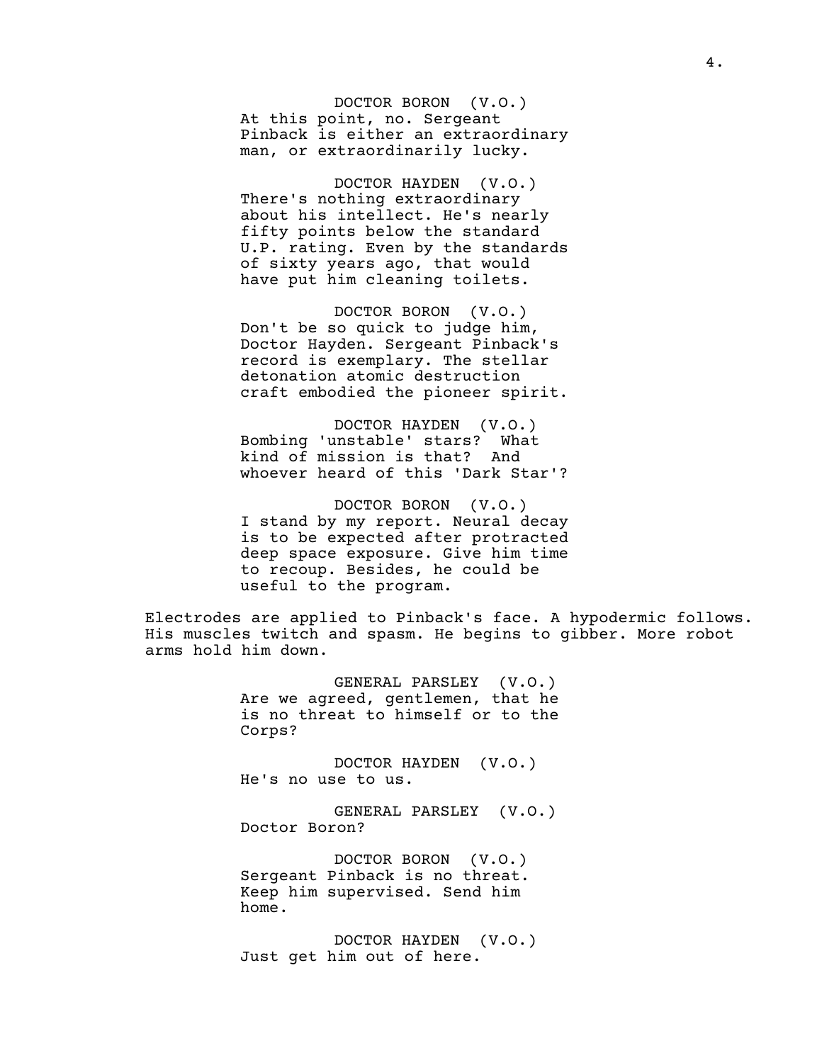DOCTOR BORON (V.O.)
At this point, no. Sergeant Pinback is either an extraordinary man, or extraordinarily lucky.

DOCTOR HAYDEN (V.O.)
There's nothing extraordinary about his intellect. He's nearly fifty points below the standard U.P. rating. Even by the standards of sixty years ago, that would have put him cleaning toilets.

DOCTOR BORON (V.O.)
Don't be so quick to judge him, Doctor Hayden. Sergeant Pinback's record is exemplary. The stellar detonation atomic destruction craft embodied the pioneer spirit.

DOCTOR HAYDEN (V.O.)
Bombing 'unstable' stars? What kind of mission is that? And whoever heard of this 'Dark Star'?

DOCTOR BORON (V.O.)
I stand by my report. Neural decay is to be expected after protracted deep space exposure. Give him time to recoup. Besides, he could be useful to the program.

Electrodes are applied to Pinback's face. A hypodermic follows. His muscles twitch and spasm. He begins to gibber. More robot arms hold him down.

GENERAL PARSLEY (V.O.)
Are we agreed, gentlemen, that he is no threat to himself or to the Corps?

DOCTOR HAYDEN (V.O.)
He's no use to us.

GENERAL PARSLEY (V.O.)
Doctor Boron?

DOCTOR BORON (V.O.)
Sergeant Pinback is no threat. Keep him supervised. Send him home.

DOCTOR HAYDEN (V.O.)
Just get him out of here.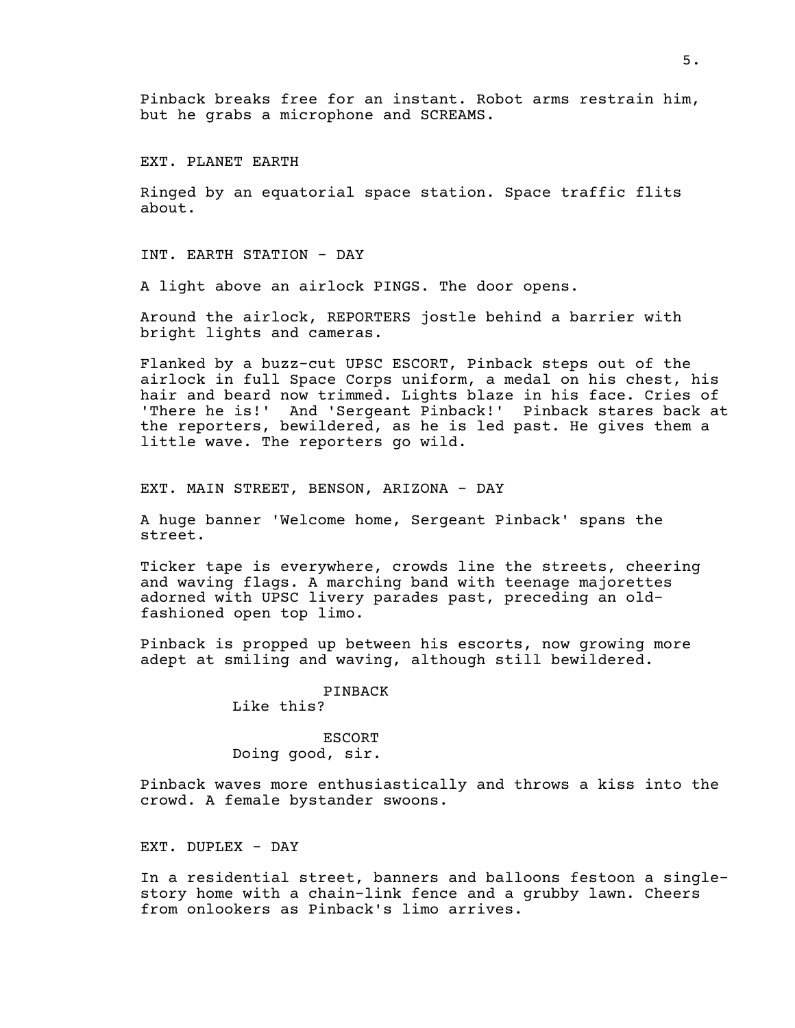Pinback breaks free for an instant. Robot arms restrain him, but he grabs a microphone and SCREAMS.

EXT. PLANET EARTH

Ringed by an equatorial space station. Space traffic flits about.

INT. EARTH STATION - DAY

A light above an airlock PINGS. The door opens.

Around the airlock, REPORTERS jostle behind a barrier with bright lights and cameras.

Flanked by a buzz-cut UPSC ESCORT, Pinback steps out of the airlock in full Space Corps uniform, a medal on his chest, his hair and beard now trimmed. Lights blaze in his face. Cries of 'There he is!' And 'Sergeant Pinback!' Pinback stares back at the reporters, bewildered, as he is led past. He gives them a little wave. The reporters go wild.

EXT. MAIN STREET, BENSON, ARIZONA - DAY

A huge banner 'Welcome home, Sergeant Pinback' spans the street.

Ticker tape is everywhere, crowds line the streets, cheering and waving flags. A marching band with teenage majorettes adorned with UPSC livery parades past, preceding an old-fashioned open top limo.

Pinback is propped up between his escorts, now growing more adept at smiling and waving, although still bewildered.

PINBACK
Like this?

ESCORT
Doing good, sir.

Pinback waves more enthusiastically and throws a kiss into the crowd. A female bystander swoons.

EXT. DUPLEX - DAY

In a residential street, banners and balloons festoon a single-story home with a chain-link fence and a grubby lawn. Cheers from onlookers as Pinback's limo arrives.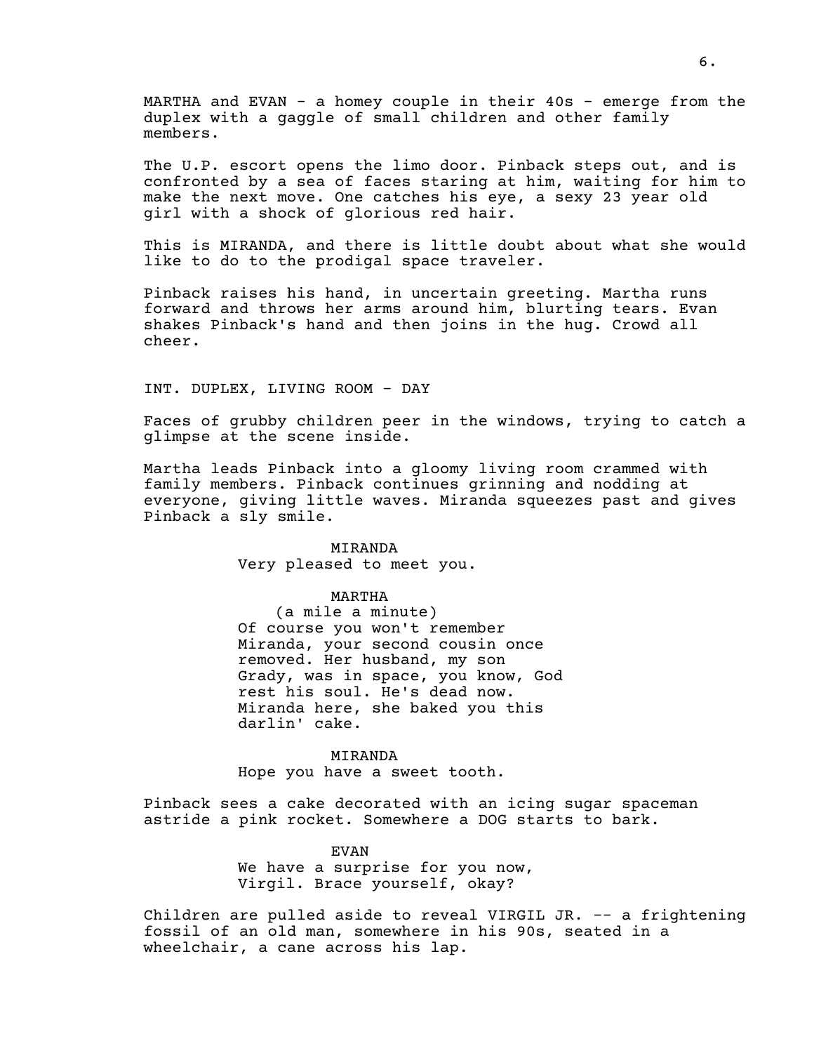MARTHA and EVAN - a homey couple in their 40s - emerge from the duplex with a gaggle of small children and other family members.

The U.P. escort opens the limo door. Pinback steps out, and is confronted by a sea of faces staring at him, waiting for him to make the next move. One catches his eye, a sexy 23 year old girl with a shock of glorious red hair.

This is MIRANDA, and there is little doubt about what she would like to do to the prodigal space traveler.

Pinback raises his hand, in uncertain greeting. Martha runs forward and throws her arms around him, blurting tears. Evan shakes Pinback's hand and then joins in the hug. Crowd all cheer.

INT. DUPLEX, LIVING ROOM - DAY

Faces of grubby children peer in the windows, trying to catch a glimpse at the scene inside.

Martha leads Pinback into a gloomy living room crammed with family members. Pinback continues grinning and nodding at everyone, giving little waves. Miranda squeezes past and gives Pinback a sly smile.

MIRANDA

Very pleased to meet you.

MARTHA

(a mile a minute)

Of course you won't remember Miranda, your second cousin once removed. Her husband, my son Grady, was in space, you know, God rest his soul. He's dead now. Miranda here, she baked you this darlin' cake.

MIRANDA

Hope you have a sweet tooth.

Pinback sees a cake decorated with an icing sugar spaceman astride a pink rocket. Somewhere a DOG starts to bark.

EVAN

We have a surprise for you now, Virgil. Brace yourself, okay?

Children are pulled aside to reveal VIRGIL JR. -- a frightening fossil of an old man, somewhere in his 90s, seated in a wheelchair, a cane across his lap.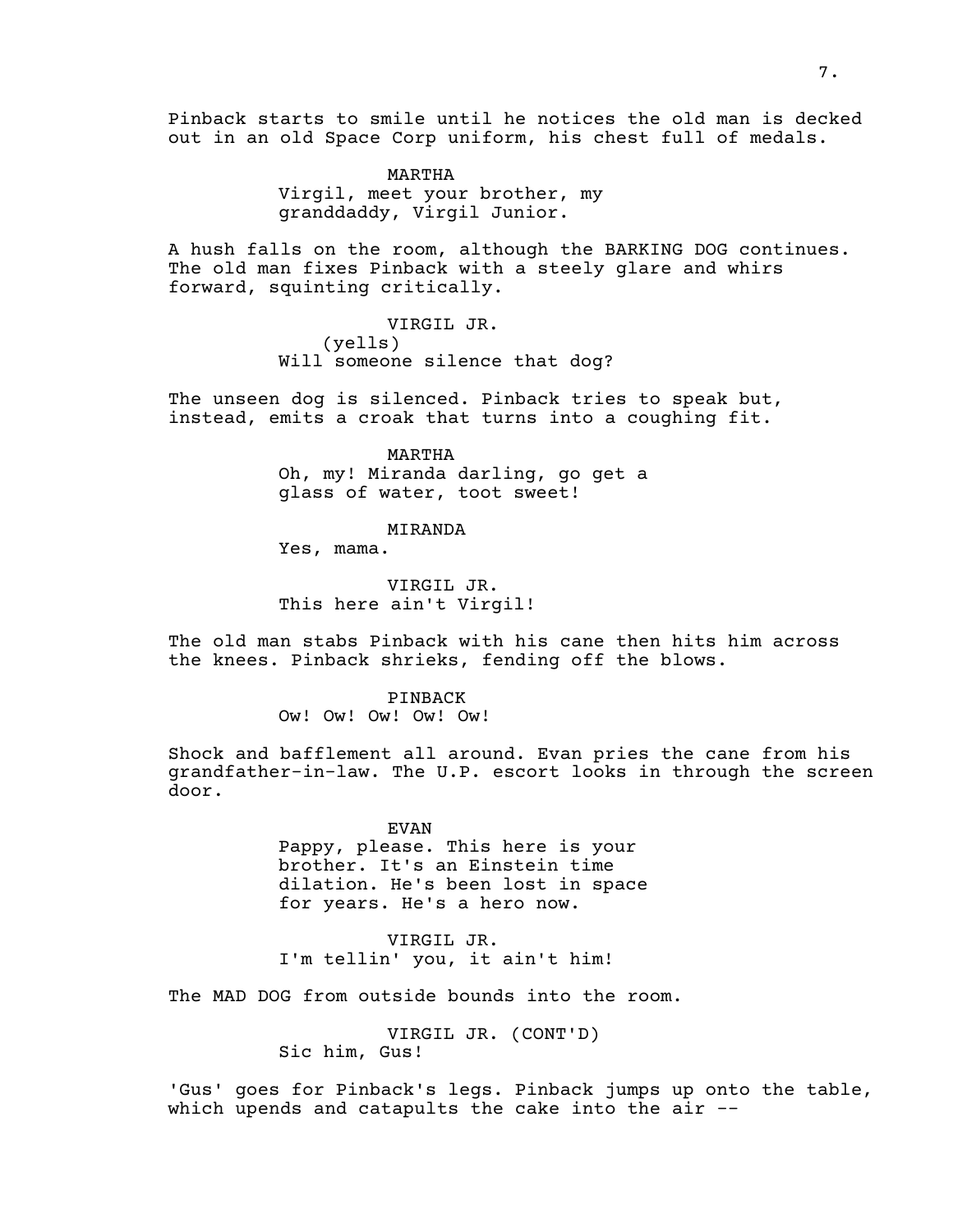Pinback starts to smile until he notices the old man is decked out in an old Space Corp uniform, his chest full of medals.

MARTHA
Virgil, meet your brother, my granddaddy, Virgil Junior.

A hush falls on the room, although the BARKING DOG continues. The old man fixes Pinback with a steely glare and whirs forward, squinting critically.

VIRGIL JR.
(yells)
Will someone silence that dog?

The unseen dog is silenced. Pinback tries to speak but, instead, emits a croak that turns into a coughing fit.

MARTHA
Oh, my! Miranda darling, go get a glass of water, toot sweet!

MIRANDA
Yes, mama.

VIRGIL JR.
This here ain't Virgil!

The old man stabs Pinback with his cane then hits him across the knees. Pinback shrieks, fending off the blows.

PINBACK
Ow! Ow! Ow! Ow! Ow!

Shock and bafflement all around. Evan pries the cane from his grandfather-in-law. The U.P. escort looks in through the screen door.

EVAN
Pappy, please. This here is your brother. It's an Einstein time dilation. He's been lost in space for years. He's a hero now.

VIRGIL JR.
I'm tellin' you, it ain't him!

The MAD DOG from outside bounds into the room.

VIRGIL JR. (CONT'D)
Sic him, Gus!

'Gus' goes for Pinback's legs. Pinback jumps up onto the table, which upends and catapults the cake into the air --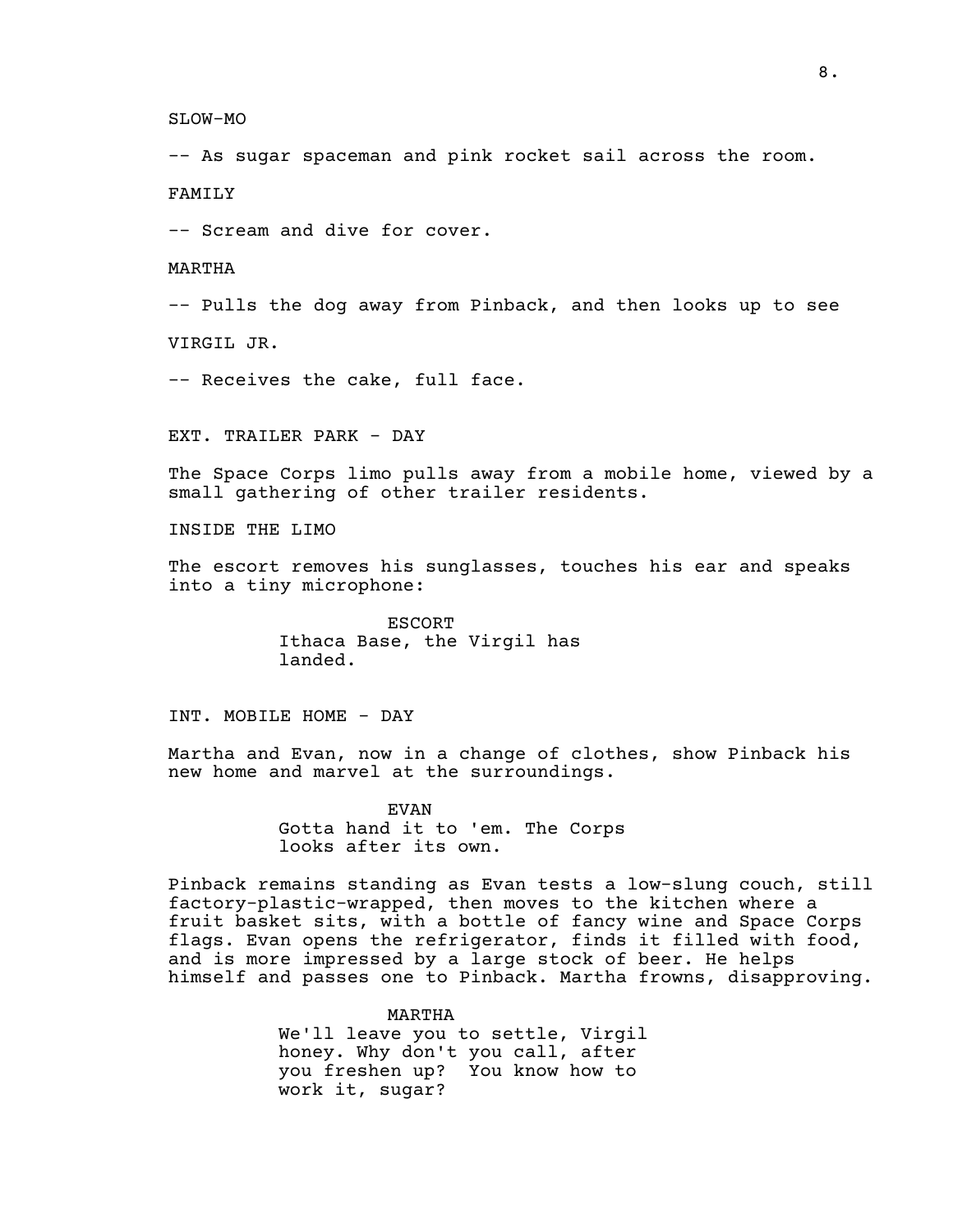SLOW-MO

-- As sugar spaceman and pink rocket sail across the room.

FAMILY

-- Scream and dive for cover.

MARTHA

-- Pulls the dog away from Pinback, and then looks up to see

VIRGIL JR.

-- Receives the cake, full face.

EXT. TRAILER PARK - DAY

The Space Corps limo pulls away from a mobile home, viewed by a small gathering of other trailer residents.

INSIDE THE LIMO

The escort removes his sunglasses, touches his ear and speaks into a tiny microphone:

ESCORT
Ithaca Base, the Virgil has landed.

INT. MOBILE HOME - DAY

Martha and Evan, now in a change of clothes, show Pinback his new home and marvel at the surroundings.

EVAN
Gotta hand it to 'em. The Corps looks after its own.

Pinback remains standing as Evan tests a low-slung couch, still factory-plastic-wrapped, then moves to the kitchen where a fruit basket sits, with a bottle of fancy wine and Space Corps flags. Evan opens the refrigerator, finds it filled with food, and is more impressed by a large stock of beer. He helps himself and passes one to Pinback. Martha frowns, disapproving.

MARTHA
We'll leave you to settle, Virgil honey. Why don't you call, after you freshen up? You know how to work it, sugar?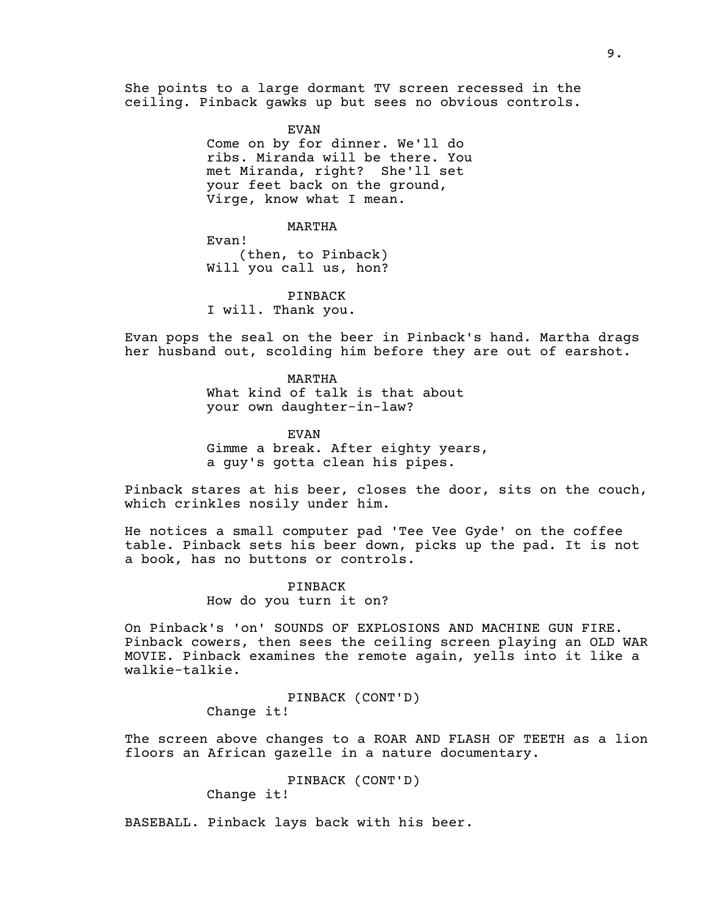She points to a large dormant TV screen recessed in the ceiling. Pinback gawks up but sees no obvious controls.

EVAN
Come on by for dinner. We'll do ribs. Miranda will be there. You met Miranda, right? She'll set your feet back on the ground, Virge, know what I mean.

MARTHA
Evan!
(then, to Pinback)
Will you call us, hon?

PINBACK
I will. Thank you.

Evan pops the seal on the beer in Pinback's hand. Martha drags her husband out, scolding him before they are out of earshot.

MARTHA
What kind of talk is that about your own daughter-in-law?

EVAN
Gimme a break. After eighty years, a guy's gotta clean his pipes.

Pinback stares at his beer, closes the door, sits on the couch, which crinkles nosily under him.

He notices a small computer pad 'Tee Vee Gyde' on the coffee table. Pinback sets his beer down, picks up the pad. It is not a book, has no buttons or controls.

PINBACK
How do you turn it on?

On Pinback's 'on' SOUNDS OF EXPLOSIONS AND MACHINE GUN FIRE. Pinback cowers, then sees the ceiling screen playing an OLD WAR MOVIE. Pinback examines the remote again, yells into it like a walkie-talkie.

PINBACK (CONT'D)
Change it!

The screen above changes to a ROAR AND FLASH OF TEETH as a lion floors an African gazelle in a nature documentary.

PINBACK (CONT'D)
Change it!

BASEBALL. Pinback lays back with his beer.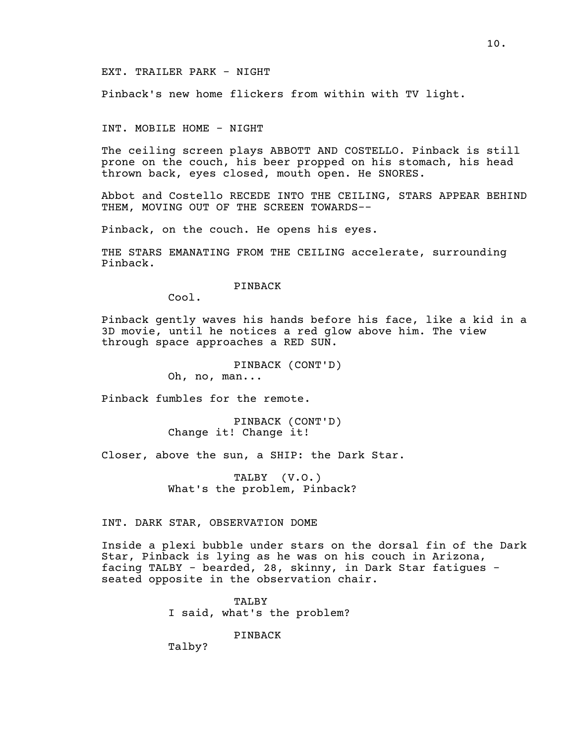EXT. TRAILER PARK - NIGHT

Pinback's new home flickers from within with TV light.

INT. MOBILE HOME - NIGHT

The ceiling screen plays ABBOTT AND COSTELLO. Pinback is still prone on the couch, his beer propped on his stomach, his head thrown back, eyes closed, mouth open. He SNORES.

Abbot and Costello RECEDE INTO THE CEILING, STARS APPEAR BEHIND THEM, MOVING OUT OF THE SCREEN TOWARDS--

Pinback, on the couch. He opens his eyes.

THE STARS EMANATING FROM THE CEILING accelerate, surrounding Pinback.

PINBACK

Cool.

Pinback gently waves his hands before his face, like a kid in a 3D movie, until he notices a red glow above him. The view through space approaches a RED SUN.

PINBACK (CONT'D)

Oh, no, man...

Pinback fumbles for the remote.

PINBACK (CONT'D)

Change it! Change it!

Closer, above the sun, a SHIP: the Dark Star.

TALBY (V.O.)

What's the problem, Pinback?

INT. DARK STAR, OBSERVATION DOME

Inside a plexi bubble under stars on the dorsal fin of the Dark Star, Pinback is lying as he was on his couch in Arizona, facing TALBY - bearded, 28, skinny, in Dark Star fatigues - seated opposite in the observation chair.

TALBY

I said, what's the problem?

PINBACK

Talby?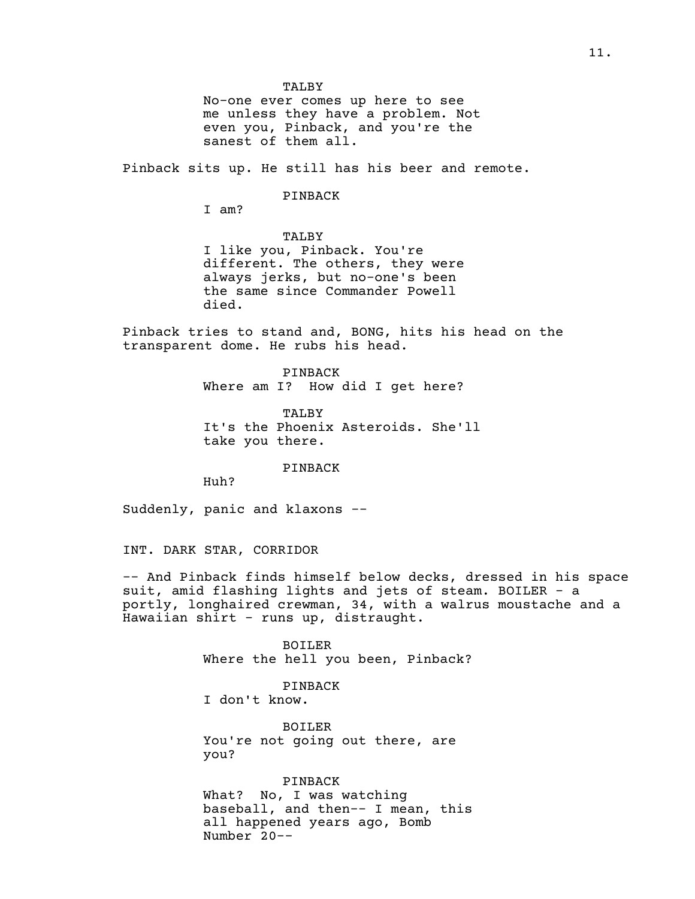TALBY

No-one ever comes up here to see me unless they have a problem. Not even you, Pinback, and you're the sanest of them all.

Pinback sits up. He still has his beer and remote.

PINBACK

I am?

TALBY

I like you, Pinback. You're different. The others, they were always jerks, but no-one's been the same since Commander Powell died.

Pinback tries to stand and, BONG, hits his head on the transparent dome. He rubs his head.

PINBACK

Where am I? How did I get here?

TALBY

It's the Phoenix Asteroids. She'll take you there.

PINBACK

Huh?

Suddenly, panic and klaxons --

INT. DARK STAR, CORRIDOR

-- And Pinback finds himself below decks, dressed in his space suit, amid flashing lights and jets of steam. BOILER - a portly, longhaired crewman, 34, with a walrus moustache and a Hawaiian shirt - runs up, distraught.

BOILER

Where the hell you been, Pinback?

PINBACK

I don't know.

BOILER

You're not going out there, are you?

PINBACK

What? No, I was watching baseball, and then-- I mean, this all happened years ago, Bomb Number 20--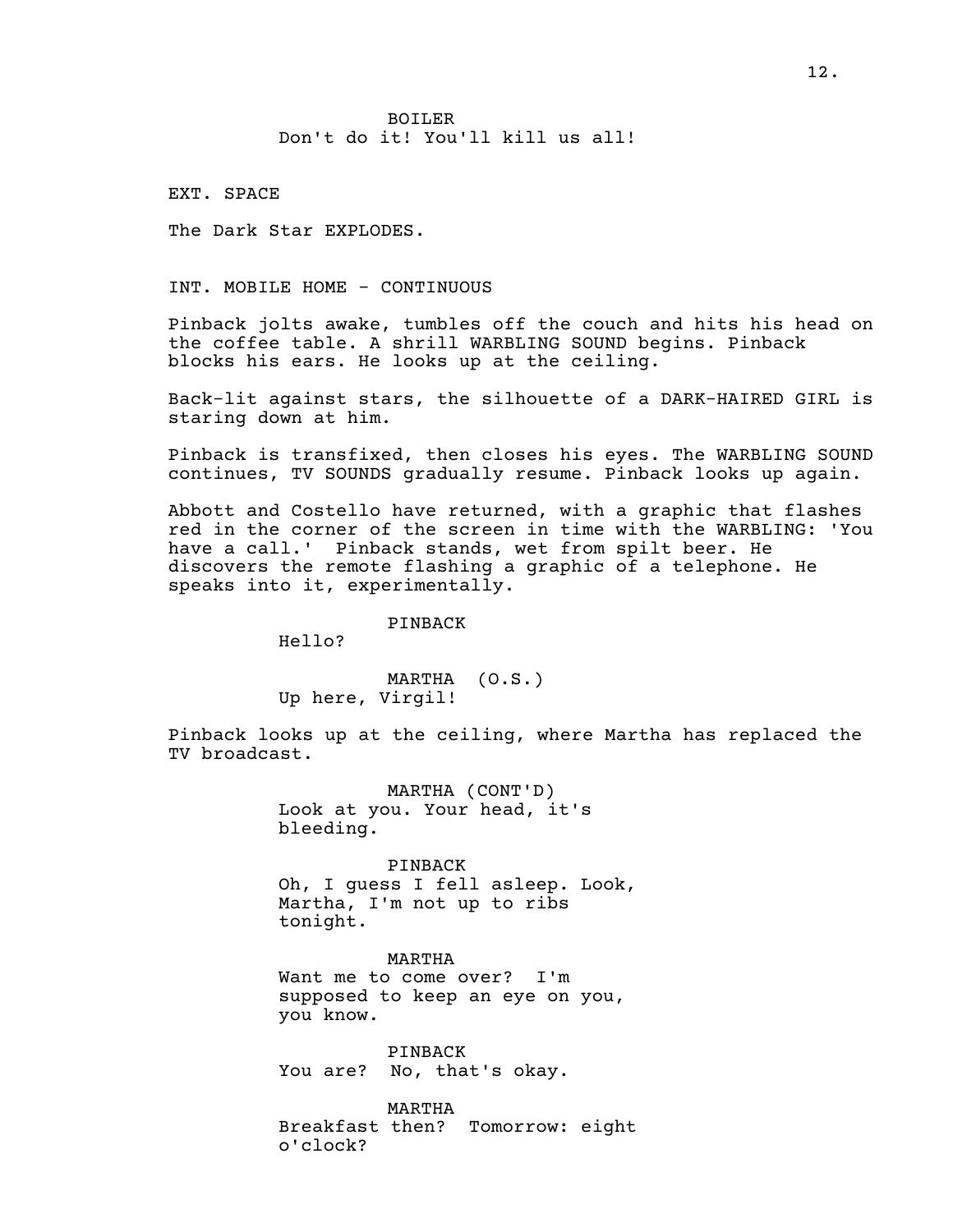BOILER
Don't do it! You'll kill us all!

EXT. SPACE

The Dark Star EXPLODES.

INT. MOBILE HOME - CONTINUOUS

Pinback jolts awake, tumbles off the couch and hits his head on the coffee table. A shrill WARBLING SOUND begins. Pinback blocks his ears. He looks up at the ceiling.

Back-lit against stars, the silhouette of a DARK-HAIRED GIRL is staring down at him.

Pinback is transfixed, then closes his eyes. The WARBLING SOUND continues, TV SOUNDS gradually resume. Pinback looks up again.

Abbott and Costello have returned, with a graphic that flashes red in the corner of the screen in time with the WARBLING: 'You have a call.' Pinback stands, wet from spilt beer. He discovers the remote flashing a graphic of a telephone. He speaks into it, experimentally.

PINBACK
Hello?

MARTHA (O.S.)
Up here, Virgil!

Pinback looks up at the ceiling, where Martha has replaced the TV broadcast.

MARTHA (CONT'D)
Look at you. Your head, it's bleeding.

PINBACK
Oh, I guess I fell asleep. Look, Martha, I'm not up to ribs tonight.

MARTHA
Want me to come over? I'm supposed to keep an eye on you, you know.

PINBACK
You are? No, that's okay.

MARTHA
Breakfast then? Tomorrow: eight o'clock?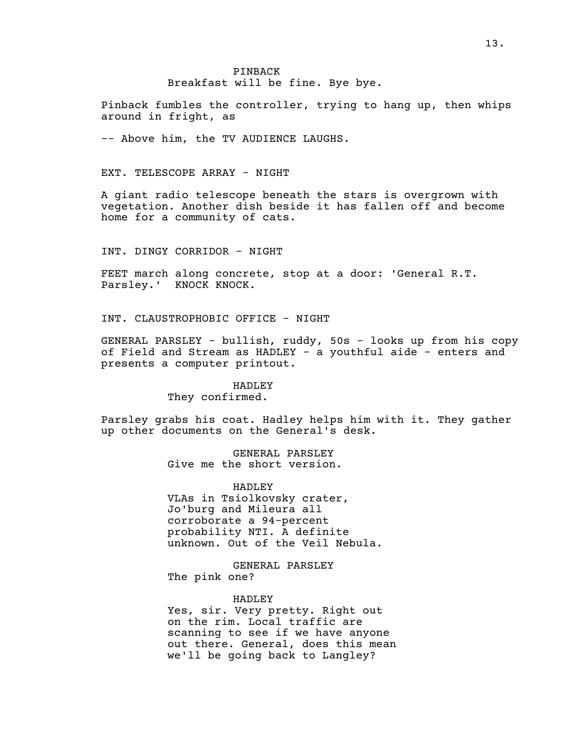PINBACK
Breakfast will be fine. Bye bye.

Pinback fumbles the controller, trying to hang up, then whips around in fright, as

-- Above him, the TV AUDIENCE LAUGHS.

EXT. TELESCOPE ARRAY - NIGHT

A giant radio telescope beneath the stars is overgrown with vegetation. Another dish beside it has fallen off and become home for a community of cats.

INT. DINGY CORRIDOR - NIGHT

FEET march along concrete, stop at a door: 'General R.T. Parsley.' KNOCK KNOCK.

INT. CLAUSTROPHOBIC OFFICE - NIGHT

GENERAL PARSLEY - bullish, ruddy, 50s - looks up from his copy of Field and Stream as HADLEY - a youthful aide - enters and presents a computer printout.

HADLEY
They confirmed.

Parsley grabs his coat. Hadley helps him with it. They gather up other documents on the General's desk.

GENERAL PARSLEY
Give me the short version.

HADLEY
VLAs in Tsiolkovsky crater, Jo'burg and Mileura all corroborate a 94-percent probability NTI. A definite unknown. Out of the Veil Nebula.

GENERAL PARSLEY
The pink one?

HADLEY
Yes, sir. Very pretty. Right out on the rim. Local traffic are scanning to see if we have anyone out there. General, does this mean we'll be going back to Langley?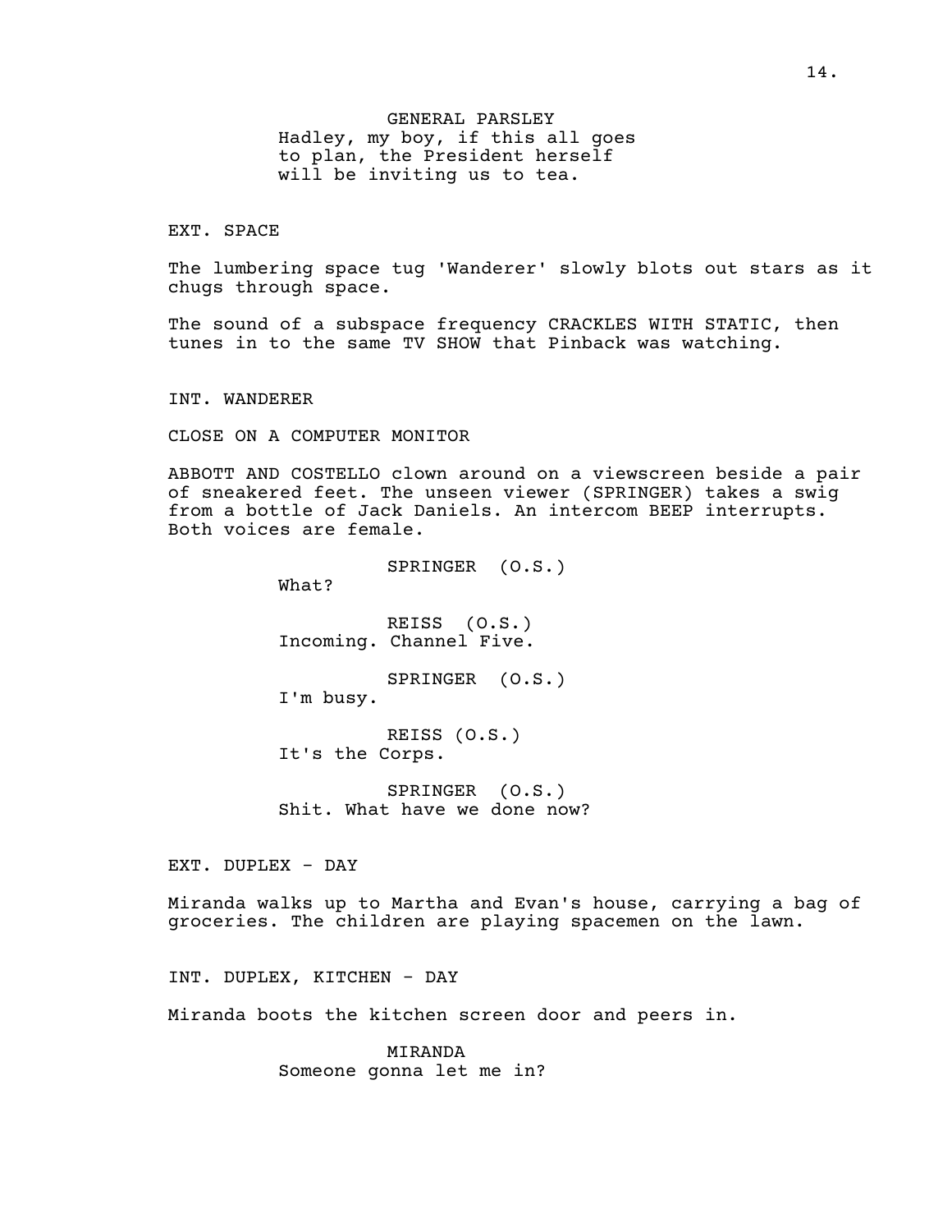GENERAL PARSLEY
Hadley, my boy, if this all goes to plan, the President herself will be inviting us to tea.

EXT. SPACE

The lumbering space tug 'Wanderer' slowly blots out stars as it chugs through space.

The sound of a subspace frequency CRACKLES WITH STATIC, then tunes in to the same TV SHOW that Pinback was watching.

INT. WANDERER

CLOSE ON A COMPUTER MONITOR

ABBOTT AND COSTELLO clown around on a viewscreen beside a pair of sneakered feet. The unseen viewer (SPRINGER) takes a swig from a bottle of Jack Daniels. An intercom BEEP interrupts. Both voices are female.

SPRINGER (O.S.)
What?

REISS (O.S.)
Incoming. Channel Five.

SPRINGER (O.S.)
I'm busy.

REISS (O.S.)
It's the Corps.

SPRINGER (O.S.)
Shit. What have we done now?

EXT. DUPLEX - DAY

Miranda walks up to Martha and Evan's house, carrying a bag of groceries. The children are playing spacemen on the lawn.

INT. DUPLEX, KITCHEN - DAY

Miranda boots the kitchen screen door and peers in.

MIRANDA
Someone gonna let me in?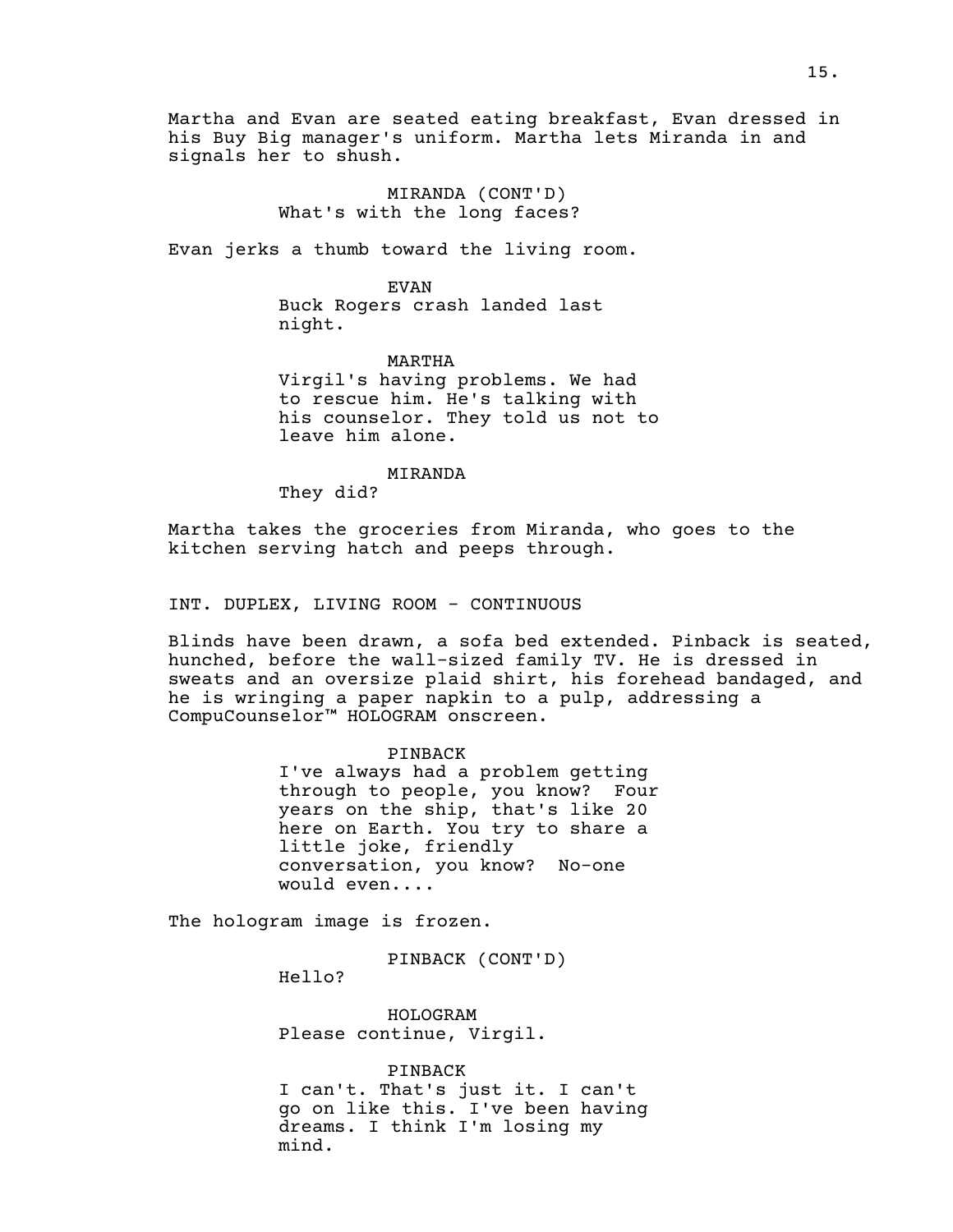Martha and Evan are seated eating breakfast, Evan dressed in his Buy Big manager's uniform. Martha lets Miranda in and signals her to shush.

MIRANDA (CONT'D)
What's with the long faces?

Evan jerks a thumb toward the living room.

EVAN
Buck Rogers crash landed last night.

MARTHA
Virgil's having problems. We had to rescue him. He's talking with his counselor. They told us not to leave him alone.

MIRANDA
They did?

Martha takes the groceries from Miranda, who goes to the kitchen serving hatch and peeps through.

INT. DUPLEX, LIVING ROOM - CONTINUOUS

Blinds have been drawn, a sofa bed extended. Pinback is seated, hunched, before the wall-sized family TV. He is dressed in sweats and an oversize plaid shirt, his forehead bandaged, and he is wringing a paper napkin to a pulp, addressing a CompuCounselor™ HOLOGRAM onscreen.

PINBACK
I've always had a problem getting through to people, you know? Four years on the ship, that's like 20 here on Earth. You try to share a little joke, friendly conversation, you know? No-one would even....

The hologram image is frozen.

PINBACK (CONT'D)
Hello?

HOLOGRAM
Please continue, Virgil.

PINBACK
I can't. That's just it. I can't go on like this. I've been having dreams. I think I'm losing my mind.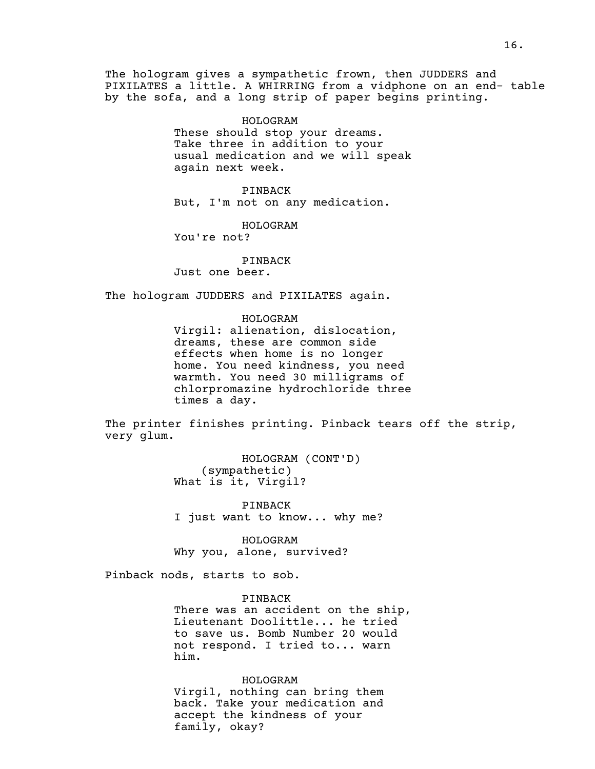The hologram gives a sympathetic frown, then JUDDERS and PIXILATES a little. A WHIRRING from a vidphone on an end- table by the sofa, and a long strip of paper begins printing.

HOLOGRAM
These should stop your dreams. Take three in addition to your usual medication and we will speak again next week.

PINBACK
But, I'm not on any medication.

HOLOGRAM
You're not?

PINBACK
Just one beer.

The hologram JUDDERS and PIXILATES again.

HOLOGRAM
Virgil: alienation, dislocation, dreams, these are common side effects when home is no longer home. You need kindness, you need warmth. You need 30 milligrams of chlorpromazine hydrochloride three times a day.

The printer finishes printing. Pinback tears off the strip, very glum.

HOLOGRAM (CONT'D)
(sympathetic)
What is it, Virgil?

PINBACK
I just want to know... why me?

HOLOGRAM
Why you, alone, survived?

Pinback nods, starts to sob.

PINBACK
There was an accident on the ship, Lieutenant Doolittle... he tried to save us. Bomb Number 20 would not respond. I tried to... warn him.

HOLOGRAM
Virgil, nothing can bring them back. Take your medication and accept the kindness of your family, okay?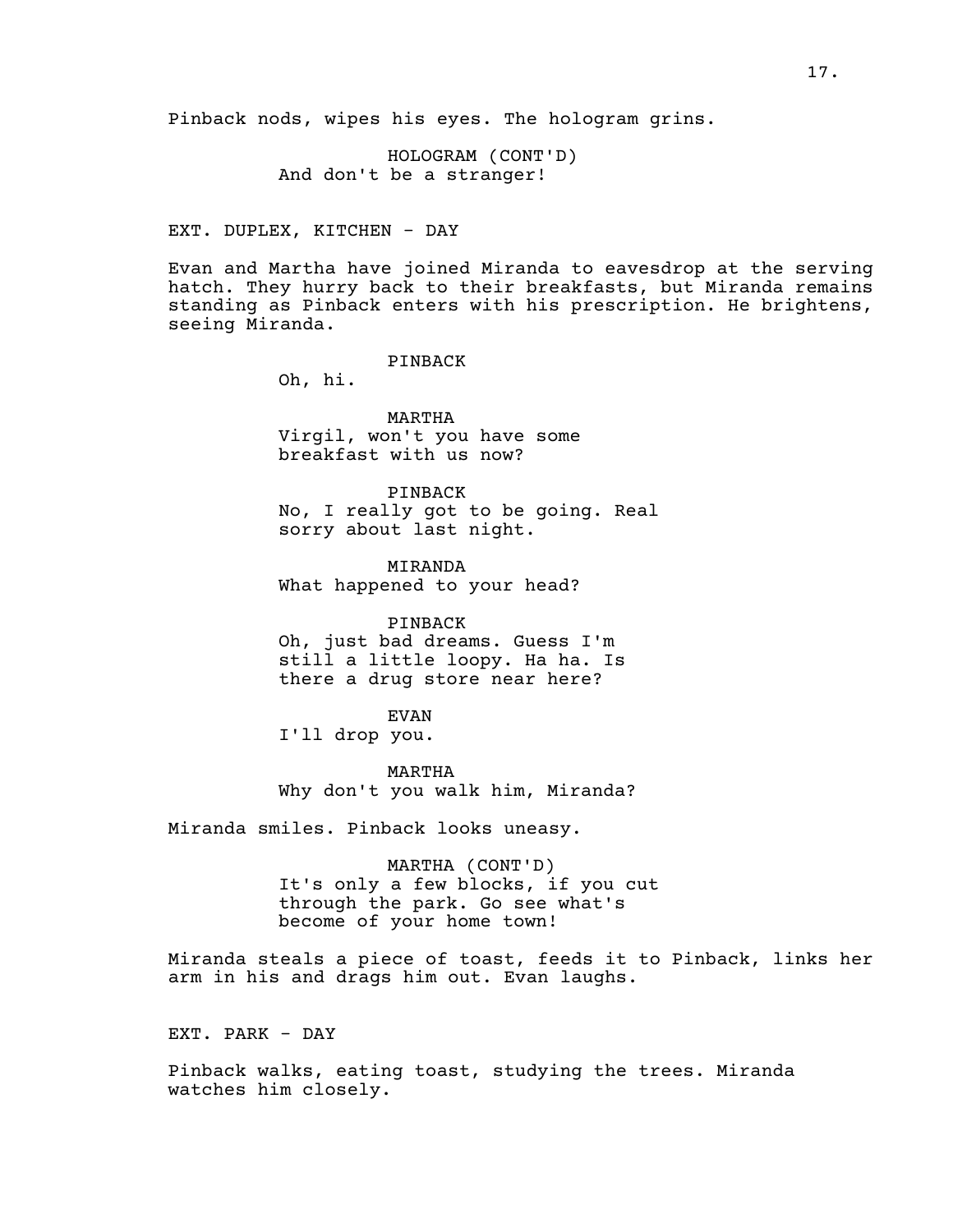Pinback nods, wipes his eyes. The hologram grins.

HOLOGRAM (CONT'D)
And don't be a stranger!

EXT. DUPLEX, KITCHEN - DAY

Evan and Martha have joined Miranda to eavesdrop at the serving hatch. They hurry back to their breakfasts, but Miranda remains standing as Pinback enters with his prescription. He brightens, seeing Miranda.

PINBACK
Oh, hi.

MARTHA
Virgil, won't you have some breakfast with us now?

PINBACK
No, I really got to be going. Real sorry about last night.

MIRANDA
What happened to your head?

PINBACK
Oh, just bad dreams. Guess I'm still a little loopy. Ha ha. Is there a drug store near here?

EVAN
I'll drop you.

MARTHA
Why don't you walk him, Miranda?

Miranda smiles. Pinback looks uneasy.

MARTHA (CONT'D)
It's only a few blocks, if you cut through the park. Go see what's become of your home town!

Miranda steals a piece of toast, feeds it to Pinback, links her arm in his and drags him out. Evan laughs.

EXT. PARK - DAY

Pinback walks, eating toast, studying the trees. Miranda watches him closely.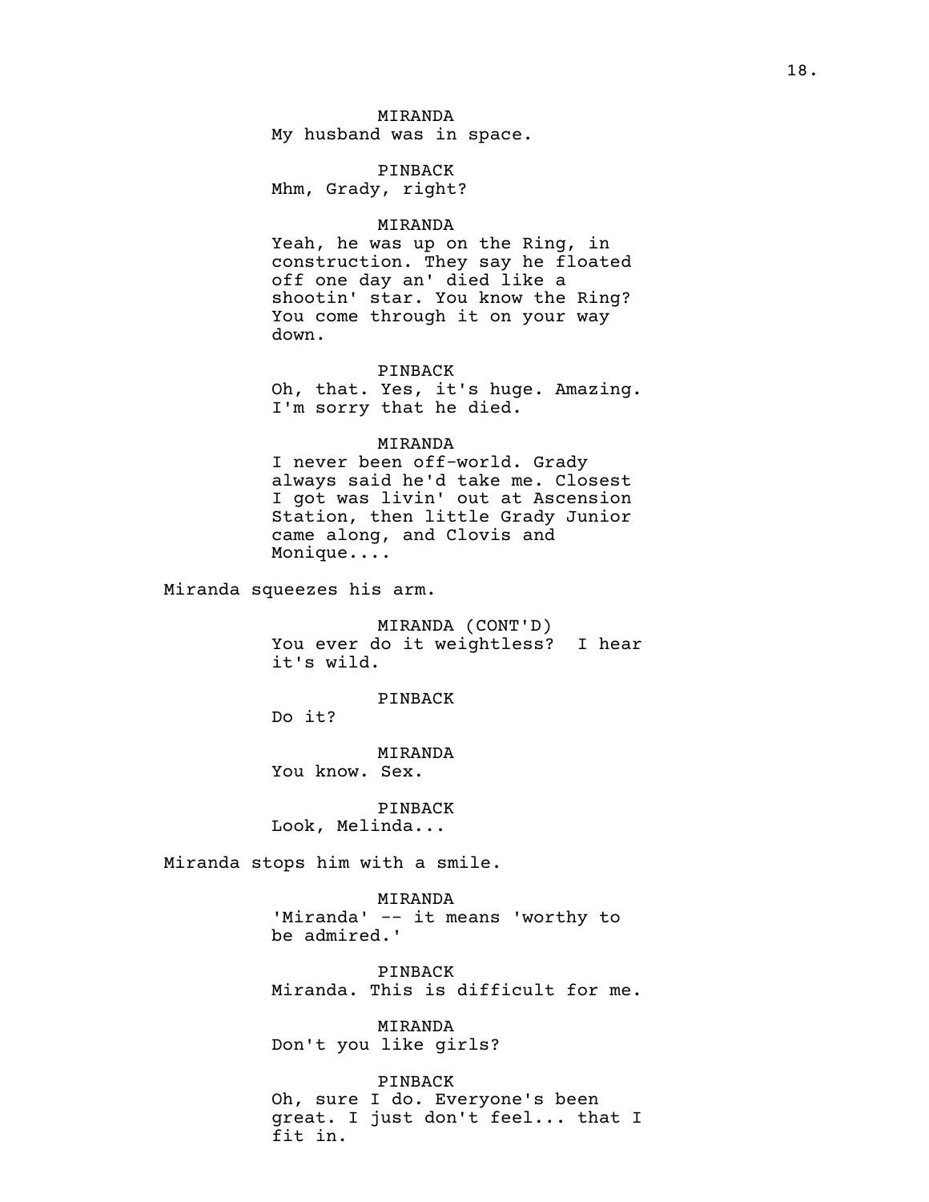MIRANDA
My husband was in space.

PINBACK
Mhm, Grady, right?

MIRANDA
Yeah, he was up on the Ring, in construction. They say he floated off one day an' died like a shootin' star. You know the Ring? You come through it on your way down.

PINBACK
Oh, that. Yes, it's huge. Amazing. I'm sorry that he died.

MIRANDA
I never been off-world. Grady always said he'd take me. Closest I got was livin' out at Ascension Station, then little Grady Junior came along, and Clovis and Monique....

Miranda squeezes his arm.

MIRANDA (CONT'D)
You ever do it weightless? I hear it's wild.

PINBACK
Do it?

MIRANDA
You know. Sex.

PINBACK
Look, Melinda...

Miranda stops him with a smile.

MIRANDA
'Miranda' -- it means 'worthy to be admired.'

PINBACK
Miranda. This is difficult for me.

MIRANDA
Don't you like girls?

PINBACK
Oh, sure I do. Everyone's been great. I just don't feel... that I fit in.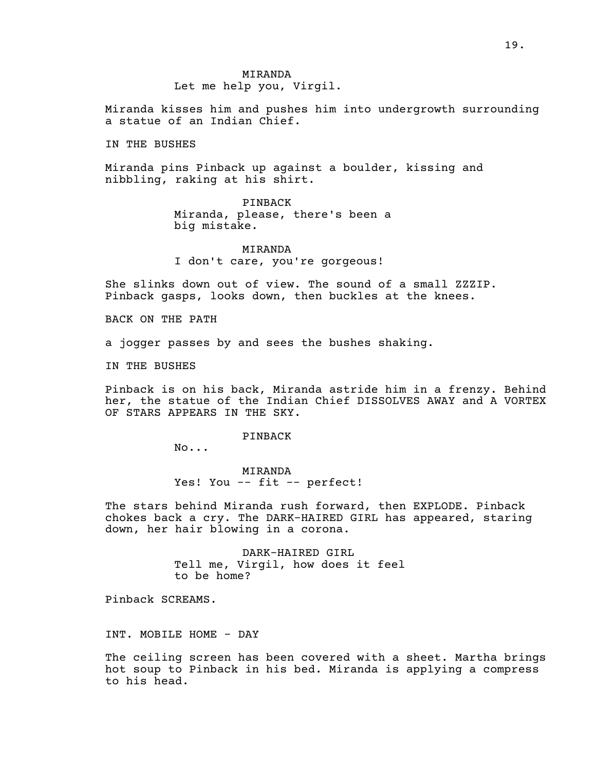MIRANDA
Let me help you, Virgil.

Miranda kisses him and pushes him into undergrowth surrounding a statue of an Indian Chief.

IN THE BUSHES

Miranda pins Pinback up against a boulder, kissing and nibbling, raking at his shirt.

PINBACK
Miranda, please, there's been a big mistake.

MIRANDA
I don't care, you're gorgeous!

She slinks down out of view. The sound of a small ZZZIP. Pinback gasps, looks down, then buckles at the knees.

BACK ON THE PATH

a jogger passes by and sees the bushes shaking.

IN THE BUSHES

Pinback is on his back, Miranda astride him in a frenzy. Behind her, the statue of the Indian Chief DISSOLVES AWAY and A VORTEX OF STARS APPEARS IN THE SKY.

PINBACK
No...

MIRANDA
Yes! You -- fit -- perfect!

The stars behind Miranda rush forward, then EXPLODE. Pinback chokes back a cry. The DARK-HAIRED GIRL has appeared, staring down, her hair blowing in a corona.

DARK-HAIRED GIRL
Tell me, Virgil, how does it feel to be home?

Pinback SCREAMS.

INT. MOBILE HOME - DAY

The ceiling screen has been covered with a sheet. Martha brings hot soup to Pinback in his bed. Miranda is applying a compress to his head.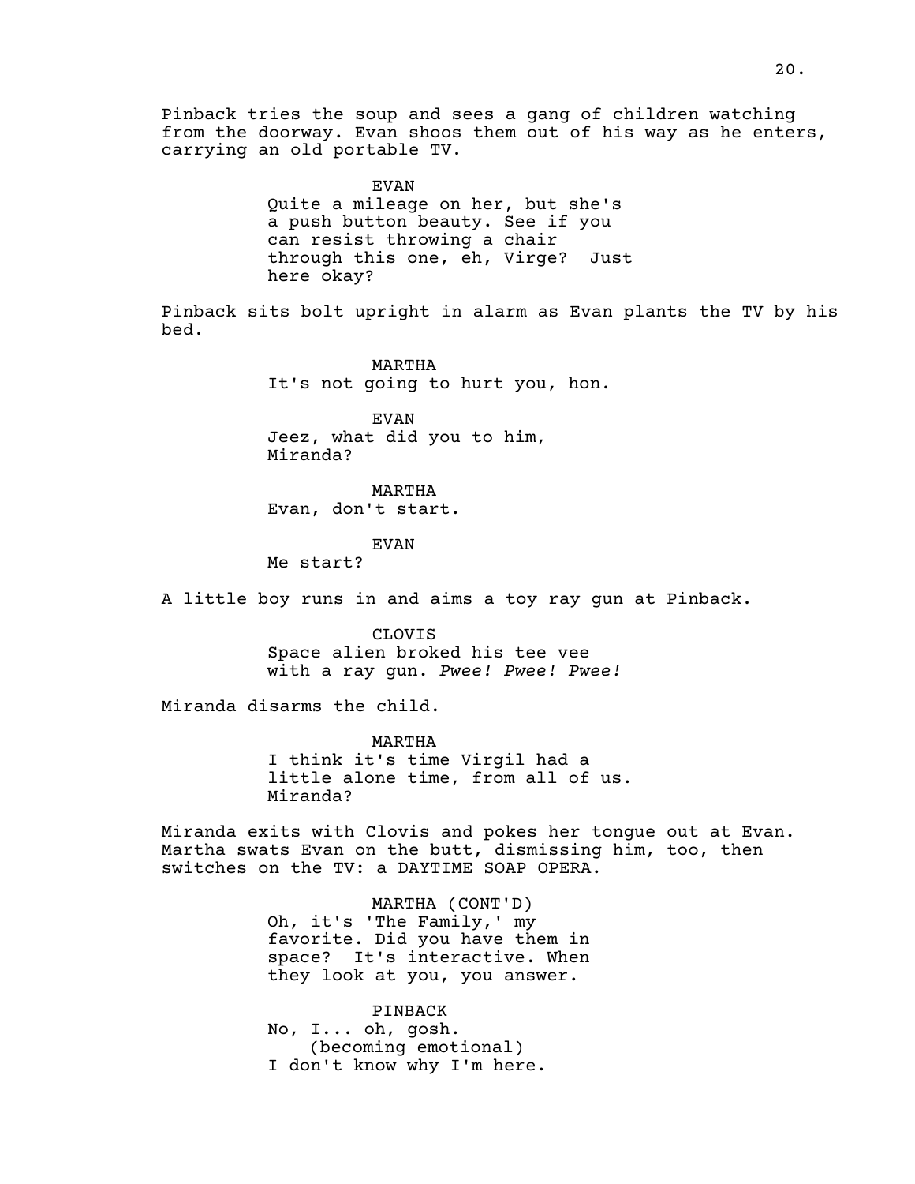Pinback tries the soup and sees a gang of children watching from the doorway. Evan shoos them out of his way as he enters, carrying an old portable TV.

EVAN
Quite a mileage on her, but she's a push button beauty. See if you can resist throwing a chair through this one, eh, Virge? Just here okay?

Pinback sits bolt upright in alarm as Evan plants the TV by his bed.

MARTHA
It's not going to hurt you, hon.

EVAN
Jeez, what did you to him, Miranda?

MARTHA
Evan, don't start.

EVAN
Me start?

A little boy runs in and aims a toy ray gun at Pinback.

CLOVIS
Space alien broked his tee vee with a ray gun. *Pwee! Pwee! Pwee!*

Miranda disarms the child.

MARTHA
I think it's time Virgil had a little alone time, from all of us. Miranda?

Miranda exits with Clovis and pokes her tongue out at Evan. Martha swats Evan on the butt, dismissing him, too, then switches on the TV: a DAYTIME SOAP OPERA.

MARTHA (CONT'D)
Oh, it's 'The Family,' my favorite. Did you have them in space? It's interactive. When they look at you, you answer.

PINBACK
No, I... oh, gosh.
(becoming emotional)
I don't know why I'm here.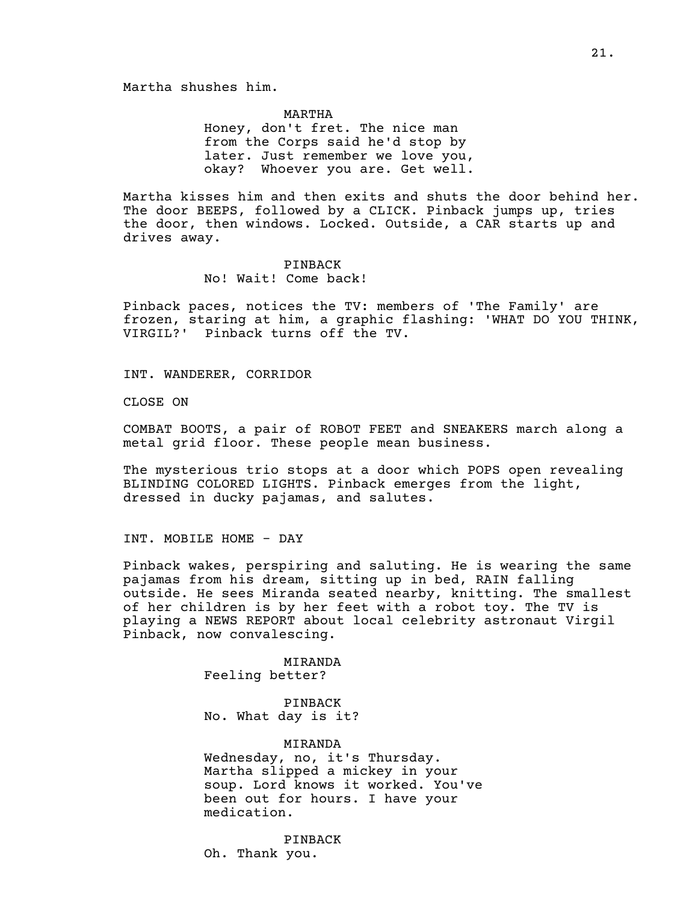Martha shushes him.

MARTHA
Honey, don't fret. The nice man from the Corps said he'd stop by later. Just remember we love you, okay? Whoever you are. Get well.

Martha kisses him and then exits and shuts the door behind her. The door BEEPS, followed by a CLICK. Pinback jumps up, tries the door, then windows. Locked. Outside, a CAR starts up and drives away.

PINBACK
No! Wait! Come back!

Pinback paces, notices the TV: members of 'The Family' are frozen, staring at him, a graphic flashing: 'WHAT DO YOU THINK, VIRGIL?' Pinback turns off the TV.

INT. WANDERER, CORRIDOR

CLOSE ON

COMBAT BOOTS, a pair of ROBOT FEET and SNEAKERS march along a metal grid floor. These people mean business.

The mysterious trio stops at a door which POPS open revealing BLINDING COLORED LIGHTS. Pinback emerges from the light, dressed in ducky pajamas, and salutes.

INT. MOBILE HOME - DAY

Pinback wakes, perspiring and saluting. He is wearing the same pajamas from his dream, sitting up in bed, RAIN falling outside. He sees Miranda seated nearby, knitting. The smallest of her children is by her feet with a robot toy. The TV is playing a NEWS REPORT about local celebrity astronaut Virgil Pinback, now convalescing.

MIRANDA
Feeling better?

PINBACK
No. What day is it?

MIRANDA
Wednesday, no, it's Thursday. Martha slipped a mickey in your soup. Lord knows it worked. You've been out for hours. I have your medication.

PINBACK
Oh. Thank you.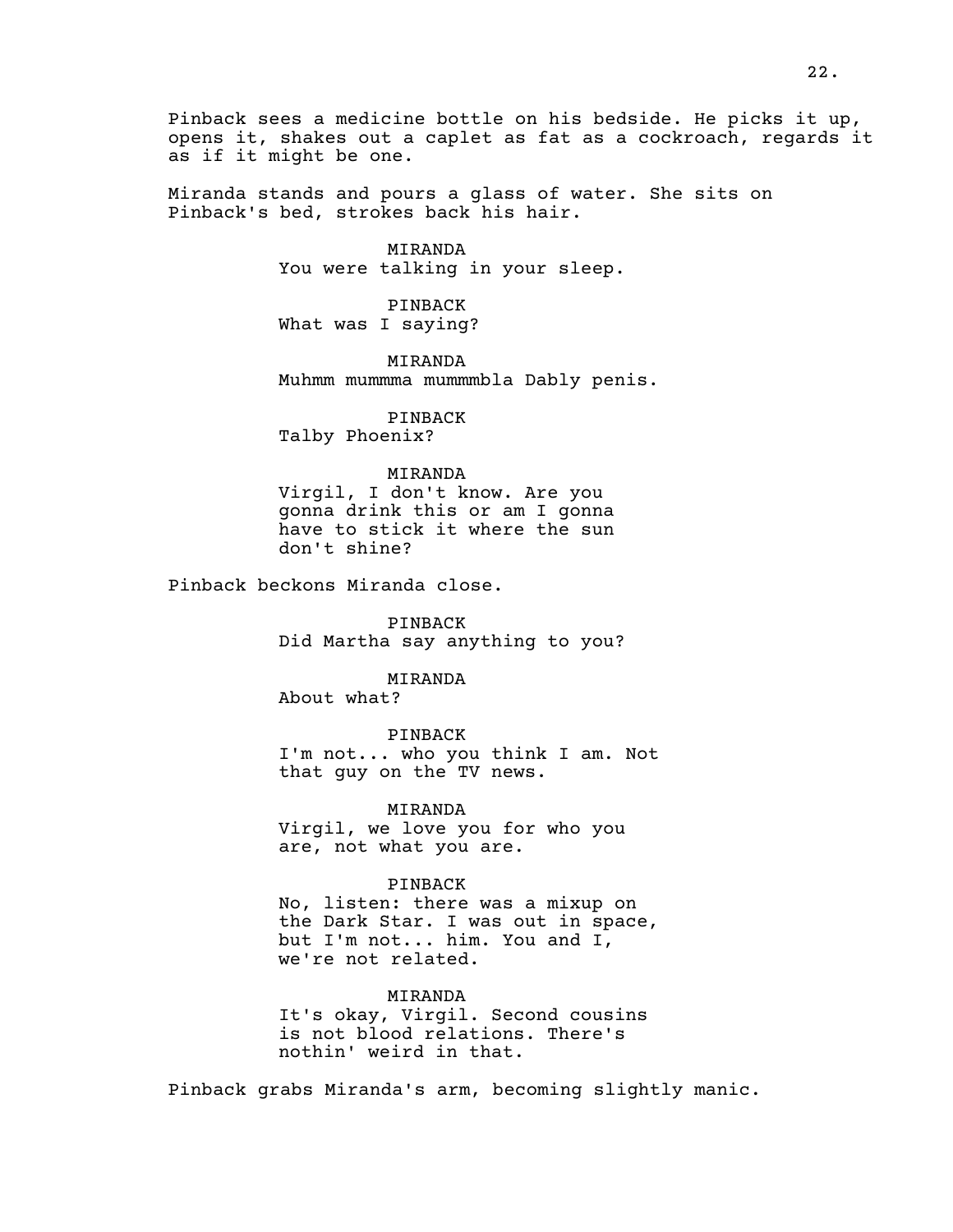Pinback sees a medicine bottle on his bedside. He picks it up, opens it, shakes out a caplet as fat as a cockroach, regards it as if it might be one.

Miranda stands and pours a glass of water. She sits on Pinback's bed, strokes back his hair.

MIRANDA
You were talking in your sleep.

PINBACK
What was I saying?

MIRANDA
Muhmm mummma mummmbla Dably penis.

PINBACK
Talby Phoenix?

MIRANDA
Virgil, I don't know. Are you gonna drink this or am I gonna have to stick it where the sun don't shine?

Pinback beckons Miranda close.

PINBACK
Did Martha say anything to you?

MIRANDA
About what?

PINBACK
I'm not... who you think I am. Not that guy on the TV news.

MIRANDA
Virgil, we love you for who you are, not what you are.

PINBACK
No, listen: there was a mixup on the Dark Star. I was out in space, but I'm not... him. You and I, we're not related.

MIRANDA
It's okay, Virgil. Second cousins is not blood relations. There's nothin' weird in that.

Pinback grabs Miranda's arm, becoming slightly manic.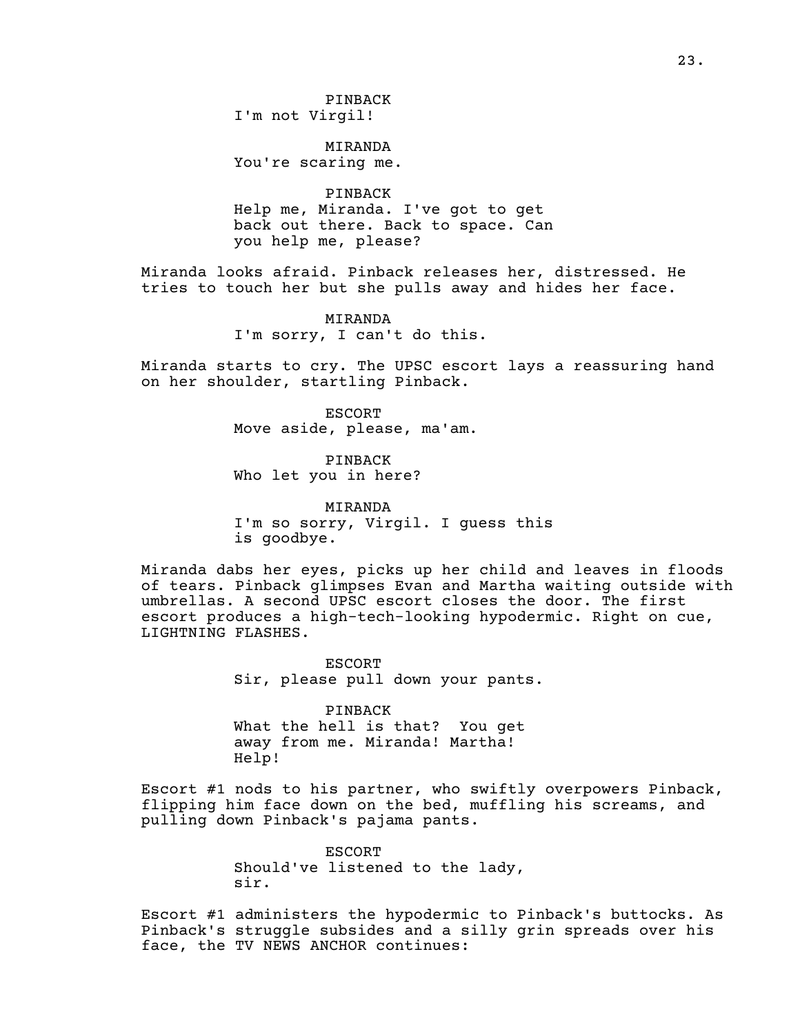PINBACK
I'm not Virgil!

MIRANDA
You're scaring me.

PINBACK
Help me, Miranda. I've got to get back out there. Back to space. Can you help me, please?

Miranda looks afraid. Pinback releases her, distressed. He tries to touch her but she pulls away and hides her face.

MIRANDA
I'm sorry, I can't do this.

Miranda starts to cry. The UPSC escort lays a reassuring hand on her shoulder, startling Pinback.

ESCORT
Move aside, please, ma'am.

PINBACK
Who let you in here?

MIRANDA
I'm so sorry, Virgil. I guess this is goodbye.

Miranda dabs her eyes, picks up her child and leaves in floods of tears. Pinback glimpses Evan and Martha waiting outside with umbrellas. A second UPSC escort closes the door. The first escort produces a high-tech-looking hypodermic. Right on cue, LIGHTNING FLASHES.

ESCORT
Sir, please pull down your pants.

PINBACK
What the hell is that? You get away from me. Miranda! Martha! Help!

Escort #1 nods to his partner, who swiftly overpowers Pinback, flipping him face down on the bed, muffling his screams, and pulling down Pinback's pajama pants.

ESCORT
Should've listened to the lady, sir.

Escort #1 administers the hypodermic to Pinback's buttocks. As Pinback's struggle subsides and a silly grin spreads over his face, the TV NEWS ANCHOR continues: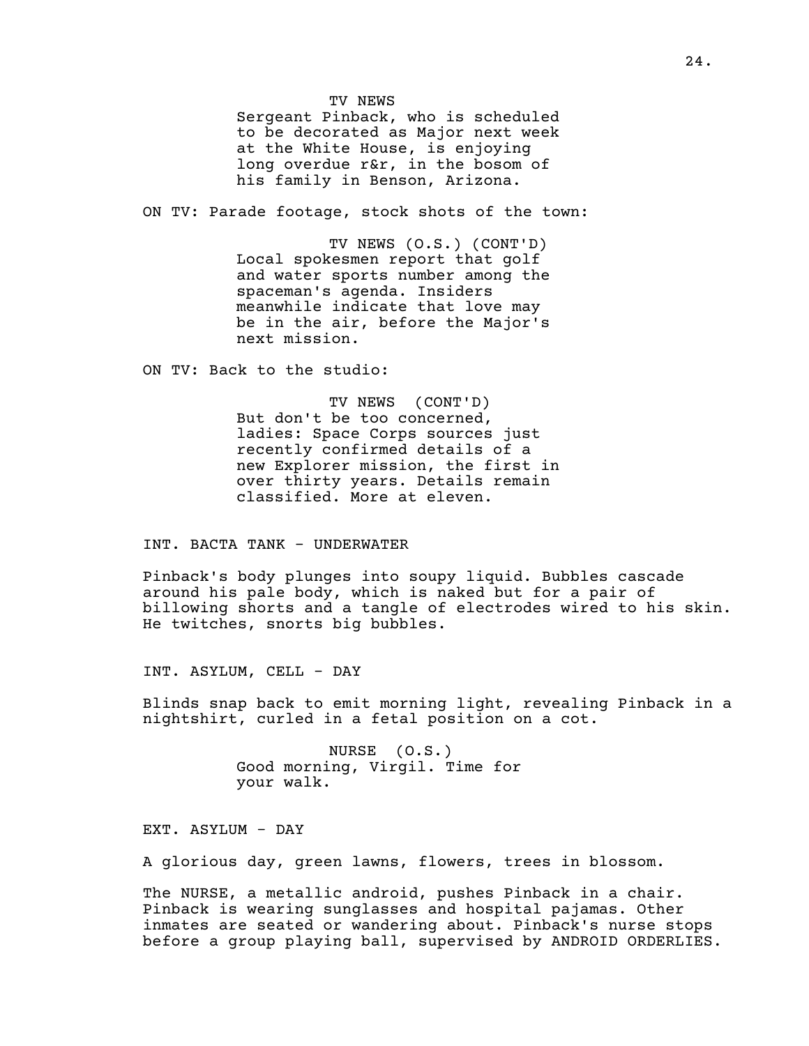TV NEWS
Sergeant Pinback, who is scheduled to be decorated as Major next week at the White House, is enjoying long overdue r&r, in the bosom of his family in Benson, Arizona.

ON TV: Parade footage, stock shots of the town:

TV NEWS (O.S.) (CONT'D)
Local spokesmen report that golf and water sports number among the spaceman's agenda. Insiders meanwhile indicate that love may be in the air, before the Major's next mission.

ON TV: Back to the studio:

TV NEWS (CONT'D)
But don't be too concerned, ladies: Space Corps sources just recently confirmed details of a new Explorer mission, the first in over thirty years. Details remain classified. More at eleven.

INT. BACTA TANK - UNDERWATER

Pinback's body plunges into soupy liquid. Bubbles cascade around his pale body, which is naked but for a pair of billowing shorts and a tangle of electrodes wired to his skin. He twitches, snorts big bubbles.

INT. ASYLUM, CELL - DAY

Blinds snap back to emit morning light, revealing Pinback in a nightshirt, curled in a fetal position on a cot.

NURSE (O.S.)
Good morning, Virgil. Time for your walk.

EXT. ASYLUM - DAY

A glorious day, green lawns, flowers, trees in blossom.

The NURSE, a metallic android, pushes Pinback in a chair. Pinback is wearing sunglasses and hospital pajamas. Other inmates are seated or wandering about. Pinback's nurse stops before a group playing ball, supervised by ANDROID ORDERLIES.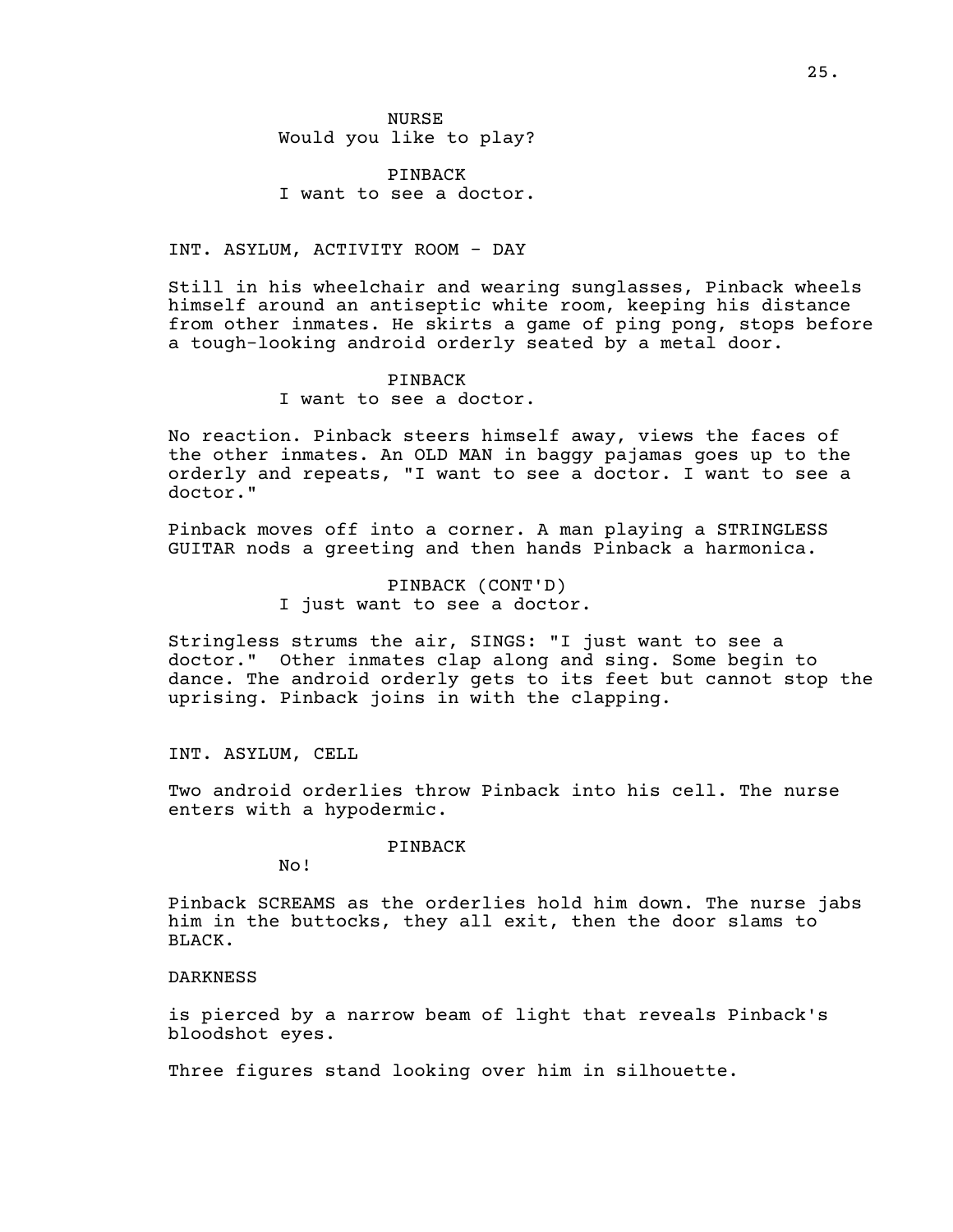NURSE
Would you like to play?

PINBACK
I want to see a doctor.

INT. ASYLUM, ACTIVITY ROOM - DAY

Still in his wheelchair and wearing sunglasses, Pinback wheels himself around an antiseptic white room, keeping his distance from other inmates. He skirts a game of ping pong, stops before a tough-looking android orderly seated by a metal door.

PINBACK
I want to see a doctor.

No reaction. Pinback steers himself away, views the faces of the other inmates. An OLD MAN in baggy pajamas goes up to the orderly and repeats, "I want to see a doctor. I want to see a doctor."

Pinback moves off into a corner. A man playing a STRINGLESS GUITAR nods a greeting and then hands Pinback a harmonica.

PINBACK (CONT'D)
I just want to see a doctor.

Stringless strums the air, SINGS: "I just want to see a doctor." Other inmates clap along and sing. Some begin to dance. The android orderly gets to its feet but cannot stop the uprising. Pinback joins in with the clapping.

INT. ASYLUM, CELL

Two android orderlies throw Pinback into his cell. The nurse enters with a hypodermic.

PINBACK
No!

Pinback SCREAMS as the orderlies hold him down. The nurse jabs him in the buttocks, they all exit, then the door slams to BLACK.

DARKNESS

is pierced by a narrow beam of light that reveals Pinback's bloodshot eyes.

Three figures stand looking over him in silhouette.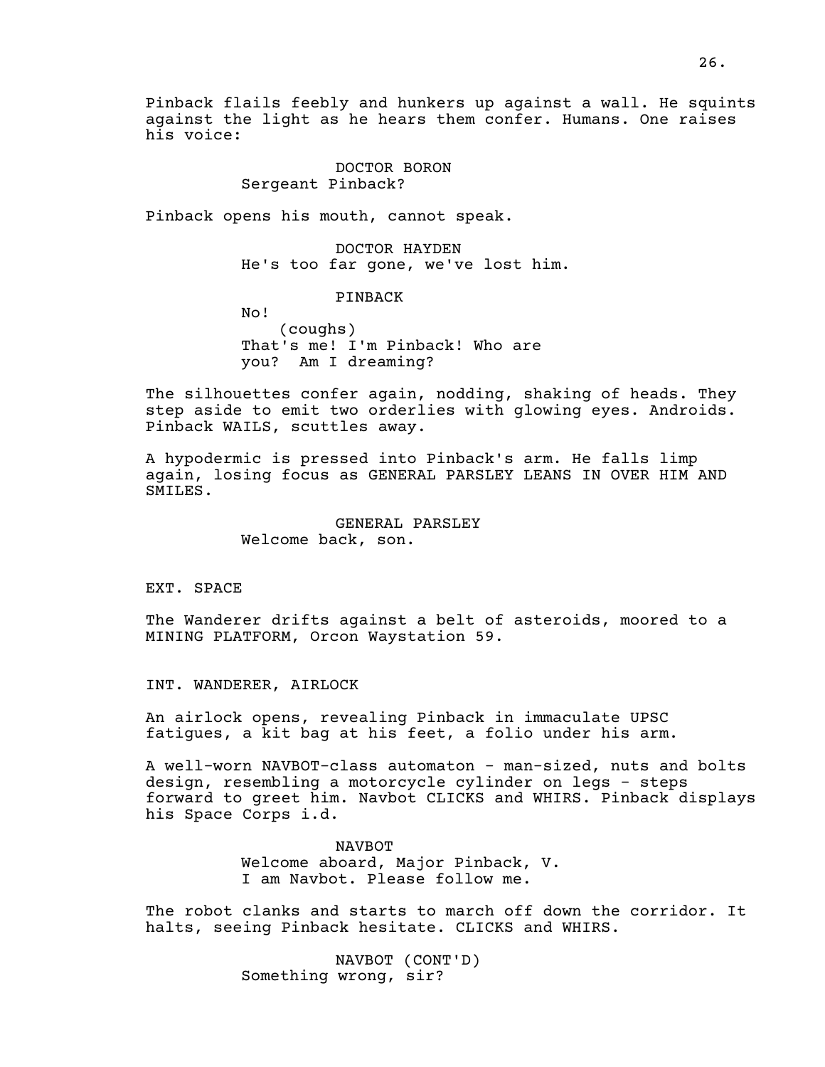Pinback flails feebly and hunkers up against a wall. He squints against the light as he hears them confer. Humans. One raises his voice:

DOCTOR BORON
Sergeant Pinback?

Pinback opens his mouth, cannot speak.

DOCTOR HAYDEN
He's too far gone, we've lost him.

PINBACK
No!
(coughs)
That's me! I'm Pinback! Who are you? Am I dreaming?

The silhouettes confer again, nodding, shaking of heads. They step aside to emit two orderlies with glowing eyes. Androids. Pinback WAILS, scuttles away.

A hypodermic is pressed into Pinback's arm. He falls limp again, losing focus as GENERAL PARSLEY LEANS IN OVER HIM AND SMILES.

GENERAL PARSLEY
Welcome back, son.

EXT. SPACE

The Wanderer drifts against a belt of asteroids, moored to a MINING PLATFORM, Orcon Waystation 59.

INT. WANDERER, AIRLOCK

An airlock opens, revealing Pinback in immaculate UPSC fatigues, a kit bag at his feet, a folio under his arm.

A well-worn NAVBOT-class automaton - man-sized, nuts and bolts design, resembling a motorcycle cylinder on legs - steps forward to greet him. Navbot CLICKS and WHIRS. Pinback displays his Space Corps i.d.

NAVBOT
Welcome aboard, Major Pinback, V.
I am Navbot. Please follow me.

The robot clanks and starts to march off down the corridor. It halts, seeing Pinback hesitate. CLICKS and WHIRS.

NAVBOT (CONT'D)
Something wrong, sir?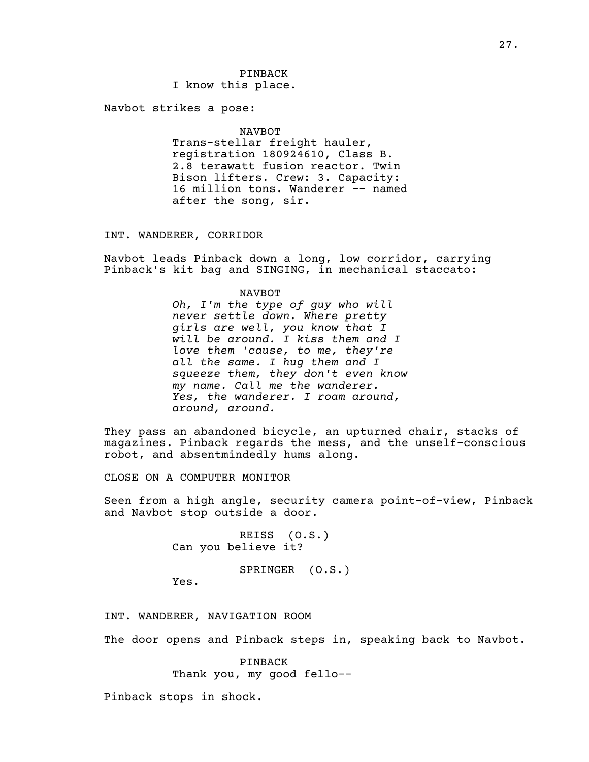PINBACK
I know this place.

Navbot strikes a pose:

NAVBOT
Trans-stellar freight hauler, registration 180924610, Class B. 2.8 terawatt fusion reactor. Twin Bison lifters. Crew: 3. Capacity: 16 million tons. Wanderer -- named after the song, sir.

INT. WANDERER, CORRIDOR

Navbot leads Pinback down a long, low corridor, carrying Pinback's kit bag and SINGING, in mechanical staccato:

NAVBOT
*Oh, I'm the type of guy who will never settle down. Where pretty girls are well, you know that I will be around. I kiss them and I love them 'cause, to me, they're all the same. I hug them and I squeeze them, they don't even know my name. Call me the wanderer. Yes, the wanderer. I roam around, around, around.*

They pass an abandoned bicycle, an upturned chair, stacks of magazines. Pinback regards the mess, and the unself-conscious robot, and absentmindedly hums along.

CLOSE ON A COMPUTER MONITOR

Seen from a high angle, security camera point-of-view, Pinback and Navbot stop outside a door.

REISS (O.S.)
Can you believe it?

SPRINGER (O.S.)
Yes.

INT. WANDERER, NAVIGATION ROOM

The door opens and Pinback steps in, speaking back to Navbot.

PINBACK
Thank you, my good fello--

Pinback stops in shock.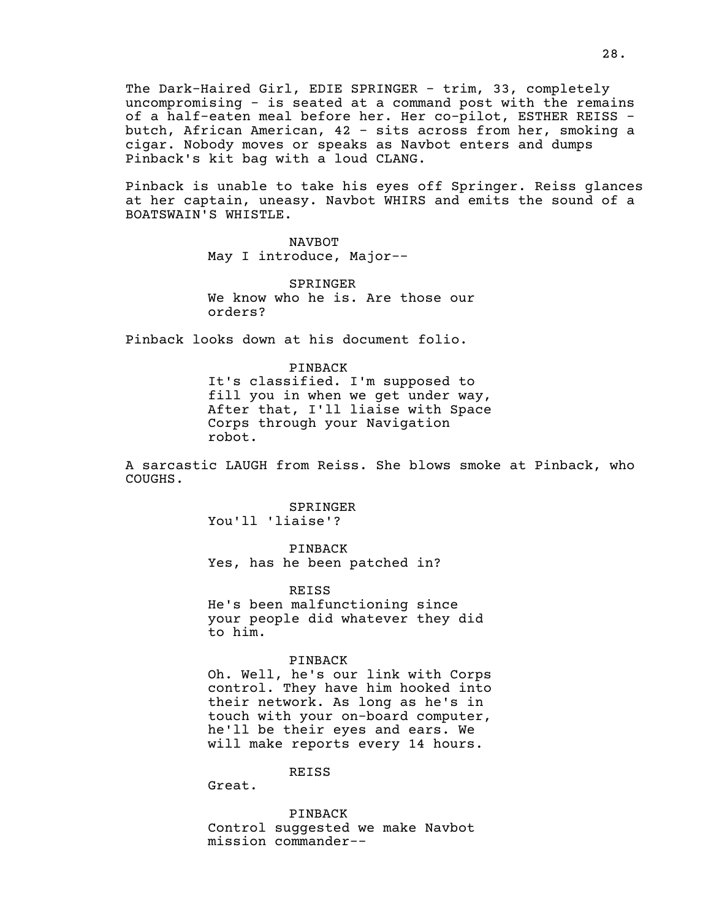The Dark-Haired Girl, EDIE SPRINGER - trim, 33, completely uncompromising - is seated at a command post with the remains of a half-eaten meal before her. Her co-pilot, ESTHER REISS - butch, African American, 42 - sits across from her, smoking a cigar. Nobody moves or speaks as Navbot enters and dumps Pinback's kit bag with a loud CLANG.

Pinback is unable to take his eyes off Springer. Reiss glances at her captain, uneasy. Navbot WHIRS and emits the sound of a BOATSWAIN'S WHISTLE.

NAVBOT
May I introduce, Major--

SPRINGER
We know who he is. Are those our orders?

Pinback looks down at his document folio.

PINBACK
It's classified. I'm supposed to fill you in when we get under way, After that, I'll liaise with Space Corps through your Navigation robot.

A sarcastic LAUGH from Reiss. She blows smoke at Pinback, who COUGHS.

SPRINGER
You'll 'liaise'?

PINBACK
Yes, has he been patched in?

REISS
He's been malfunctioning since your people did whatever they did to him.

PINBACK
Oh. Well, he's our link with Corps control. They have him hooked into their network. As long as he's in touch with your on-board computer, he'll be their eyes and ears. We will make reports every 14 hours.

REISS
Great.

PINBACK
Control suggested we make Navbot mission commander--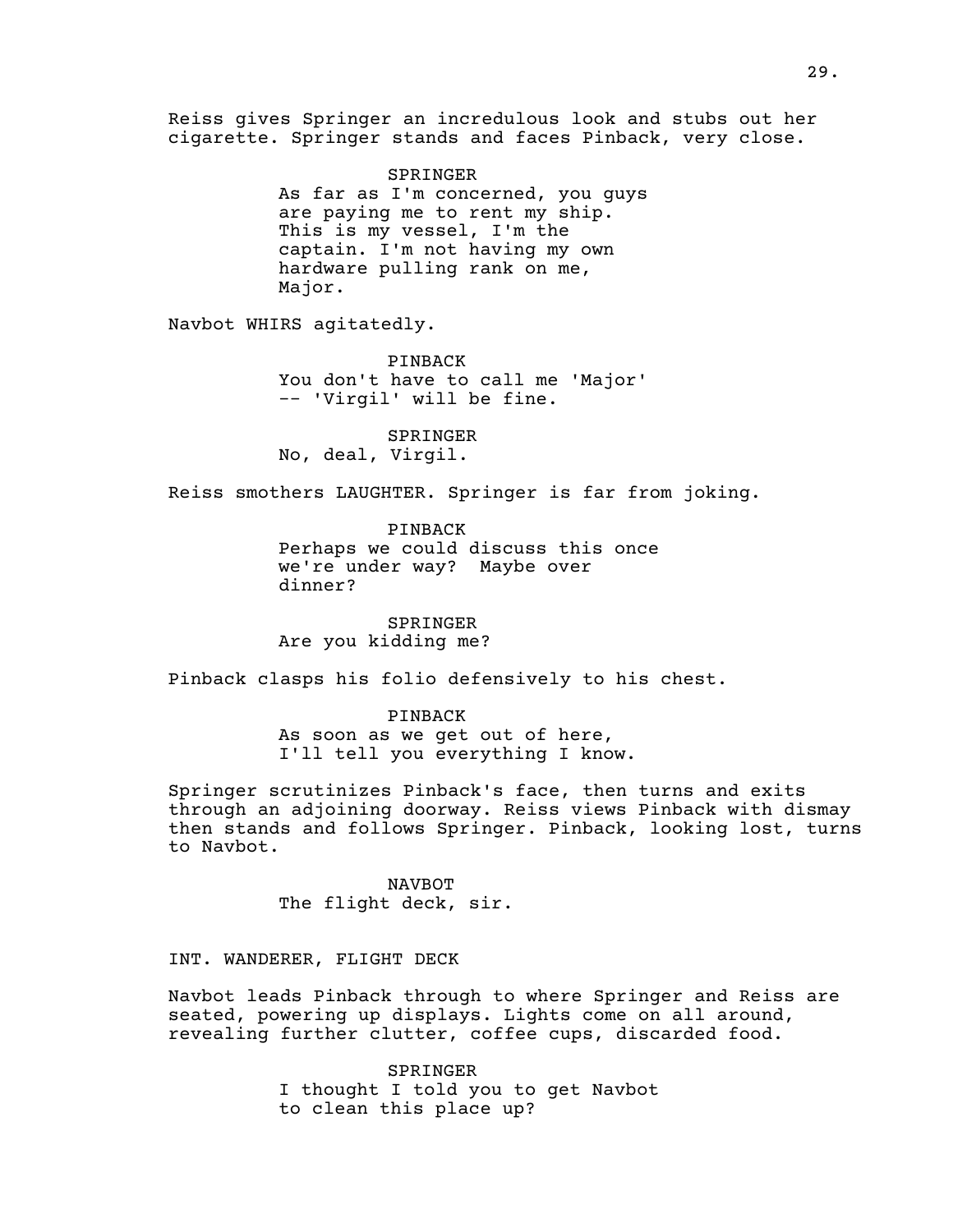Reiss gives Springer an incredulous look and stubs out her cigarette. Springer stands and faces Pinback, very close.

SPRINGER
As far as I'm concerned, you guys are paying me to rent my ship. This is my vessel, I'm the captain. I'm not having my own hardware pulling rank on me, Major.

Navbot WHIRS agitatedly.

PINBACK
You don't have to call me 'Major' -- 'Virgil' will be fine.

SPRINGER
No, deal, Virgil.

Reiss smothers LAUGHTER. Springer is far from joking.

PINBACK
Perhaps we could discuss this once we're under way? Maybe over dinner?

SPRINGER
Are you kidding me?

Pinback clasps his folio defensively to his chest.

PINBACK
As soon as we get out of here, I'll tell you everything I know.

Springer scrutinizes Pinback's face, then turns and exits through an adjoining doorway. Reiss views Pinback with dismay then stands and follows Springer. Pinback, looking lost, turns to Navbot.

NAVBOT
The flight deck, sir.

INT. WANDERER, FLIGHT DECK

Navbot leads Pinback through to where Springer and Reiss are seated, powering up displays. Lights come on all around, revealing further clutter, coffee cups, discarded food.

SPRINGER
I thought I told you to get Navbot to clean this place up?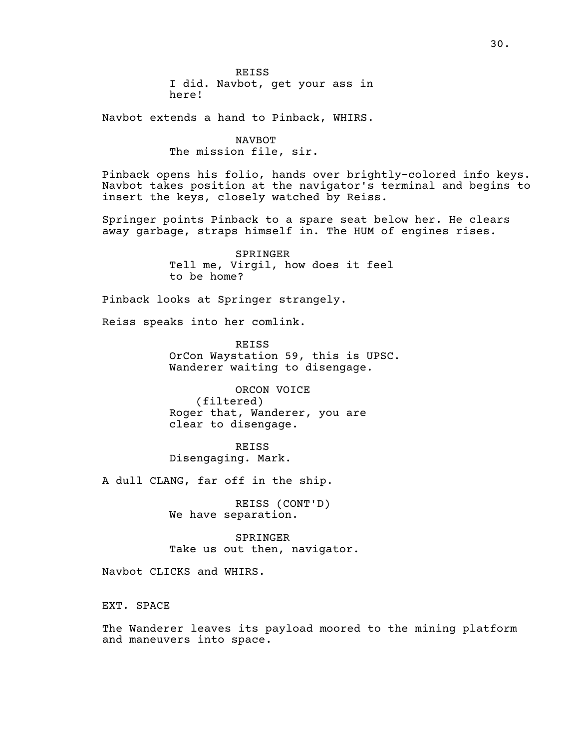REISS
I did. Navbot, get your ass in here!

Navbot extends a hand to Pinback, WHIRS.

NAVBOT
The mission file, sir.

Pinback opens his folio, hands over brightly-colored info keys. Navbot takes position at the navigator's terminal and begins to insert the keys, closely watched by Reiss.

Springer points Pinback to a spare seat below her. He clears away garbage, straps himself in. The HUM of engines rises.

SPRINGER
Tell me, Virgil, how does it feel to be home?

Pinback looks at Springer strangely.

Reiss speaks into her comlink.

REISS
OrCon Waystation 59, this is UPSC. Wanderer waiting to disengage.

ORCON VOICE
(filtered)
Roger that, Wanderer, you are clear to disengage.

REISS
Disengaging. Mark.

A dull CLANG, far off in the ship.

REISS (CONT'D)
We have separation.

SPRINGER
Take us out then, navigator.

Navbot CLICKS and WHIRS.

EXT. SPACE

The Wanderer leaves its payload moored to the mining platform and maneuvers into space.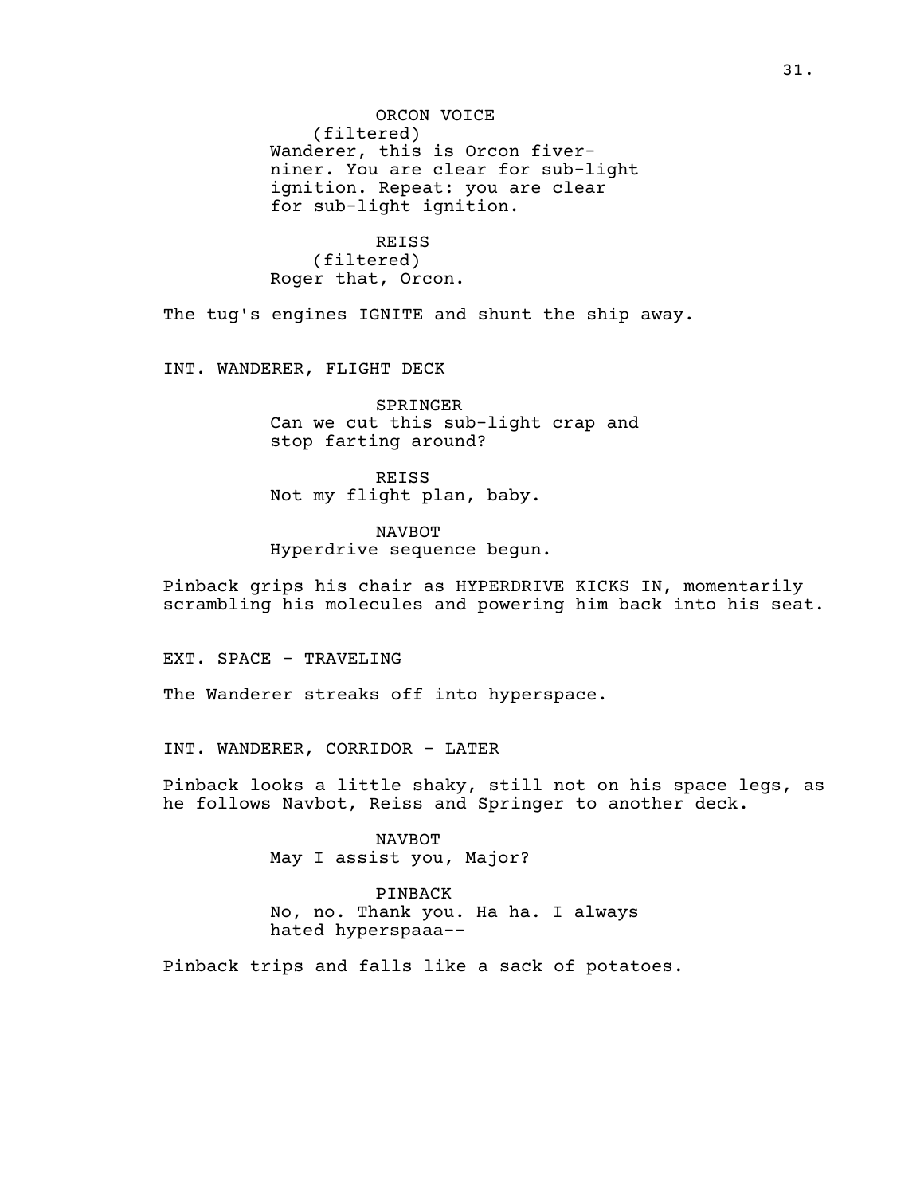ORCON VOICE
(filtered)
Wanderer, this is Orcon fiver-niner. You are clear for sub-light ignition. Repeat: you are clear for sub-light ignition.

REISS
(filtered)
Roger that, Orcon.

The tug's engines IGNITE and shunt the ship away.

INT. WANDERER, FLIGHT DECK

SPRINGER
Can we cut this sub-light crap and stop farting around?

REISS
Not my flight plan, baby.

NAVBOT
Hyperdrive sequence begun.

Pinback grips his chair as HYPERDRIVE KICKS IN, momentarily scrambling his molecules and powering him back into his seat.

EXT. SPACE - TRAVELING

The Wanderer streaks off into hyperspace.

INT. WANDERER, CORRIDOR - LATER

Pinback looks a little shaky, still not on his space legs, as he follows Navbot, Reiss and Springer to another deck.

NAVBOT
May I assist you, Major?

PINBACK
No, no. Thank you. Ha ha. I always hated hyperspaaa--

Pinback trips and falls like a sack of potatoes.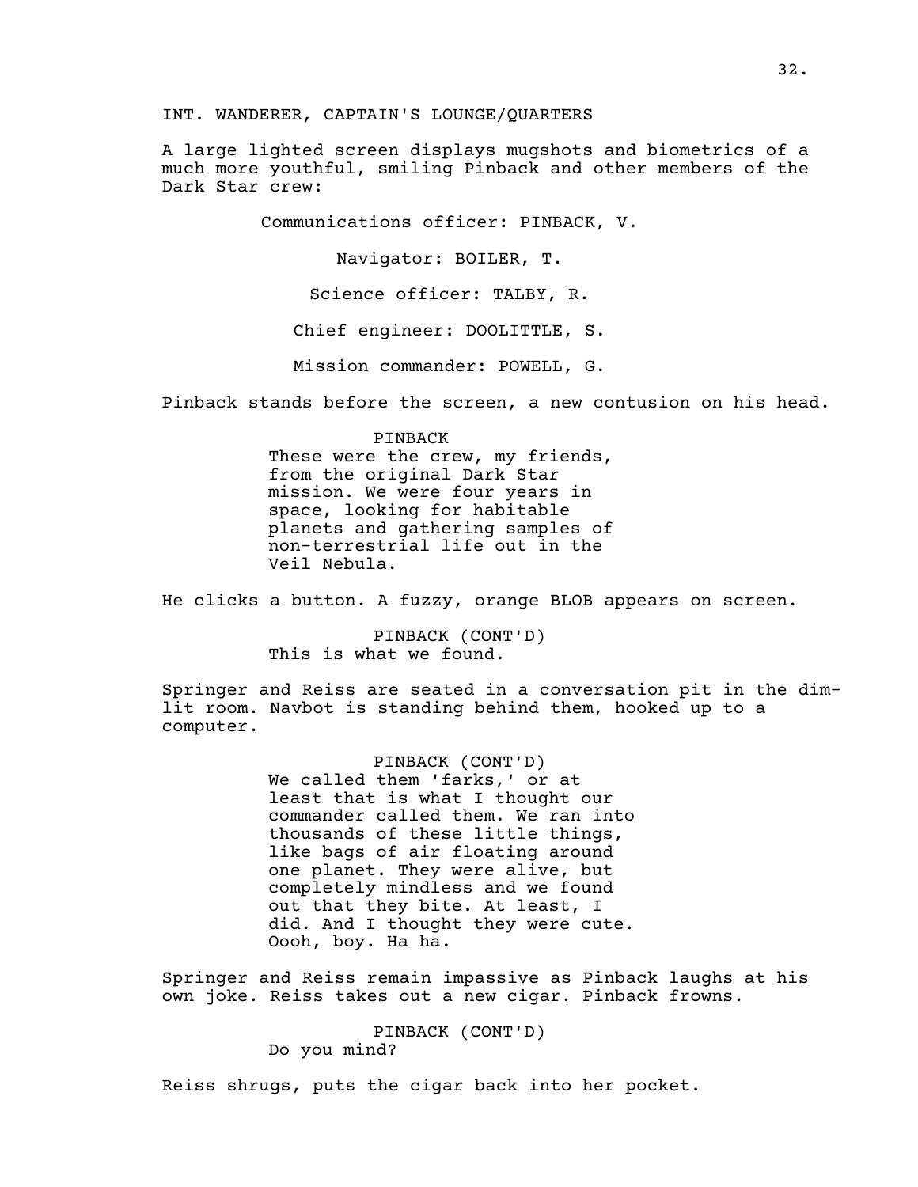INT. WANDERER, CAPTAIN'S LOUNGE/QUARTERS

A large lighted screen displays mugshots and biometrics of a much more youthful, smiling Pinback and other members of the Dark Star crew:

Communications officer: PINBACK, V.

Navigator: BOILER, T.

Science officer: TALBY, R.

Chief engineer: DOOLITTLE, S.

Mission commander: POWELL, G.

Pinback stands before the screen, a new contusion on his head.

PINBACK
These were the crew, my friends, from the original Dark Star mission. We were four years in space, looking for habitable planets and gathering samples of non-terrestrial life out in the Veil Nebula.

He clicks a button. A fuzzy, orange BLOB appears on screen.

PINBACK (CONT'D)
This is what we found.

Springer and Reiss are seated in a conversation pit in the dim-lit room. Navbot is standing behind them, hooked up to a computer.

PINBACK (CONT'D)
We called them 'farks,' or at least that is what I thought our commander called them. We ran into thousands of these little things, like bags of air floating around one planet. They were alive, but completely mindless and we found out that they bite. At least, I did. And I thought they were cute. Oooh, boy. Ha ha.

Springer and Reiss remain impassive as Pinback laughs at his own joke. Reiss takes out a new cigar. Pinback frowns.

PINBACK (CONT'D)
Do you mind?

Reiss shrugs, puts the cigar back into her pocket.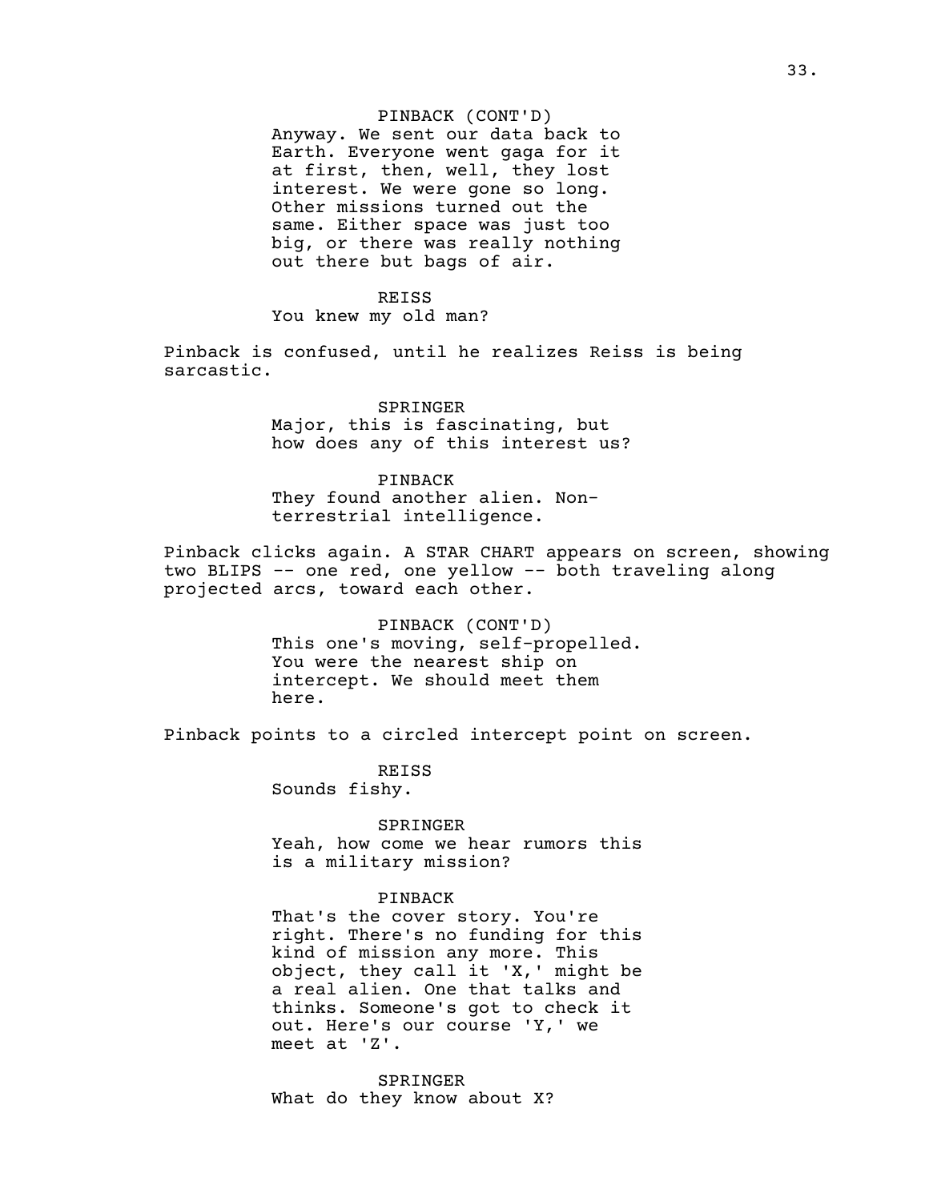PINBACK (CONT'D)
Anyway. We sent our data back to Earth. Everyone went gaga for it at first, then, well, they lost interest. We were gone so long. Other missions turned out the same. Either space was just too big, or there was really nothing out there but bags of air.

REISS
You knew my old man?

Pinback is confused, until he realizes Reiss is being sarcastic.

SPRINGER
Major, this is fascinating, but how does any of this interest us?

PINBACK
They found another alien. Non-terrestrial intelligence.

Pinback clicks again. A STAR CHART appears on screen, showing two BLIPS -- one red, one yellow -- both traveling along projected arcs, toward each other.

PINBACK (CONT'D)
This one's moving, self-propelled. You were the nearest ship on intercept. We should meet them here.

Pinback points to a circled intercept point on screen.

REISS
Sounds fishy.

SPRINGER
Yeah, how come we hear rumors this is a military mission?

PINBACK
That's the cover story. You're right. There's no funding for this kind of mission any more. This object, they call it 'X,' might be a real alien. One that talks and thinks. Someone's got to check it out. Here's our course 'Y,' we meet at 'Z'.

SPRINGER
What do they know about X?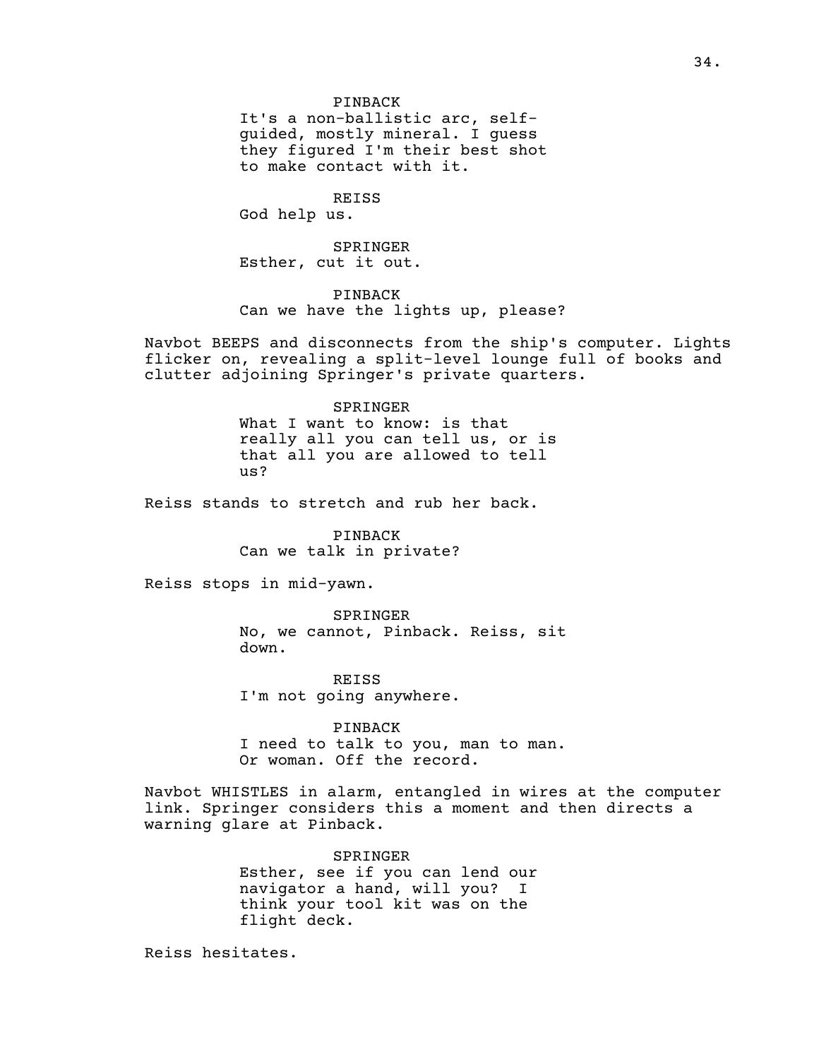PINBACK
It's a non-ballistic arc, self-guided, mostly mineral. I guess they figured I'm their best shot to make contact with it.

REISS
God help us.

SPRINGER
Esther, cut it out.

PINBACK
Can we have the lights up, please?

Navbot BEEPS and disconnects from the ship's computer. Lights flicker on, revealing a split-level lounge full of books and clutter adjoining Springer's private quarters.

SPRINGER
What I want to know: is that really all you can tell us, or is that all you are allowed to tell us?

Reiss stands to stretch and rub her back.

PINBACK
Can we talk in private?

Reiss stops in mid-yawn.

SPRINGER
No, we cannot, Pinback. Reiss, sit down.

REISS
I'm not going anywhere.

PINBACK
I need to talk to you, man to man. Or woman. Off the record.

Navbot WHISTLES in alarm, entangled in wires at the computer link. Springer considers this a moment and then directs a warning glare at Pinback.

SPRINGER
Esther, see if you can lend our navigator a hand, will you? I think your tool kit was on the flight deck.

Reiss hesitates.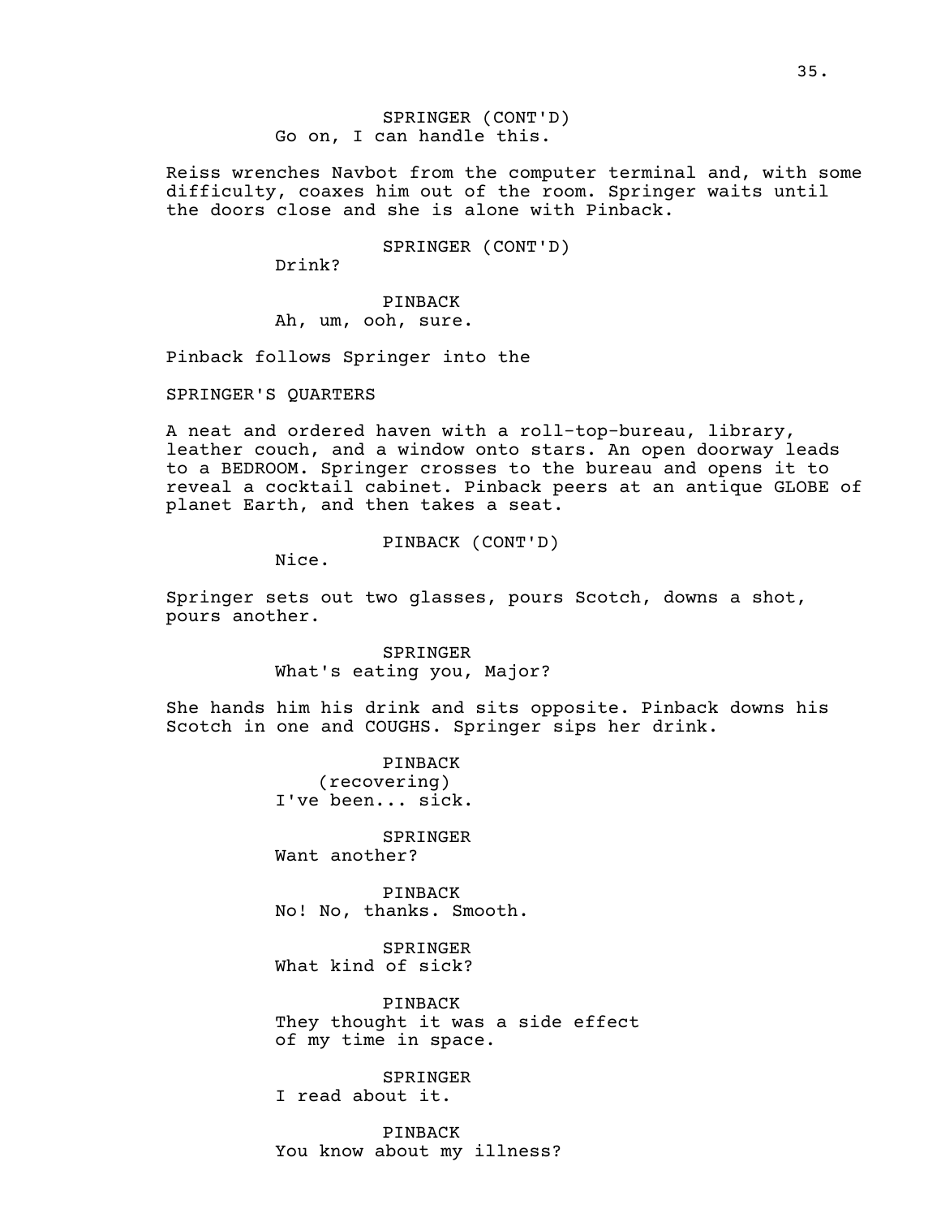SPRINGER (CONT'D)
Go on, I can handle this.

Reiss wrenches Navbot from the computer terminal and, with some difficulty, coaxes him out of the room. Springer waits until the doors close and she is alone with Pinback.

SPRINGER (CONT'D)
Drink?

PINBACK
Ah, um, ooh, sure.

Pinback follows Springer into the

SPRINGER'S QUARTERS

A neat and ordered haven with a roll-top-bureau, library, leather couch, and a window onto stars. An open doorway leads to a BEDROOM. Springer crosses to the bureau and opens it to reveal a cocktail cabinet. Pinback peers at an antique GLOBE of planet Earth, and then takes a seat.

PINBACK (CONT'D)
Nice.

Springer sets out two glasses, pours Scotch, downs a shot, pours another.

SPRINGER
What's eating you, Major?

She hands him his drink and sits opposite. Pinback downs his Scotch in one and COUGHS. Springer sips her drink.

PINBACK
(recovering)
I've been... sick.

SPRINGER
Want another?

PINBACK
No! No, thanks. Smooth.

SPRINGER
What kind of sick?

PINBACK
They thought it was a side effect
of my time in space.

SPRINGER
I read about it.

PINBACK
You know about my illness?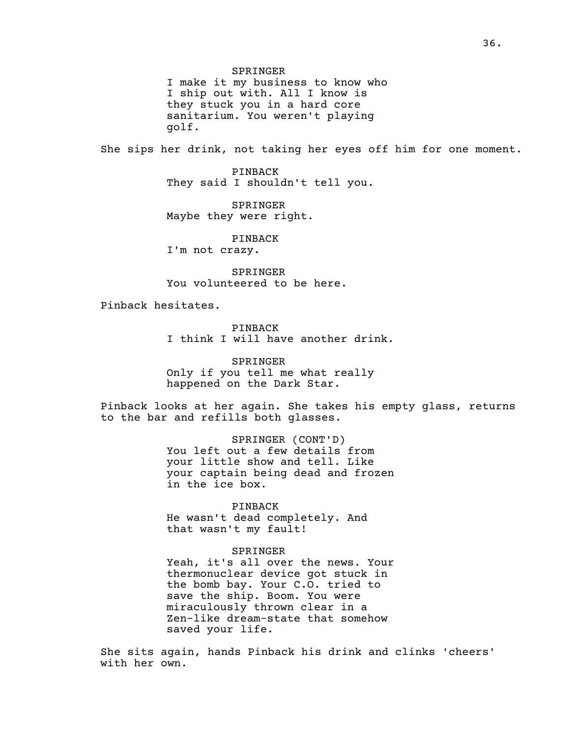SPRINGER
I make it my business to know who I ship out with. All I know is they stuck you in a hard core sanitarium. You weren't playing golf.

She sips her drink, not taking her eyes off him for one moment.

PINBACK
They said I shouldn't tell you.

SPRINGER
Maybe they were right.

PINBACK
I'm not crazy.

SPRINGER
You volunteered to be here.

Pinback hesitates.

PINBACK
I think I will have another drink.

SPRINGER
Only if you tell me what really happened on the Dark Star.

Pinback looks at her again. She takes his empty glass, returns to the bar and refills both glasses.

SPRINGER (CONT'D)
You left out a few details from your little show and tell. Like your captain being dead and frozen in the ice box.

PINBACK
He wasn't dead completely. And that wasn't my fault!

SPRINGER
Yeah, it's all over the news. Your thermonuclear device got stuck in the bomb bay. Your C.O. tried to save the ship. Boom. You were miraculously thrown clear in a Zen-like dream-state that somehow saved your life.

She sits again, hands Pinback his drink and clinks 'cheers' with her own.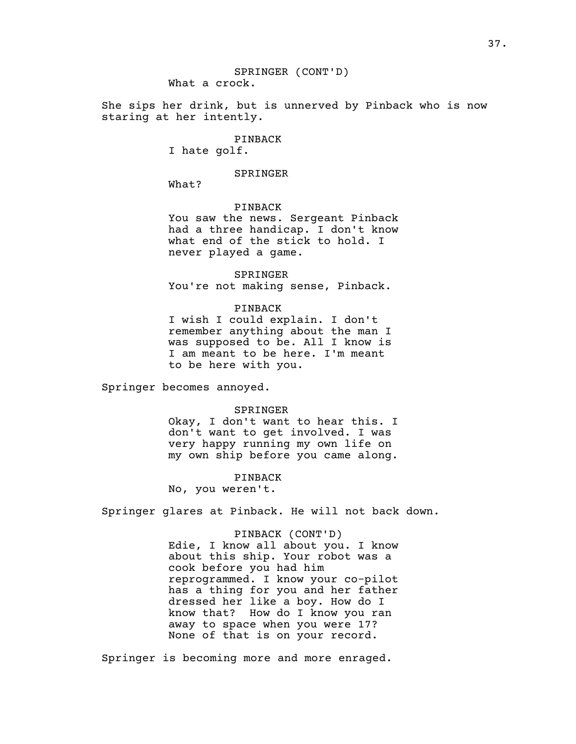SPRINGER (CONT'D)
What a crock.

She sips her drink, but is unnerved by Pinback who is now staring at her intently.

PINBACK
I hate golf.

SPRINGER
What?

PINBACK
You saw the news. Sergeant Pinback had a three handicap. I don't know what end of the stick to hold. I never played a game.

SPRINGER
You're not making sense, Pinback.

PINBACK
I wish I could explain. I don't remember anything about the man I was supposed to be. All I know is I am meant to be here. I'm meant to be here with you.

Springer becomes annoyed.

SPRINGER
Okay, I don't want to hear this. I don't want to get involved. I was very happy running my own life on my own ship before you came along.

PINBACK
No, you weren't.

Springer glares at Pinback. He will not back down.

PINBACK (CONT'D)
Edie, I know all about you. I know about this ship. Your robot was a cook before you had him reprogrammed. I know your co-pilot has a thing for you and her father dressed her like a boy. How do I know that? How do I know you ran away to space when you were 17? None of that is on your record.

Springer is becoming more and more enraged.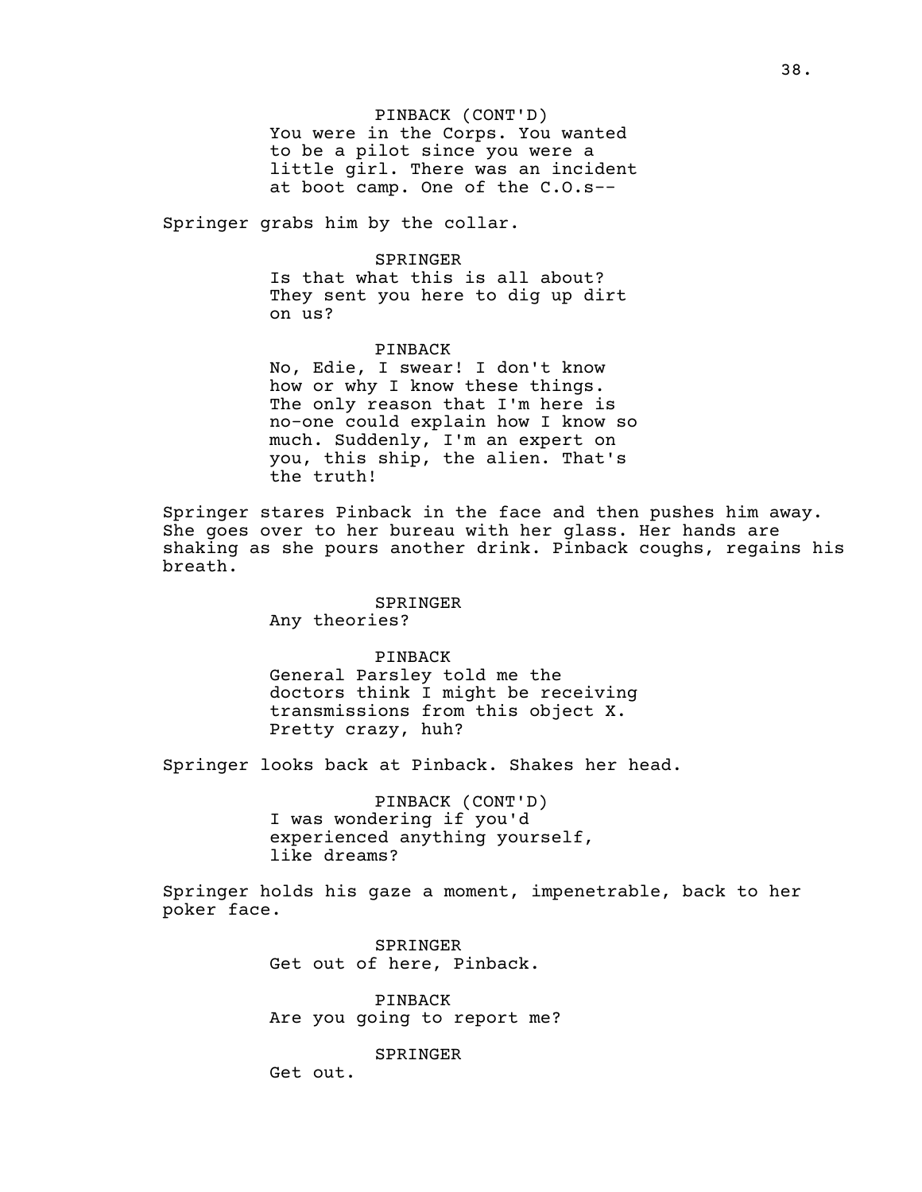PINBACK (CONT'D)
You were in the Corps. You wanted to be a pilot since you were a little girl. There was an incident at boot camp. One of the C.O.s--

Springer grabs him by the collar.

SPRINGER
Is that what this is all about? They sent you here to dig up dirt on us?

PINBACK
No, Edie, I swear! I don't know how or why I know these things. The only reason that I'm here is no-one could explain how I know so much. Suddenly, I'm an expert on you, this ship, the alien. That's the truth!

Springer stares Pinback in the face and then pushes him away. She goes over to her bureau with her glass. Her hands are shaking as she pours another drink. Pinback coughs, regains his breath.

SPRINGER
Any theories?

PINBACK
General Parsley told me the doctors think I might be receiving transmissions from this object X. Pretty crazy, huh?

Springer looks back at Pinback. Shakes her head.

PINBACK (CONT'D)
I was wondering if you'd experienced anything yourself, like dreams?

Springer holds his gaze a moment, impenetrable, back to her poker face.

SPRINGER
Get out of here, Pinback.

PINBACK
Are you going to report me?

SPRINGER
Get out.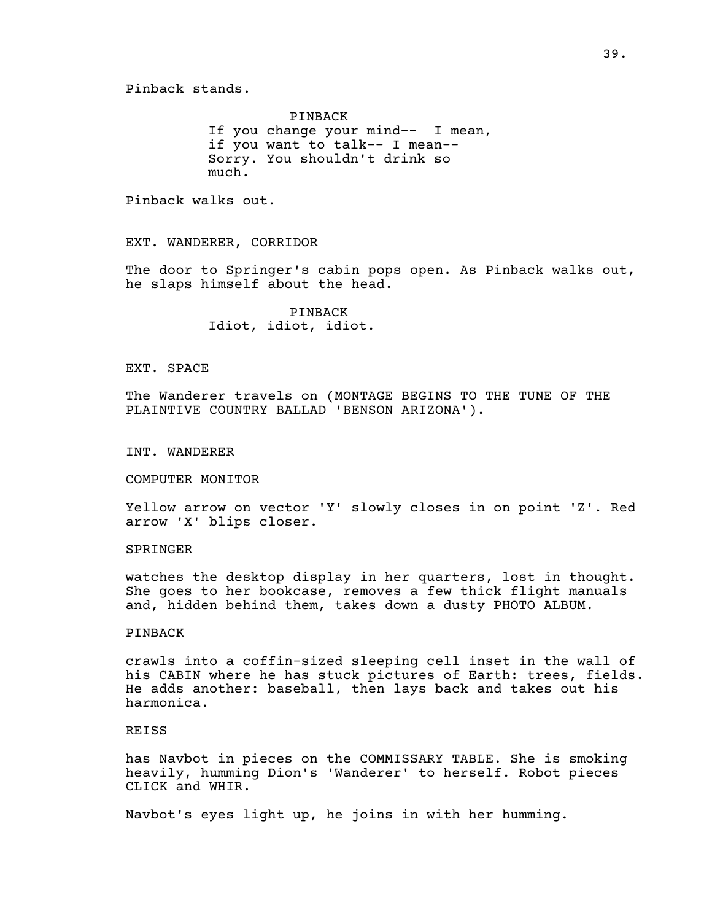Pinback stands.

PINBACK
If you change your mind-- I mean, if you want to talk-- I mean-- Sorry. You shouldn't drink so much.

Pinback walks out.

EXT. WANDERER, CORRIDOR

The door to Springer's cabin pops open. As Pinback walks out, he slaps himself about the head.

PINBACK
Idiot, idiot, idiot.

EXT. SPACE

The Wanderer travels on (MONTAGE BEGINS TO THE TUNE OF THE PLAINTIVE COUNTRY BALLAD 'BENSON ARIZONA').

INT. WANDERER

COMPUTER MONITOR

Yellow arrow on vector 'Y' slowly closes in on point 'Z'. Red arrow 'X' blips closer.

SPRINGER

watches the desktop display in her quarters, lost in thought. She goes to her bookcase, removes a few thick flight manuals and, hidden behind them, takes down a dusty PHOTO ALBUM.

PINBACK

crawls into a coffin-sized sleeping cell inset in the wall of his CABIN where he has stuck pictures of Earth: trees, fields. He adds another: baseball, then lays back and takes out his harmonica.

REISS

has Navbot in pieces on the COMMISSARY TABLE. She is smoking heavily, humming Dion's 'Wanderer' to herself. Robot pieces CLICK and WHIR.

Navbot's eyes light up, he joins in with her humming.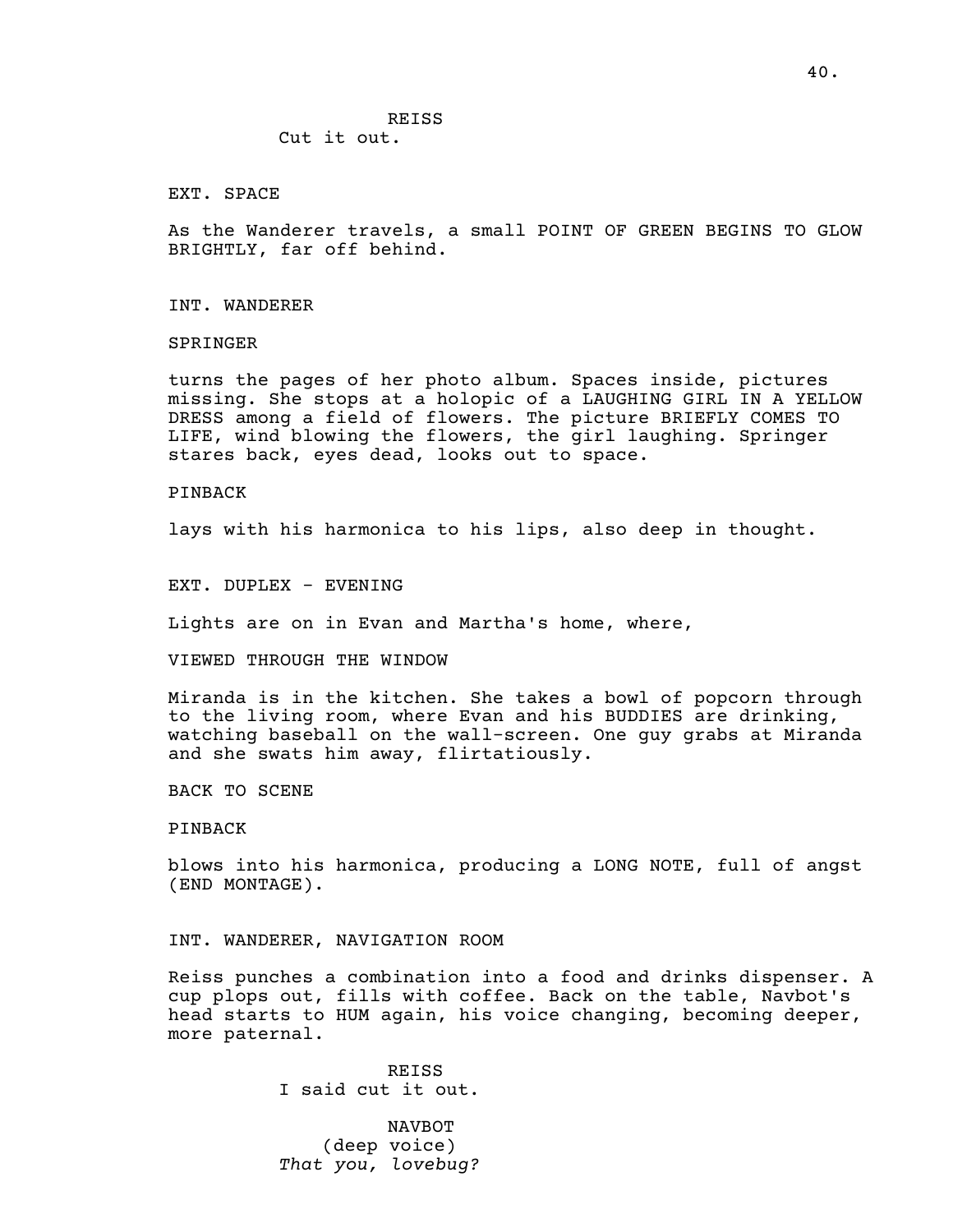REISS
Cut it out.

EXT. SPACE

As the Wanderer travels, a small POINT OF GREEN BEGINS TO GLOW BRIGHTLY, far off behind.

INT. WANDERER

SPRINGER

turns the pages of her photo album. Spaces inside, pictures missing. She stops at a holopic of a LAUGHING GIRL IN A YELLOW DRESS among a field of flowers. The picture BRIEFLY COMES TO LIFE, wind blowing the flowers, the girl laughing. Springer stares back, eyes dead, looks out to space.

PINBACK

lays with his harmonica to his lips, also deep in thought.

EXT. DUPLEX - EVENING

Lights are on in Evan and Martha's home, where,

VIEWED THROUGH THE WINDOW

Miranda is in the kitchen. She takes a bowl of popcorn through to the living room, where Evan and his BUDDIES are drinking, watching baseball on the wall-screen. One guy grabs at Miranda and she swats him away, flirtatiously.

BACK TO SCENE

PINBACK

blows into his harmonica, producing a LONG NOTE, full of angst (END MONTAGE).

INT. WANDERER, NAVIGATION ROOM

Reiss punches a combination into a food and drinks dispenser. A cup plops out, fills with coffee. Back on the table, Navbot's head starts to HUM again, his voice changing, becoming deeper, more paternal.

REISS
I said cut it out.

NAVBOT
(deep voice)
*That you, lovebug?*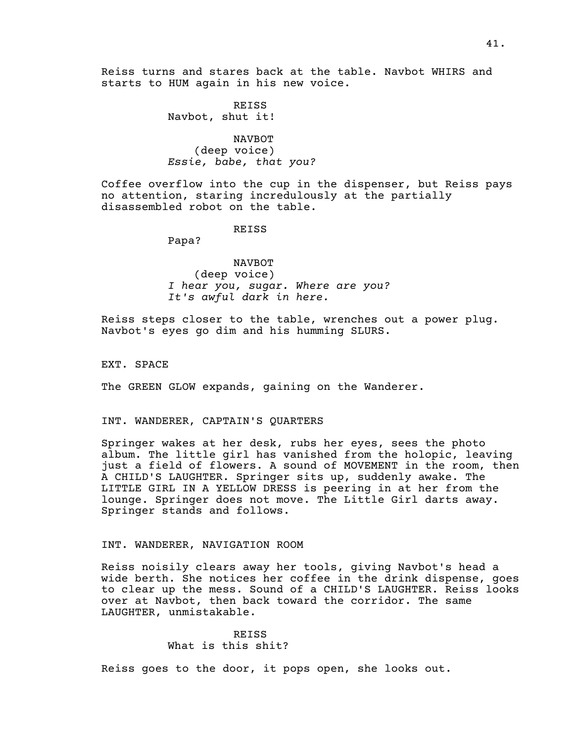Reiss turns and stares back at the table. Navbot WHIRS and starts to HUM again in his new voice.

REISS
Navbot, shut it!

NAVBOT
(deep voice)
*Essie, babe, that you?*

Coffee overflow into the cup in the dispenser, but Reiss pays no attention, staring incredulously at the partially disassembled robot on the table.

REISS
Papa?

NAVBOT
(deep voice)
*I hear you, sugar. Where are you? It's awful dark in here.*

Reiss steps closer to the table, wrenches out a power plug. Navbot's eyes go dim and his humming SLURS.

EXT. SPACE

The GREEN GLOW expands, gaining on the Wanderer.

INT. WANDERER, CAPTAIN'S QUARTERS

Springer wakes at her desk, rubs her eyes, sees the photo album. The little girl has vanished from the holopic, leaving just a field of flowers. A sound of MOVEMENT in the room, then A CHILD'S LAUGHTER. Springer sits up, suddenly awake. The LITTLE GIRL IN A YELLOW DRESS is peering in at her from the lounge. Springer does not move. The Little Girl darts away. Springer stands and follows.

INT. WANDERER, NAVIGATION ROOM

Reiss noisily clears away her tools, giving Navbot's head a wide berth. She notices her coffee in the drink dispense, goes to clear up the mess. Sound of a CHILD'S LAUGHTER. Reiss looks over at Navbot, then back toward the corridor. The same LAUGHTER, unmistakable.

REISS
What is this shit?

Reiss goes to the door, it pops open, she looks out.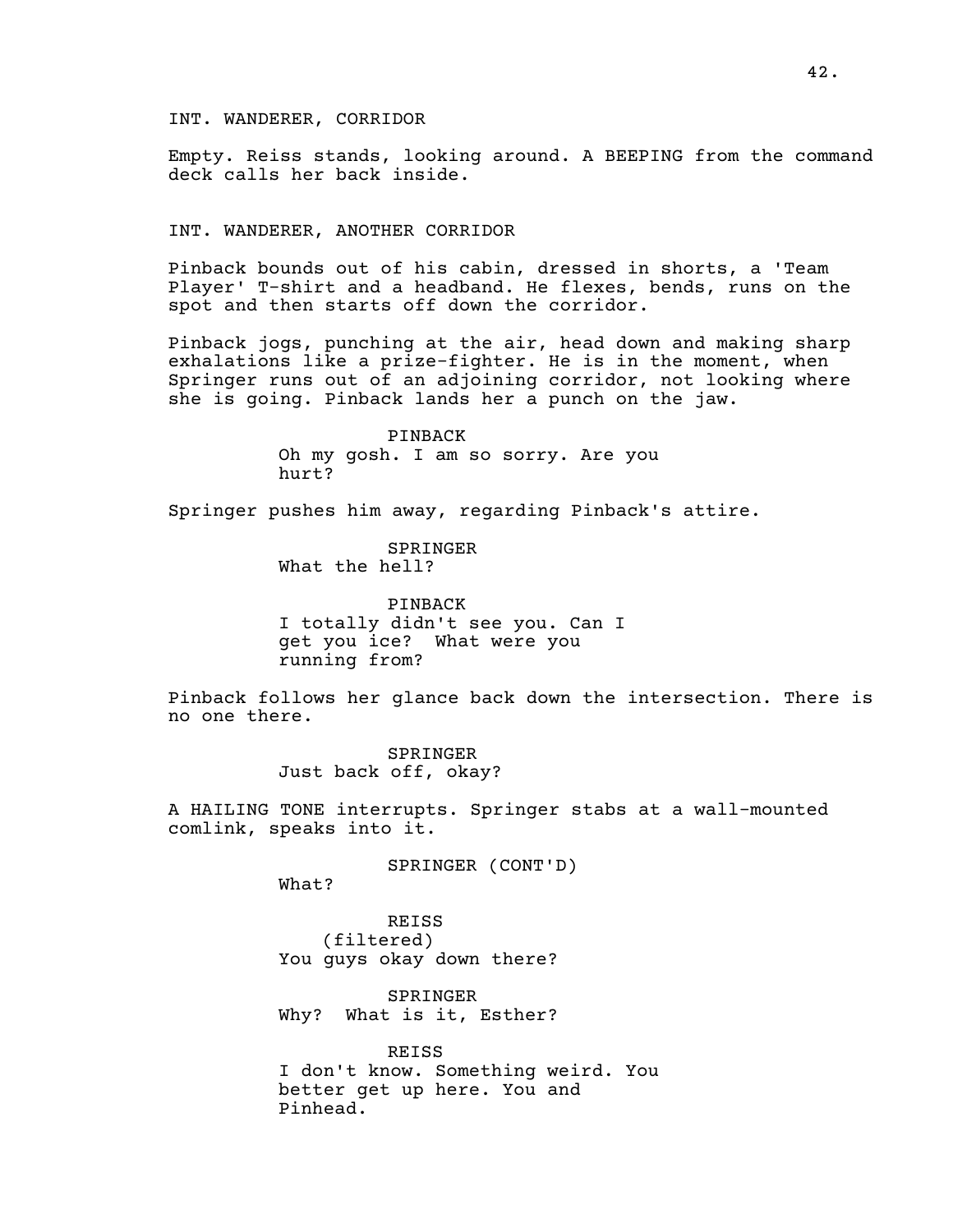INT. WANDERER, CORRIDOR

Empty. Reiss stands, looking around. A BEEPING from the command deck calls her back inside.

INT. WANDERER, ANOTHER CORRIDOR

Pinback bounds out of his cabin, dressed in shorts, a 'Team Player' T-shirt and a headband. He flexes, bends, runs on the spot and then starts off down the corridor.

Pinback jogs, punching at the air, head down and making sharp exhalations like a prize-fighter. He is in the moment, when Springer runs out of an adjoining corridor, not looking where she is going. Pinback lands her a punch on the jaw.

PINBACK
Oh my gosh. I am so sorry. Are you hurt?

Springer pushes him away, regarding Pinback's attire.

SPRINGER
What the hell?

PINBACK
I totally didn't see you. Can I get you ice? What were you running from?

Pinback follows her glance back down the intersection. There is no one there.

SPRINGER
Just back off, okay?

A HAILING TONE interrupts. Springer stabs at a wall-mounted comlink, speaks into it.

SPRINGER (CONT'D)
What?

REISS
(filtered)
You guys okay down there?

SPRINGER
Why? What is it, Esther?

REISS
I don't know. Something weird. You better get up here. You and Pinhead.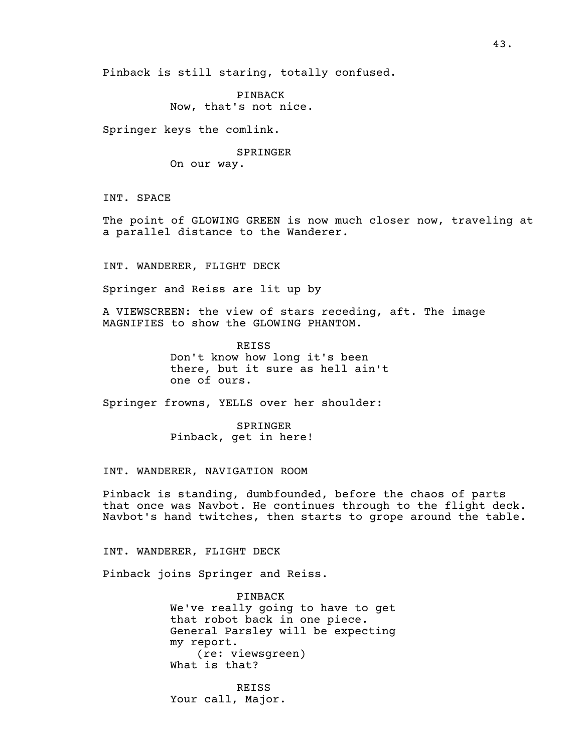Pinback is still staring, totally confused.

PINBACK
Now, that's not nice.

Springer keys the comlink.

SPRINGER
On our way.

INT. SPACE

The point of GLOWING GREEN is now much closer now, traveling at a parallel distance to the Wanderer.

INT. WANDERER, FLIGHT DECK

Springer and Reiss are lit up by

A VIEWSCREEN: the view of stars receding, aft. The image MAGNIFIES to show the GLOWING PHANTOM.

REISS
Don't know how long it's been there, but it sure as hell ain't one of ours.

Springer frowns, YELLS over her shoulder:

SPRINGER
Pinback, get in here!

INT. WANDERER, NAVIGATION ROOM

Pinback is standing, dumbfounded, before the chaos of parts that once was Navbot. He continues through to the flight deck. Navbot's hand twitches, then starts to grope around the table.

INT. WANDERER, FLIGHT DECK

Pinback joins Springer and Reiss.

PINBACK
We've really going to have to get that robot back in one piece. General Parsley will be expecting my report.
(re: viewsgreen)
What is that?

REISS
Your call, Major.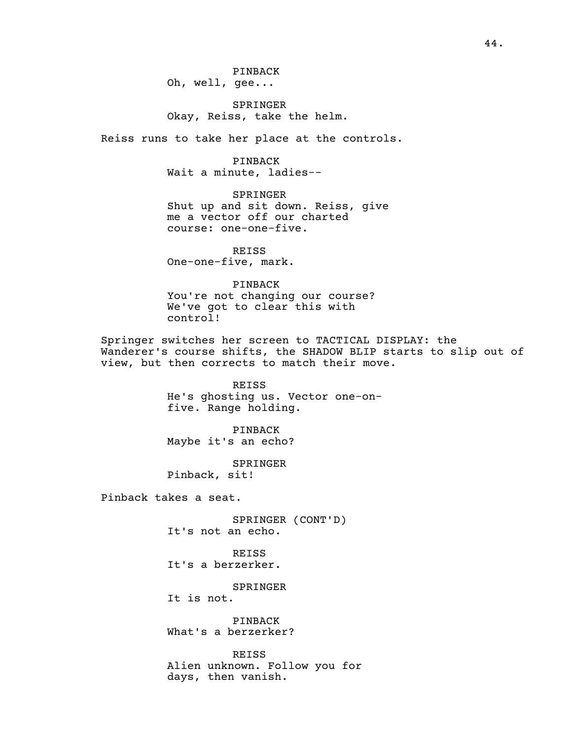PINBACK
Oh, well, gee...

SPRINGER
Okay, Reiss, take the helm.

Reiss runs to take her place at the controls.

PINBACK
Wait a minute, ladies--

SPRINGER
Shut up and sit down. Reiss, give me a vector off our charted course: one-one-five.

REISS
One-one-five, mark.

PINBACK
You're not changing our course? We've got to clear this with control!

Springer switches her screen to TACTICAL DISPLAY: the Wanderer's course shifts, the SHADOW BLIP starts to slip out of view, but then corrects to match their move.

REISS
He's ghosting us. Vector one-on-five. Range holding.

PINBACK
Maybe it's an echo?

SPRINGER
Pinback, sit!

Pinback takes a seat.

SPRINGER (CONT'D)
It's not an echo.

REISS
It's a berzerker.

SPRINGER
It is not.

PINBACK
What's a berzerker?

REISS
Alien unknown. Follow you for days, then vanish.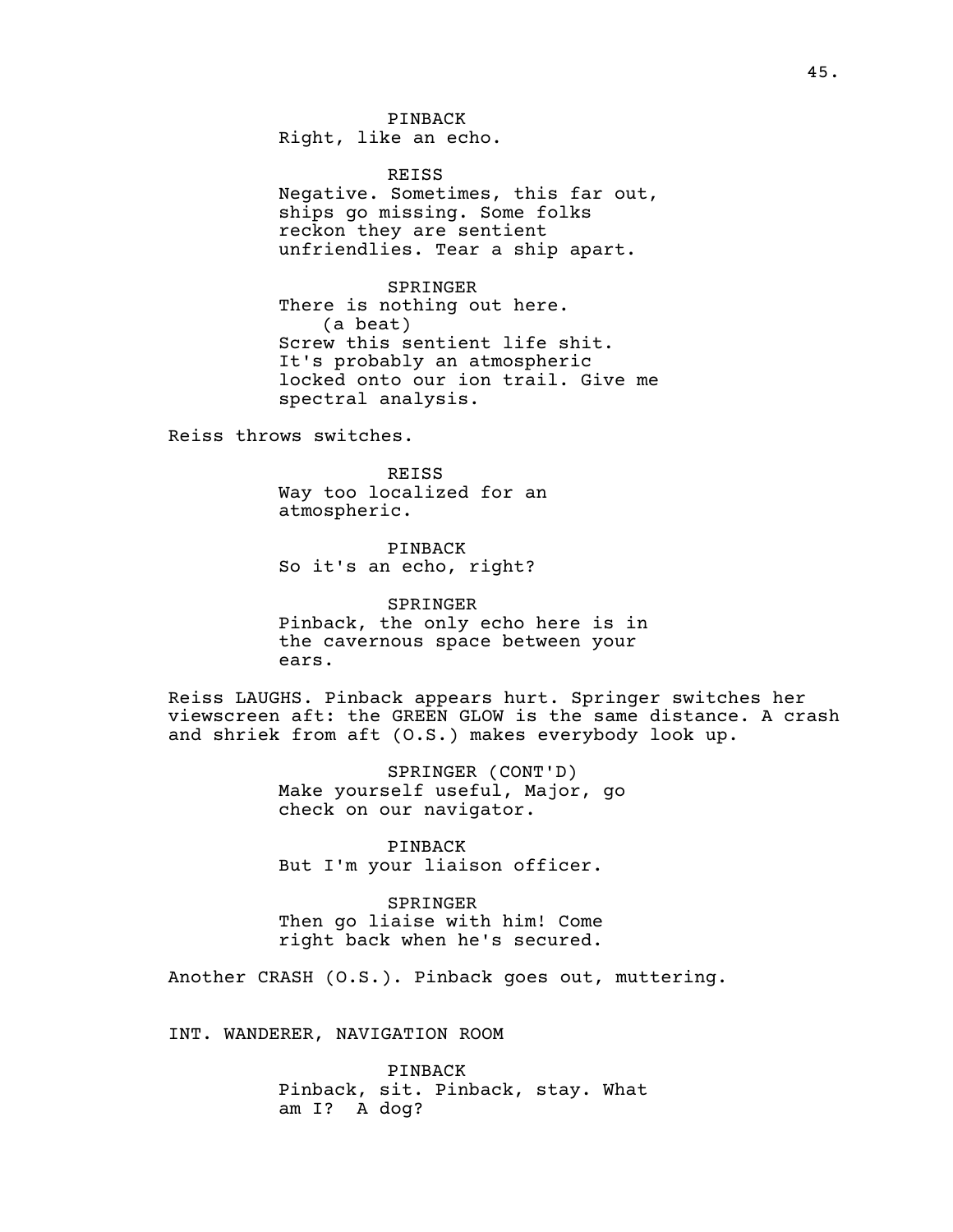PINBACK
Right, like an echo.

REISS
Negative. Sometimes, this far out, ships go missing. Some folks reckon they are sentient unfriendlies. Tear a ship apart.

SPRINGER
There is nothing out here.
(a beat)
Screw this sentient life shit. It's probably an atmospheric locked onto our ion trail. Give me spectral analysis.

Reiss throws switches.

REISS
Way too localized for an atmospheric.

PINBACK
So it's an echo, right?

SPRINGER
Pinback, the only echo here is in the cavernous space between your ears.

Reiss LAUGHS. Pinback appears hurt. Springer switches her viewscreen aft: the GREEN GLOW is the same distance. A crash and shriek from aft (O.S.) makes everybody look up.

SPRINGER (CONT'D)
Make yourself useful, Major, go check on our navigator.

PINBACK
But I'm your liaison officer.

SPRINGER
Then go liaise with him! Come right back when he's secured.

Another CRASH (O.S.). Pinback goes out, muttering.

INT. WANDERER, NAVIGATION ROOM

PINBACK
Pinback, sit. Pinback, stay. What am I? A dog?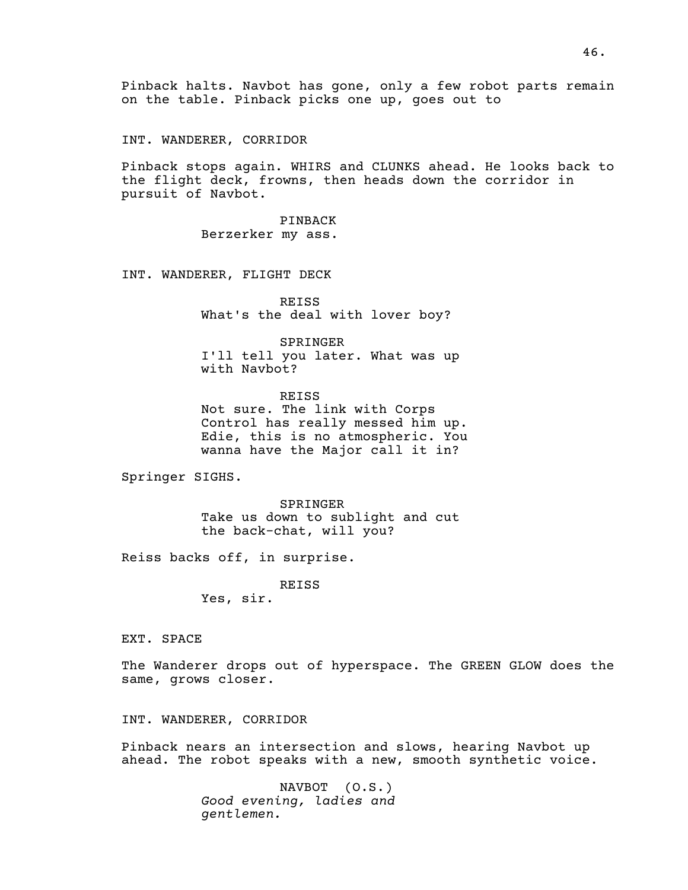Pinback halts. Navbot has gone, only a few robot parts remain on the table. Pinback picks one up, goes out to

INT. WANDERER, CORRIDOR

Pinback stops again. WHIRS and CLUNKS ahead. He looks back to the flight deck, frowns, then heads down the corridor in pursuit of Navbot.

PINBACK
Berzerker my ass.

INT. WANDERER, FLIGHT DECK

REISS
What's the deal with lover boy?

SPRINGER
I'll tell you later. What was up with Navbot?

REISS
Not sure. The link with Corps Control has really messed him up. Edie, this is no atmospheric. You wanna have the Major call it in?

Springer SIGHS.

SPRINGER
Take us down to sublight and cut the back-chat, will you?

Reiss backs off, in surprise.

REISS
Yes, sir.

EXT. SPACE

The Wanderer drops out of hyperspace. The GREEN GLOW does the same, grows closer.

INT. WANDERER, CORRIDOR

Pinback nears an intersection and slows, hearing Navbot up ahead. The robot speaks with a new, smooth synthetic voice.

NAVBOT (O.S.)
*Good evening, ladies and gentlemen.*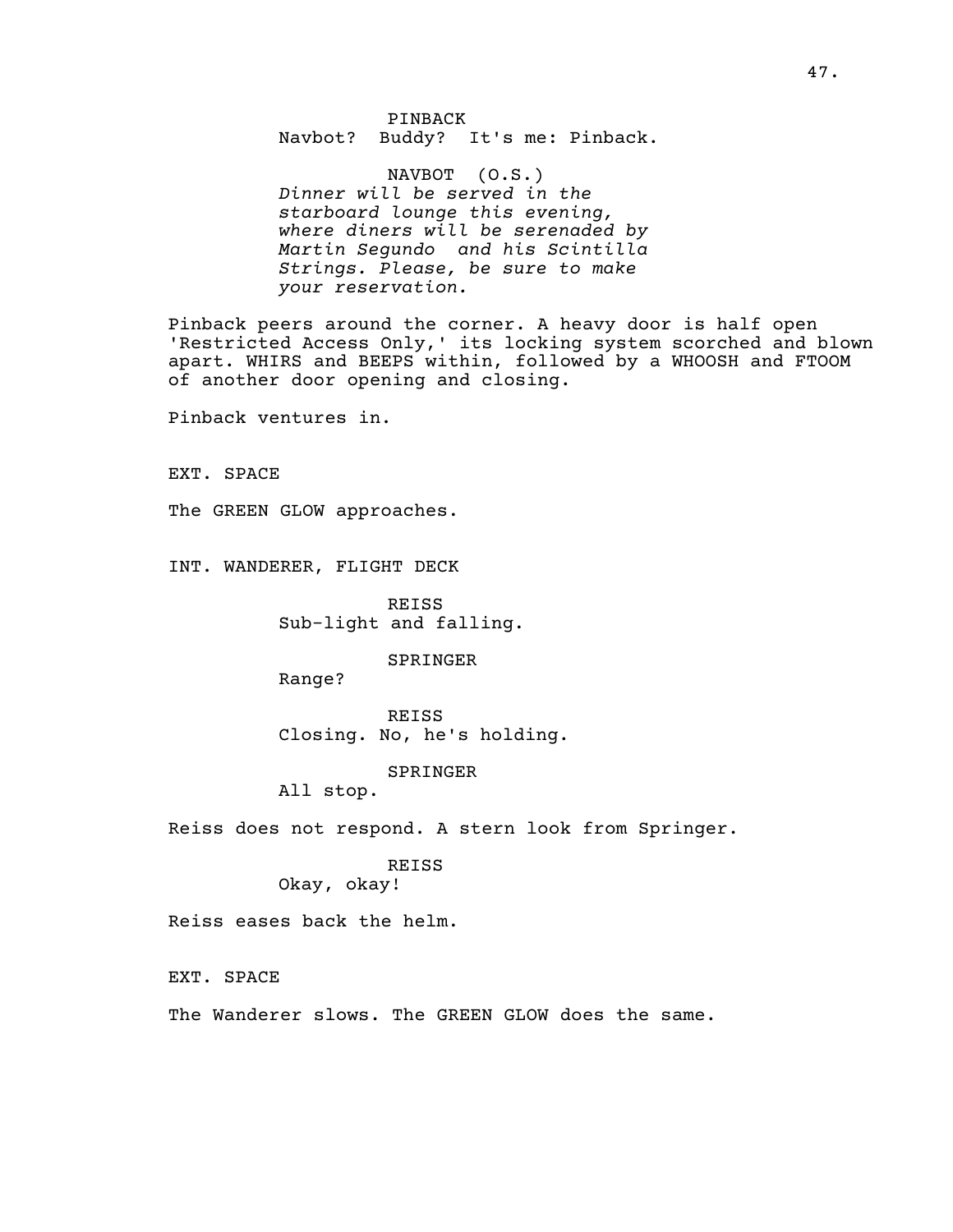PINBACK
Navbot? Buddy? It's me: Pinback.

NAVBOT (O.S.)
*Dinner will be served in the starboard lounge this evening, where diners will be serenaded by Martin Segundo and his Scintilla Strings. Please, be sure to make your reservation.*

Pinback peers around the corner. A heavy door is half open 'Restricted Access Only,' its locking system scorched and blown apart. WHIRS and BEEPS within, followed by a WHOOSH and FTOOM of another door opening and closing.

Pinback ventures in.

EXT. SPACE

The GREEN GLOW approaches.

INT. WANDERER, FLIGHT DECK

REISS
Sub-light and falling.

SPRINGER
Range?

REISS
Closing. No, he's holding.

SPRINGER
All stop.

Reiss does not respond. A stern look from Springer.

REISS
Okay, okay!

Reiss eases back the helm.

EXT. SPACE

The Wanderer slows. The GREEN GLOW does the same.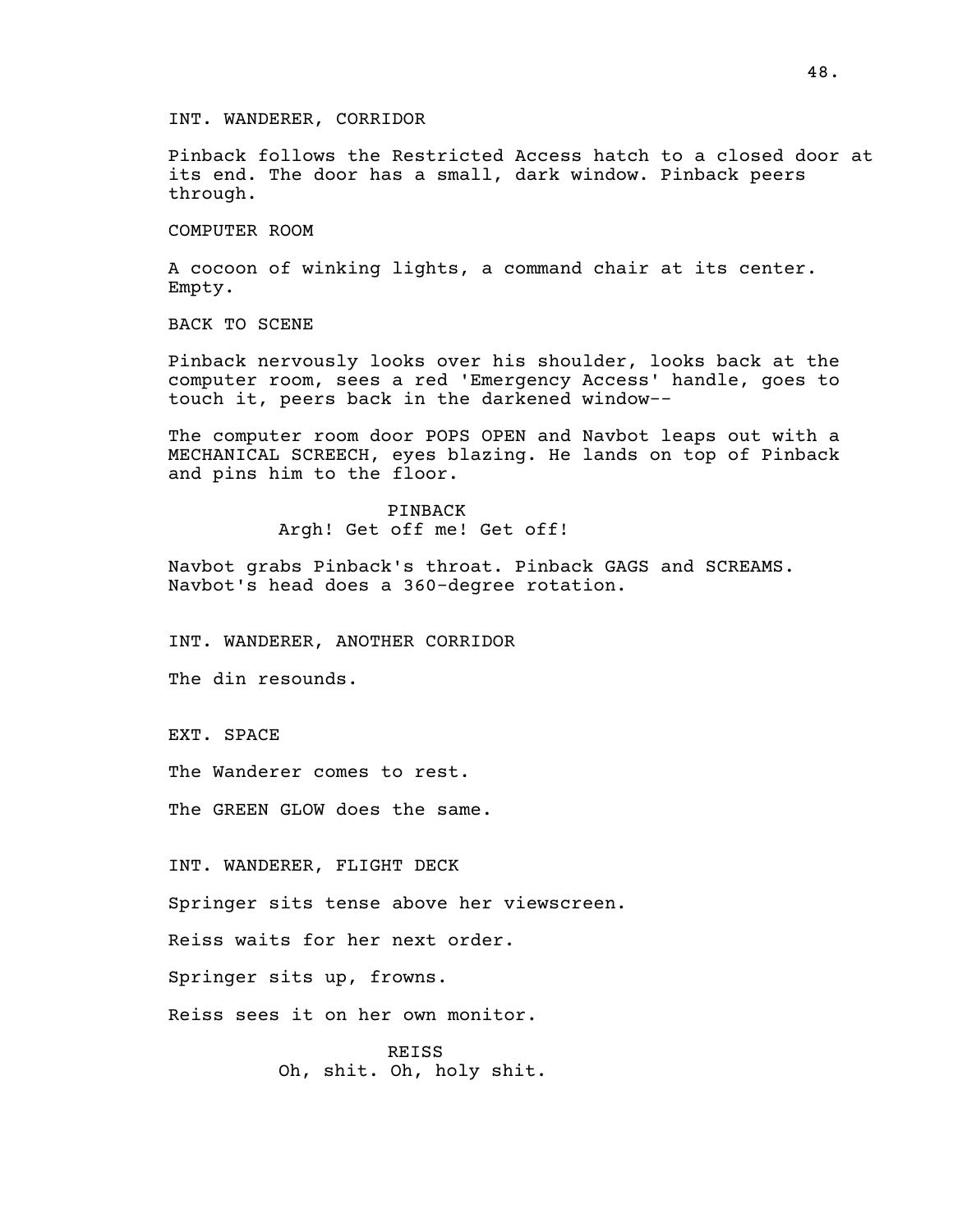INT. WANDERER, CORRIDOR

Pinback follows the Restricted Access hatch to a closed door at its end. The door has a small, dark window. Pinback peers through.

COMPUTER ROOM

A cocoon of winking lights, a command chair at its center. Empty.

BACK TO SCENE

Pinback nervously looks over his shoulder, looks back at the computer room, sees a red 'Emergency Access' handle, goes to touch it, peers back in the darkened window--

The computer room door POPS OPEN and Navbot leaps out with a MECHANICAL SCREECH, eyes blazing. He lands on top of Pinback and pins him to the floor.

PINBACK
Argh! Get off me! Get off!

Navbot grabs Pinback's throat. Pinback GAGS and SCREAMS. Navbot's head does a 360-degree rotation.

INT. WANDERER, ANOTHER CORRIDOR

The din resounds.

EXT. SPACE

The Wanderer comes to rest.

The GREEN GLOW does the same.

INT. WANDERER, FLIGHT DECK

Springer sits tense above her viewscreen.

Reiss waits for her next order.

Springer sits up, frowns.

Reiss sees it on her own monitor.

REISS
Oh, shit. Oh, holy shit.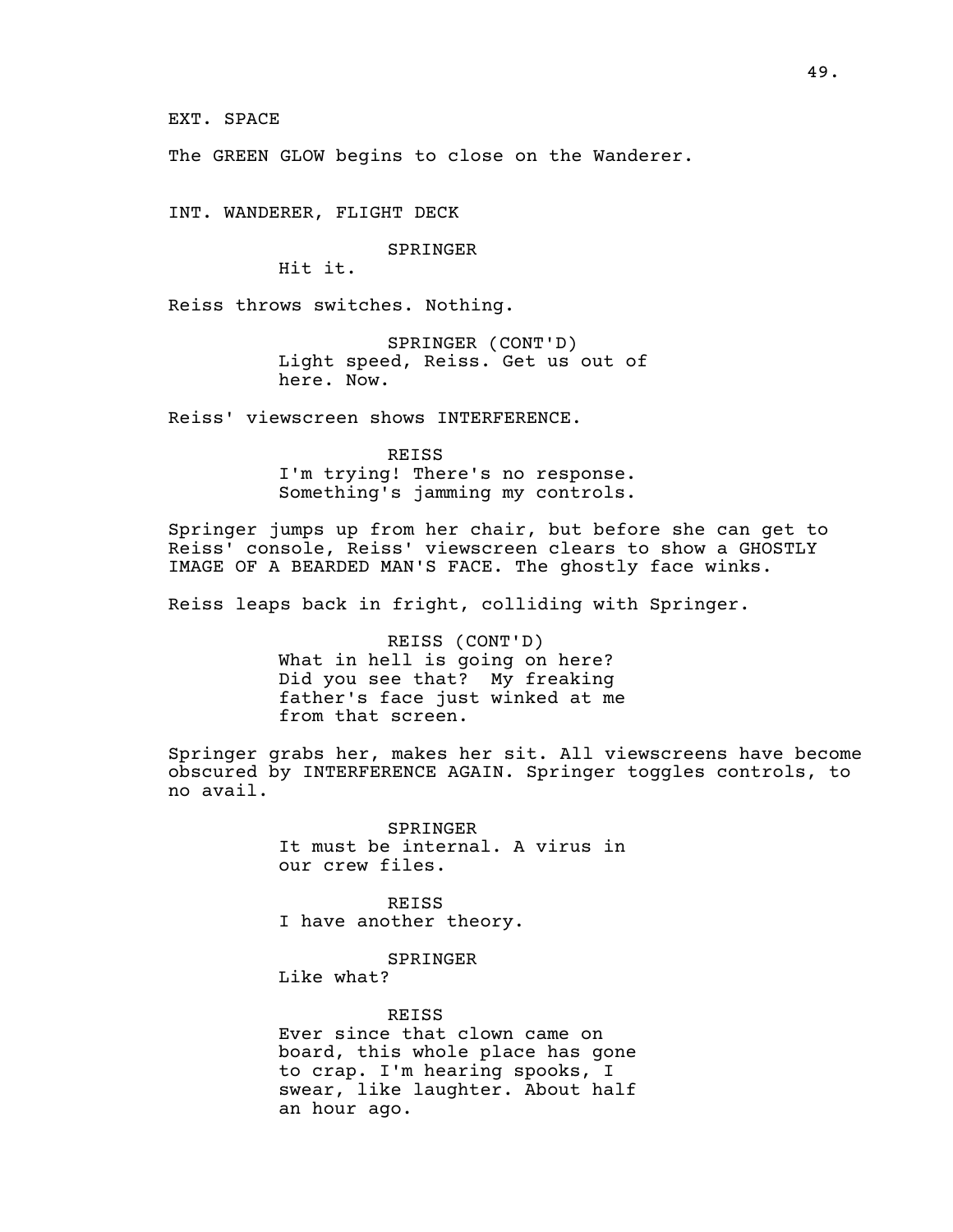EXT. SPACE

The GREEN GLOW begins to close on the Wanderer.

INT. WANDERER, FLIGHT DECK

SPRINGER
Hit it.

Reiss throws switches. Nothing.

SPRINGER (CONT'D)
Light speed, Reiss. Get us out of here. Now.

Reiss' viewscreen shows INTERFERENCE.

REISS
I'm trying! There's no response. Something's jamming my controls.

Springer jumps up from her chair, but before she can get to Reiss' console, Reiss' viewscreen clears to show a GHOSTLY IMAGE OF A BEARDED MAN'S FACE. The ghostly face winks.

Reiss leaps back in fright, colliding with Springer.

REISS (CONT'D)
What in hell is going on here? Did you see that? My freaking father's face just winked at me from that screen.

Springer grabs her, makes her sit. All viewscreens have become obscured by INTERFERENCE AGAIN. Springer toggles controls, to no avail.

SPRINGER
It must be internal. A virus in our crew files.

REISS
I have another theory.

SPRINGER
Like what?

REISS
Ever since that clown came on board, this whole place has gone to crap. I'm hearing spooks, I swear, like laughter. About half an hour ago.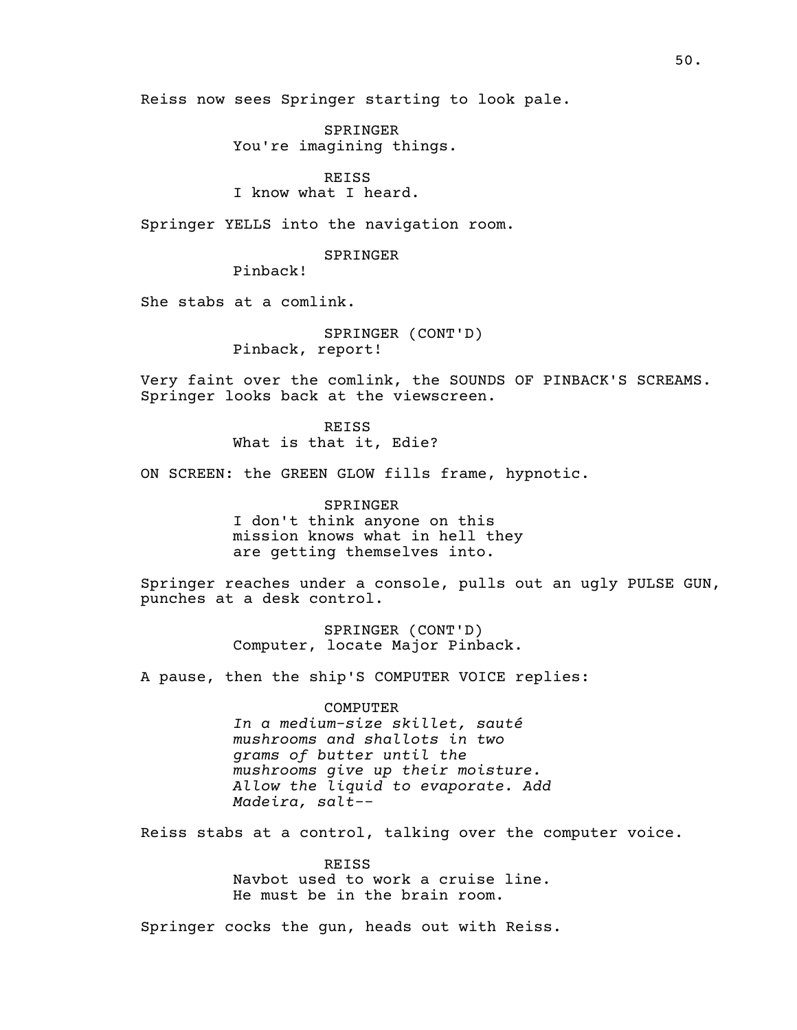Reiss now sees Springer starting to look pale.

SPRINGER
You're imagining things.

REISS
I know what I heard.

Springer YELLS into the navigation room.

SPRINGER
Pinback!

She stabs at a comlink.

SPRINGER (CONT'D)
Pinback, report!

Very faint over the comlink, the SOUNDS OF PINBACK'S SCREAMS. Springer looks back at the viewscreen.

REISS
What is that it, Edie?

ON SCREEN: the GREEN GLOW fills frame, hypnotic.

SPRINGER
I don't think anyone on this mission knows what in hell they are getting themselves into.

Springer reaches under a console, pulls out an ugly PULSE GUN, punches at a desk control.

SPRINGER (CONT'D)
Computer, locate Major Pinback.

A pause, then the ship'S COMPUTER VOICE replies:

COMPUTER
*In a medium-size skillet, sauté mushrooms and shallots in two grams of butter until the mushrooms give up their moisture. Allow the liquid to evaporate. Add Madeira, salt--*

Reiss stabs at a control, talking over the computer voice.

REISS
Navbot used to work a cruise line. He must be in the brain room.

Springer cocks the gun, heads out with Reiss.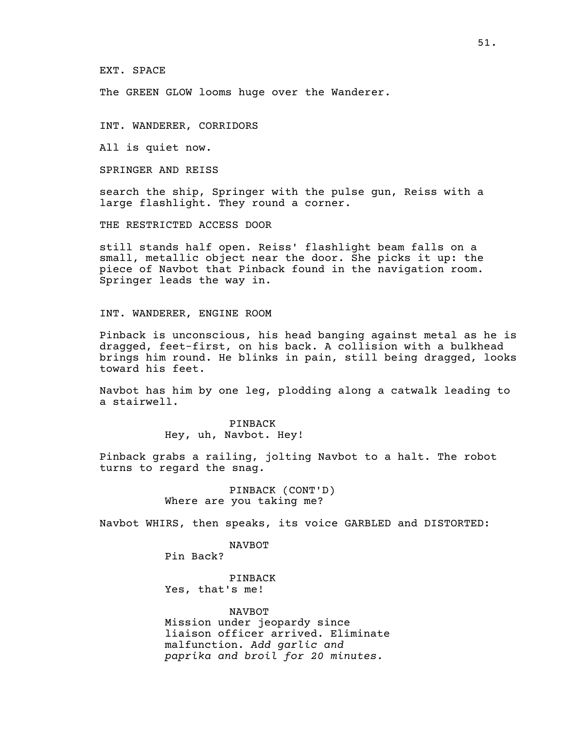EXT. SPACE

The GREEN GLOW looms huge over the Wanderer.

INT. WANDERER, CORRIDORS

All is quiet now.

SPRINGER AND REISS

search the ship, Springer with the pulse gun, Reiss with a large flashlight. They round a corner.

THE RESTRICTED ACCESS DOOR

still stands half open. Reiss' flashlight beam falls on a small, metallic object near the door. She picks it up: the piece of Navbot that Pinback found in the navigation room. Springer leads the way in.

INT. WANDERER, ENGINE ROOM

Pinback is unconscious, his head banging against metal as he is dragged, feet-first, on his back. A collision with a bulkhead brings him round. He blinks in pain, still being dragged, looks toward his feet.

Navbot has him by one leg, plodding along a catwalk leading to a stairwell.

PINBACK
Hey, uh, Navbot. Hey!

Pinback grabs a railing, jolting Navbot to a halt. The robot turns to regard the snag.

PINBACK (CONT'D)
Where are you taking me?

Navbot WHIRS, then speaks, its voice GARBLED and DISTORTED:

NAVBOT
Pin Back?

PINBACK
Yes, that's me!

NAVBOT
Mission under jeopardy since liaison officer arrived. Eliminate malfunction. *Add garlic and paprika and broil for 20 minutes.*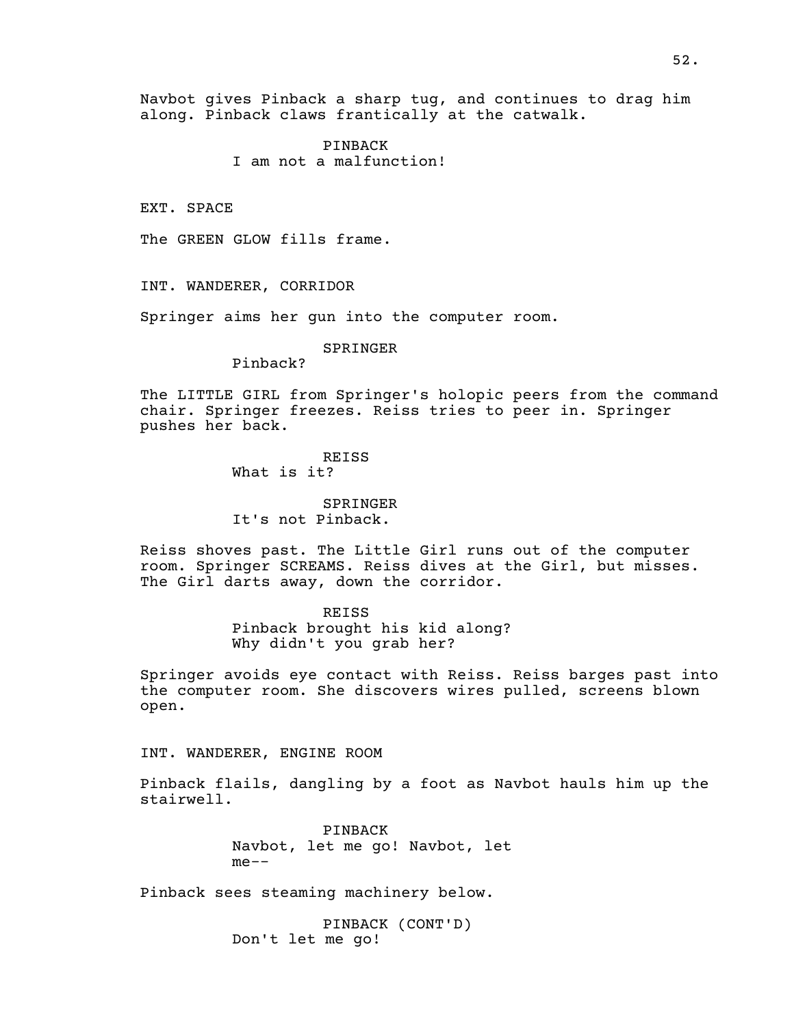Navbot gives Pinback a sharp tug, and continues to drag him along. Pinback claws frantically at the catwalk.

PINBACK
I am not a malfunction!

EXT. SPACE

The GREEN GLOW fills frame.

INT. WANDERER, CORRIDOR

Springer aims her gun into the computer room.

SPRINGER
Pinback?

The LITTLE GIRL from Springer's holopic peers from the command chair. Springer freezes. Reiss tries to peer in. Springer pushes her back.

REISS
What is it?

SPRINGER
It's not Pinback.

Reiss shoves past. The Little Girl runs out of the computer room. Springer SCREAMS. Reiss dives at the Girl, but misses. The Girl darts away, down the corridor.

REISS
Pinback brought his kid along?
Why didn't you grab her?

Springer avoids eye contact with Reiss. Reiss barges past into the computer room. She discovers wires pulled, screens blown open.

INT. WANDERER, ENGINE ROOM

Pinback flails, dangling by a foot as Navbot hauls him up the stairwell.

PINBACK
Navbot, let me go! Navbot, let me--

Pinback sees steaming machinery below.

PINBACK (CONT'D)
Don't let me go!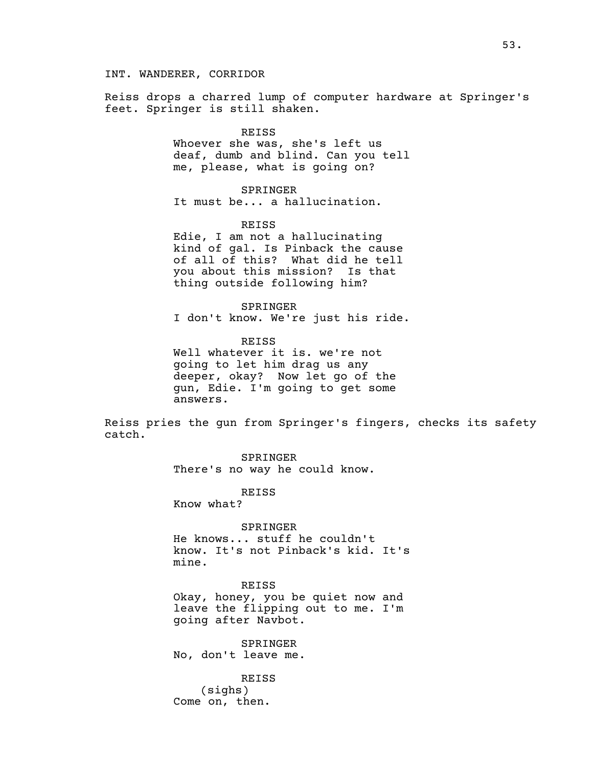INT. WANDERER, CORRIDOR

Reiss drops a charred lump of computer hardware at Springer's feet. Springer is still shaken.

REISS
Whoever she was, she's left us deaf, dumb and blind. Can you tell me, please, what is going on?

SPRINGER
It must be... a hallucination.

REISS
Edie, I am not a hallucinating kind of gal. Is Pinback the cause of all of this? What did he tell you about this mission? Is that thing outside following him?

SPRINGER
I don't know. We're just his ride.

REISS
Well whatever it is. we're not going to let him drag us any deeper, okay? Now let go of the gun, Edie. I'm going to get some answers.

Reiss pries the gun from Springer's fingers, checks its safety catch.

SPRINGER
There's no way he could know.

REISS
Know what?

SPRINGER
He knows... stuff he couldn't know. It's not Pinback's kid. It's mine.

REISS
Okay, honey, you be quiet now and leave the flipping out to me. I'm going after Navbot.

SPRINGER
No, don't leave me.

REISS
(sighs)
Come on, then.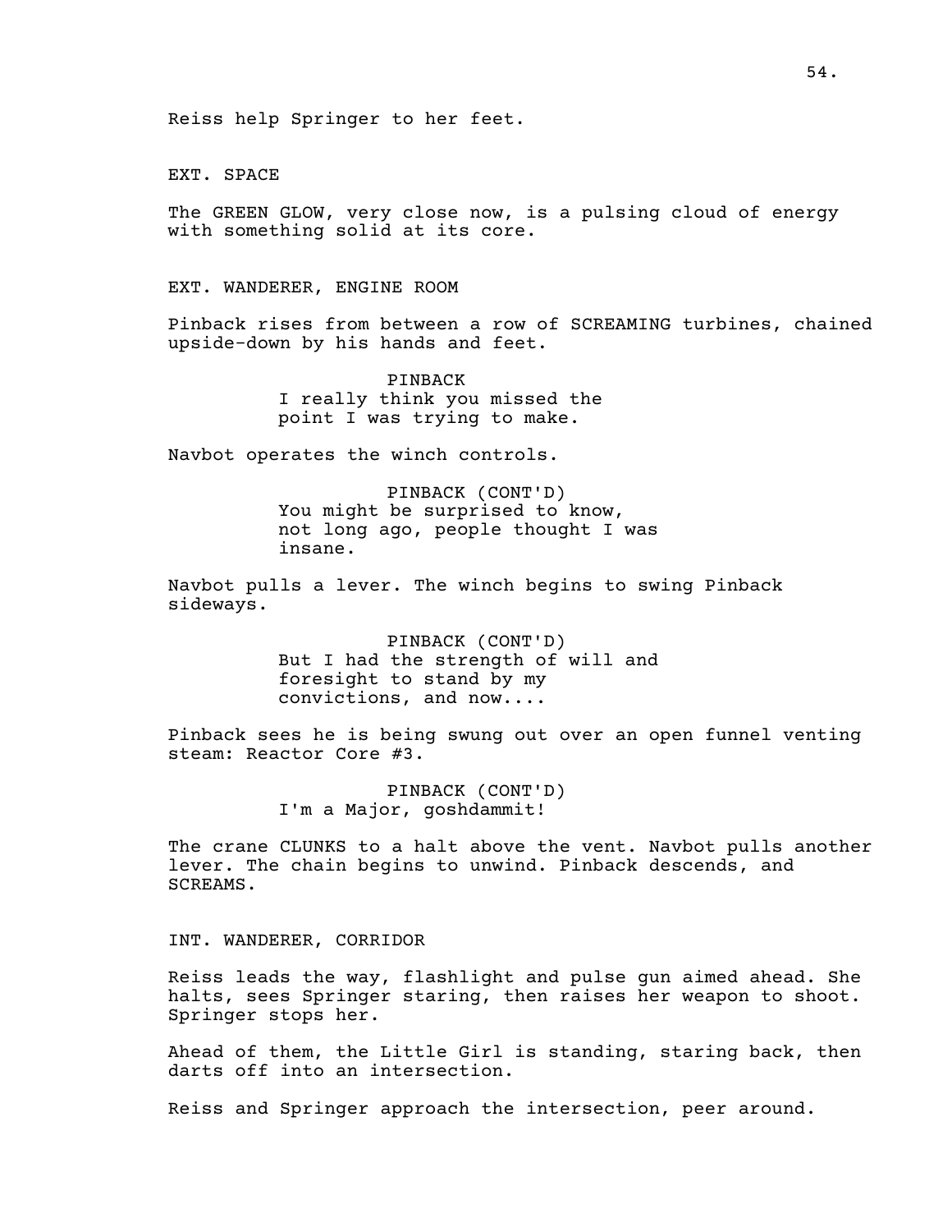Reiss help Springer to her feet.

EXT. SPACE

The GREEN GLOW, very close now, is a pulsing cloud of energy with something solid at its core.

EXT. WANDERER, ENGINE ROOM

Pinback rises from between a row of SCREAMING turbines, chained upside-down by his hands and feet.

PINBACK
I really think you missed the point I was trying to make.

Navbot operates the winch controls.

PINBACK (CONT'D)
You might be surprised to know, not long ago, people thought I was insane.

Navbot pulls a lever. The winch begins to swing Pinback sideways.

PINBACK (CONT'D)
But I had the strength of will and foresight to stand by my convictions, and now....

Pinback sees he is being swung out over an open funnel venting steam: Reactor Core #3.

PINBACK (CONT'D)
I'm a Major, goshdammit!

The crane CLUNKS to a halt above the vent. Navbot pulls another lever. The chain begins to unwind. Pinback descends, and SCREAMS.

INT. WANDERER, CORRIDOR

Reiss leads the way, flashlight and pulse gun aimed ahead. She halts, sees Springer staring, then raises her weapon to shoot. Springer stops her.

Ahead of them, the Little Girl is standing, staring back, then darts off into an intersection.

Reiss and Springer approach the intersection, peer around.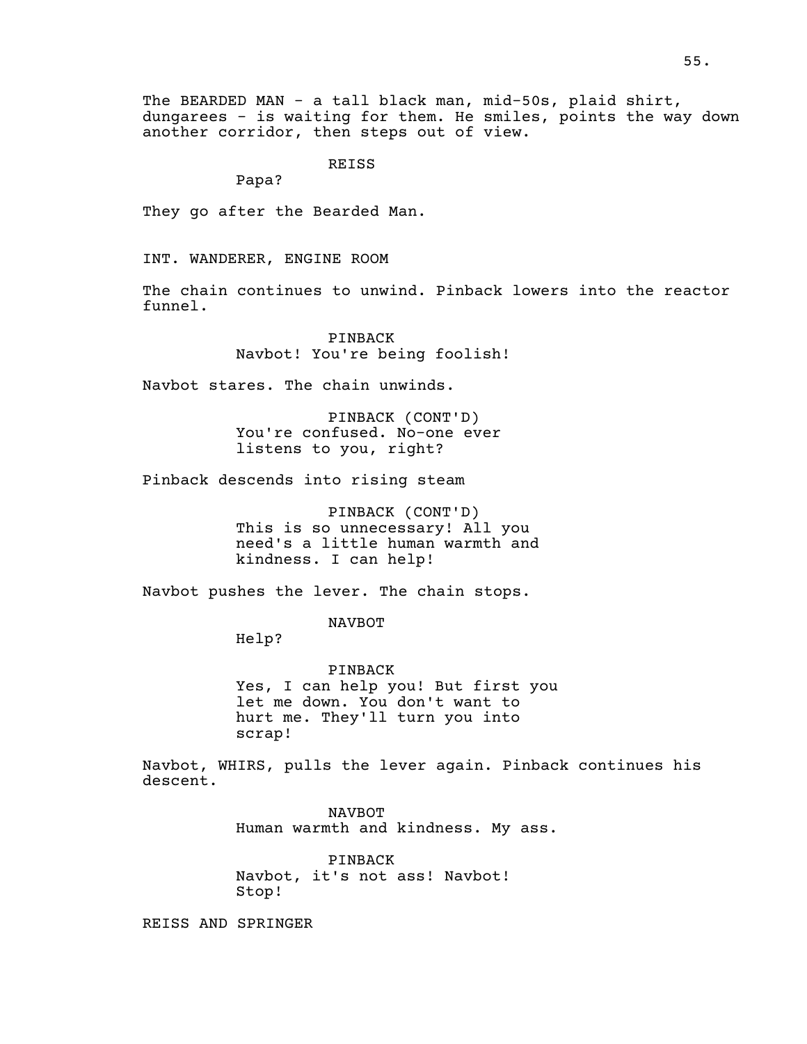The BEARDED MAN - a tall black man, mid-50s, plaid shirt, dungarees - is waiting for them. He smiles, points the way down another corridor, then steps out of view.

REISS
Papa?

They go after the Bearded Man.

INT. WANDERER, ENGINE ROOM

The chain continues to unwind. Pinback lowers into the reactor funnel.

PINBACK
Navbot! You're being foolish!

Navbot stares. The chain unwinds.

PINBACK (CONT'D)
You're confused. No-one ever listens to you, right?

Pinback descends into rising steam

PINBACK (CONT'D)
This is so unnecessary! All you need's a little human warmth and kindness. I can help!

Navbot pushes the lever. The chain stops.

NAVBOT
Help?

PINBACK
Yes, I can help you! But first you let me down. You don't want to hurt me. They'll turn you into scrap!

Navbot, WHIRS, pulls the lever again. Pinback continues his descent.

NAVBOT
Human warmth and kindness. My ass.

PINBACK
Navbot, it's not ass! Navbot! Stop!

REISS AND SPRINGER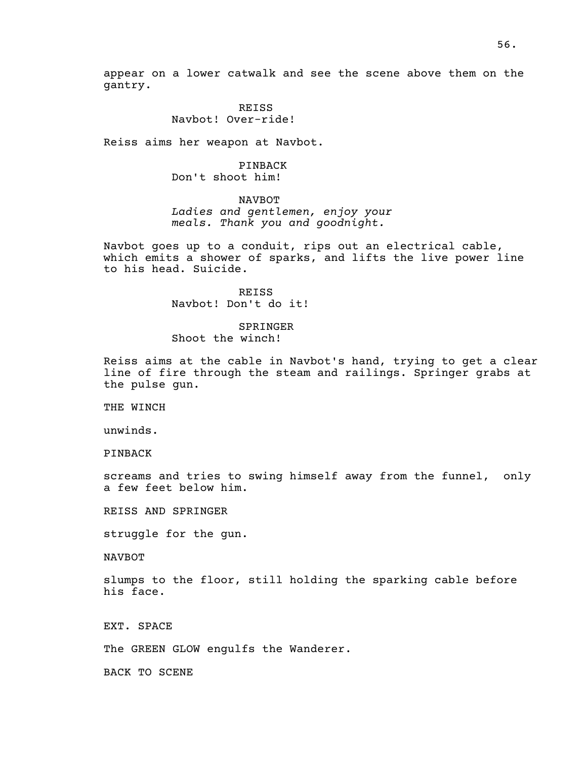appear on a lower catwalk and see the scene above them on the gantry.

REISS
Navbot! Over-ride!

Reiss aims her weapon at Navbot.

PINBACK
Don't shoot him!

NAVBOT
*Ladies and gentlemen, enjoy your meals. Thank you and goodnight.*

Navbot goes up to a conduit, rips out an electrical cable, which emits a shower of sparks, and lifts the live power line to his head. Suicide.

REISS
Navbot! Don't do it!

SPRINGER
Shoot the winch!

Reiss aims at the cable in Navbot's hand, trying to get a clear line of fire through the steam and railings. Springer grabs at the pulse gun.

THE WINCH

unwinds.

PINBACK

screams and tries to swing himself away from the funnel, only a few feet below him.

REISS AND SPRINGER

struggle for the gun.

NAVBOT

slumps to the floor, still holding the sparking cable before his face.

EXT. SPACE

The GREEN GLOW engulfs the Wanderer.

BACK TO SCENE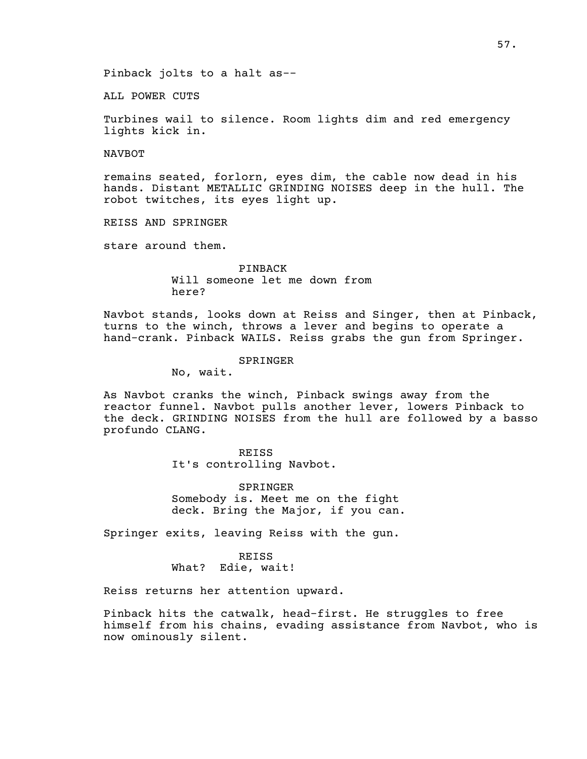Pinback jolts to a halt as--

ALL POWER CUTS

Turbines wail to silence. Room lights dim and red emergency lights kick in.

NAVBOT

remains seated, forlorn, eyes dim, the cable now dead in his hands. Distant METALLIC GRINDING NOISES deep in the hull. The robot twitches, its eyes light up.

REISS AND SPRINGER

stare around them.

PINBACK
Will someone let me down from here?

Navbot stands, looks down at Reiss and Singer, then at Pinback, turns to the winch, throws a lever and begins to operate a hand-crank. Pinback WAILS. Reiss grabs the gun from Springer.

SPRINGER
No, wait.

As Navbot cranks the winch, Pinback swings away from the reactor funnel. Navbot pulls another lever, lowers Pinback to the deck. GRINDING NOISES from the hull are followed by a basso profundo CLANG.

REISS
It's controlling Navbot.

SPRINGER
Somebody is. Meet me on the fight deck. Bring the Major, if you can.

Springer exits, leaving Reiss with the gun.

REISS
What? Edie, wait!

Reiss returns her attention upward.

Pinback hits the catwalk, head-first. He struggles to free himself from his chains, evading assistance from Navbot, who is now ominously silent.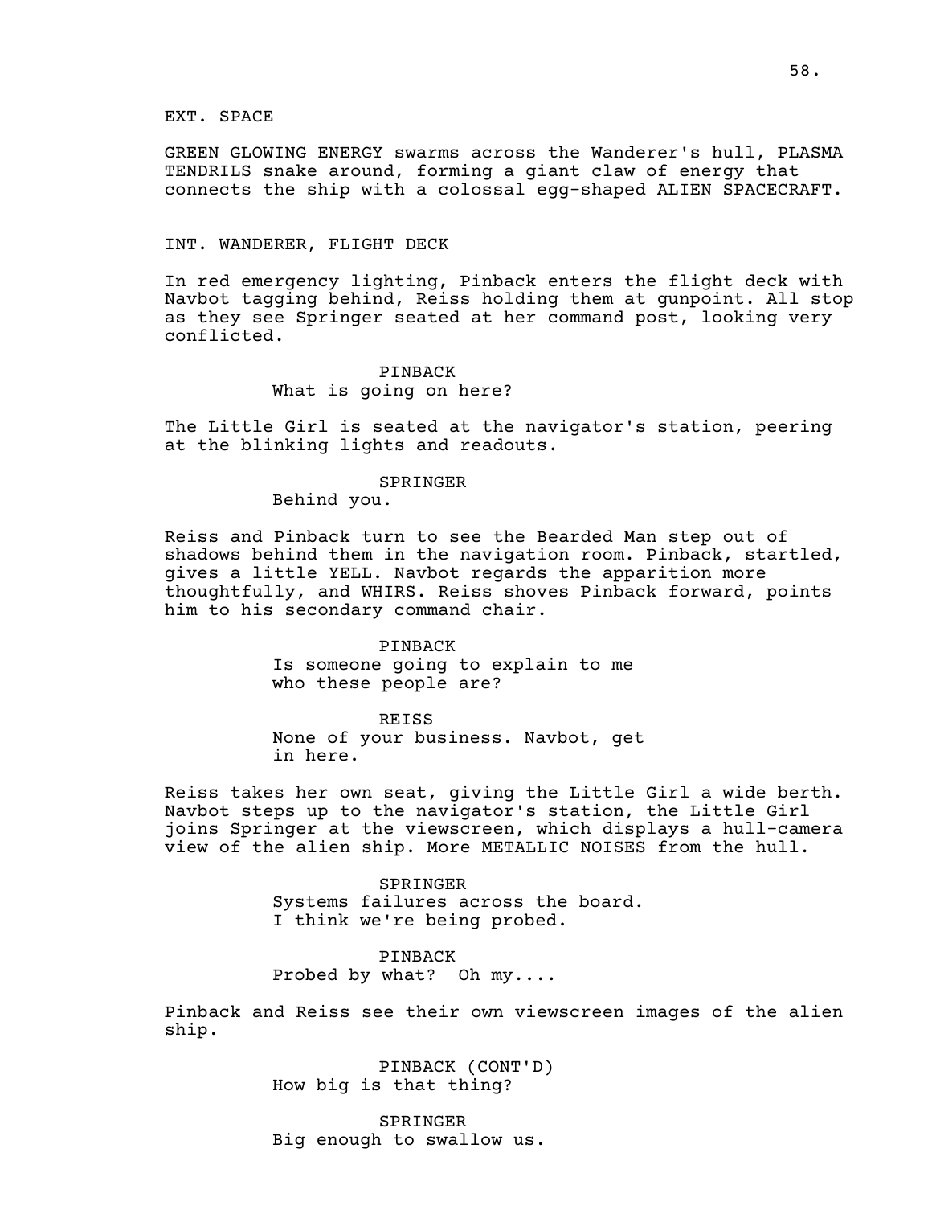EXT. SPACE

GREEN GLOWING ENERGY swarms across the Wanderer's hull, PLASMA TENDRILS snake around, forming a giant claw of energy that connects the ship with a colossal egg-shaped ALIEN SPACECRAFT.

INT. WANDERER, FLIGHT DECK

In red emergency lighting, Pinback enters the flight deck with Navbot tagging behind, Reiss holding them at gunpoint. All stop as they see Springer seated at her command post, looking very conflicted.

PINBACK
What is going on here?

The Little Girl is seated at the navigator's station, peering at the blinking lights and readouts.

SPRINGER
Behind you.

Reiss and Pinback turn to see the Bearded Man step out of shadows behind them in the navigation room. Pinback, startled, gives a little YELL. Navbot regards the apparition more thoughtfully, and WHIRS. Reiss shoves Pinback forward, points him to his secondary command chair.

PINBACK
Is someone going to explain to me who these people are?

REISS
None of your business. Navbot, get in here.

Reiss takes her own seat, giving the Little Girl a wide berth. Navbot steps up to the navigator's station, the Little Girl joins Springer at the viewscreen, which displays a hull-camera view of the alien ship. More METALLIC NOISES from the hull.

SPRINGER
Systems failures across the board. I think we're being probed.

PINBACK
Probed by what? Oh my....

Pinback and Reiss see their own viewscreen images of the alien ship.

PINBACK (CONT'D)
How big is that thing?

SPRINGER
Big enough to swallow us.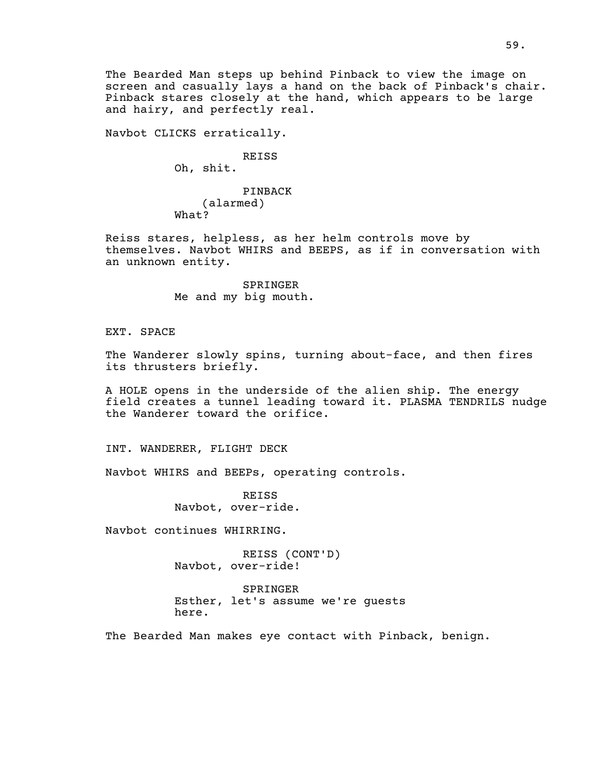The Bearded Man steps up behind Pinback to view the image on screen and casually lays a hand on the back of Pinback's chair. Pinback stares closely at the hand, which appears to be large and hairy, and perfectly real.

Navbot CLICKS erratically.

REISS
Oh, shit.

PINBACK
(alarmed)
What?

Reiss stares, helpless, as her helm controls move by themselves. Navbot WHIRS and BEEPS, as if in conversation with an unknown entity.

SPRINGER
Me and my big mouth.

EXT. SPACE

The Wanderer slowly spins, turning about-face, and then fires its thrusters briefly.

A HOLE opens in the underside of the alien ship. The energy field creates a tunnel leading toward it. PLASMA TENDRILS nudge the Wanderer toward the orifice.

INT. WANDERER, FLIGHT DECK

Navbot WHIRS and BEEPs, operating controls.

REISS
Navbot, over-ride.

Navbot continues WHIRRING.

REISS (CONT'D)
Navbot, over-ride!

SPRINGER
Esther, let's assume we're guests here.

The Bearded Man makes eye contact with Pinback, benign.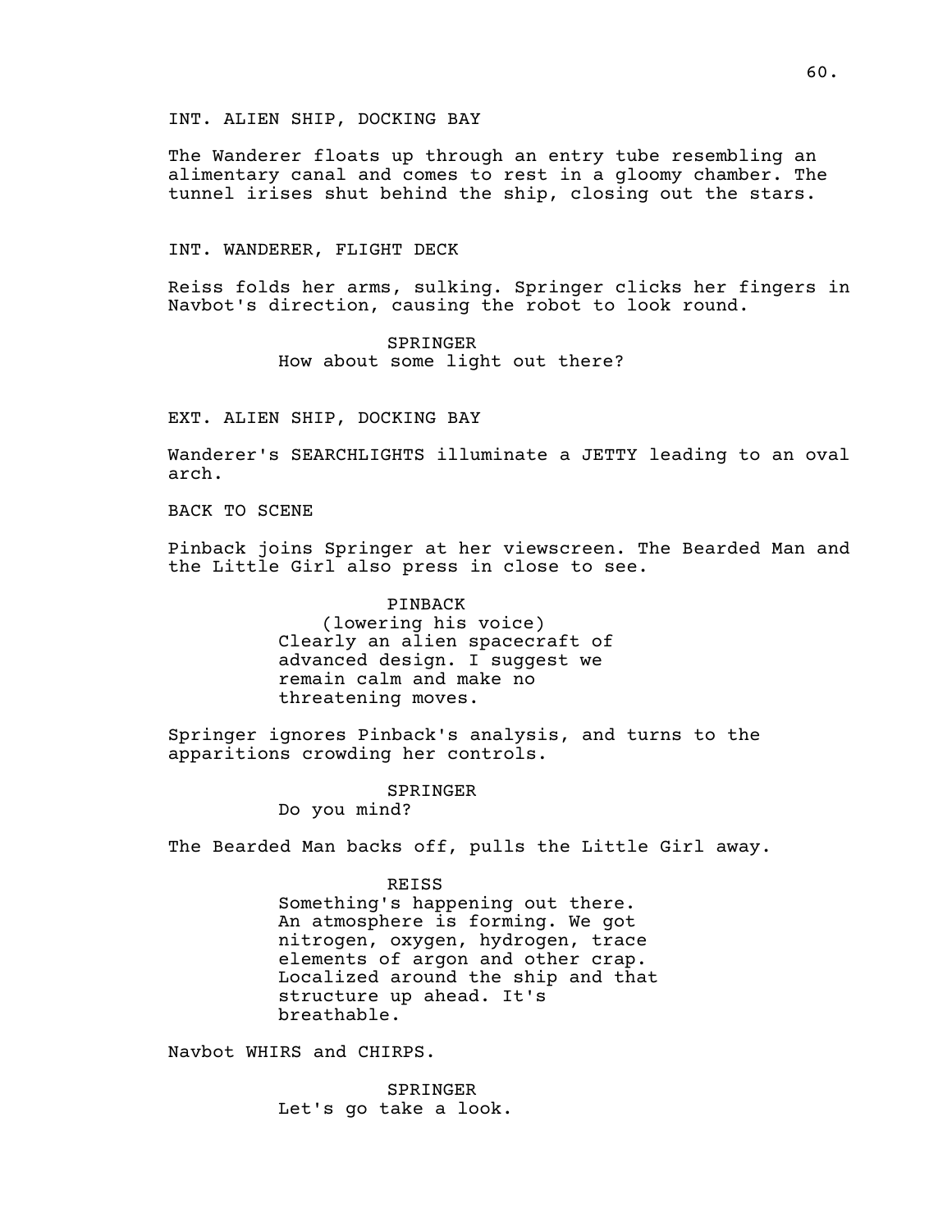INT. ALIEN SHIP, DOCKING BAY

The Wanderer floats up through an entry tube resembling an alimentary canal and comes to rest in a gloomy chamber. The tunnel irises shut behind the ship, closing out the stars.

INT. WANDERER, FLIGHT DECK

Reiss folds her arms, sulking. Springer clicks her fingers in Navbot's direction, causing the robot to look round.

SPRINGER
How about some light out there?

EXT. ALIEN SHIP, DOCKING BAY

Wanderer's SEARCHLIGHTS illuminate a JETTY leading to an oval arch.

BACK TO SCENE

Pinback joins Springer at her viewscreen. The Bearded Man and the Little Girl also press in close to see.

PINBACK
(lowering his voice)
Clearly an alien spacecraft of advanced design. I suggest we remain calm and make no threatening moves.

Springer ignores Pinback's analysis, and turns to the apparitions crowding her controls.

SPRINGER
Do you mind?

The Bearded Man backs off, pulls the Little Girl away.

REISS
Something's happening out there. An atmosphere is forming. We got nitrogen, oxygen, hydrogen, trace elements of argon and other crap. Localized around the ship and that structure up ahead. It's breathable.

Navbot WHIRS and CHIRPS.

SPRINGER
Let's go take a look.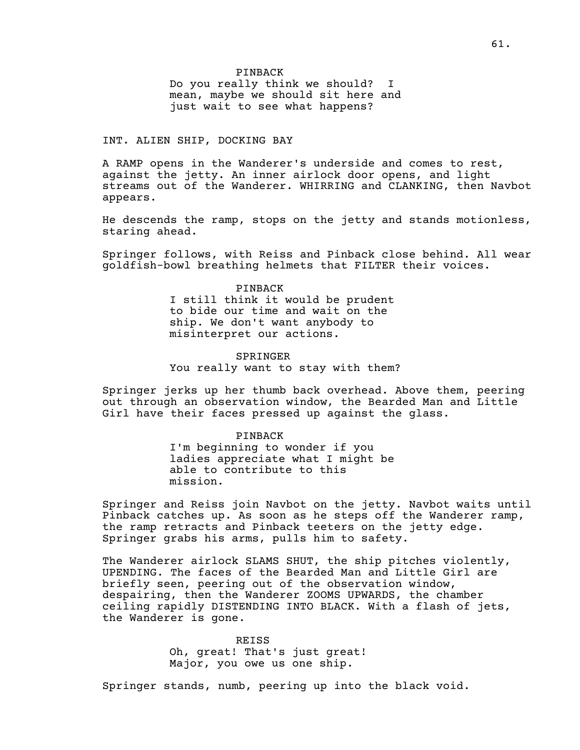PINBACK
Do you really think we should? I mean, maybe we should sit here and just wait to see what happens?

INT. ALIEN SHIP, DOCKING BAY

A RAMP opens in the Wanderer's underside and comes to rest, against the jetty. An inner airlock door opens, and light streams out of the Wanderer. WHIRRING and CLANKING, then Navbot appears.

He descends the ramp, stops on the jetty and stands motionless, staring ahead.

Springer follows, with Reiss and Pinback close behind. All wear goldfish-bowl breathing helmets that FILTER their voices.

PINBACK
I still think it would be prudent to bide our time and wait on the ship. We don't want anybody to misinterpret our actions.

SPRINGER
You really want to stay with them?

Springer jerks up her thumb back overhead. Above them, peering out through an observation window, the Bearded Man and Little Girl have their faces pressed up against the glass.

PINBACK
I'm beginning to wonder if you ladies appreciate what I might be able to contribute to this mission.

Springer and Reiss join Navbot on the jetty. Navbot waits until Pinback catches up. As soon as he steps off the Wanderer ramp, the ramp retracts and Pinback teeters on the jetty edge. Springer grabs his arms, pulls him to safety.

The Wanderer airlock SLAMS SHUT, the ship pitches violently, UPENDING. The faces of the Bearded Man and Little Girl are briefly seen, peering out of the observation window, despairing, then the Wanderer ZOOMS UPWARDS, the chamber ceiling rapidly DISTENDING INTO BLACK. With a flash of jets, the Wanderer is gone.

REISS
Oh, great! That's just great! Major, you owe us one ship.

Springer stands, numb, peering up into the black void.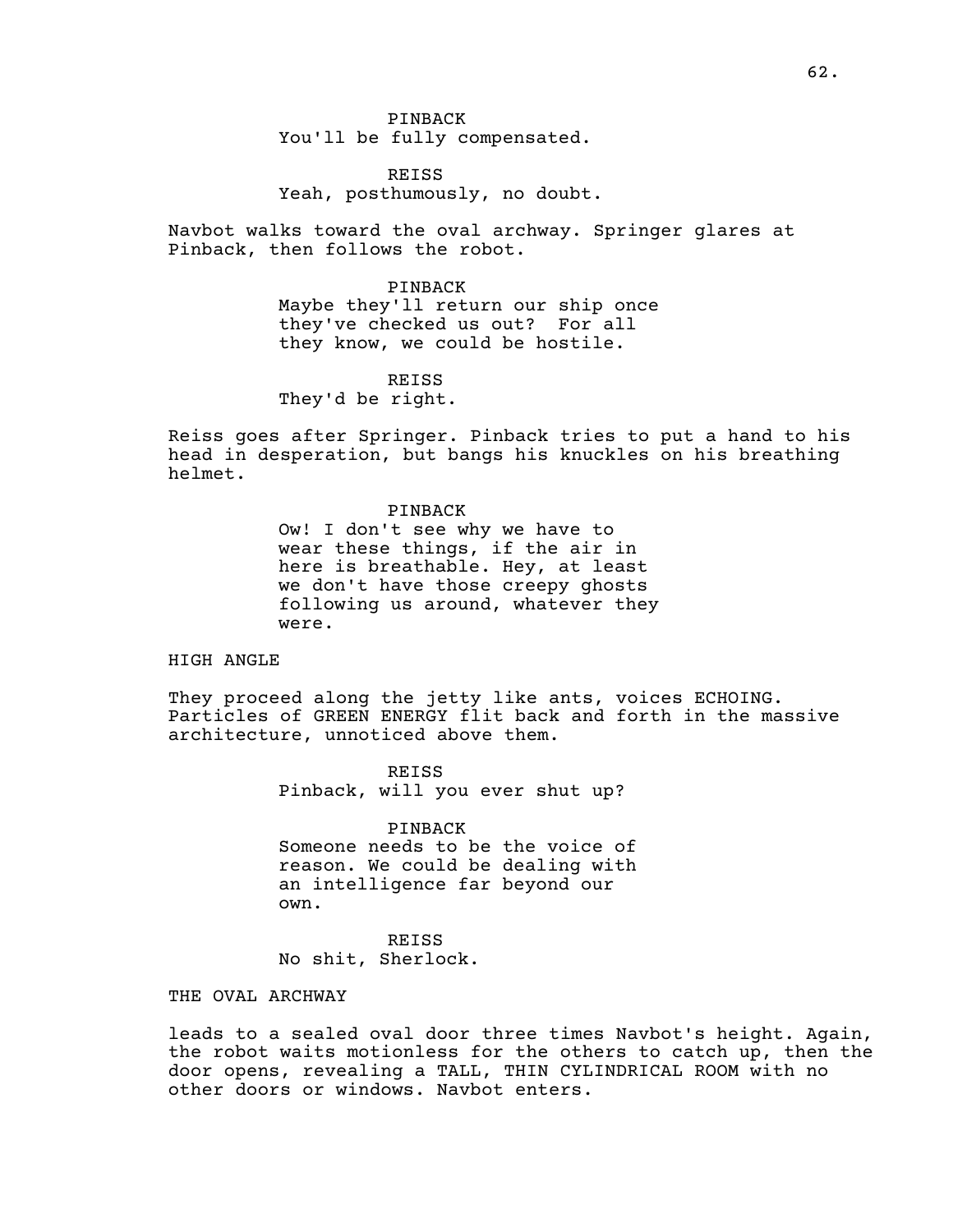PINBACK
You'll be fully compensated.

REISS
Yeah, posthumously, no doubt.

Navbot walks toward the oval archway. Springer glares at Pinback, then follows the robot.

PINBACK
Maybe they'll return our ship once they've checked us out? For all they know, we could be hostile.

REISS
They'd be right.

Reiss goes after Springer. Pinback tries to put a hand to his head in desperation, but bangs his knuckles on his breathing helmet.

PINBACK
Ow! I don't see why we have to wear these things, if the air in here is breathable. Hey, at least we don't have those creepy ghosts following us around, whatever they were.

HIGH ANGLE

They proceed along the jetty like ants, voices ECHOING. Particles of GREEN ENERGY flit back and forth in the massive architecture, unnoticed above them.

REISS
Pinback, will you ever shut up?

PINBACK
Someone needs to be the voice of reason. We could be dealing with an intelligence far beyond our own.

REISS
No shit, Sherlock.

THE OVAL ARCHWAY

leads to a sealed oval door three times Navbot's height. Again, the robot waits motionless for the others to catch up, then the door opens, revealing a TALL, THIN CYLINDRICAL ROOM with no other doors or windows. Navbot enters.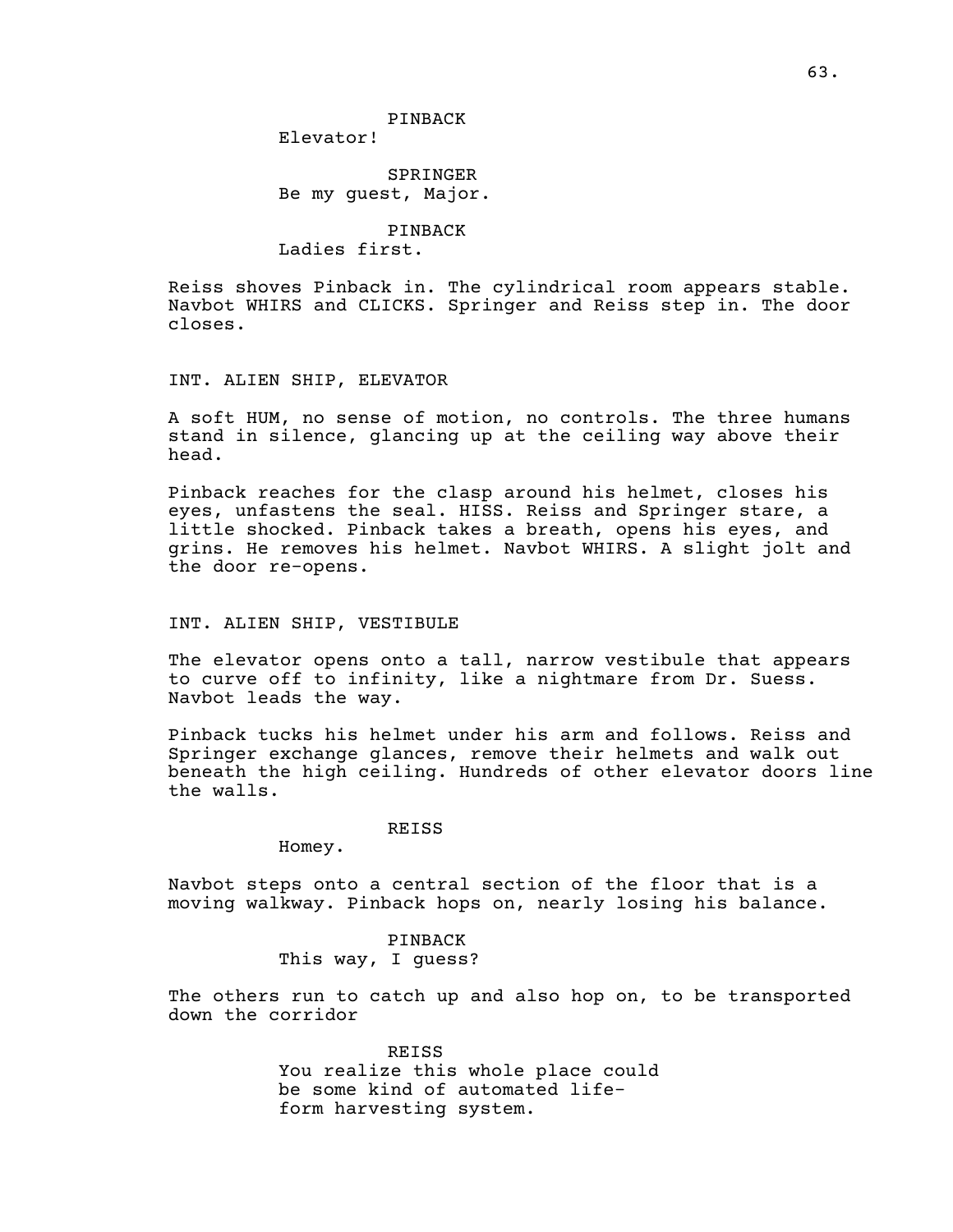PINBACK
Elevator!

SPRINGER
Be my guest, Major.

PINBACK
Ladies first.

Reiss shoves Pinback in. The cylindrical room appears stable. Navbot WHIRS and CLICKS. Springer and Reiss step in. The door closes.

INT. ALIEN SHIP, ELEVATOR

A soft HUM, no sense of motion, no controls. The three humans stand in silence, glancing up at the ceiling way above their head.

Pinback reaches for the clasp around his helmet, closes his eyes, unfastens the seal. HISS. Reiss and Springer stare, a little shocked. Pinback takes a breath, opens his eyes, and grins. He removes his helmet. Navbot WHIRS. A slight jolt and the door re-opens.

INT. ALIEN SHIP, VESTIBULE

The elevator opens onto a tall, narrow vestibule that appears to curve off to infinity, like a nightmare from Dr. Suess. Navbot leads the way.

Pinback tucks his helmet under his arm and follows. Reiss and Springer exchange glances, remove their helmets and walk out beneath the high ceiling. Hundreds of other elevator doors line the walls.

REISS
Homey.

Navbot steps onto a central section of the floor that is a moving walkway. Pinback hops on, nearly losing his balance.

PINBACK
This way, I guess?

The others run to catch up and also hop on, to be transported down the corridor

REISS
You realize this whole place could be some kind of automated life-form harvesting system.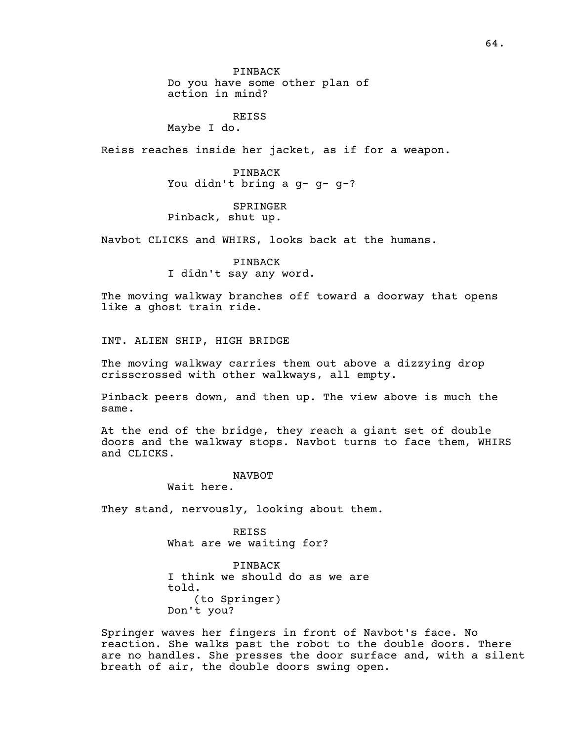PINBACK
Do you have some other plan of action in mind?

REISS
Maybe I do.

Reiss reaches inside her jacket, as if for a weapon.

PINBACK
You didn't bring a g- g- g-?

SPRINGER
Pinback, shut up.

Navbot CLICKS and WHIRS, looks back at the humans.

PINBACK
I didn't say any word.

The moving walkway branches off toward a doorway that opens like a ghost train ride.

INT. ALIEN SHIP, HIGH BRIDGE

The moving walkway carries them out above a dizzying drop crisscrossed with other walkways, all empty.

Pinback peers down, and then up. The view above is much the same.

At the end of the bridge, they reach a giant set of double doors and the walkway stops. Navbot turns to face them, WHIRS and CLICKS.

NAVBOT
Wait here.

They stand, nervously, looking about them.

REISS
What are we waiting for?

PINBACK
I think we should do as we are told.
(to Springer)
Don't you?

Springer waves her fingers in front of Navbot's face. No reaction. She walks past the robot to the double doors. There are no handles. She presses the door surface and, with a silent breath of air, the double doors swing open.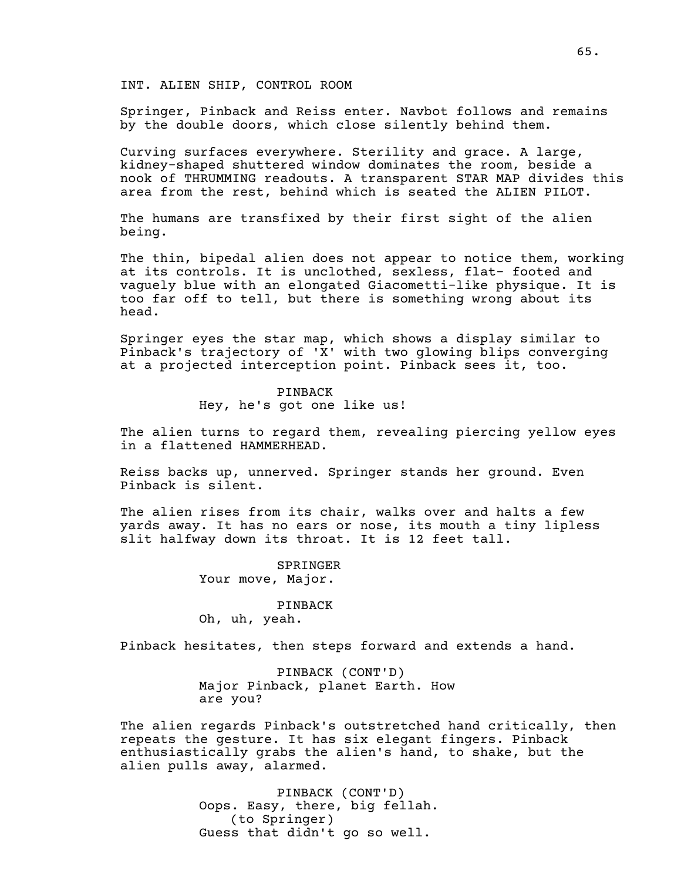INT. ALIEN SHIP, CONTROL ROOM

Springer, Pinback and Reiss enter. Navbot follows and remains by the double doors, which close silently behind them.

Curving surfaces everywhere. Sterility and grace. A large, kidney-shaped shuttered window dominates the room, beside a nook of THRUMMING readouts. A transparent STAR MAP divides this area from the rest, behind which is seated the ALIEN PILOT.

The humans are transfixed by their first sight of the alien being.

The thin, bipedal alien does not appear to notice them, working at its controls. It is unclothed, sexless, flat- footed and vaguely blue with an elongated Giacometti-like physique. It is too far off to tell, but there is something wrong about its head.

Springer eyes the star map, which shows a display similar to Pinback's trajectory of 'X' with two glowing blips converging at a projected interception point. Pinback sees it, too.

PINBACK
Hey, he's got one like us!

The alien turns to regard them, revealing piercing yellow eyes in a flattened HAMMERHEAD.

Reiss backs up, unnerved. Springer stands her ground. Even Pinback is silent.

The alien rises from its chair, walks over and halts a few yards away. It has no ears or nose, its mouth a tiny lipless slit halfway down its throat. It is 12 feet tall.

SPRINGER
Your move, Major.

PINBACK
Oh, uh, yeah.

Pinback hesitates, then steps forward and extends a hand.

PINBACK (CONT'D)
Major Pinback, planet Earth. How are you?

The alien regards Pinback's outstretched hand critically, then repeats the gesture. It has six elegant fingers. Pinback enthusiastically grabs the alien's hand, to shake, but the alien pulls away, alarmed.

PINBACK (CONT'D)
Oops. Easy, there, big fellah.
(to Springer)
Guess that didn't go so well.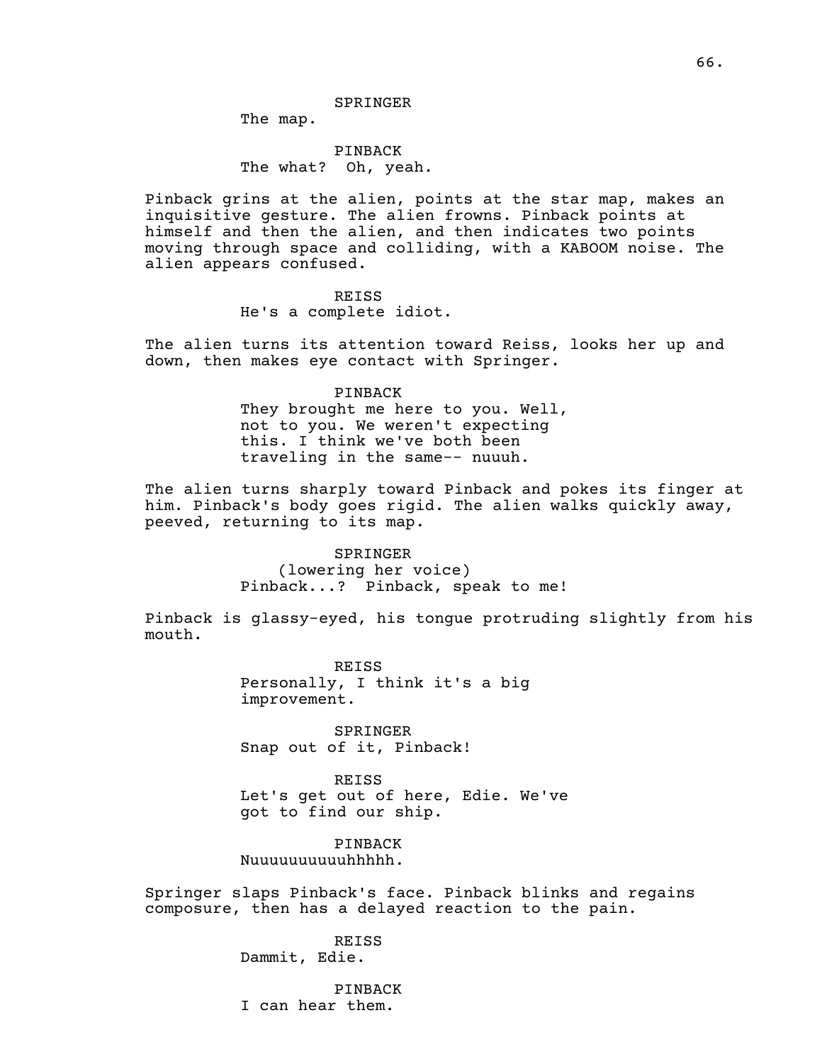SPRINGER

The map.

PINBACK

The what?  Oh, yeah.

Pinback grins at the alien, points at the star map, makes an inquisitive gesture. The alien frowns. Pinback points at himself and then the alien, and then indicates two points moving through space and colliding, with a KABOOM noise. The alien appears confused.

REISS

He's a complete idiot.

The alien turns its attention toward Reiss, looks her up and down, then makes eye contact with Springer.

PINBACK

They brought me here to you. Well, not to you. We weren't expecting this. I think we've both been traveling in the same-- nuuuh.

The alien turns sharply toward Pinback and pokes its finger at him. Pinback's body goes rigid. The alien walks quickly away, peeved, returning to its map.

SPRINGER

(lowering her voice)

Pinback...?  Pinback, speak to me!

Pinback is glassy-eyed, his tongue protruding slightly from his mouth.

REISS

Personally, I think it's a big improvement.

SPRINGER

Snap out of it, Pinback!

REISS

Let's get out of here, Edie. We've got to find our ship.

PINBACK

Nuuuuuuuuuuhhhhh.

Springer slaps Pinback's face. Pinback blinks and regains composure, then has a delayed reaction to the pain.

REISS

Dammit, Edie.

PINBACK

I can hear them.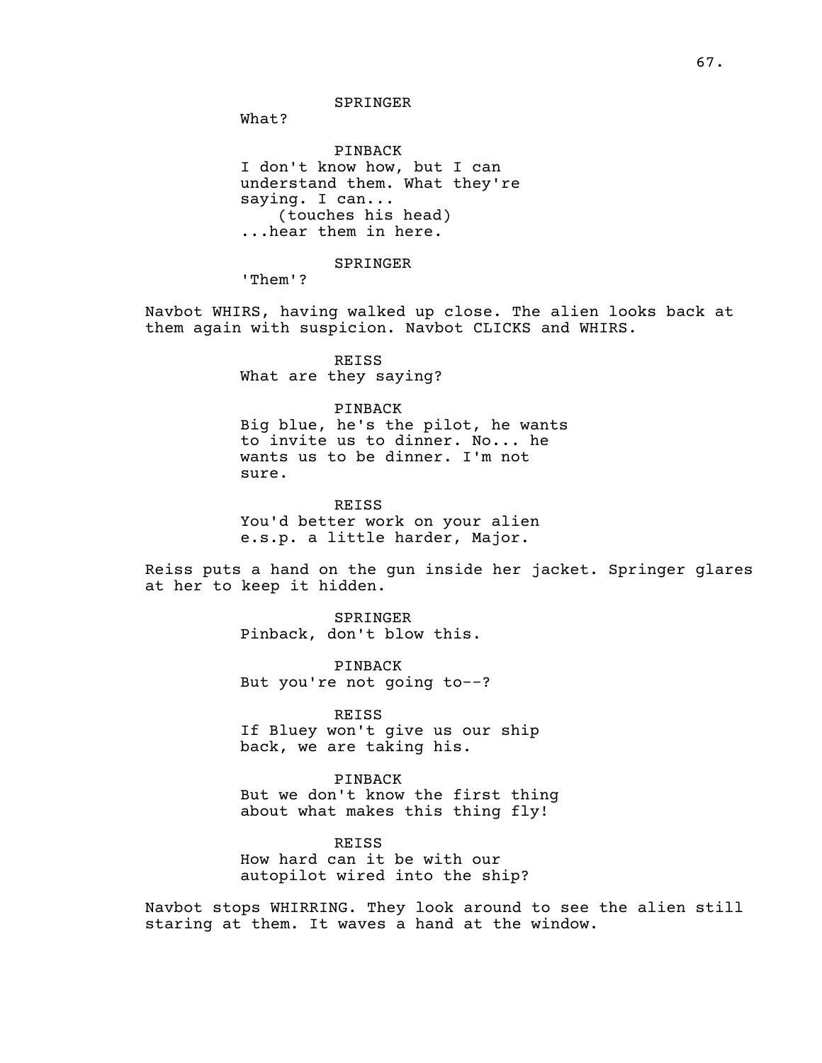SPRINGER

What?

PINBACK

I don't know how, but I can understand them. What they're saying. I can...

(touches his head)

...hear them in here.

SPRINGER

'Them'?

Navbot WHIRS, having walked up close. The alien looks back at them again with suspicion. Navbot CLICKS and WHIRS.

REISS

What are they saying?

PINBACK

Big blue, he's the pilot, he wants to invite us to dinner. No... he wants us to be dinner. I'm not sure.

REISS

You'd better work on your alien e.s.p. a little harder, Major.

Reiss puts a hand on the gun inside her jacket. Springer glares at her to keep it hidden.

SPRINGER

Pinback, don't blow this.

PINBACK

But you're not going to--?

REISS

If Bluey won't give us our ship back, we are taking his.

PINBACK

But we don't know the first thing about what makes this thing fly!

REISS

How hard can it be with our autopilot wired into the ship?

Navbot stops WHIRRING. They look around to see the alien still staring at them. It waves a hand at the window.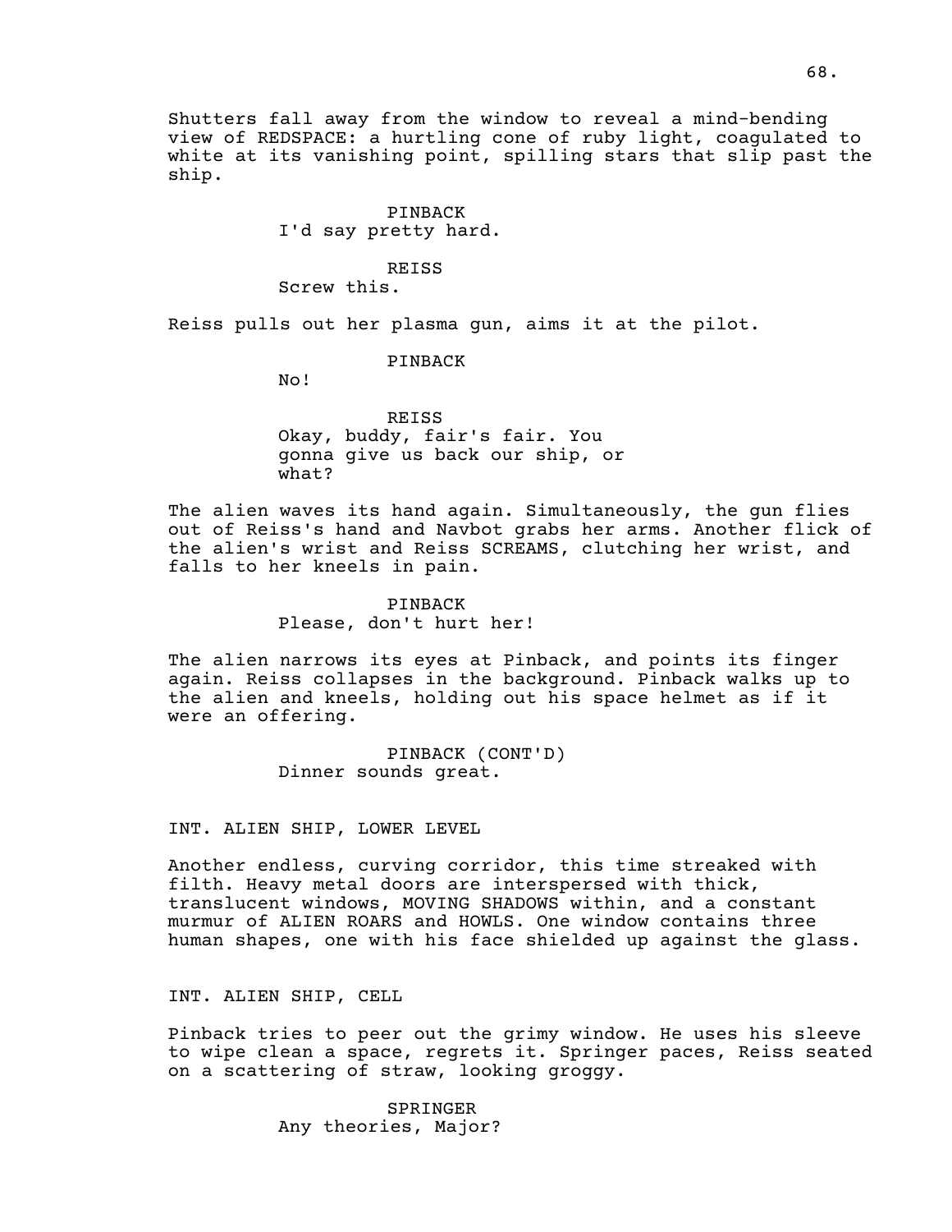Shutters fall away from the window to reveal a mind-bending view of REDSPACE: a hurtling cone of ruby light, coagulated to white at its vanishing point, spilling stars that slip past the ship.

PINBACK
I'd say pretty hard.

REISS
Screw this.

Reiss pulls out her plasma gun, aims it at the pilot.

PINBACK
No!

REISS
Okay, buddy, fair's fair. You gonna give us back our ship, or what?

The alien waves its hand again. Simultaneously, the gun flies out of Reiss's hand and Navbot grabs her arms. Another flick of the alien's wrist and Reiss SCREAMS, clutching her wrist, and falls to her kneels in pain.

PINBACK
Please, don't hurt her!

The alien narrows its eyes at Pinback, and points its finger again. Reiss collapses in the background. Pinback walks up to the alien and kneels, holding out his space helmet as if it were an offering.

PINBACK (CONT'D)
Dinner sounds great.

INT. ALIEN SHIP, LOWER LEVEL

Another endless, curving corridor, this time streaked with filth. Heavy metal doors are interspersed with thick, translucent windows, MOVING SHADOWS within, and a constant murmur of ALIEN ROARS and HOWLS. One window contains three human shapes, one with his face shielded up against the glass.

INT. ALIEN SHIP, CELL

Pinback tries to peer out the grimy window. He uses his sleeve to wipe clean a space, regrets it. Springer paces, Reiss seated on a scattering of straw, looking groggy.

SPRINGER
Any theories, Major?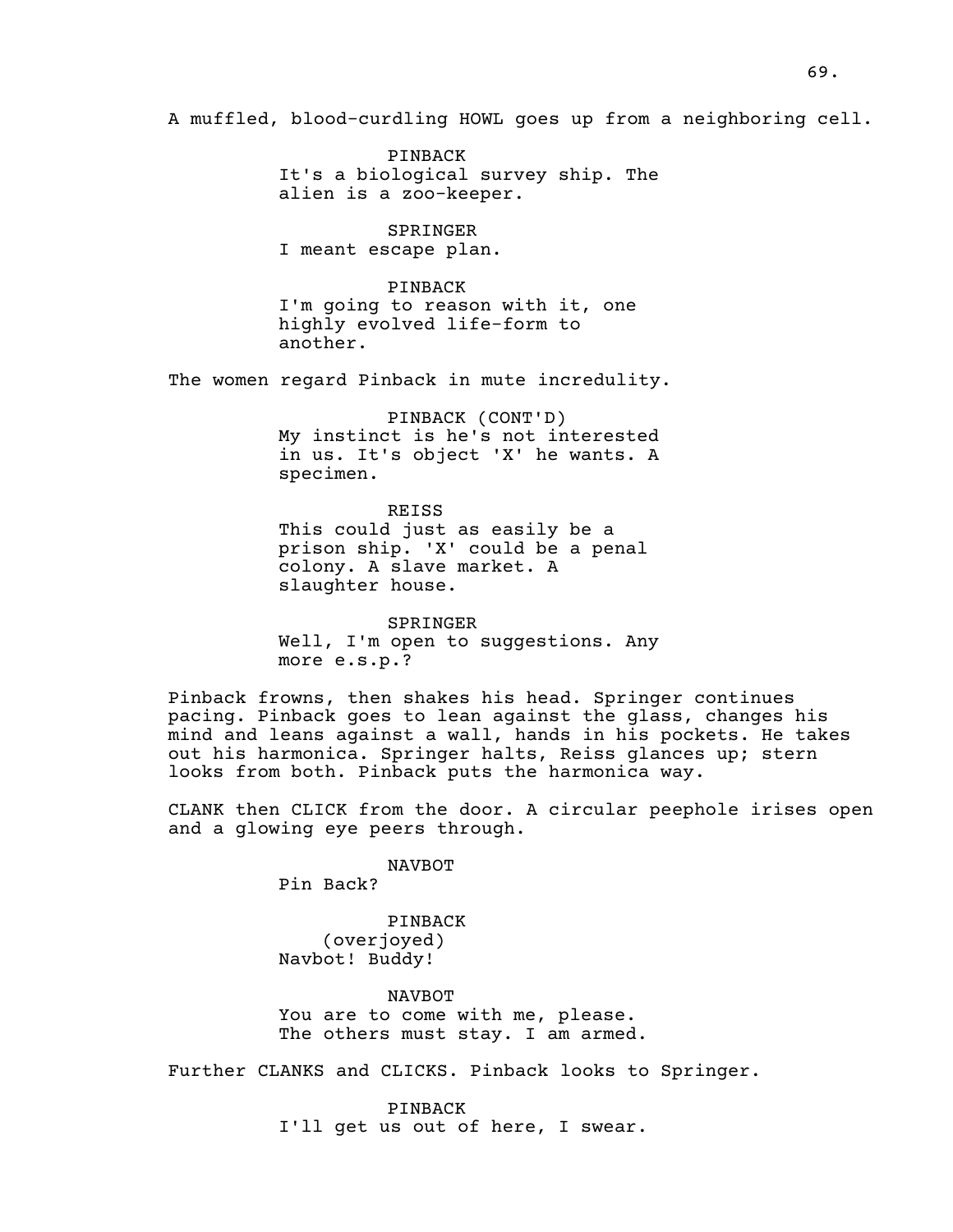A muffled, blood-curdling HOWL goes up from a neighboring cell.

PINBACK
It's a biological survey ship. The alien is a zoo-keeper.

SPRINGER
I meant escape plan.

PINBACK
I'm going to reason with it, one highly evolved life-form to another.

The women regard Pinback in mute incredulity.

PINBACK (CONT'D)
My instinct is he's not interested in us. It's object 'X' he wants. A specimen.

REISS
This could just as easily be a prison ship. 'X' could be a penal colony. A slave market. A slaughter house.

SPRINGER
Well, I'm open to suggestions. Any more e.s.p.?

Pinback frowns, then shakes his head. Springer continues pacing. Pinback goes to lean against the glass, changes his mind and leans against a wall, hands in his pockets. He takes out his harmonica. Springer halts, Reiss glances up; stern looks from both. Pinback puts the harmonica way.

CLANK then CLICK from the door. A circular peephole irises open and a glowing eye peers through.

NAVBOT
Pin Back?

PINBACK
(overjoyed)
Navbot! Buddy!

NAVBOT
You are to come with me, please. The others must stay. I am armed.

Further CLANKS and CLICKS. Pinback looks to Springer.

PINBACK
I'll get us out of here, I swear.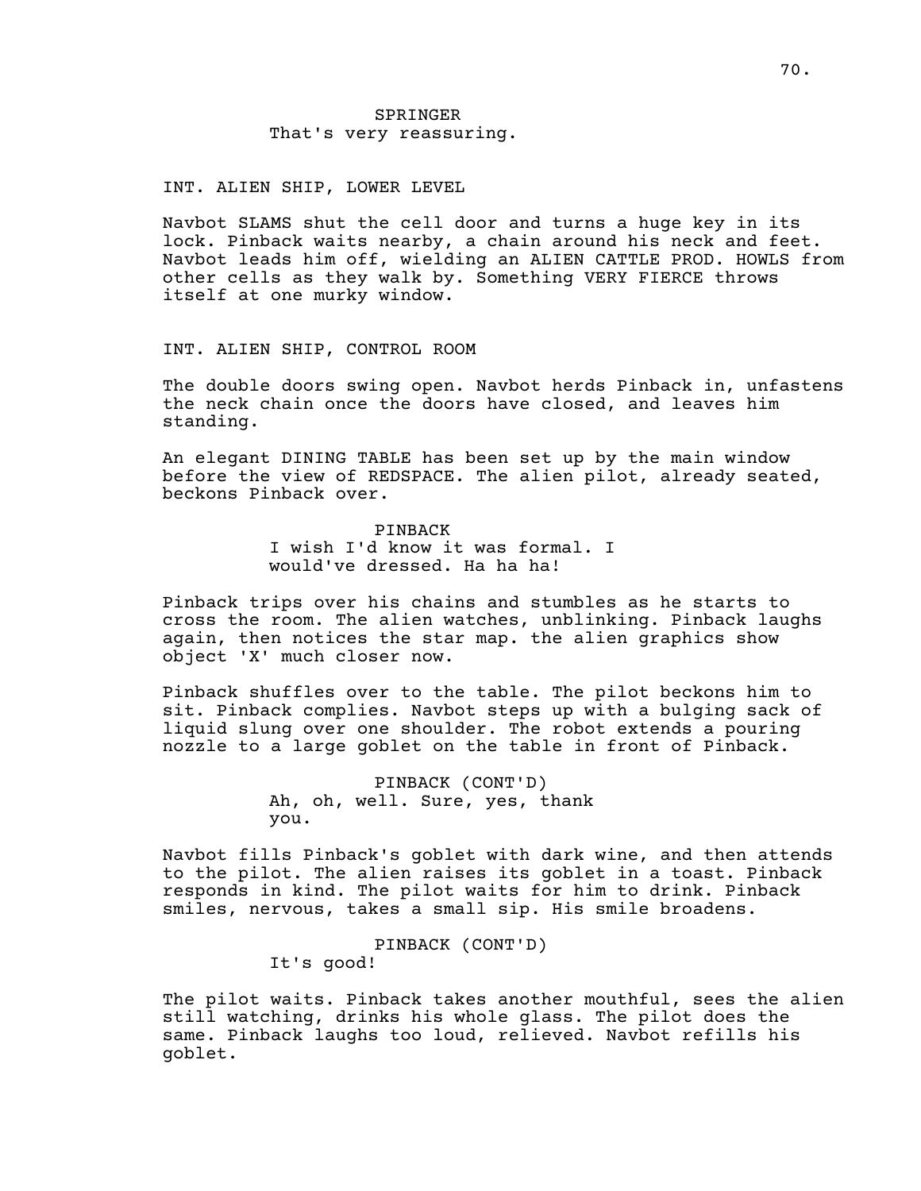SPRINGER
That's very reassuring.

INT. ALIEN SHIP, LOWER LEVEL

Navbot SLAMS shut the cell door and turns a huge key in its lock. Pinback waits nearby, a chain around his neck and feet. Navbot leads him off, wielding an ALIEN CATTLE PROD. HOWLS from other cells as they walk by. Something VERY FIERCE throws itself at one murky window.

INT. ALIEN SHIP, CONTROL ROOM

The double doors swing open. Navbot herds Pinback in, unfastens the neck chain once the doors have closed, and leaves him standing.

An elegant DINING TABLE has been set up by the main window before the view of REDSPACE. The alien pilot, already seated, beckons Pinback over.

PINBACK
I wish I'd know it was formal. I would've dressed. Ha ha ha!

Pinback trips over his chains and stumbles as he starts to cross the room. The alien watches, unblinking. Pinback laughs again, then notices the star map. the alien graphics show object 'X' much closer now.

Pinback shuffles over to the table. The pilot beckons him to sit. Pinback complies. Navbot steps up with a bulging sack of liquid slung over one shoulder. The robot extends a pouring nozzle to a large goblet on the table in front of Pinback.

PINBACK (CONT'D)
Ah, oh, well. Sure, yes, thank you.

Navbot fills Pinback's goblet with dark wine, and then attends to the pilot. The alien raises its goblet in a toast. Pinback responds in kind. The pilot waits for him to drink. Pinback smiles, nervous, takes a small sip. His smile broadens.

PINBACK (CONT'D)
It's good!

The pilot waits. Pinback takes another mouthful, sees the alien still watching, drinks his whole glass. The pilot does the same. Pinback laughs too loud, relieved. Navbot refills his goblet.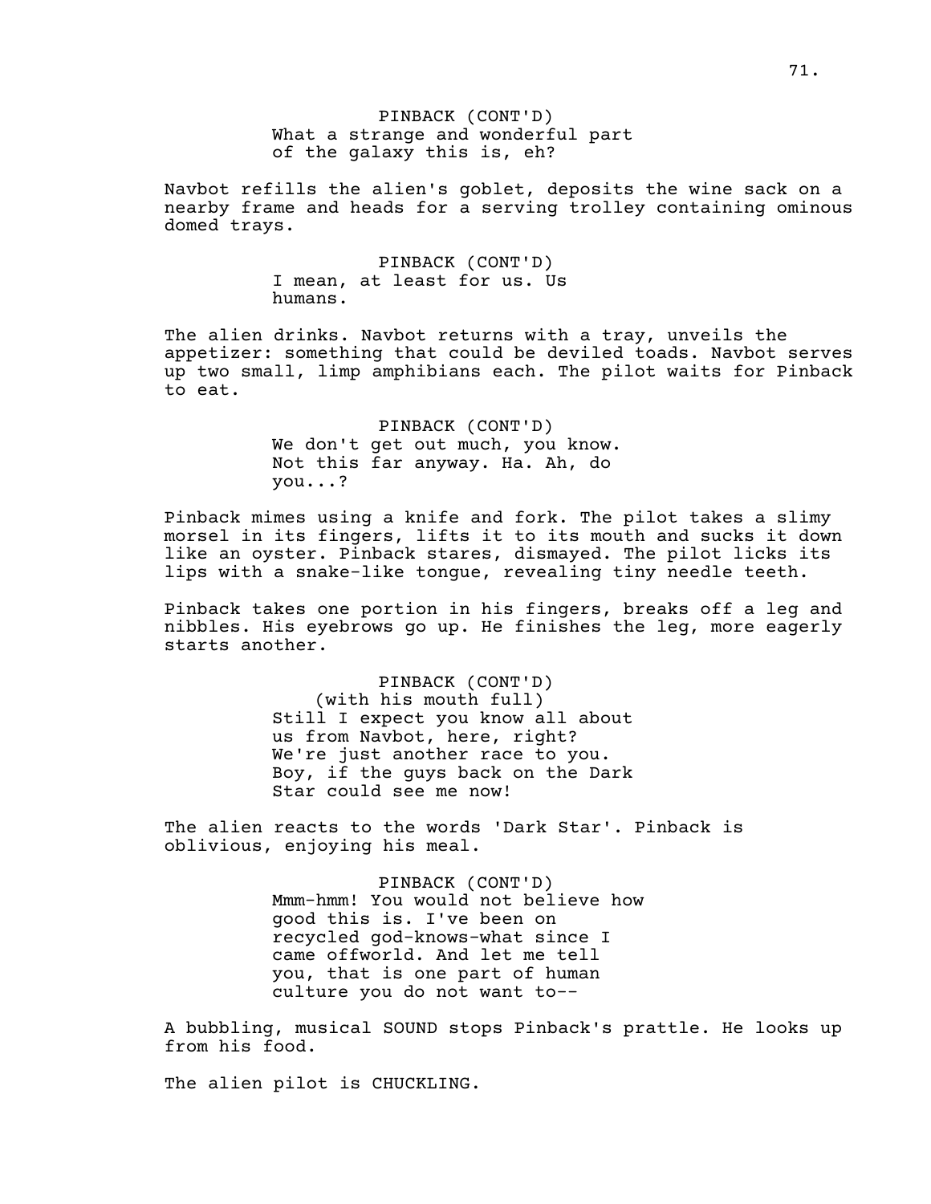PINBACK (CONT'D)
What a strange and wonderful part of the galaxy this is, eh?

Navbot refills the alien's goblet, deposits the wine sack on a nearby frame and heads for a serving trolley containing ominous domed trays.

PINBACK (CONT'D)
I mean, at least for us. Us humans.

The alien drinks. Navbot returns with a tray, unveils the appetizer: something that could be deviled toads. Navbot serves up two small, limp amphibians each. The pilot waits for Pinback to eat.

PINBACK (CONT'D)
We don't get out much, you know. Not this far anyway. Ha. Ah, do you...?

Pinback mimes using a knife and fork. The pilot takes a slimy morsel in its fingers, lifts it to its mouth and sucks it down like an oyster. Pinback stares, dismayed. The pilot licks its lips with a snake-like tongue, revealing tiny needle teeth.

Pinback takes one portion in his fingers, breaks off a leg and nibbles. His eyebrows go up. He finishes the leg, more eagerly starts another.

PINBACK (CONT'D)
(with his mouth full)
Still I expect you know all about us from Navbot, here, right? We're just another race to you. Boy, if the guys back on the Dark Star could see me now!

The alien reacts to the words 'Dark Star'. Pinback is oblivious, enjoying his meal.

PINBACK (CONT'D)
Mmm-hmm! You would not believe how good this is. I've been on recycled god-knows-what since I came offworld. And let me tell you, that is one part of human culture you do not want to--

A bubbling, musical SOUND stops Pinback's prattle. He looks up from his food.

The alien pilot is CHUCKLING.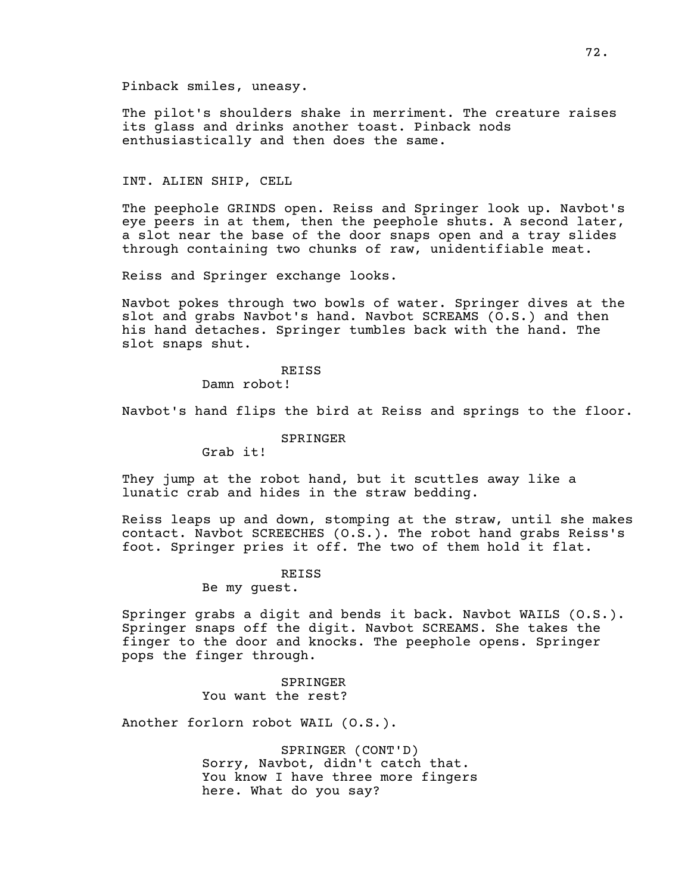Pinback smiles, uneasy.

The pilot's shoulders shake in merriment. The creature raises its glass and drinks another toast. Pinback nods enthusiastically and then does the same.

INT. ALIEN SHIP, CELL

The peephole GRINDS open. Reiss and Springer look up. Navbot's eye peers in at them, then the peephole shuts. A second later, a slot near the base of the door snaps open and a tray slides through containing two chunks of raw, unidentifiable meat.

Reiss and Springer exchange looks.

Navbot pokes through two bowls of water. Springer dives at the slot and grabs Navbot's hand. Navbot SCREAMS (O.S.) and then his hand detaches. Springer tumbles back with the hand. The slot snaps shut.

REISS
Damn robot!

Navbot's hand flips the bird at Reiss and springs to the floor.

SPRINGER
Grab it!

They jump at the robot hand, but it scuttles away like a lunatic crab and hides in the straw bedding.

Reiss leaps up and down, stomping at the straw, until she makes contact. Navbot SCREECHES (O.S.). The robot hand grabs Reiss's foot. Springer pries it off. The two of them hold it flat.

REISS
Be my guest.

Springer grabs a digit and bends it back. Navbot WAILS (O.S.). Springer snaps off the digit. Navbot SCREAMS. She takes the finger to the door and knocks. The peephole opens. Springer pops the finger through.

SPRINGER
You want the rest?

Another forlorn robot WAIL (O.S.).

SPRINGER (CONT'D)
Sorry, Navbot, didn't catch that. You know I have three more fingers here. What do you say?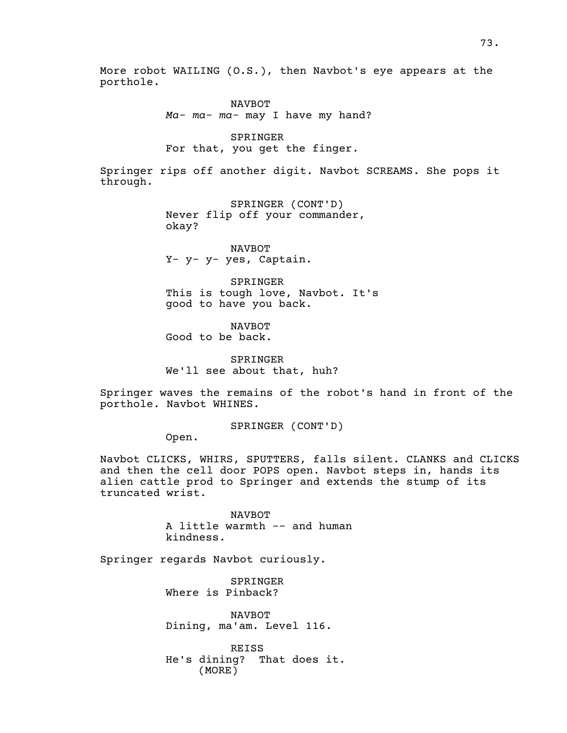More robot WAILING (O.S.), then Navbot's eye appears at the porthole.

NAVBOT
*Ma- ma- ma-* may I have my hand?

SPRINGER
For that, you get the finger.

Springer rips off another digit. Navbot SCREAMS. She pops it through.

SPRINGER (CONT'D)
Never flip off your commander, okay?

NAVBOT
Y- y- y- yes, Captain.

SPRINGER
This is tough love, Navbot. It's good to have you back.

NAVBOT
Good to be back.

SPRINGER
We'll see about that, huh?

Springer waves the remains of the robot's hand in front of the porthole. Navbot WHINES.

SPRINGER (CONT'D)
Open.

Navbot CLICKS, WHIRS, SPUTTERS, falls silent. CLANKS and CLICKS and then the cell door POPS open. Navbot steps in, hands its alien cattle prod to Springer and extends the stump of its truncated wrist.

NAVBOT
A little warmth -- and human kindness.

Springer regards Navbot curiously.

SPRINGER
Where is Pinback?

NAVBOT
Dining, ma'am. Level 116.

REISS
He's dining? That does it.
(MORE)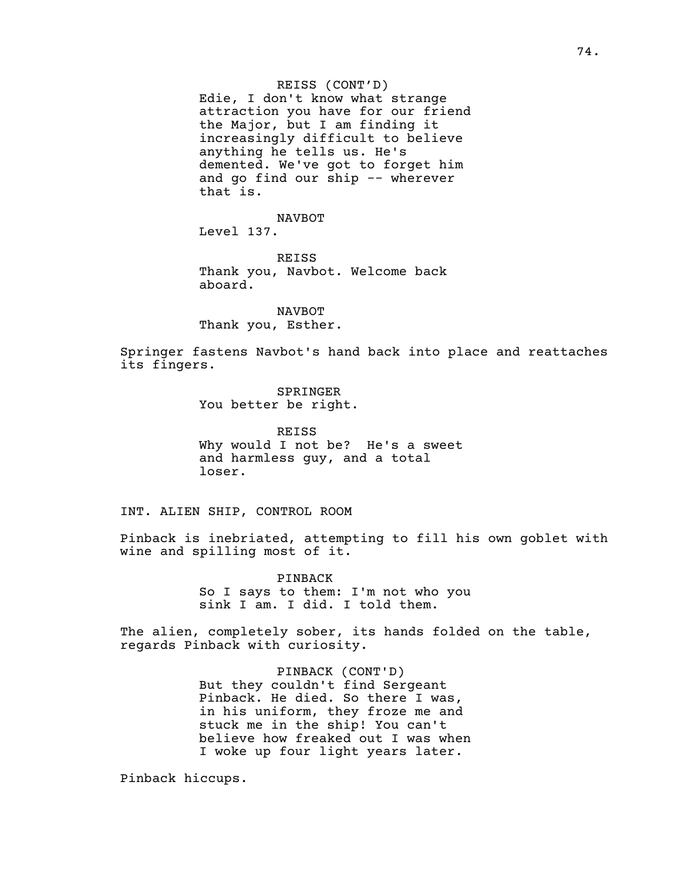REISS (CONT'D)
Edie, I don't know what strange attraction you have for our friend the Major, but I am finding it increasingly difficult to believe anything he tells us. He's demented. We've got to forget him and go find our ship -- wherever that is.

NAVBOT
Level 137.

REISS
Thank you, Navbot. Welcome back aboard.

NAVBOT
Thank you, Esther.

Springer fastens Navbot's hand back into place and reattaches its fingers.

SPRINGER
You better be right.

REISS
Why would I not be? He's a sweet and harmless guy, and a total loser.

INT. ALIEN SHIP, CONTROL ROOM

Pinback is inebriated, attempting to fill his own goblet with wine and spilling most of it.

PINBACK
So I says to them: I'm not who you sink I am. I did. I told them.

The alien, completely sober, its hands folded on the table, regards Pinback with curiosity.

PINBACK (CONT'D)
But they couldn't find Sergeant Pinback. He died. So there I was, in his uniform, they froze me and stuck me in the ship! You can't believe how freaked out I was when I woke up four light years later.

Pinback hiccups.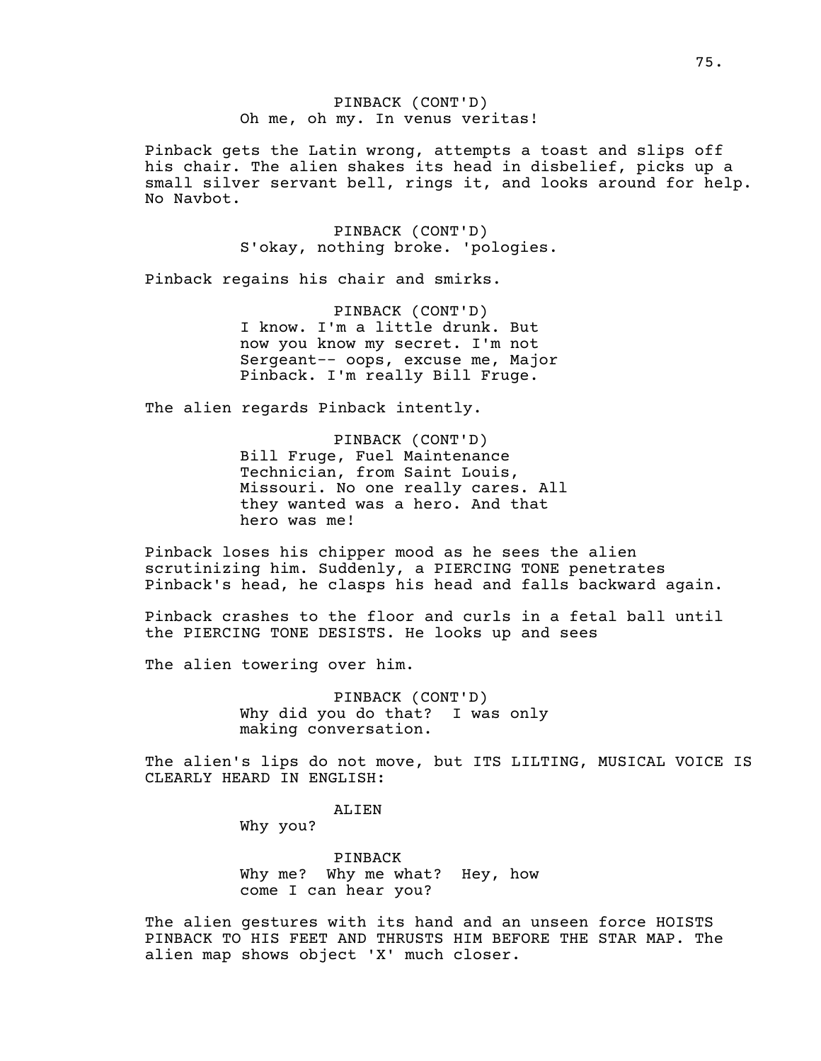PINBACK (CONT'D)
Oh me, oh my. In venus veritas!

Pinback gets the Latin wrong, attempts a toast and slips off his chair. The alien shakes its head in disbelief, picks up a small silver servant bell, rings it, and looks around for help. No Navbot.

PINBACK (CONT'D)
S'okay, nothing broke. 'pologies.

Pinback regains his chair and smirks.

PINBACK (CONT'D)
I know. I'm a little drunk. But now you know my secret. I'm not Sergeant-- oops, excuse me, Major Pinback. I'm really Bill Fruge.

The alien regards Pinback intently.

PINBACK (CONT'D)
Bill Fruge, Fuel Maintenance Technician, from Saint Louis, Missouri. No one really cares. All they wanted was a hero. And that hero was me!

Pinback loses his chipper mood as he sees the alien scrutinizing him. Suddenly, a PIERCING TONE penetrates Pinback's head, he clasps his head and falls backward again.

Pinback crashes to the floor and curls in a fetal ball until the PIERCING TONE DESISTS. He looks up and sees

The alien towering over him.

PINBACK (CONT'D)
Why did you do that? I was only making conversation.

The alien's lips do not move, but ITS LILTING, MUSICAL VOICE IS CLEARLY HEARD IN ENGLISH:

ALIEN
Why you?

PINBACK
Why me? Why me what? Hey, how come I can hear you?

The alien gestures with its hand and an unseen force HOISTS PINBACK TO HIS FEET AND THRUSTS HIM BEFORE THE STAR MAP. The alien map shows object 'X' much closer.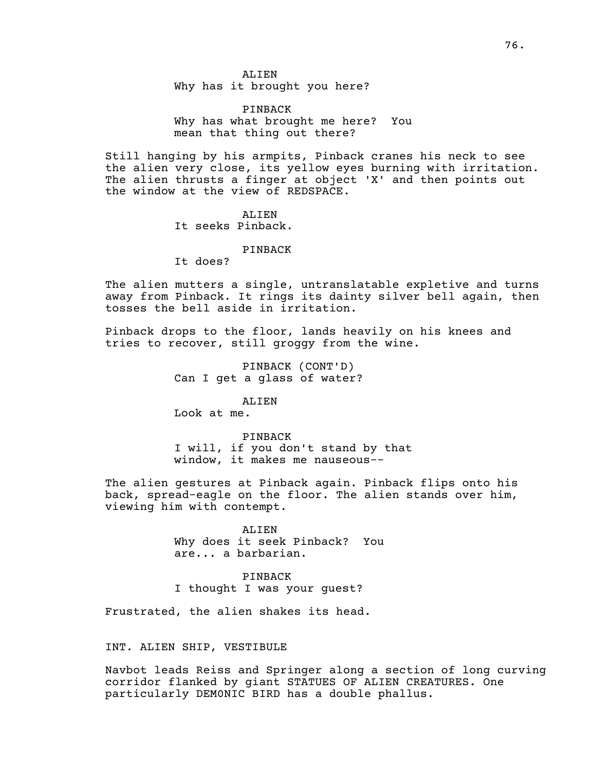ALIEN
Why has it brought you here?

PINBACK
Why has what brought me here? You mean that thing out there?

Still hanging by his armpits, Pinback cranes his neck to see the alien very close, its yellow eyes burning with irritation. The alien thrusts a finger at object 'X' and then points out the window at the view of REDSPACE.

ALIEN
It seeks Pinback.

PINBACK
It does?

The alien mutters a single, untranslatable expletive and turns away from Pinback. It rings its dainty silver bell again, then tosses the bell aside in irritation.

Pinback drops to the floor, lands heavily on his knees and tries to recover, still groggy from the wine.

PINBACK (CONT'D)
Can I get a glass of water?

ALIEN
Look at me.

PINBACK
I will, if you don't stand by that window, it makes me nauseous--

The alien gestures at Pinback again. Pinback flips onto his back, spread-eagle on the floor. The alien stands over him, viewing him with contempt.

ALIEN
Why does it seek Pinback? You are... a barbarian.

PINBACK
I thought I was your guest?

Frustrated, the alien shakes its head.

INT. ALIEN SHIP, VESTIBULE

Navbot leads Reiss and Springer along a section of long curving corridor flanked by giant STATUES OF ALIEN CREATURES. One particularly DEM0NIC BIRD has a double phallus.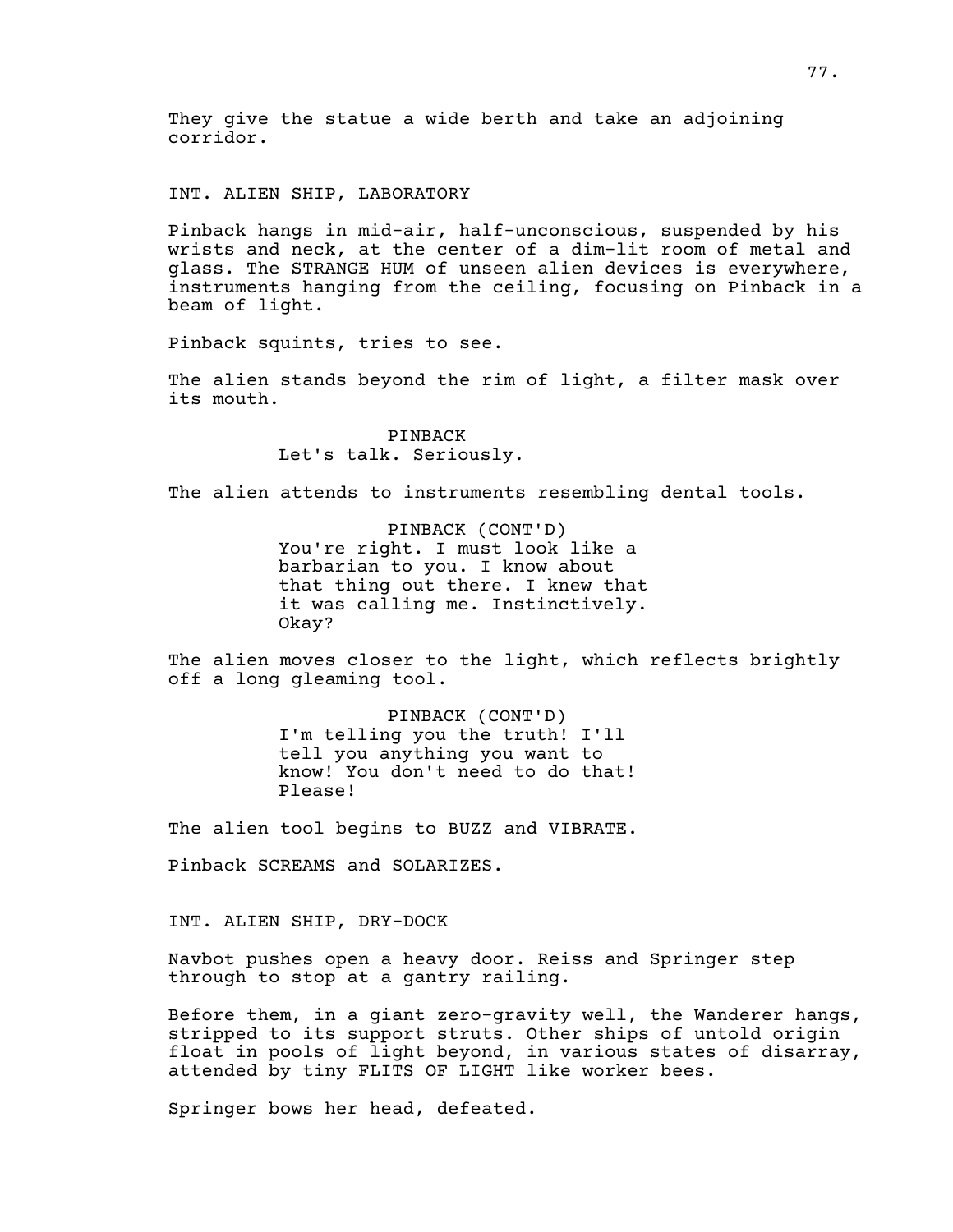They give the statue a wide berth and take an adjoining corridor.

INT. ALIEN SHIP, LABORATORY

Pinback hangs in mid-air, half-unconscious, suspended by his wrists and neck, at the center of a dim-lit room of metal and glass. The STRANGE HUM of unseen alien devices is everywhere, instruments hanging from the ceiling, focusing on Pinback in a beam of light.

Pinback squints, tries to see.

The alien stands beyond the rim of light, a filter mask over its mouth.

PINBACK
Let's talk. Seriously.

The alien attends to instruments resembling dental tools.

PINBACK (CONT'D)
You're right. I must look like a barbarian to you. I know about that thing out there. I knew that it was calling me. Instinctively. Okay?

The alien moves closer to the light, which reflects brightly off a long gleaming tool.

PINBACK (CONT'D)
I'm telling you the truth! I'll tell you anything you want to know! You don't need to do that! Please!

The alien tool begins to BUZZ and VIBRATE.

Pinback SCREAMS and SOLARIZES.

INT. ALIEN SHIP, DRY-DOCK

Navbot pushes open a heavy door. Reiss and Springer step through to stop at a gantry railing.

Before them, in a giant zero-gravity well, the Wanderer hangs, stripped to its support struts. Other ships of untold origin float in pools of light beyond, in various states of disarray, attended by tiny FLITS OF LIGHT like worker bees.

Springer bows her head, defeated.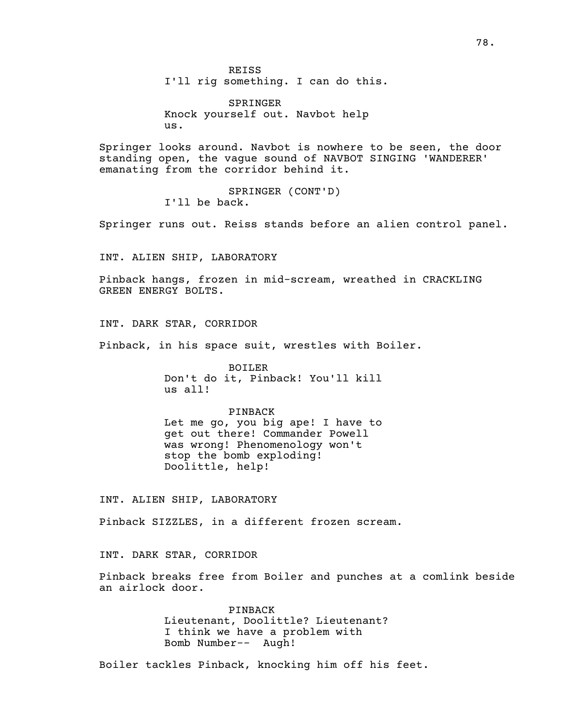REISS
I'll rig something. I can do this.

SPRINGER
Knock yourself out. Navbot help us.

Springer looks around. Navbot is nowhere to be seen, the door standing open, the vague sound of NAVBOT SINGING 'WANDERER' emanating from the corridor behind it.

SPRINGER (CONT'D)
I'll be back.

Springer runs out. Reiss stands before an alien control panel.

INT. ALIEN SHIP, LABORATORY

Pinback hangs, frozen in mid-scream, wreathed in CRACKLING GREEN ENERGY BOLTS.

INT. DARK STAR, CORRIDOR

Pinback, in his space suit, wrestles with Boiler.

BOILER
Don't do it, Pinback! You'll kill us all!

PINBACK
Let me go, you big ape! I have to get out there! Commander Powell was wrong! Phenomenology won't stop the bomb exploding! Doolittle, help!

INT. ALIEN SHIP, LABORATORY

Pinback SIZZLES, in a different frozen scream.

INT. DARK STAR, CORRIDOR

Pinback breaks free from Boiler and punches at a comlink beside an airlock door.

PINBACK
Lieutenant, Doolittle? Lieutenant? I think we have a problem with Bomb Number-- Augh!

Boiler tackles Pinback, knocking him off his feet.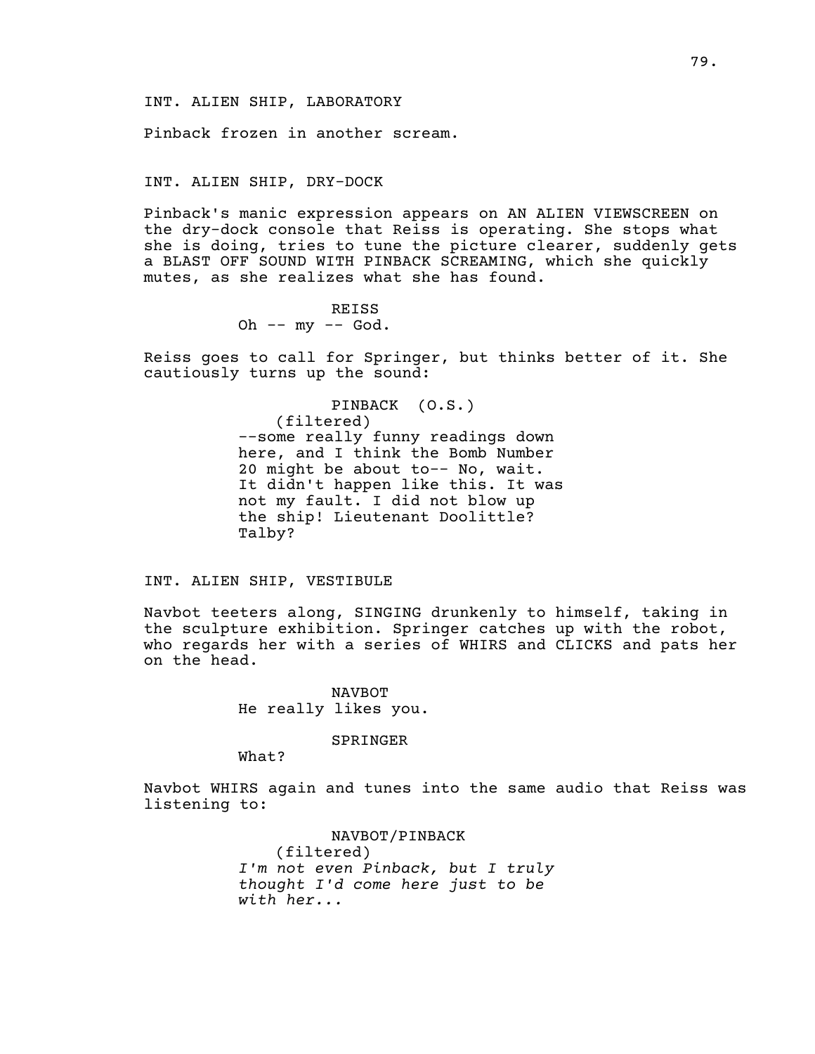INT. ALIEN SHIP, LABORATORY

Pinback frozen in another scream.

INT. ALIEN SHIP, DRY-DOCK

Pinback's manic expression appears on AN ALIEN VIEWSCREEN on the dry-dock console that Reiss is operating. She stops what she is doing, tries to tune the picture clearer, suddenly gets a BLAST OFF SOUND WITH PINBACK SCREAMING, which she quickly mutes, as she realizes what she has found.

REISS
Oh -- my -- God.

Reiss goes to call for Springer, but thinks better of it. She cautiously turns up the sound:

PINBACK (O.S.)
(filtered)
--some really funny readings down here, and I think the Bomb Number 20 might be about to-- No, wait. It didn't happen like this. It was not my fault. I did not blow up the ship! Lieutenant Doolittle? Talby?

INT. ALIEN SHIP, VESTIBULE

Navbot teeters along, SINGING drunkenly to himself, taking in the sculpture exhibition. Springer catches up with the robot, who regards her with a series of WHIRS and CLICKS and pats her on the head.

NAVBOT
He really likes you.

SPRINGER
What?

Navbot WHIRS again and tunes into the same audio that Reiss was listening to:

NAVBOT/PINBACK
(filtered)
*I'm not even Pinback, but I truly thought I'd come here just to be with her...*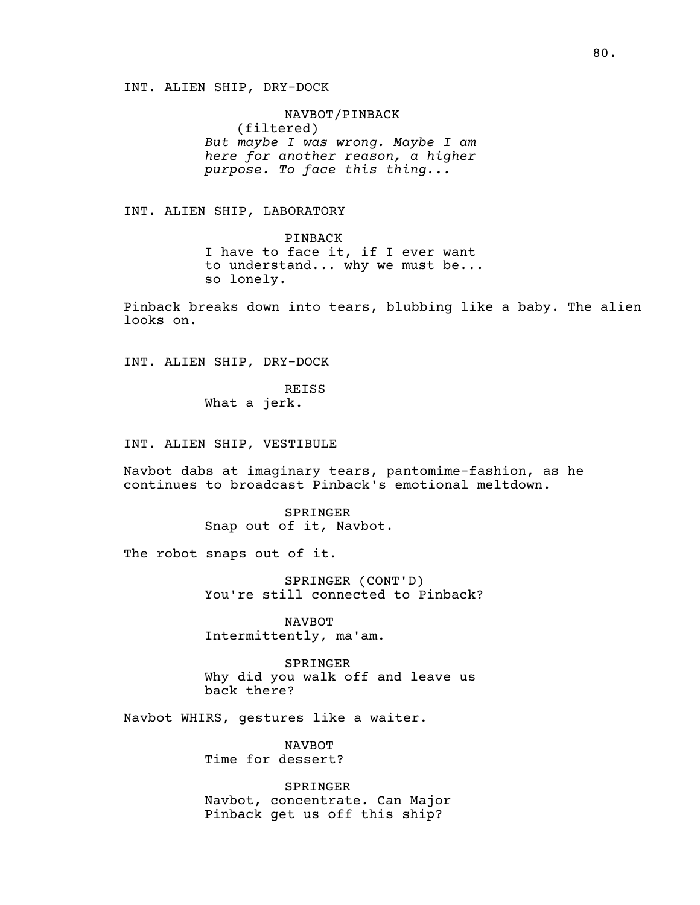INT. ALIEN SHIP, DRY-DOCK

NAVBOT/PINBACK
(filtered)
*But maybe I was wrong. Maybe I am here for another reason, a higher purpose. To face this thing...*

INT. ALIEN SHIP, LABORATORY

PINBACK
I have to face it, if I ever want to understand... why we must be... so lonely.

Pinback breaks down into tears, blubbing like a baby. The alien looks on.

INT. ALIEN SHIP, DRY-DOCK

REISS
What a jerk.

INT. ALIEN SHIP, VESTIBULE

Navbot dabs at imaginary tears, pantomime-fashion, as he continues to broadcast Pinback's emotional meltdown.

SPRINGER
Snap out of it, Navbot.

The robot snaps out of it.

SPRINGER (CONT'D)
You're still connected to Pinback?

NAVBOT
Intermittently, ma'am.

SPRINGER
Why did you walk off and leave us back there?

Navbot WHIRS, gestures like a waiter.

NAVBOT
Time for dessert?

SPRINGER
Navbot, concentrate. Can Major Pinback get us off this ship?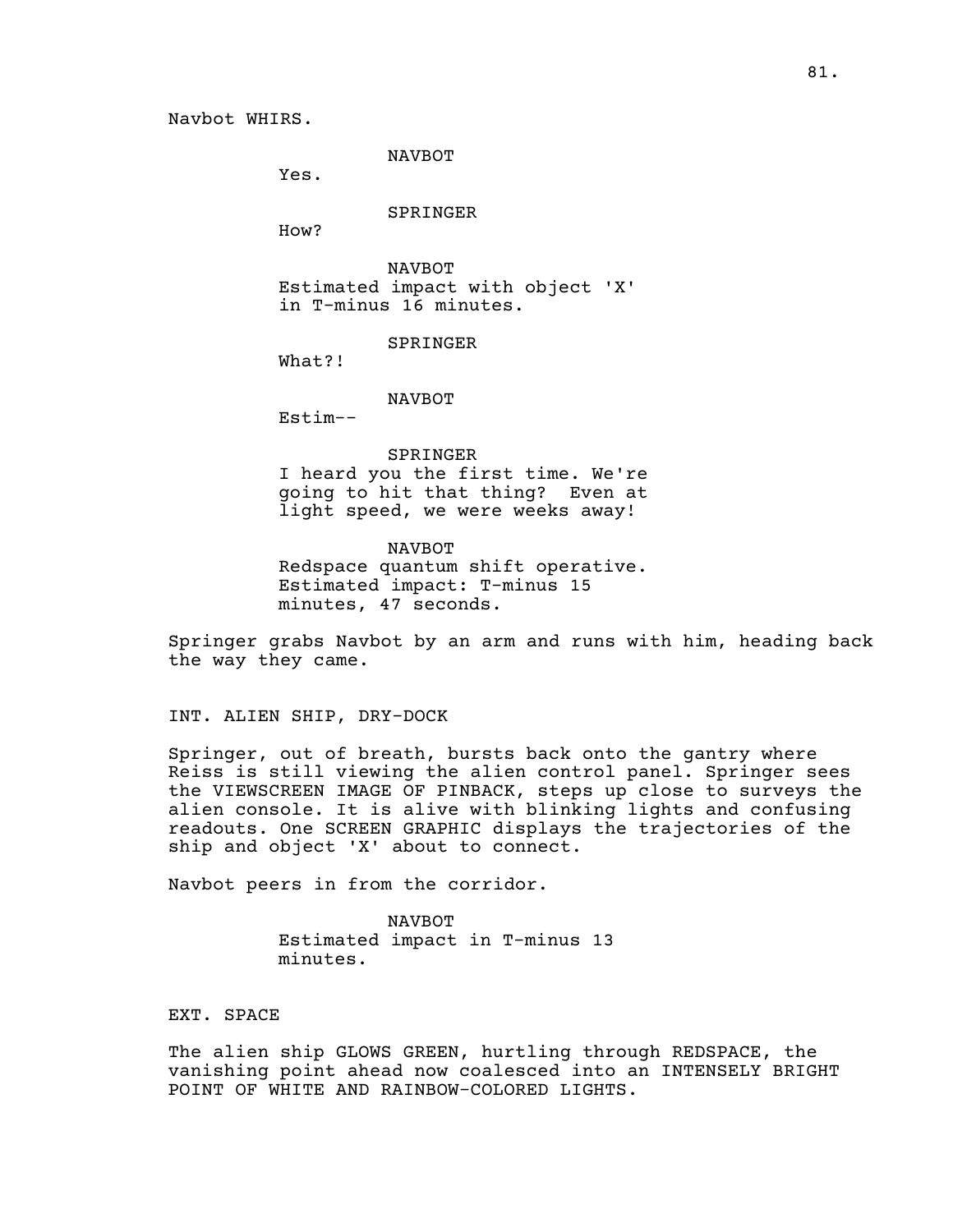Navbot WHIRS.

NAVBOT
Yes.

SPRINGER
How?

NAVBOT
Estimated impact with object 'X' in T-minus 16 minutes.

SPRINGER
What?!

NAVBOT
Estim--

SPRINGER
I heard you the first time. We're going to hit that thing? Even at light speed, we were weeks away!

NAVBOT
Redspace quantum shift operative. Estimated impact: T-minus 15 minutes, 47 seconds.

Springer grabs Navbot by an arm and runs with him, heading back the way they came.

INT. ALIEN SHIP, DRY-DOCK

Springer, out of breath, bursts back onto the gantry where Reiss is still viewing the alien control panel. Springer sees the VIEWSCREEN IMAGE OF PINBACK, steps up close to surveys the alien console. It is alive with blinking lights and confusing readouts. One SCREEN GRAPHIC displays the trajectories of the ship and object 'X' about to connect.

Navbot peers in from the corridor.

NAVBOT
Estimated impact in T-minus 13 minutes.

EXT. SPACE

The alien ship GLOWS GREEN, hurtling through REDSPACE, the vanishing point ahead now coalesced into an INTENSELY BRIGHT POINT OF WHITE AND RAINBOW-COLORED LIGHTS.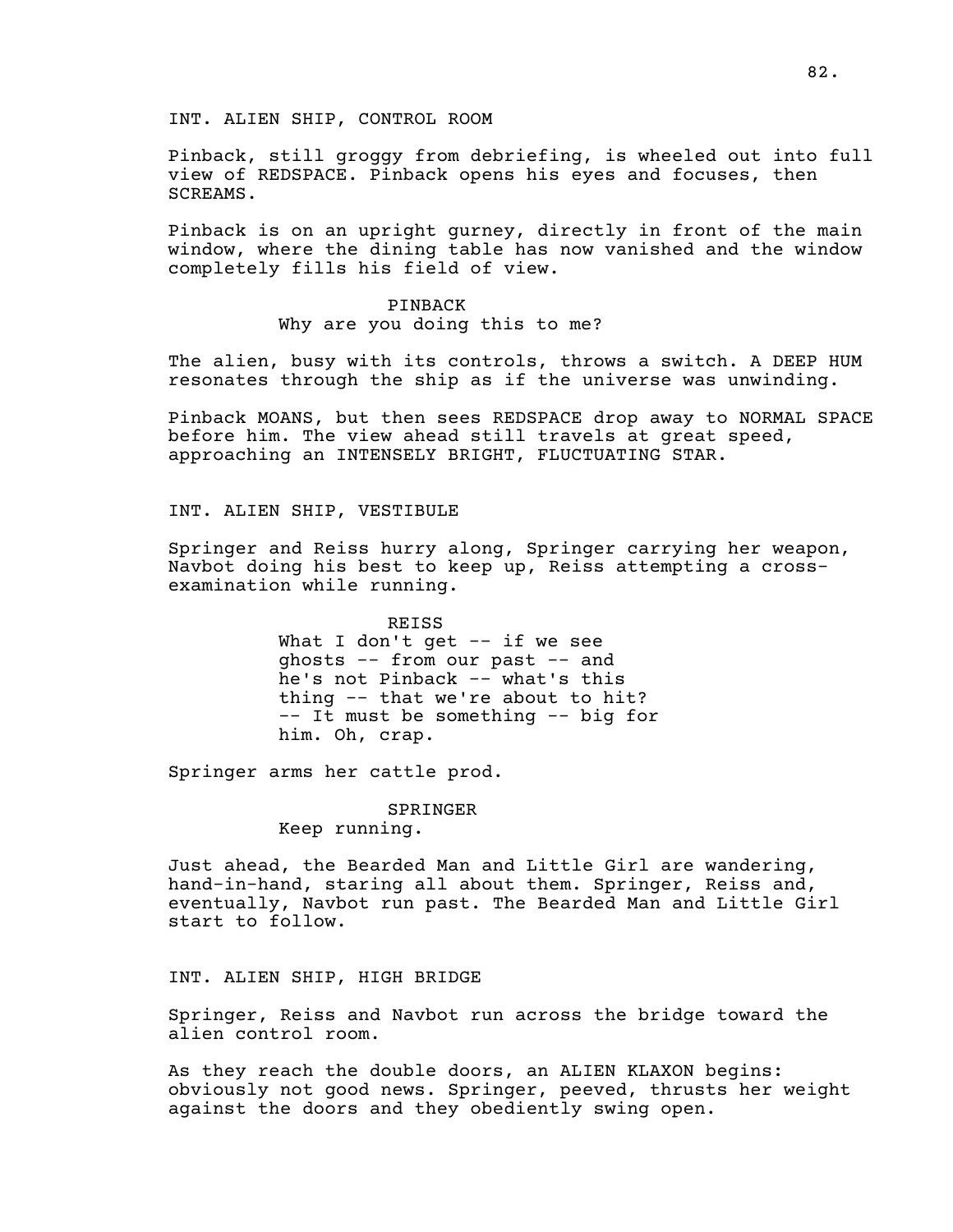INT. ALIEN SHIP, CONTROL ROOM

Pinback, still groggy from debriefing, is wheeled out into full view of REDSPACE. Pinback opens his eyes and focuses, then SCREAMS.

Pinback is on an upright gurney, directly in front of the main window, where the dining table has now vanished and the window completely fills his field of view.

PINBACK
Why are you doing this to me?

The alien, busy with its controls, throws a switch. A DEEP HUM resonates through the ship as if the universe was unwinding.

Pinback MOANS, but then sees REDSPACE drop away to NORMAL SPACE before him. The view ahead still travels at great speed, approaching an INTENSELY BRIGHT, FLUCTUATING STAR.

INT. ALIEN SHIP, VESTIBULE

Springer and Reiss hurry along, Springer carrying her weapon, Navbot doing his best to keep up, Reiss attempting a cross-examination while running.

REISS
What I don't get -- if we see ghosts -- from our past -- and he's not Pinback -- what's this thing -- that we're about to hit? -- It must be something -- big for him. Oh, crap.

Springer arms her cattle prod.

SPRINGER
Keep running.

Just ahead, the Bearded Man and Little Girl are wandering, hand-in-hand, staring all about them. Springer, Reiss and, eventually, Navbot run past. The Bearded Man and Little Girl start to follow.

INT. ALIEN SHIP, HIGH BRIDGE

Springer, Reiss and Navbot run across the bridge toward the alien control room.

As they reach the double doors, an ALIEN KLAXON begins: obviously not good news. Springer, peeved, thrusts her weight against the doors and they obediently swing open.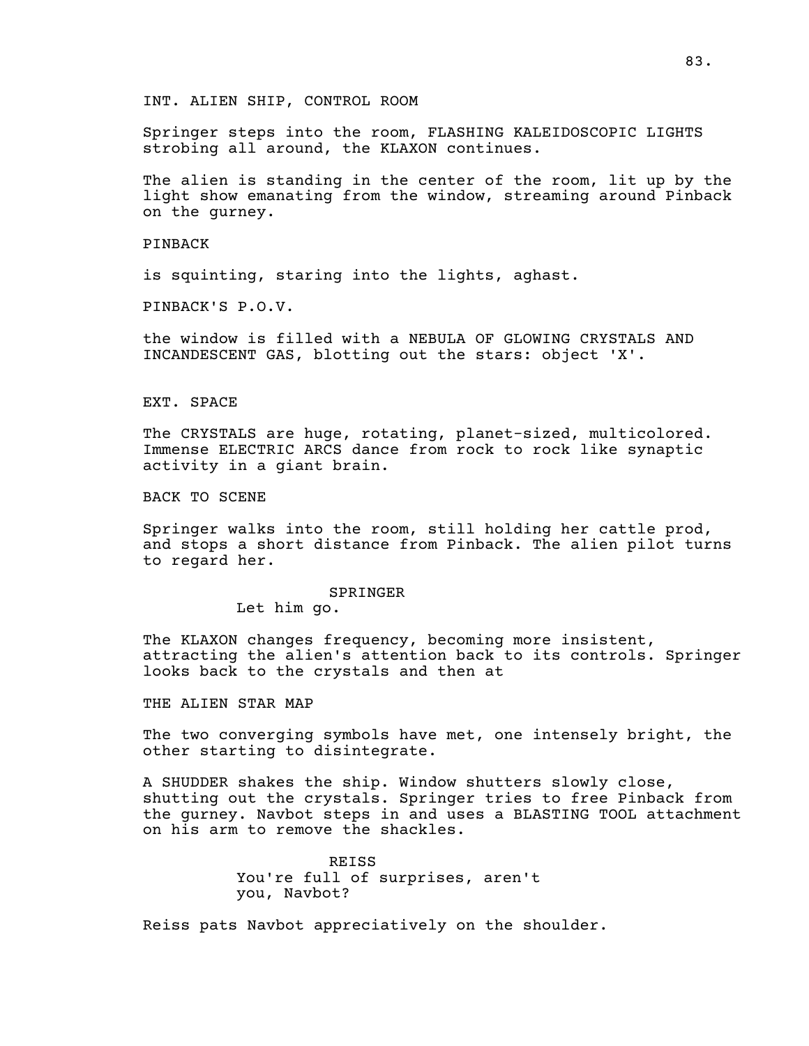INT. ALIEN SHIP, CONTROL ROOM

Springer steps into the room, FLASHING KALEIDOSCOPIC LIGHTS strobing all around, the KLAXON continues.

The alien is standing in the center of the room, lit up by the light show emanating from the window, streaming around Pinback on the gurney.

PINBACK

is squinting, staring into the lights, aghast.

PINBACK'S P.O.V.

the window is filled with a NEBULA OF GLOWING CRYSTALS AND INCANDESCENT GAS, blotting out the stars: object 'X'.

EXT. SPACE

The CRYSTALS are huge, rotating, planet-sized, multicolored. Immense ELECTRIC ARCS dance from rock to rock like synaptic activity in a giant brain.

BACK TO SCENE

Springer walks into the room, still holding her cattle prod, and stops a short distance from Pinback. The alien pilot turns to regard her.

SPRINGER
Let him go.

The KLAXON changes frequency, becoming more insistent, attracting the alien's attention back to its controls. Springer looks back to the crystals and then at

THE ALIEN STAR MAP

The two converging symbols have met, one intensely bright, the other starting to disintegrate.

A SHUDDER shakes the ship. Window shutters slowly close, shutting out the crystals. Springer tries to free Pinback from the gurney. Navbot steps in and uses a BLASTING TOOL attachment on his arm to remove the shackles.

REISS
You're full of surprises, aren't you, Navbot?

Reiss pats Navbot appreciatively on the shoulder.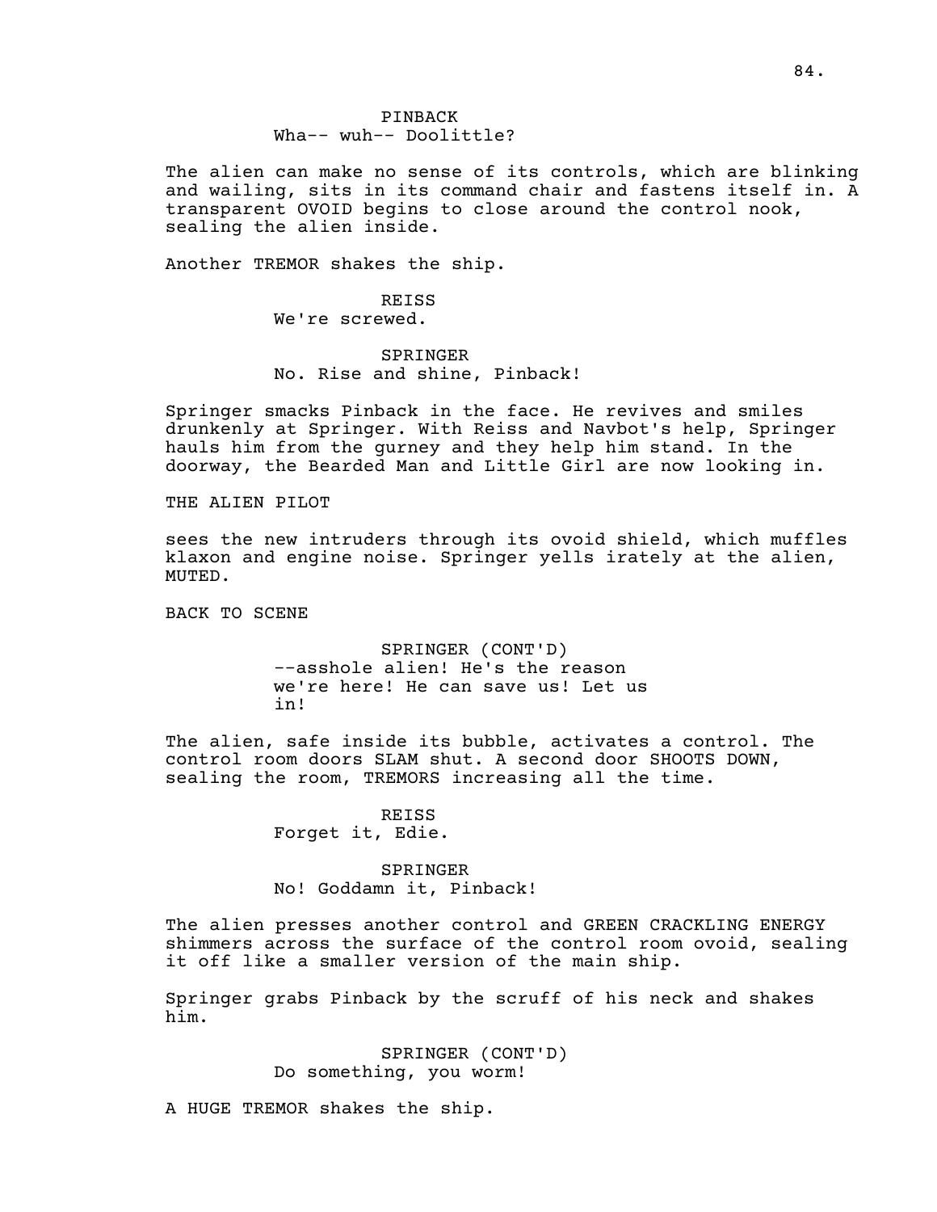PINBACK
Wha-- wuh-- Doolittle?

The alien can make no sense of its controls, which are blinking and wailing, sits in its command chair and fastens itself in. A transparent OVOID begins to close around the control nook, sealing the alien inside.

Another TREMOR shakes the ship.

REISS
We're screwed.

SPRINGER
No. Rise and shine, Pinback!

Springer smacks Pinback in the face. He revives and smiles drunkenly at Springer. With Reiss and Navbot's help, Springer hauls him from the gurney and they help him stand. In the doorway, the Bearded Man and Little Girl are now looking in.

THE ALIEN PILOT

sees the new intruders through its ovoid shield, which muffles klaxon and engine noise. Springer yells irately at the alien, MUTED.

BACK TO SCENE

SPRINGER (CONT'D)
--asshole alien! He's the reason we're here! He can save us! Let us in!

The alien, safe inside its bubble, activates a control. The control room doors SLAM shut. A second door SHOOTS DOWN, sealing the room, TREMORS increasing all the time.

REISS
Forget it, Edie.

SPRINGER
No! Goddamn it, Pinback!

The alien presses another control and GREEN CRACKLING ENERGY shimmers across the surface of the control room ovoid, sealing it off like a smaller version of the main ship.

Springer grabs Pinback by the scruff of his neck and shakes him.

SPRINGER (CONT'D)
Do something, you worm!

A HUGE TREMOR shakes the ship.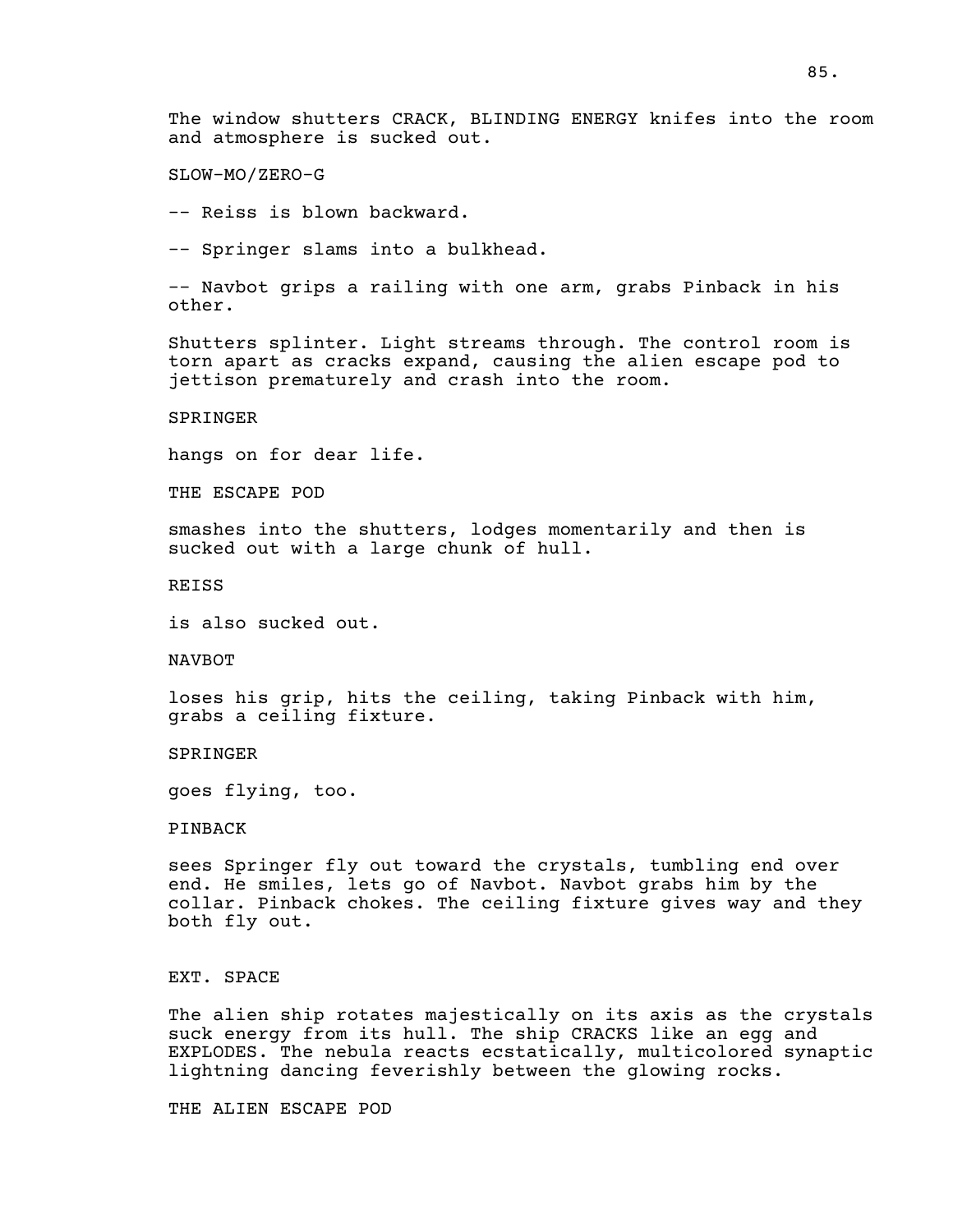The window shutters CRACK, BLINDING ENERGY knifes into the room and atmosphere is sucked out.

SLOW-MO/ZERO-G

-- Reiss is blown backward.

-- Springer slams into a bulkhead.

-- Navbot grips a railing with one arm, grabs Pinback in his other.

Shutters splinter. Light streams through. The control room is torn apart as cracks expand, causing the alien escape pod to jettison prematurely and crash into the room.

SPRINGER

hangs on for dear life.

THE ESCAPE POD

smashes into the shutters, lodges momentarily and then is sucked out with a large chunk of hull.

REISS

is also sucked out.

NAVBOT

loses his grip, hits the ceiling, taking Pinback with him, grabs a ceiling fixture.

SPRINGER

goes flying, too.

PINBACK

sees Springer fly out toward the crystals, tumbling end over end. He smiles, lets go of Navbot. Navbot grabs him by the collar. Pinback chokes. The ceiling fixture gives way and they both fly out.

EXT. SPACE

The alien ship rotates majestically on its axis as the crystals suck energy from its hull. The ship CRACKS like an egg and EXPLODES. The nebula reacts ecstatically, multicolored synaptic lightning dancing feverishly between the glowing rocks.

THE ALIEN ESCAPE POD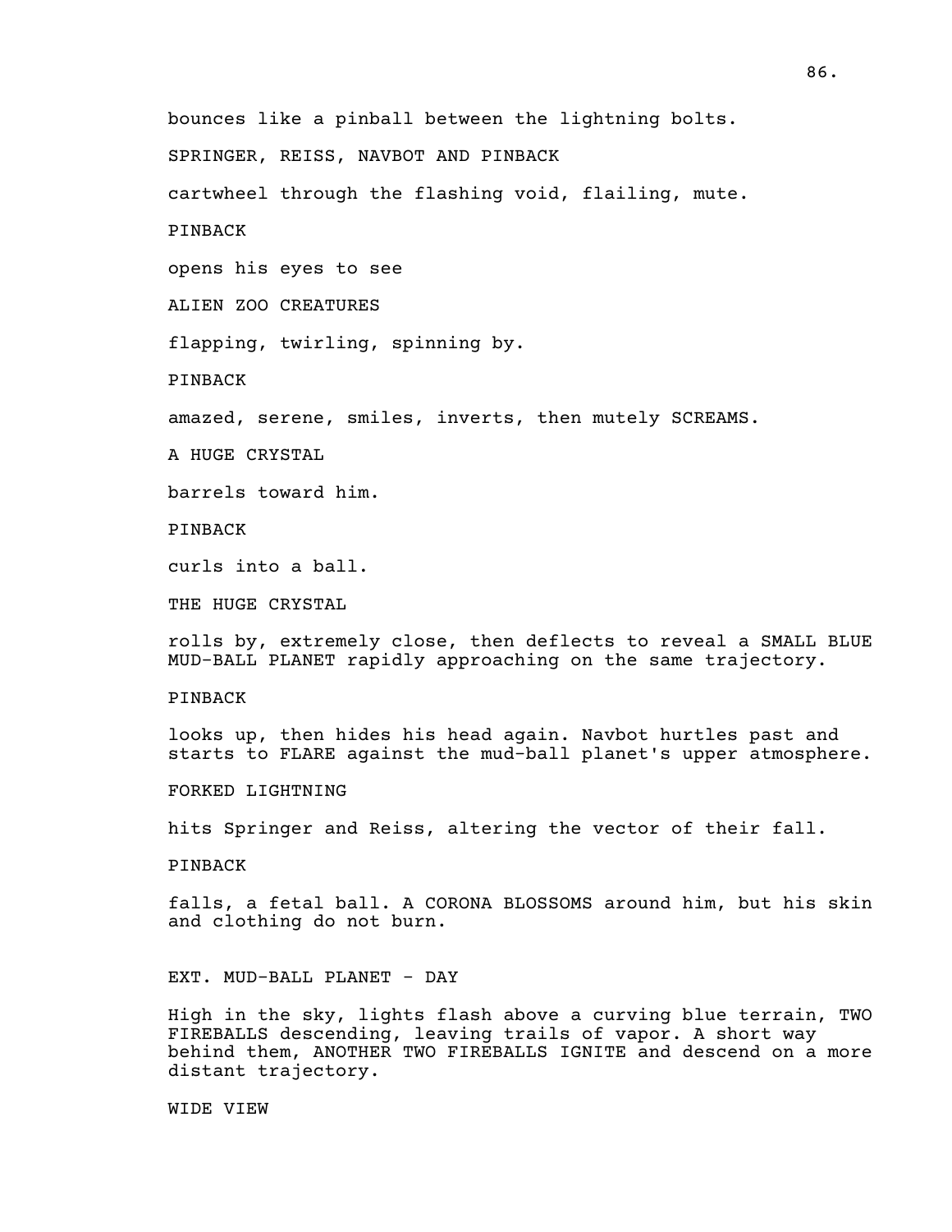bounces like a pinball between the lightning bolts.

SPRINGER, REISS, NAVBOT AND PINBACK

cartwheel through the flashing void, flailing, mute.

PINBACK

opens his eyes to see

ALIEN ZOO CREATURES

flapping, twirling, spinning by.

PINBACK

amazed, serene, smiles, inverts, then mutely SCREAMS.

A HUGE CRYSTAL

barrels toward him.

PINBACK

curls into a ball.

THE HUGE CRYSTAL

rolls by, extremely close, then deflects to reveal a SMALL BLUE MUD-BALL PLANET rapidly approaching on the same trajectory.

PINBACK

looks up, then hides his head again. Navbot hurtles past and starts to FLARE against the mud-ball planet's upper atmosphere.

FORKED LIGHTNING

hits Springer and Reiss, altering the vector of their fall.

PINBACK

falls, a fetal ball. A CORONA BLOSSOMS around him, but his skin and clothing do not burn.

EXT. MUD-BALL PLANET - DAY

High in the sky, lights flash above a curving blue terrain, TWO FIREBALLS descending, leaving trails of vapor. A short way behind them, ANOTHER TWO FIREBALLS IGNITE and descend on a more distant trajectory.

WIDE VIEW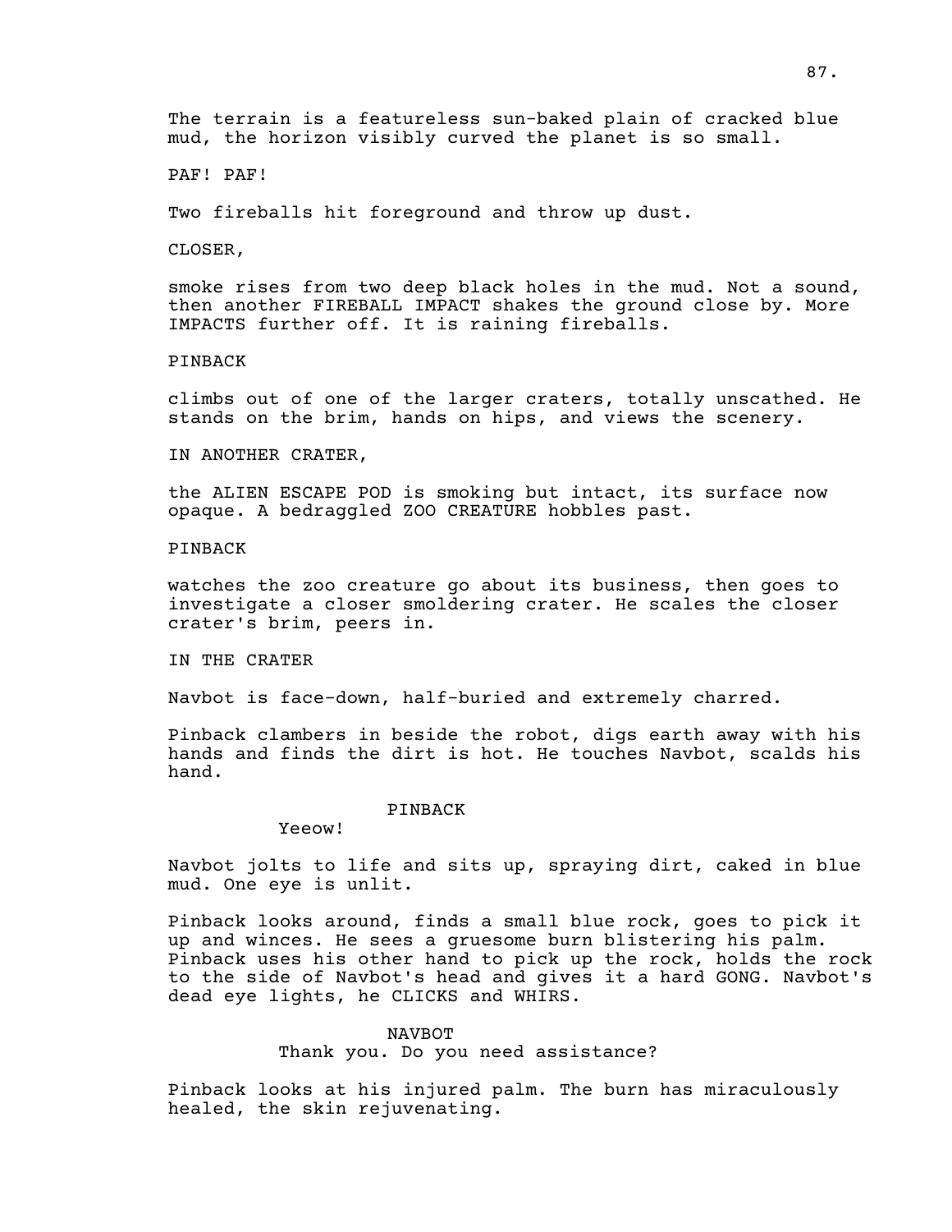The terrain is a featureless sun-baked plain of cracked blue mud, the horizon visibly curved the planet is so small.

PAF! PAF!

Two fireballs hit foreground and throw up dust.

CLOSER,

smoke rises from two deep black holes in the mud. Not a sound, then another FIREBALL IMPACT shakes the ground close by. More IMPACTS further off. It is raining fireballs.

PINBACK

climbs out of one of the larger craters, totally unscathed. He stands on the brim, hands on hips, and views the scenery.

IN ANOTHER CRATER,

the ALIEN ESCAPE POD is smoking but intact, its surface now opaque. A bedraggled ZOO CREATURE hobbles past.

PINBACK

watches the zoo creature go about its business, then goes to investigate a closer smoldering crater. He scales the closer crater's brim, peers in.

IN THE CRATER

Navbot is face-down, half-buried and extremely charred.

Pinback clambers in beside the robot, digs earth away with his hands and finds the dirt is hot. He touches Navbot, scalds his hand.

PINBACK
Yeeow!

Navbot jolts to life and sits up, spraying dirt, caked in blue mud. One eye is unlit.

Pinback looks around, finds a small blue rock, goes to pick it up and winces. He sees a gruesome burn blistering his palm. Pinback uses his other hand to pick up the rock, holds the rock to the side of Navbot's head and gives it a hard GONG. Navbot's dead eye lights, he CLICKS and WHIRS.

NAVBOT
Thank you. Do you need assistance?

Pinback looks at his injured palm. The burn has miraculously healed, the skin rejuvenating.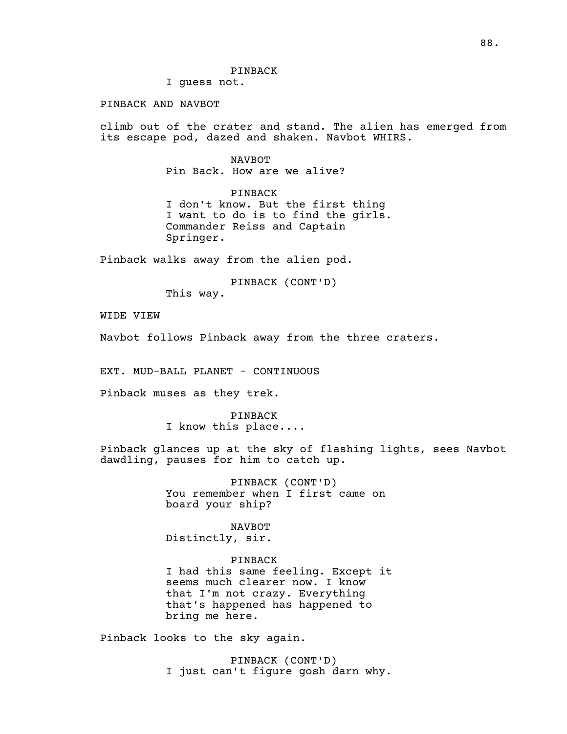PINBACK
I guess not.

PINBACK AND NAVBOT

climb out of the crater and stand. The alien has emerged from its escape pod, dazed and shaken. Navbot WHIRS.

NAVBOT
Pin Back. How are we alive?

PINBACK
I don't know. But the first thing I want to do is to find the girls. Commander Reiss and Captain Springer.

Pinback walks away from the alien pod.

PINBACK (CONT'D)
This way.

WIDE VIEW

Navbot follows Pinback away from the three craters.

EXT. MUD-BALL PLANET - CONTINUOUS

Pinback muses as they trek.

PINBACK
I know this place....

Pinback glances up at the sky of flashing lights, sees Navbot dawdling, pauses for him to catch up.

PINBACK (CONT'D)
You remember when I first came on board your ship?

NAVBOT
Distinctly, sir.

PINBACK
I had this same feeling. Except it seems much clearer now. I know that I'm not crazy. Everything that's happened has happened to bring me here.

Pinback looks to the sky again.

PINBACK (CONT'D)
I just can't figure gosh darn why.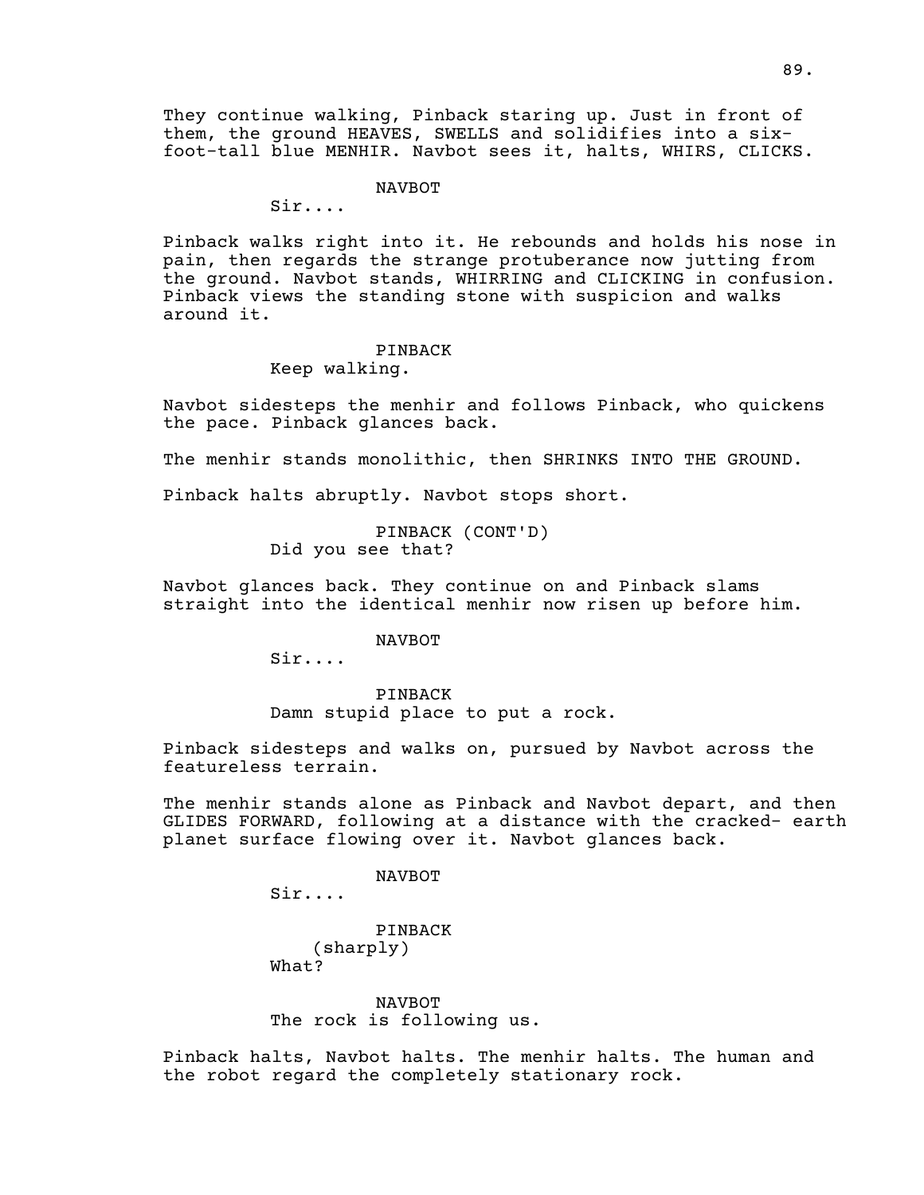They continue walking, Pinback staring up. Just in front of them, the ground HEAVES, SWELLS and solidifies into a six-foot-tall blue MENHIR. Navbot sees it, halts, WHIRS, CLICKS.

NAVBOT
Sir....

Pinback walks right into it. He rebounds and holds his nose in pain, then regards the strange protuberance now jutting from the ground. Navbot stands, WHIRRING and CLICKING in confusion. Pinback views the standing stone with suspicion and walks around it.

PINBACK
Keep walking.

Navbot sidesteps the menhir and follows Pinback, who quickens the pace. Pinback glances back.

The menhir stands monolithic, then SHRINKS INTO THE GROUND.

Pinback halts abruptly. Navbot stops short.

PINBACK (CONT'D)
Did you see that?

Navbot glances back. They continue on and Pinback slams straight into the identical menhir now risen up before him.

NAVBOT
Sir....

PINBACK
Damn stupid place to put a rock.

Pinback sidesteps and walks on, pursued by Navbot across the featureless terrain.

The menhir stands alone as Pinback and Navbot depart, and then GLIDES FORWARD, following at a distance with the cracked- earth planet surface flowing over it. Navbot glances back.

NAVBOT
Sir....

PINBACK
(sharply)
What?

NAVBOT
The rock is following us.

Pinback halts, Navbot halts. The menhir halts. The human and the robot regard the completely stationary rock.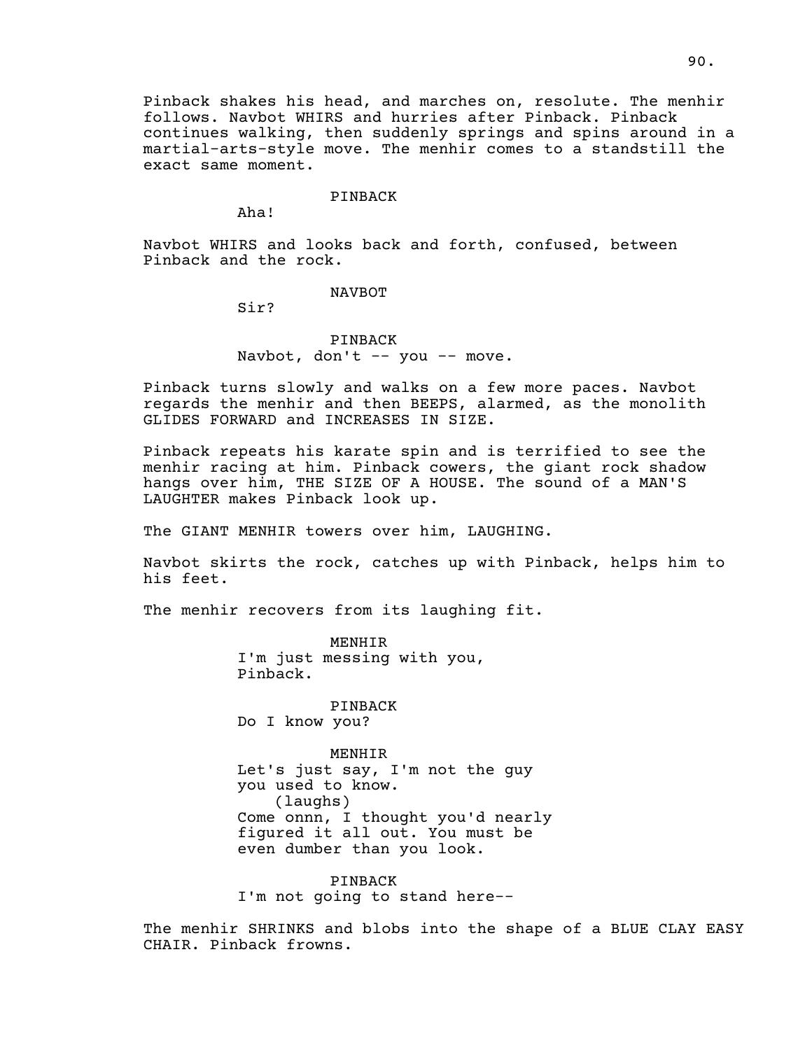Pinback shakes his head, and marches on, resolute. The menhir follows. Navbot WHIRS and hurries after Pinback. Pinback continues walking, then suddenly springs and spins around in a martial-arts-style move. The menhir comes to a standstill the exact same moment.

PINBACK

Aha!

Navbot WHIRS and looks back and forth, confused, between Pinback and the rock.

NAVBOT

Sir?

PINBACK

Navbot, don't -- you -- move.

Pinback turns slowly and walks on a few more paces. Navbot regards the menhir and then BEEPS, alarmed, as the monolith GLIDES FORWARD and INCREASES IN SIZE.

Pinback repeats his karate spin and is terrified to see the menhir racing at him. Pinback cowers, the giant rock shadow hangs over him, THE SIZE OF A HOUSE. The sound of a MAN'S LAUGHTER makes Pinback look up.

The GIANT MENHIR towers over him, LAUGHING.

Navbot skirts the rock, catches up with Pinback, helps him to his feet.

The menhir recovers from its laughing fit.

MENHIR

I'm just messing with you, Pinback.

PINBACK

Do I know you?

MENHIR

Let's just say, I'm not the guy you used to know.

(laughs)

Come onnn, I thought you'd nearly figured it all out. You must be even dumber than you look.

PINBACK

I'm not going to stand here--

The menhir SHRINKS and blobs into the shape of a BLUE CLAY EASY CHAIR. Pinback frowns.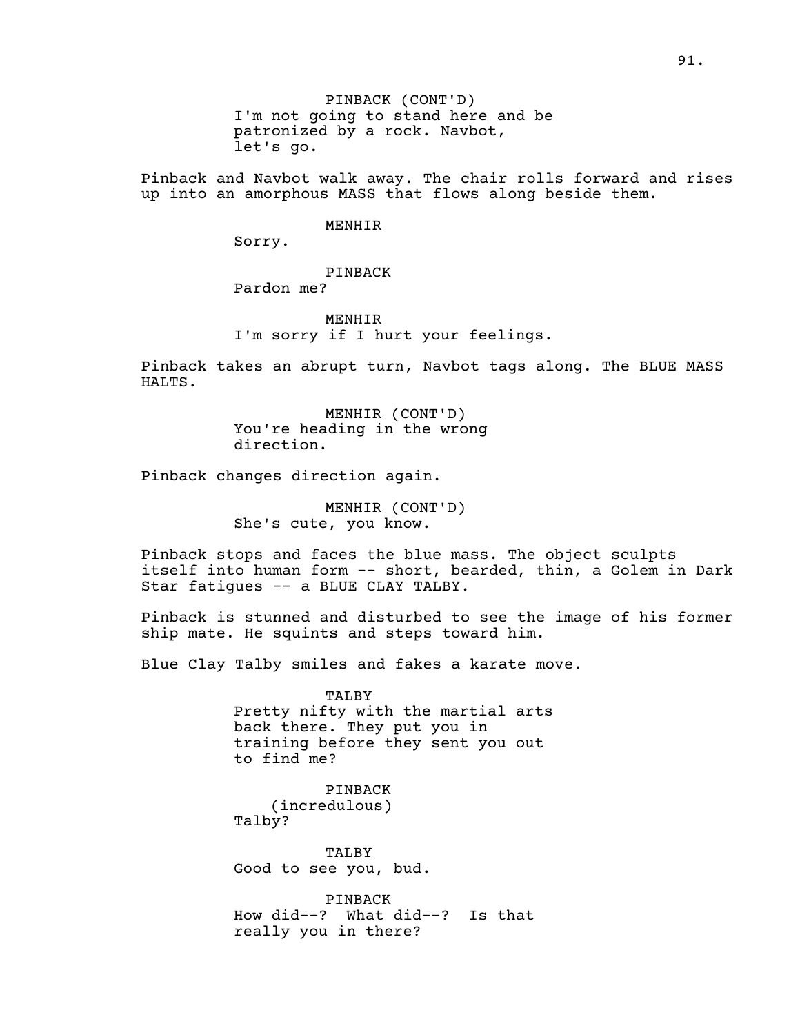PINBACK (CONT'D)
I'm not going to stand here and be patronized by a rock. Navbot, let's go.

Pinback and Navbot walk away. The chair rolls forward and rises up into an amorphous MASS that flows along beside them.

MENHIR
Sorry.

PINBACK
Pardon me?

MENHIR
I'm sorry if I hurt your feelings.

Pinback takes an abrupt turn, Navbot tags along. The BLUE MASS HALTS.

MENHIR (CONT'D)
You're heading in the wrong direction.

Pinback changes direction again.

MENHIR (CONT'D)
She's cute, you know.

Pinback stops and faces the blue mass. The object sculpts itself into human form -- short, bearded, thin, a Golem in Dark Star fatigues -- a BLUE CLAY TALBY.

Pinback is stunned and disturbed to see the image of his former ship mate. He squints and steps toward him.

Blue Clay Talby smiles and fakes a karate move.

TALBY
Pretty nifty with the martial arts back there. They put you in training before they sent you out to find me?

PINBACK
(incredulous)
Talby?

TALBY
Good to see you, bud.

PINBACK
How did--? What did--? Is that really you in there?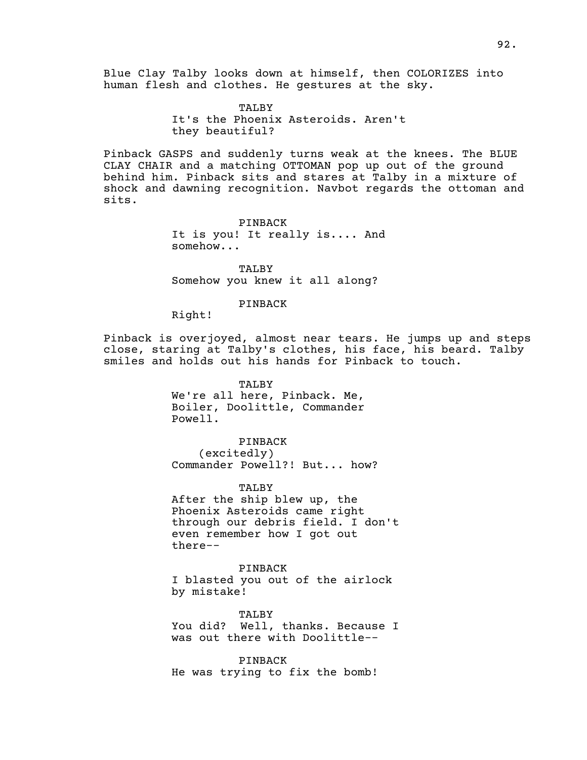Blue Clay Talby looks down at himself, then COLORIZES into human flesh and clothes. He gestures at the sky.

TALBY
It's the Phoenix Asteroids. Aren't they beautiful?

Pinback GASPS and suddenly turns weak at the knees. The BLUE CLAY CHAIR and a matching OTTOMAN pop up out of the ground behind him. Pinback sits and stares at Talby in a mixture of shock and dawning recognition. Navbot regards the ottoman and sits.

PINBACK
It is you! It really is.... And somehow...

TALBY
Somehow you knew it all along?

PINBACK
Right!

Pinback is overjoyed, almost near tears. He jumps up and steps close, staring at Talby's clothes, his face, his beard. Talby smiles and holds out his hands for Pinback to touch.

TALBY
We're all here, Pinback. Me, Boiler, Doolittle, Commander Powell.

PINBACK
(excitedly)
Commander Powell?! But... how?

TALBY
After the ship blew up, the Phoenix Asteroids came right through our debris field. I don't even remember how I got out there--

PINBACK
I blasted you out of the airlock by mistake!

TALBY
You did? Well, thanks. Because I was out there with Doolittle--

PINBACK
He was trying to fix the bomb!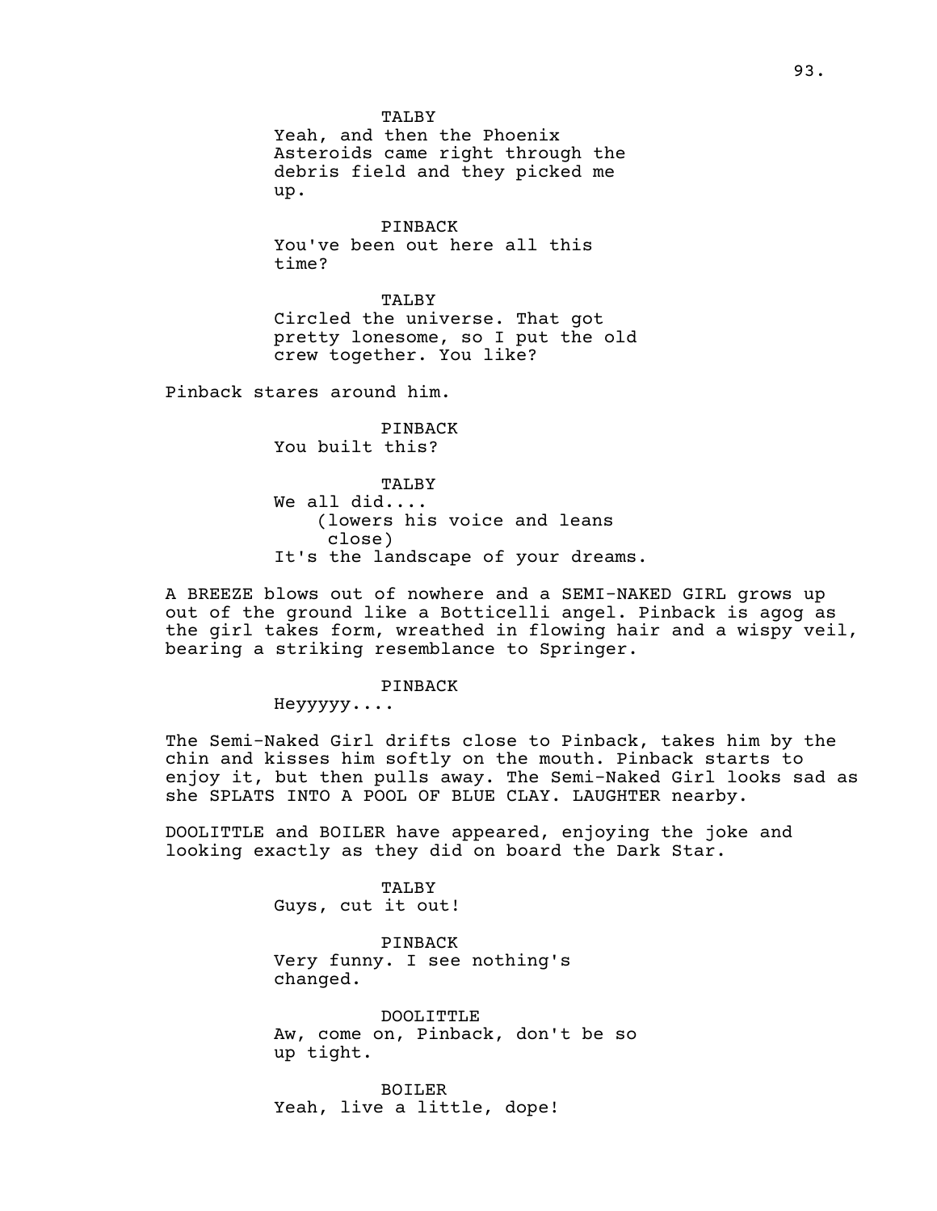TALBY
Yeah, and then the Phoenix Asteroids came right through the debris field and they picked me up.

PINBACK
You've been out here all this time?

TALBY
Circled the universe. That got pretty lonesome, so I put the old crew together. You like?

Pinback stares around him.

PINBACK
You built this?

TALBY
We all did....
(lowers his voice and leans close)
It's the landscape of your dreams.

A BREEZE blows out of nowhere and a SEMI-NAKED GIRL grows up out of the ground like a Botticelli angel. Pinback is agog as the girl takes form, wreathed in flowing hair and a wispy veil, bearing a striking resemblance to Springer.

PINBACK
Heyyyyy....

The Semi-Naked Girl drifts close to Pinback, takes him by the chin and kisses him softly on the mouth. Pinback starts to enjoy it, but then pulls away. The Semi-Naked Girl looks sad as she SPLATS INTO A POOL OF BLUE CLAY. LAUGHTER nearby.

DOOLITTLE and BOILER have appeared, enjoying the joke and looking exactly as they did on board the Dark Star.

TALBY
Guys, cut it out!

PINBACK
Very funny. I see nothing's changed.

DOOLITTLE
Aw, come on, Pinback, don't be so up tight.

BOILER
Yeah, live a little, dope!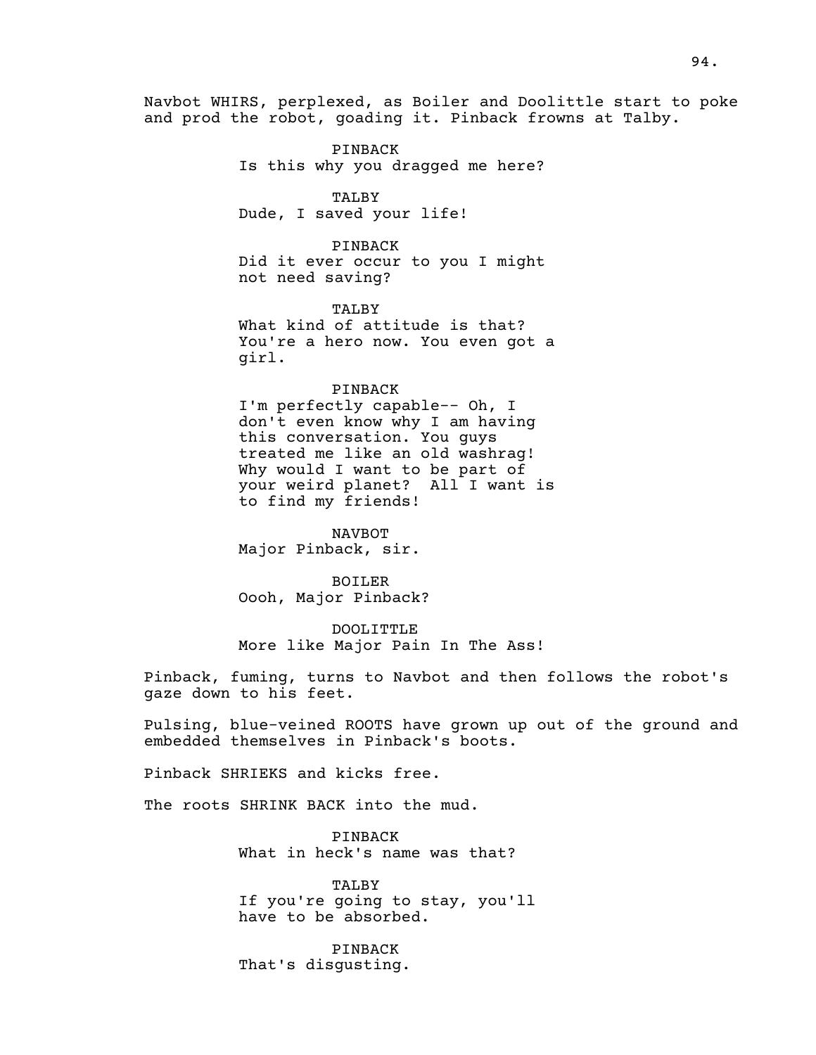Navbot WHIRS, perplexed, as Boiler and Doolittle start to poke and prod the robot, goading it. Pinback frowns at Talby.

PINBACK
Is this why you dragged me here?

TALBY
Dude, I saved your life!

PINBACK
Did it ever occur to you I might not need saving?

TALBY
What kind of attitude is that? You're a hero now. You even got a girl.

PINBACK
I'm perfectly capable-- Oh, I don't even know why I am having this conversation. You guys treated me like an old washrag! Why would I want to be part of your weird planet? All I want is to find my friends!

NAVBOT
Major Pinback, sir.

BOILER
Oooh, Major Pinback?

DOOLITTLE
More like Major Pain In The Ass!

Pinback, fuming, turns to Navbot and then follows the robot's gaze down to his feet.

Pulsing, blue-veined ROOTS have grown up out of the ground and embedded themselves in Pinback's boots.

Pinback SHRIEKS and kicks free.

The roots SHRINK BACK into the mud.

PINBACK
What in heck's name was that?

TALBY
If you're going to stay, you'll have to be absorbed.

PINBACK
That's disgusting.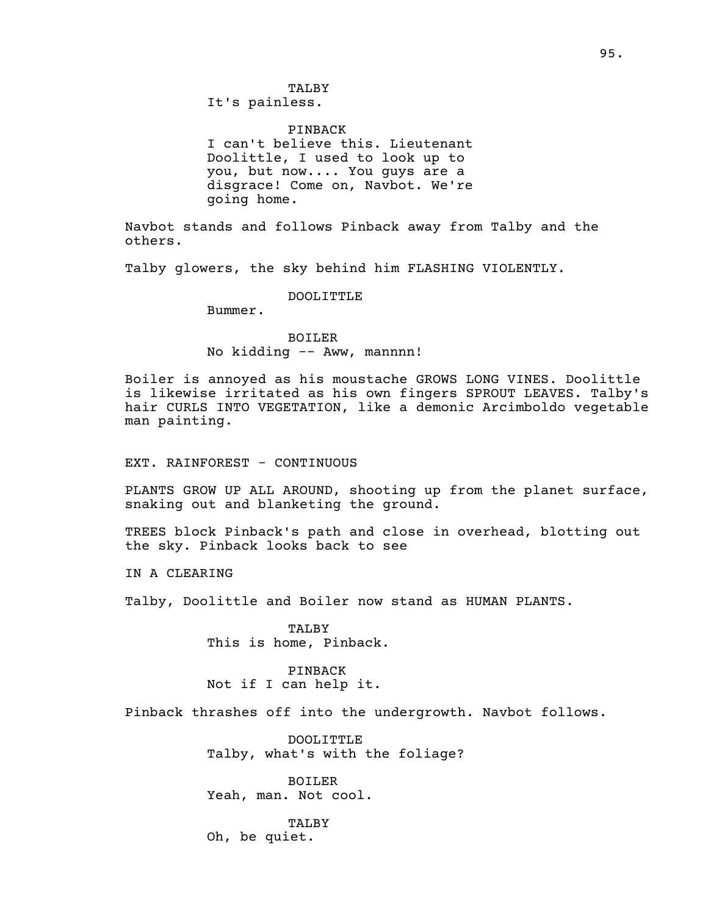TALBY
It's painless.

PINBACK
I can't believe this. Lieutenant Doolittle, I used to look up to you, but now.... You guys are a disgrace! Come on, Navbot. We're going home.

Navbot stands and follows Pinback away from Talby and the others.

Talby glowers, the sky behind him FLASHING VIOLENTLY.

DOOLITTLE
Bummer.

BOILER
No kidding -- Aww, mannnn!

Boiler is annoyed as his moustache GROWS LONG VINES. Doolittle is likewise irritated as his own fingers SPROUT LEAVES. Talby's hair CURLS INTO VEGETATION, like a demonic Arcimboldo vegetable man painting.

EXT. RAINFOREST - CONTINUOUS

PLANTS GROW UP ALL AROUND, shooting up from the planet surface, snaking out and blanketing the ground.

TREES block Pinback's path and close in overhead, blotting out the sky. Pinback looks back to see

IN A CLEARING

Talby, Doolittle and Boiler now stand as HUMAN PLANTS.

TALBY
This is home, Pinback.

PINBACK
Not if I can help it.

Pinback thrashes off into the undergrowth. Navbot follows.

DOOLITTLE
Talby, what's with the foliage?

BOILER
Yeah, man. Not cool.

TALBY
Oh, be quiet.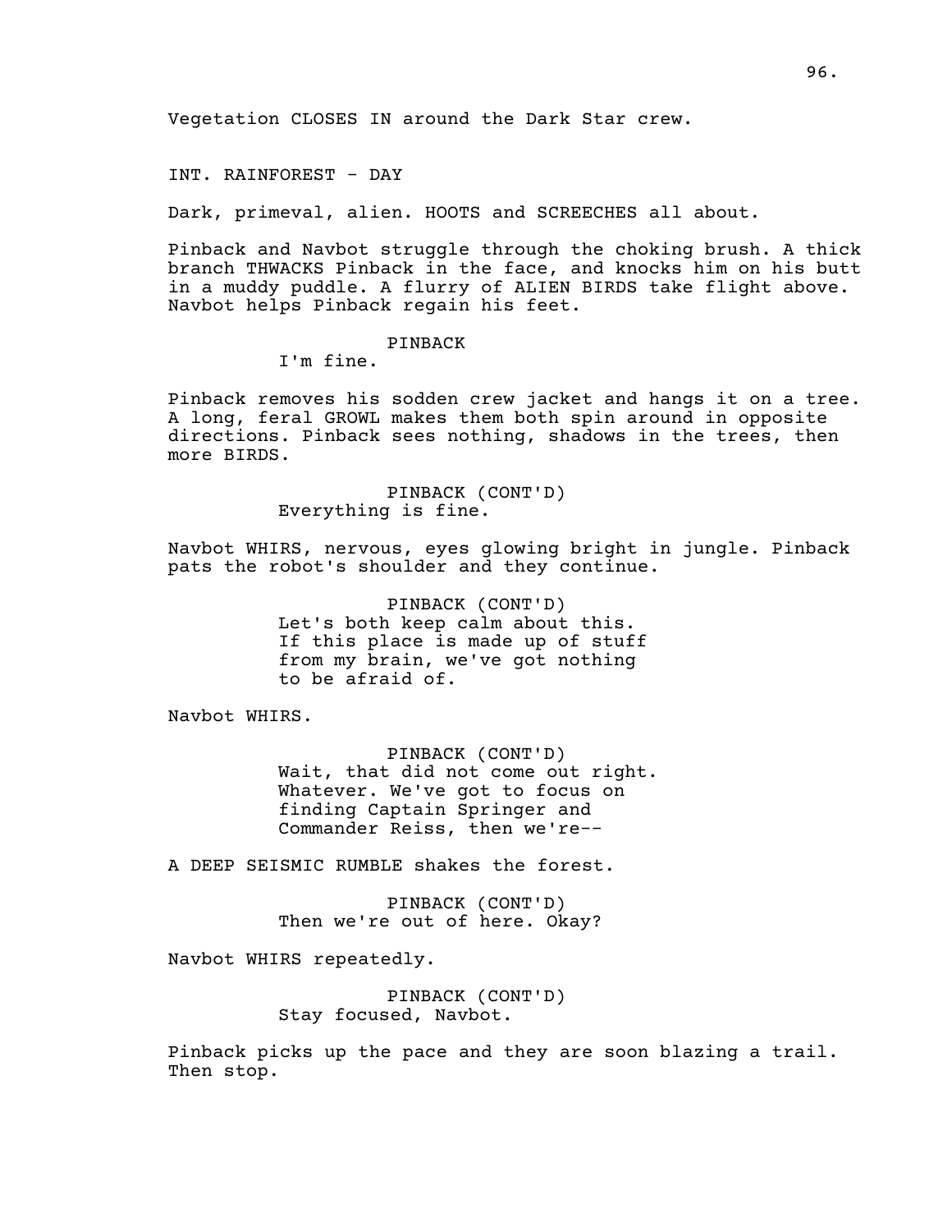Vegetation CLOSES IN around the Dark Star crew.

INT. RAINFOREST - DAY

Dark, primeval, alien. HOOTS and SCREECHES all about.

Pinback and Navbot struggle through the choking brush. A thick branch THWACKS Pinback in the face, and knocks him on his butt in a muddy puddle. A flurry of ALIEN BIRDS take flight above. Navbot helps Pinback regain his feet.

PINBACK
I'm fine.

Pinback removes his sodden crew jacket and hangs it on a tree. A long, feral GROWL makes them both spin around in opposite directions. Pinback sees nothing, shadows in the trees, then more BIRDS.

PINBACK (CONT'D)
Everything is fine.

Navbot WHIRS, nervous, eyes glowing bright in jungle. Pinback pats the robot's shoulder and they continue.

PINBACK (CONT'D)
Let's both keep calm about this. If this place is made up of stuff from my brain, we've got nothing to be afraid of.

Navbot WHIRS.

PINBACK (CONT'D)
Wait, that did not come out right. Whatever. We've got to focus on finding Captain Springer and Commander Reiss, then we're--

A DEEP SEISMIC RUMBLE shakes the forest.

PINBACK (CONT'D)
Then we're out of here. Okay?

Navbot WHIRS repeatedly.

PINBACK (CONT'D)
Stay focused, Navbot.

Pinback picks up the pace and they are soon blazing a trail. Then stop.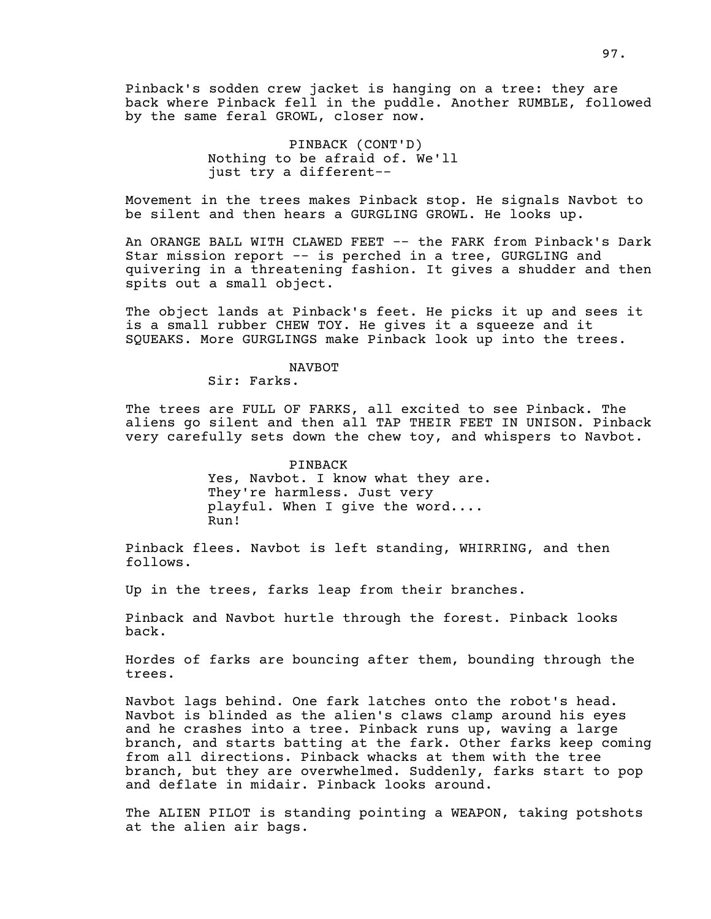Pinback's sodden crew jacket is hanging on a tree: they are back where Pinback fell in the puddle. Another RUMBLE, followed by the same feral GROWL, closer now.

PINBACK (CONT'D)
Nothing to be afraid of. We'll just try a different--

Movement in the trees makes Pinback stop. He signals Navbot to be silent and then hears a GURGLING GROWL. He looks up.

An ORANGE BALL WITH CLAWED FEET -- the FARK from Pinback's Dark Star mission report -- is perched in a tree, GURGLING and quivering in a threatening fashion. It gives a shudder and then spits out a small object.

The object lands at Pinback's feet. He picks it up and sees it is a small rubber CHEW TOY. He gives it a squeeze and it SQUEAKS. More GURGLINGS make Pinback look up into the trees.

NAVBOT
Sir: Farks.

The trees are FULL OF FARKS, all excited to see Pinback. The aliens go silent and then all TAP THEIR FEET IN UNISON. Pinback very carefully sets down the chew toy, and whispers to Navbot.

PINBACK
Yes, Navbot. I know what they are. They're harmless. Just very playful. When I give the word.... Run!

Pinback flees. Navbot is left standing, WHIRRING, and then follows.

Up in the trees, farks leap from their branches.

Pinback and Navbot hurtle through the forest. Pinback looks back.

Hordes of farks are bouncing after them, bounding through the trees.

Navbot lags behind. One fark latches onto the robot's head. Navbot is blinded as the alien's claws clamp around his eyes and he crashes into a tree. Pinback runs up, waving a large branch, and starts batting at the fark. Other farks keep coming from all directions. Pinback whacks at them with the tree branch, but they are overwhelmed. Suddenly, farks start to pop and deflate in midair. Pinback looks around.

The ALIEN PILOT is standing pointing a WEAPON, taking potshots at the alien air bags.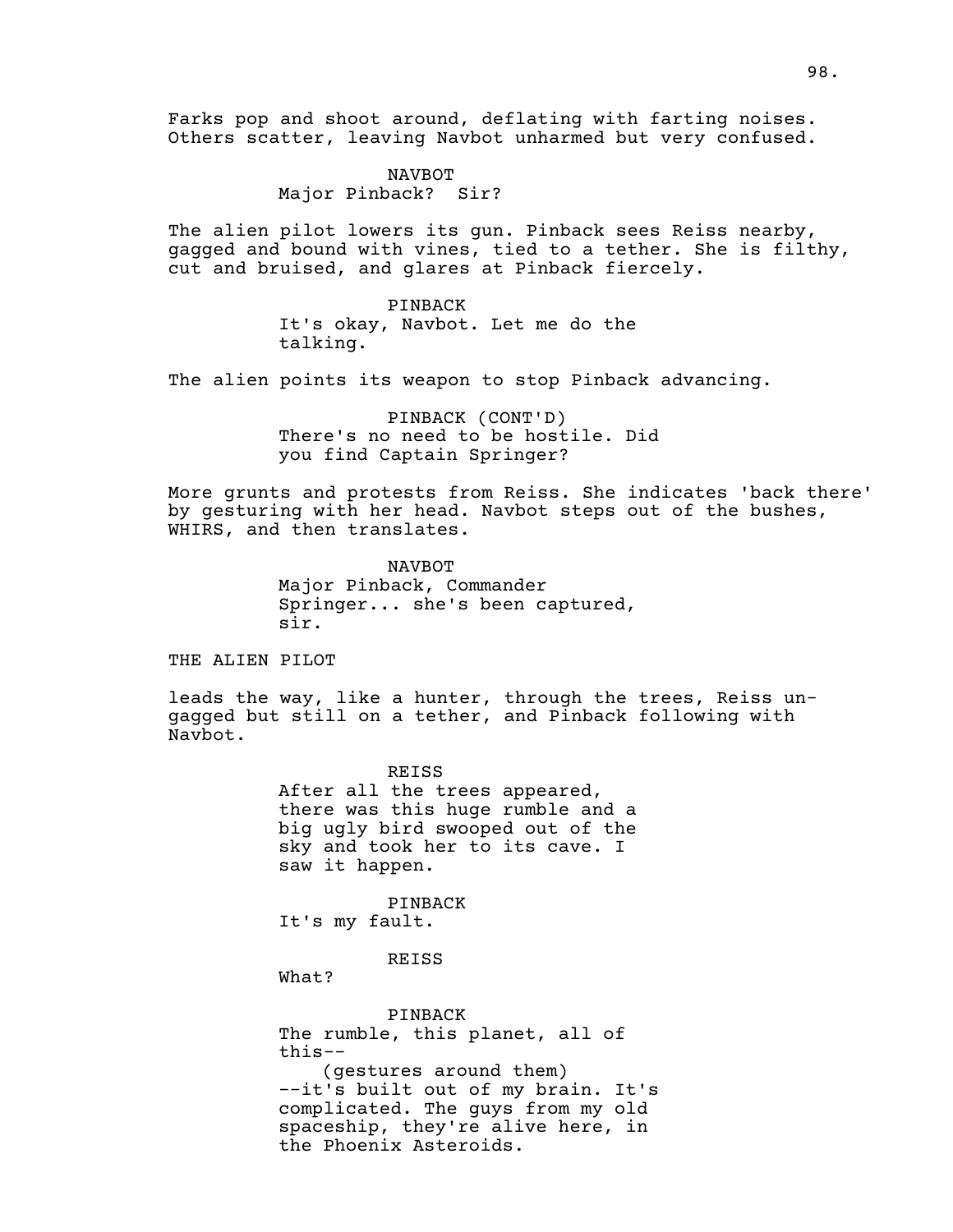Farks pop and shoot around, deflating with farting noises. Others scatter, leaving Navbot unharmed but very confused.

NAVBOT
Major Pinback? Sir?

The alien pilot lowers its gun. Pinback sees Reiss nearby, gagged and bound with vines, tied to a tether. She is filthy, cut and bruised, and glares at Pinback fiercely.

PINBACK
It's okay, Navbot. Let me do the talking.

The alien points its weapon to stop Pinback advancing.

PINBACK (CONT'D)
There's no need to be hostile. Did you find Captain Springer?

More grunts and protests from Reiss. She indicates 'back there' by gesturing with her head. Navbot steps out of the bushes, WHIRS, and then translates.

NAVBOT
Major Pinback, Commander Springer... she's been captured, sir.

THE ALIEN PILOT

leads the way, like a hunter, through the trees, Reiss un-gagged but still on a tether, and Pinback following with Navbot.

REISS
After all the trees appeared, there was this huge rumble and a big ugly bird swooped out of the sky and took her to its cave. I saw it happen.

PINBACK
It's my fault.

REISS
What?

PINBACK
The rumble, this planet, all of this--
(gestures around them)
--it's built out of my brain. It's complicated. The guys from my old spaceship, they're alive here, in the Phoenix Asteroids.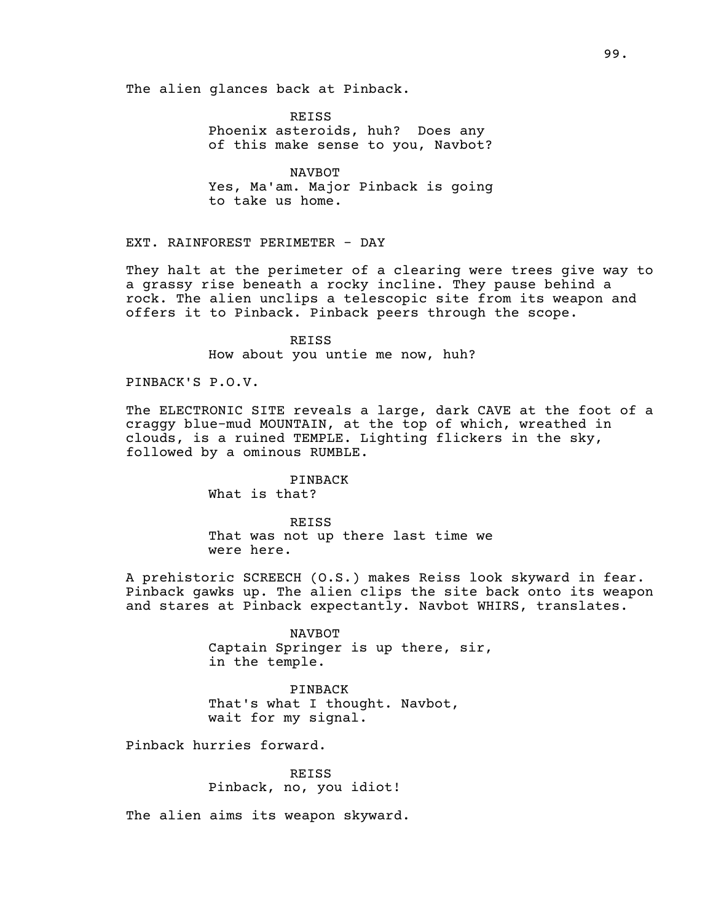The alien glances back at Pinback.

REISS
Phoenix asteroids, huh? Does any of this make sense to you, Navbot?

NAVBOT
Yes, Ma'am. Major Pinback is going to take us home.

EXT. RAINFOREST PERIMETER - DAY

They halt at the perimeter of a clearing were trees give way to a grassy rise beneath a rocky incline. They pause behind a rock. The alien unclips a telescopic site from its weapon and offers it to Pinback. Pinback peers through the scope.

REISS
How about you untie me now, huh?

PINBACK'S P.O.V.

The ELECTRONIC SITE reveals a large, dark CAVE at the foot of a craggy blue-mud MOUNTAIN, at the top of which, wreathed in clouds, is a ruined TEMPLE. Lighting flickers in the sky, followed by a ominous RUMBLE.

PINBACK
What is that?

REISS
That was not up there last time we were here.

A prehistoric SCREECH (O.S.) makes Reiss look skyward in fear. Pinback gawks up. The alien clips the site back onto its weapon and stares at Pinback expectantly. Navbot WHIRS, translates.

NAVBOT
Captain Springer is up there, sir, in the temple.

PINBACK
That's what I thought. Navbot, wait for my signal.

Pinback hurries forward.

REISS
Pinback, no, you idiot!

The alien aims its weapon skyward.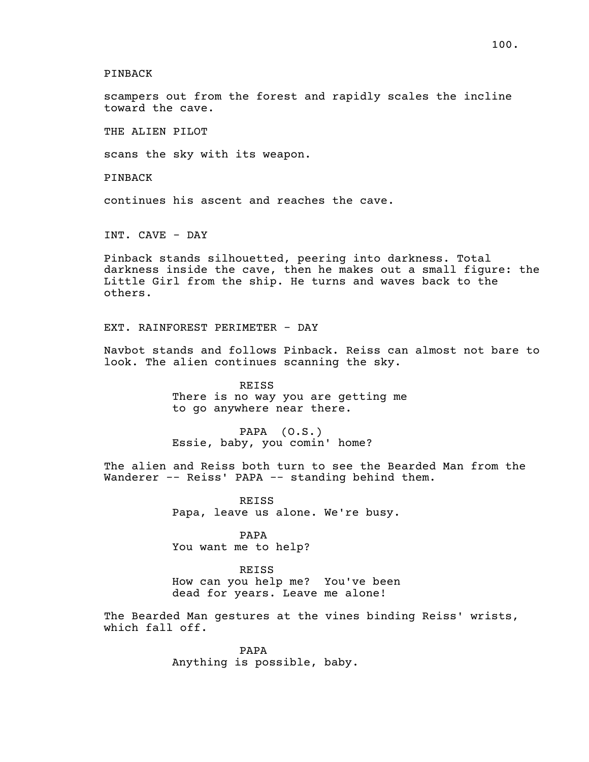PINBACK

scampers out from the forest and rapidly scales the incline toward the cave.

THE ALIEN PILOT

scans the sky with its weapon.

PINBACK

continues his ascent and reaches the cave.

INT. CAVE - DAY

Pinback stands silhouetted, peering into darkness. Total darkness inside the cave, then he makes out a small figure: the Little Girl from the ship. He turns and waves back to the others.

EXT. RAINFOREST PERIMETER - DAY

Navbot stands and follows Pinback. Reiss can almost not bare to look. The alien continues scanning the sky.

REISS
There is no way you are getting me to go anywhere near there.

PAPA (O.S.)
Essie, baby, you comin' home?

The alien and Reiss both turn to see the Bearded Man from the Wanderer -- Reiss' PAPA -- standing behind them.

REISS
Papa, leave us alone. We're busy.

PAPA
You want me to help?

REISS
How can you help me? You've been dead for years. Leave me alone!

The Bearded Man gestures at the vines binding Reiss' wrists, which fall off.

PAPA
Anything is possible, baby.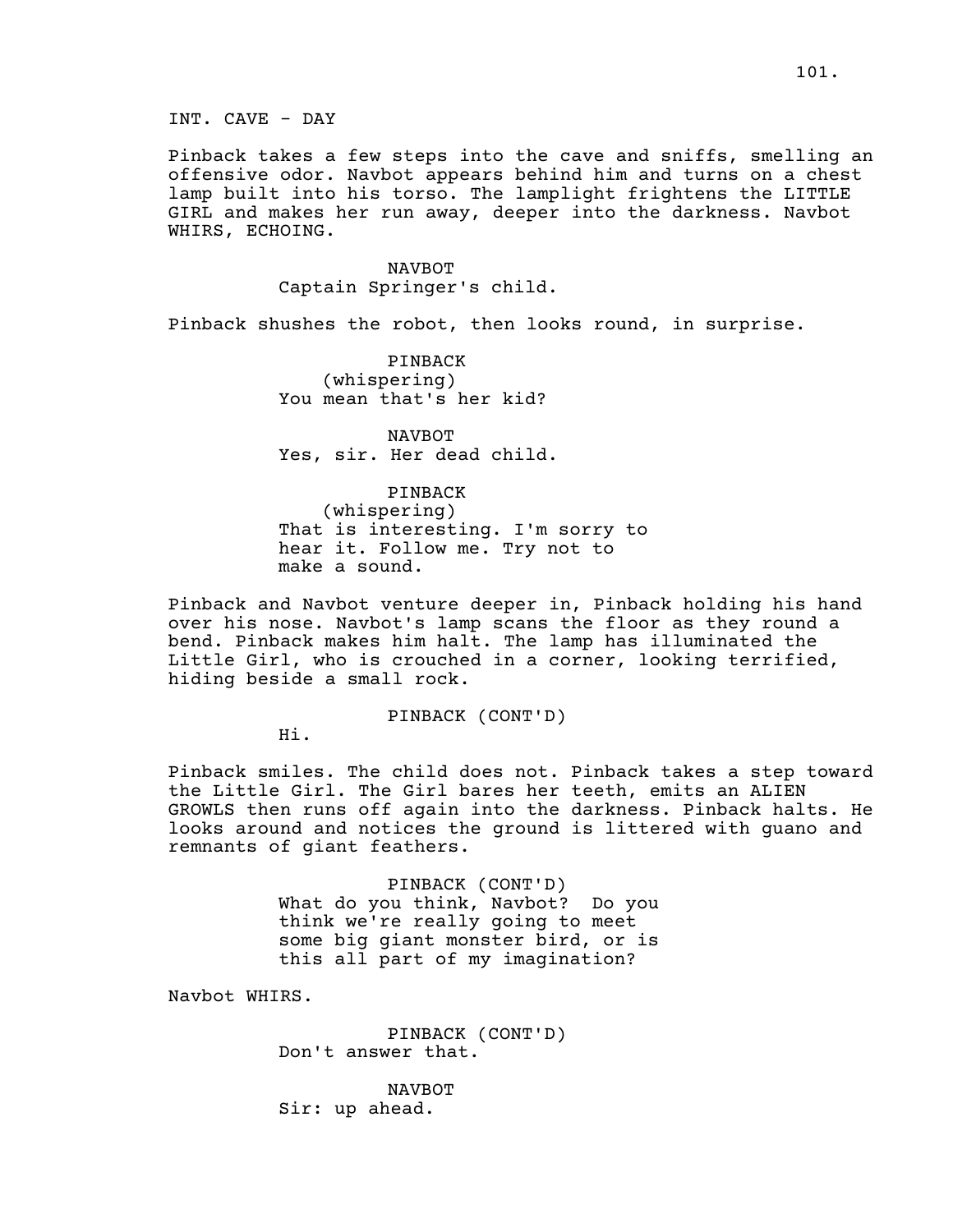INT. CAVE - DAY

Pinback takes a few steps into the cave and sniffs, smelling an offensive odor. Navbot appears behind him and turns on a chest lamp built into his torso. The lamplight frightens the LITTLE GIRL and makes her run away, deeper into the darkness. Navbot WHIRS, ECHOING.

NAVBOT
Captain Springer's child.

Pinback shushes the robot, then looks round, in surprise.

PINBACK
(whispering)
You mean that's her kid?

NAVBOT
Yes, sir. Her dead child.

PINBACK
(whispering)
That is interesting. I'm sorry to hear it. Follow me. Try not to make a sound.

Pinback and Navbot venture deeper in, Pinback holding his hand over his nose. Navbot's lamp scans the floor as they round a bend. Pinback makes him halt. The lamp has illuminated the Little Girl, who is crouched in a corner, looking terrified, hiding beside a small rock.

PINBACK (CONT'D)
Hi.

Pinback smiles. The child does not. Pinback takes a step toward the Little Girl. The Girl bares her teeth, emits an ALIEN GROWLS then runs off again into the darkness. Pinback halts. He looks around and notices the ground is littered with guano and remnants of giant feathers.

PINBACK (CONT'D)
What do you think, Navbot? Do you think we're really going to meet some big giant monster bird, or is this all part of my imagination?

Navbot WHIRS.

PINBACK (CONT'D)
Don't answer that.

NAVBOT
Sir: up ahead.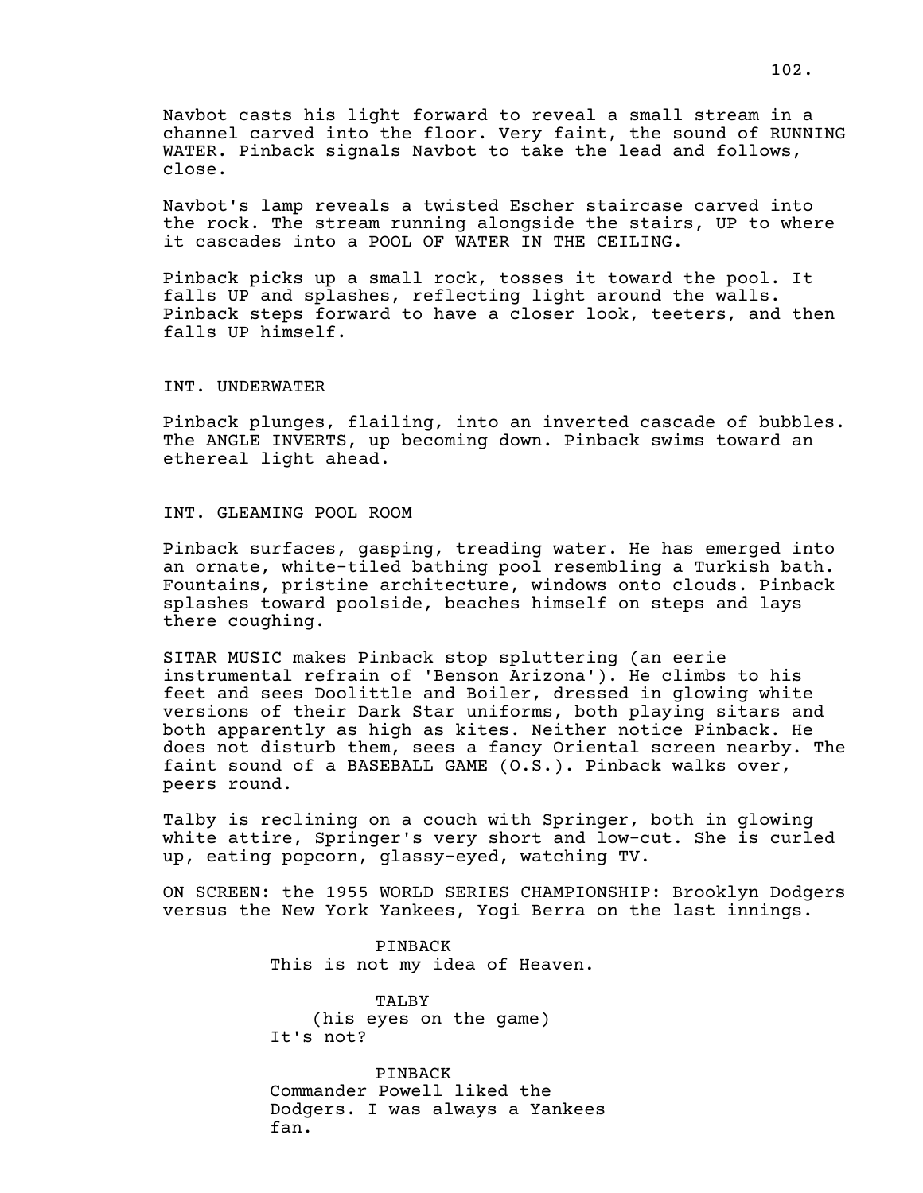Navbot casts his light forward to reveal a small stream in a channel carved into the floor. Very faint, the sound of RUNNING WATER. Pinback signals Navbot to take the lead and follows, close.

Navbot's lamp reveals a twisted Escher staircase carved into the rock. The stream running alongside the stairs, UP to where it cascades into a POOL OF WATER IN THE CEILING.

Pinback picks up a small rock, tosses it toward the pool. It falls UP and splashes, reflecting light around the walls. Pinback steps forward to have a closer look, teeters, and then falls UP himself.

INT. UNDERWATER

Pinback plunges, flailing, into an inverted cascade of bubbles. The ANGLE INVERTS, up becoming down. Pinback swims toward an ethereal light ahead.

INT. GLEAMING POOL ROOM

Pinback surfaces, gasping, treading water. He has emerged into an ornate, white-tiled bathing pool resembling a Turkish bath. Fountains, pristine architecture, windows onto clouds. Pinback splashes toward poolside, beaches himself on steps and lays there coughing.

SITAR MUSIC makes Pinback stop spluttering (an eerie instrumental refrain of 'Benson Arizona'). He climbs to his feet and sees Doolittle and Boiler, dressed in glowing white versions of their Dark Star uniforms, both playing sitars and both apparently as high as kites. Neither notice Pinback. He does not disturb them, sees a fancy Oriental screen nearby. The faint sound of a BASEBALL GAME (O.S.). Pinback walks over, peers round.

Talby is reclining on a couch with Springer, both in glowing white attire, Springer's very short and low-cut. She is curled up, eating popcorn, glassy-eyed, watching TV.

ON SCREEN: the 1955 WORLD SERIES CHAMPIONSHIP: Brooklyn Dodgers versus the New York Yankees, Yogi Berra on the last innings.

PINBACK
This is not my idea of Heaven.

TALBY
(his eyes on the game)
It's not?

PINBACK
Commander Powell liked the Dodgers. I was always a Yankees fan.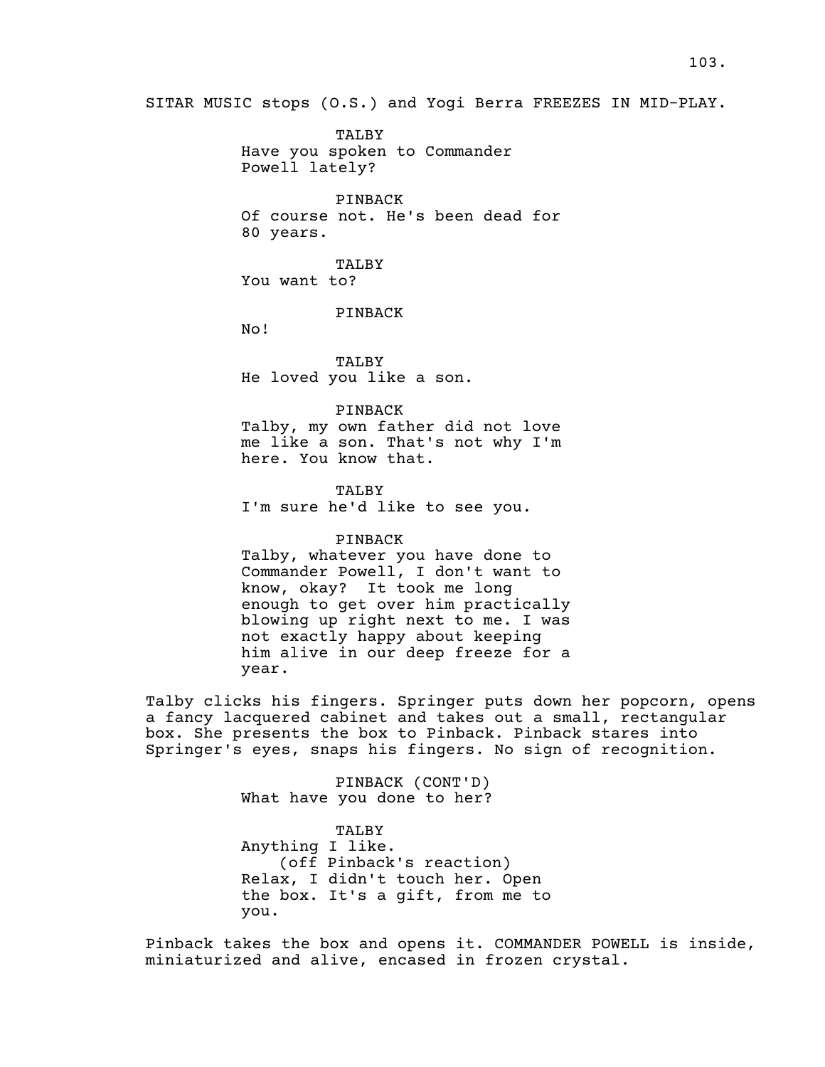SITAR MUSIC stops (O.S.) and Yogi Berra FREEZES IN MID-PLAY.

TALBY
Have you spoken to Commander Powell lately?

PINBACK
Of course not. He's been dead for 80 years.

TALBY
You want to?

PINBACK
No!

TALBY
He loved you like a son.

PINBACK
Talby, my own father did not love me like a son. That's not why I'm here. You know that.

TALBY
I'm sure he'd like to see you.

PINBACK
Talby, whatever you have done to Commander Powell, I don't want to know, okay? It took me long enough to get over him practically blowing up right next to me. I was not exactly happy about keeping him alive in our deep freeze for a year.

Talby clicks his fingers. Springer puts down her popcorn, opens a fancy lacquered cabinet and takes out a small, rectangular box. She presents the box to Pinback. Pinback stares into Springer's eyes, snaps his fingers. No sign of recognition.

PINBACK (CONT'D)
What have you done to her?

TALBY
Anything I like.
(off Pinback's reaction)
Relax, I didn't touch her. Open the box. It's a gift, from me to you.

Pinback takes the box and opens it. COMMANDER POWELL is inside, miniaturized and alive, encased in frozen crystal.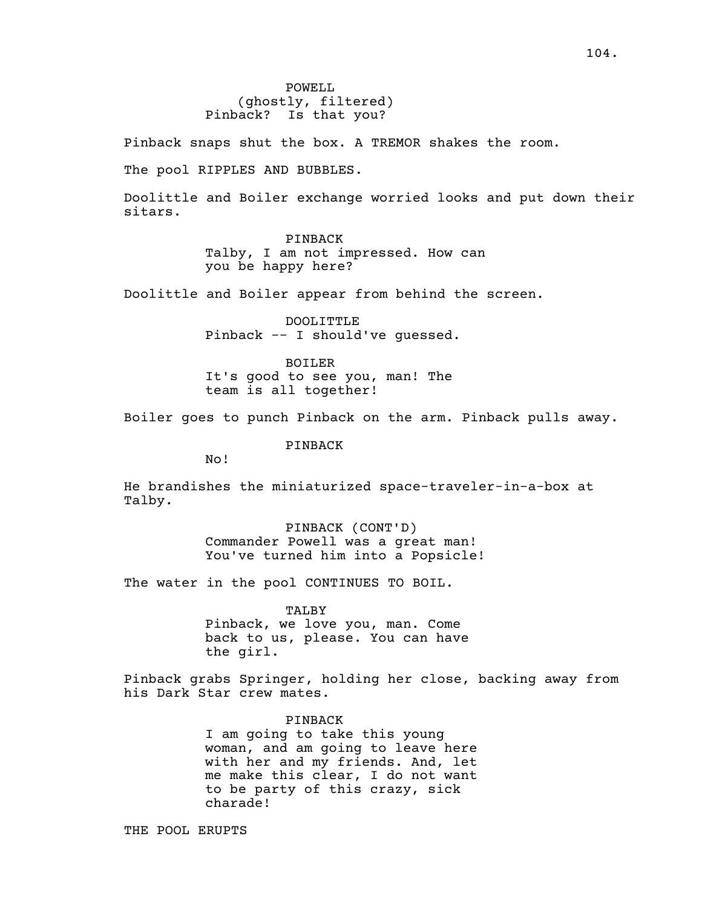POWELL
(ghostly, filtered)
Pinback? Is that you?

Pinback snaps shut the box. A TREMOR shakes the room.

The pool RIPPLES AND BUBBLES.

Doolittle and Boiler exchange worried looks and put down their sitars.

PINBACK
Talby, I am not impressed. How can you be happy here?

Doolittle and Boiler appear from behind the screen.

DOOLITTLE
Pinback -- I should've guessed.

BOILER
It's good to see you, man! The team is all together!

Boiler goes to punch Pinback on the arm. Pinback pulls away.

PINBACK
No!

He brandishes the miniaturized space-traveler-in-a-box at Talby.

PINBACK (CONT'D)
Commander Powell was a great man! You've turned him into a Popsicle!

The water in the pool CONTINUES TO BOIL.

TALBY
Pinback, we love you, man. Come back to us, please. You can have the girl.

Pinback grabs Springer, holding her close, backing away from his Dark Star crew mates.

PINBACK
I am going to take this young woman, and am going to leave here with her and my friends. And, let me make this clear, I do not want to be party of this crazy, sick charade!

THE POOL ERUPTS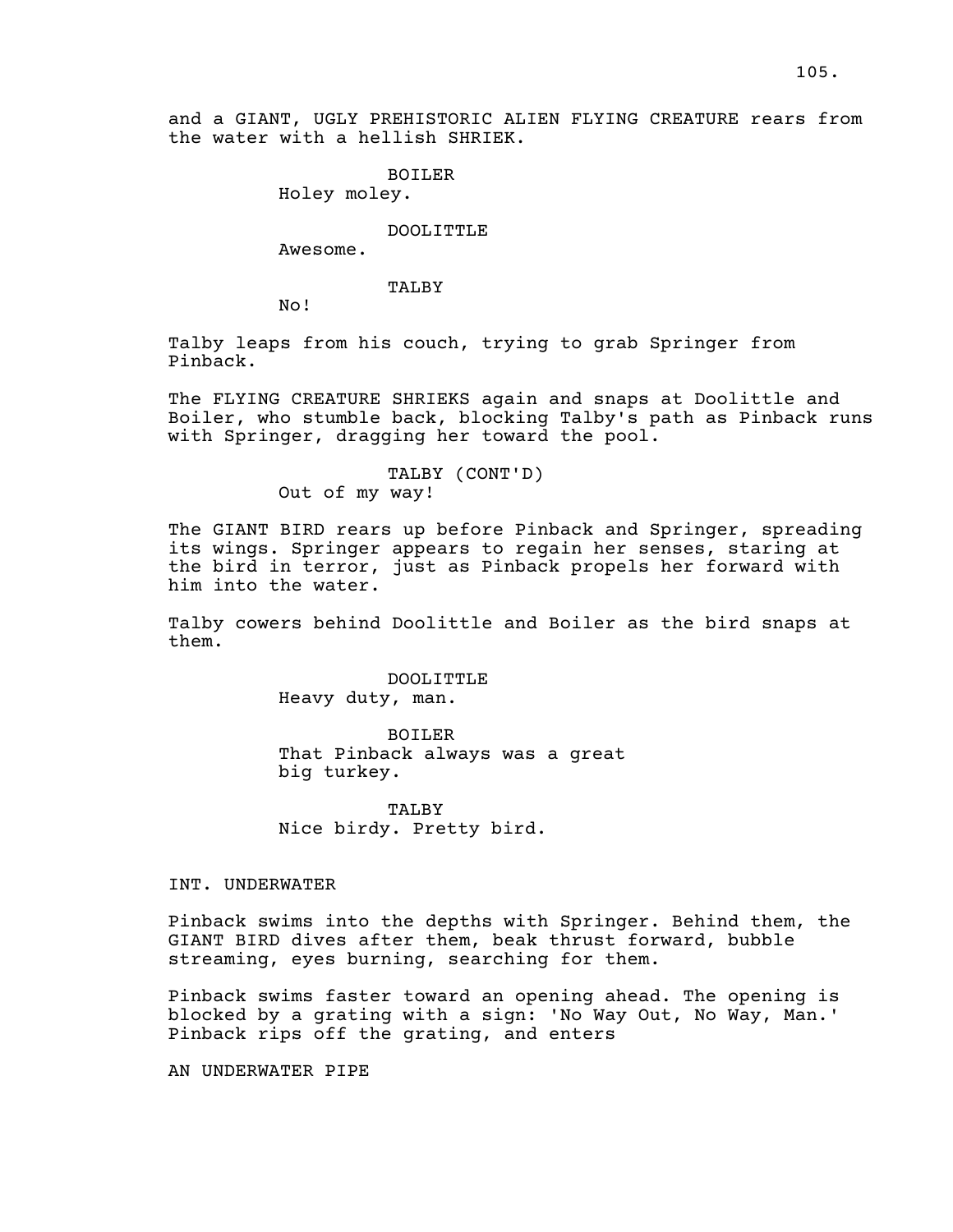and a GIANT, UGLY PREHISTORIC ALIEN FLYING CREATURE rears from the water with a hellish SHRIEK.

BOILER
Holey moley.

DOOLITTLE
Awesome.

TALBY
No!

Talby leaps from his couch, trying to grab Springer from Pinback.

The FLYING CREATURE SHRIEKS again and snaps at Doolittle and Boiler, who stumble back, blocking Talby's path as Pinback runs with Springer, dragging her toward the pool.

TALBY (CONT'D)
Out of my way!

The GIANT BIRD rears up before Pinback and Springer, spreading its wings. Springer appears to regain her senses, staring at the bird in terror, just as Pinback propels her forward with him into the water.

Talby cowers behind Doolittle and Boiler as the bird snaps at them.

DOOLITTLE
Heavy duty, man.

BOILER
That Pinback always was a great big turkey.

TALBY
Nice birdy. Pretty bird.

INT. UNDERWATER

Pinback swims into the depths with Springer. Behind them, the GIANT BIRD dives after them, beak thrust forward, bubble streaming, eyes burning, searching for them.

Pinback swims faster toward an opening ahead. The opening is blocked by a grating with a sign: 'No Way Out, No Way, Man.' Pinback rips off the grating, and enters

AN UNDERWATER PIPE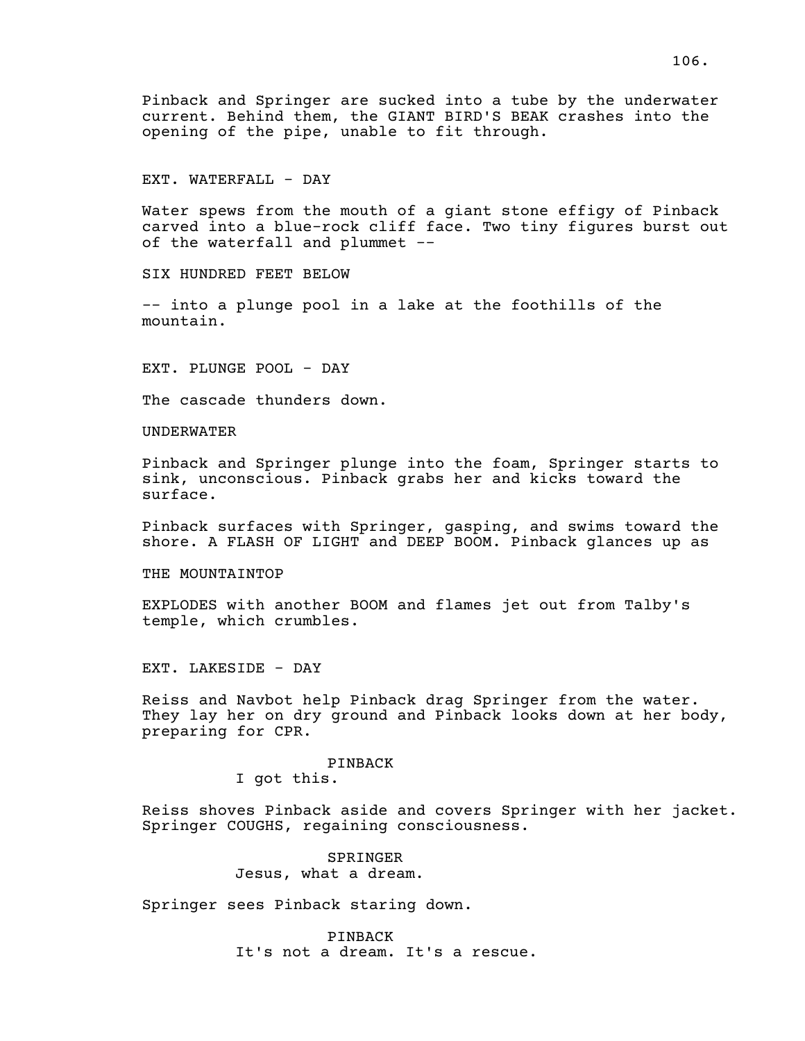Pinback and Springer are sucked into a tube by the underwater current. Behind them, the GIANT BIRD'S BEAK crashes into the opening of the pipe, unable to fit through.

EXT. WATERFALL - DAY

Water spews from the mouth of a giant stone effigy of Pinback carved into a blue-rock cliff face. Two tiny figures burst out of the waterfall and plummet --

SIX HUNDRED FEET BELOW

-- into a plunge pool in a lake at the foothills of the mountain.

EXT. PLUNGE POOL - DAY

The cascade thunders down.

UNDERWATER

Pinback and Springer plunge into the foam, Springer starts to sink, unconscious. Pinback grabs her and kicks toward the surface.

Pinback surfaces with Springer, gasping, and swims toward the shore. A FLASH OF LIGHT and DEEP BOOM. Pinback glances up as

THE MOUNTAINTOP

EXPLODES with another BOOM and flames jet out from Talby's temple, which crumbles.

EXT. LAKESIDE - DAY

Reiss and Navbot help Pinback drag Springer from the water. They lay her on dry ground and Pinback looks down at her body, preparing for CPR.

PINBACK
I got this.

Reiss shoves Pinback aside and covers Springer with her jacket. Springer COUGHS, regaining consciousness.

SPRINGER
Jesus, what a dream.

Springer sees Pinback staring down.

PINBACK
It's not a dream. It's a rescue.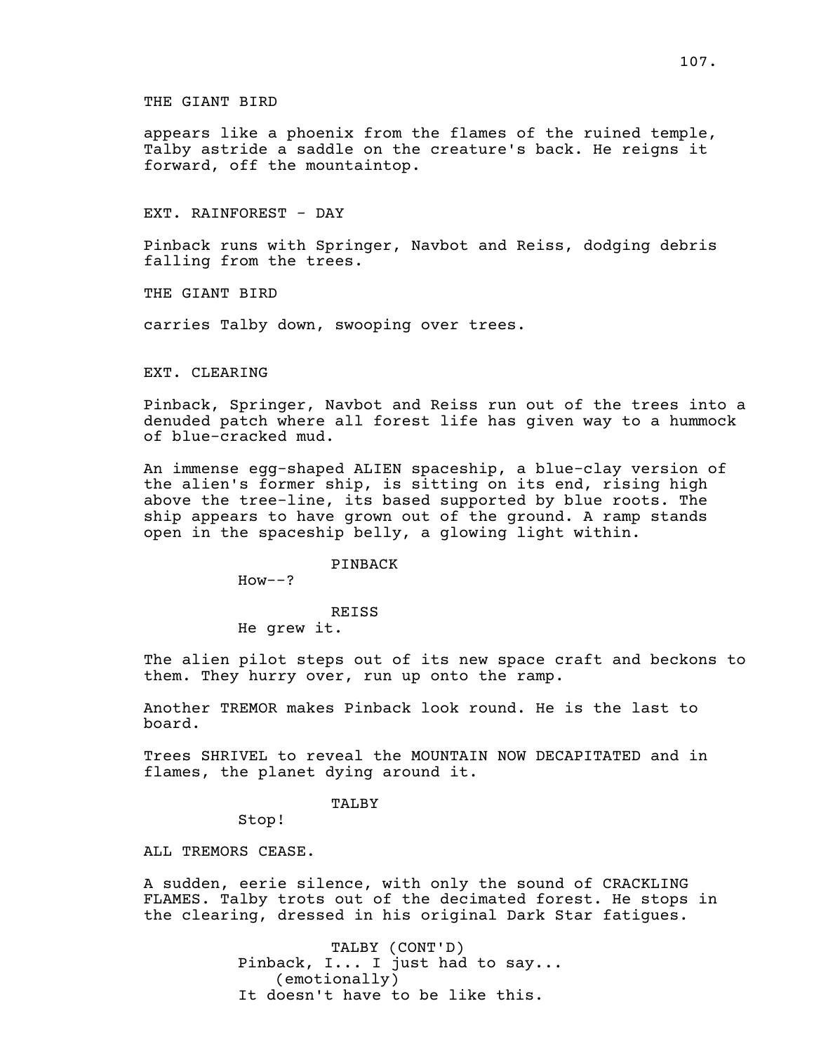THE GIANT BIRD

appears like a phoenix from the flames of the ruined temple, Talby astride a saddle on the creature's back. He reigns it forward, off the mountaintop.

EXT. RAINFOREST - DAY

Pinback runs with Springer, Navbot and Reiss, dodging debris falling from the trees.

THE GIANT BIRD

carries Talby down, swooping over trees.

EXT. CLEARING

Pinback, Springer, Navbot and Reiss run out of the trees into a denuded patch where all forest life has given way to a hummock of blue-cracked mud.

An immense egg-shaped ALIEN spaceship, a blue-clay version of the alien's former ship, is sitting on its end, rising high above the tree-line, its based supported by blue roots. The ship appears to have grown out of the ground. A ramp stands open in the spaceship belly, a glowing light within.

PINBACK
How--?

REISS
He grew it.

The alien pilot steps out of its new space craft and beckons to them. They hurry over, run up onto the ramp.

Another TREMOR makes Pinback look round. He is the last to board.

Trees SHRIVEL to reveal the MOUNTAIN NOW DECAPITATED and in flames, the planet dying around it.

TALBY
Stop!

ALL TREMORS CEASE.

A sudden, eerie silence, with only the sound of CRACKLING FLAMES. Talby trots out of the decimated forest. He stops in the clearing, dressed in his original Dark Star fatigues.

TALBY (CONT'D)
Pinback, I... I just had to say...
(emotionally)
It doesn't have to be like this.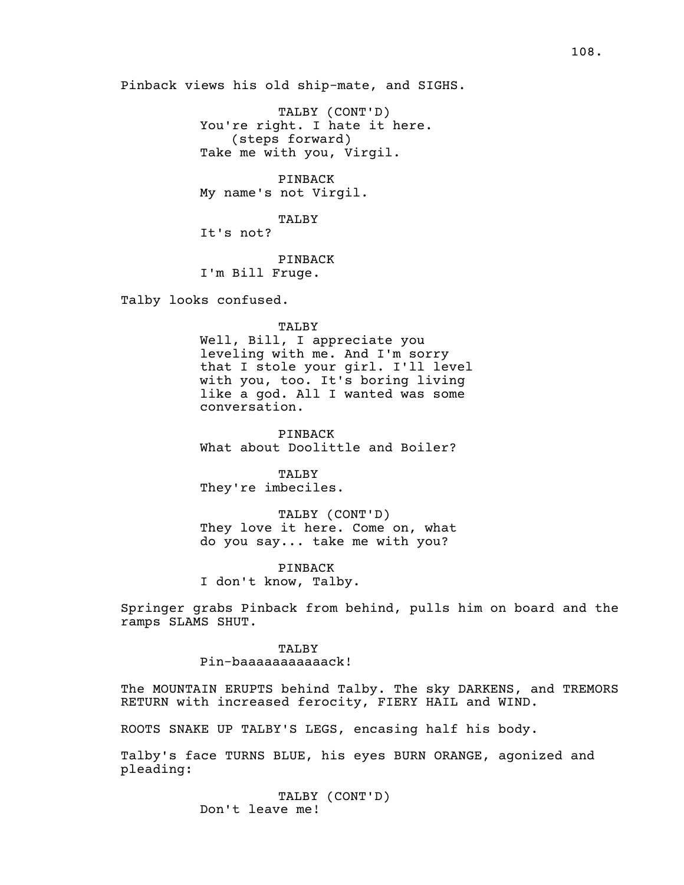Pinback views his old ship-mate, and SIGHS.

TALBY (CONT'D)
You're right. I hate it here.
(steps forward)
Take me with you, Virgil.

PINBACK
My name's not Virgil.

TALBY
It's not?

PINBACK
I'm Bill Fruge.

Talby looks confused.

TALBY
Well, Bill, I appreciate you leveling with me. And I'm sorry that I stole your girl. I'll level with you, too. It's boring living like a god. All I wanted was some conversation.

PINBACK
What about Doolittle and Boiler?

TALBY
They're imbeciles.

TALBY (CONT'D)
They love it here. Come on, what do you say... take me with you?

PINBACK
I don't know, Talby.

Springer grabs Pinback from behind, pulls him on board and the ramps SLAMS SHUT.

TALBY
Pin-baaaaaaaaaaack!

The MOUNTAIN ERUPTS behind Talby. The sky DARKENS, and TREMORS RETURN with increased ferocity, FIERY HAIL and WIND.

ROOTS SNAKE UP TALBY'S LEGS, encasing half his body.

Talby's face TURNS BLUE, his eyes BURN ORANGE, agonized and pleading:

TALBY (CONT'D)
Don't leave me!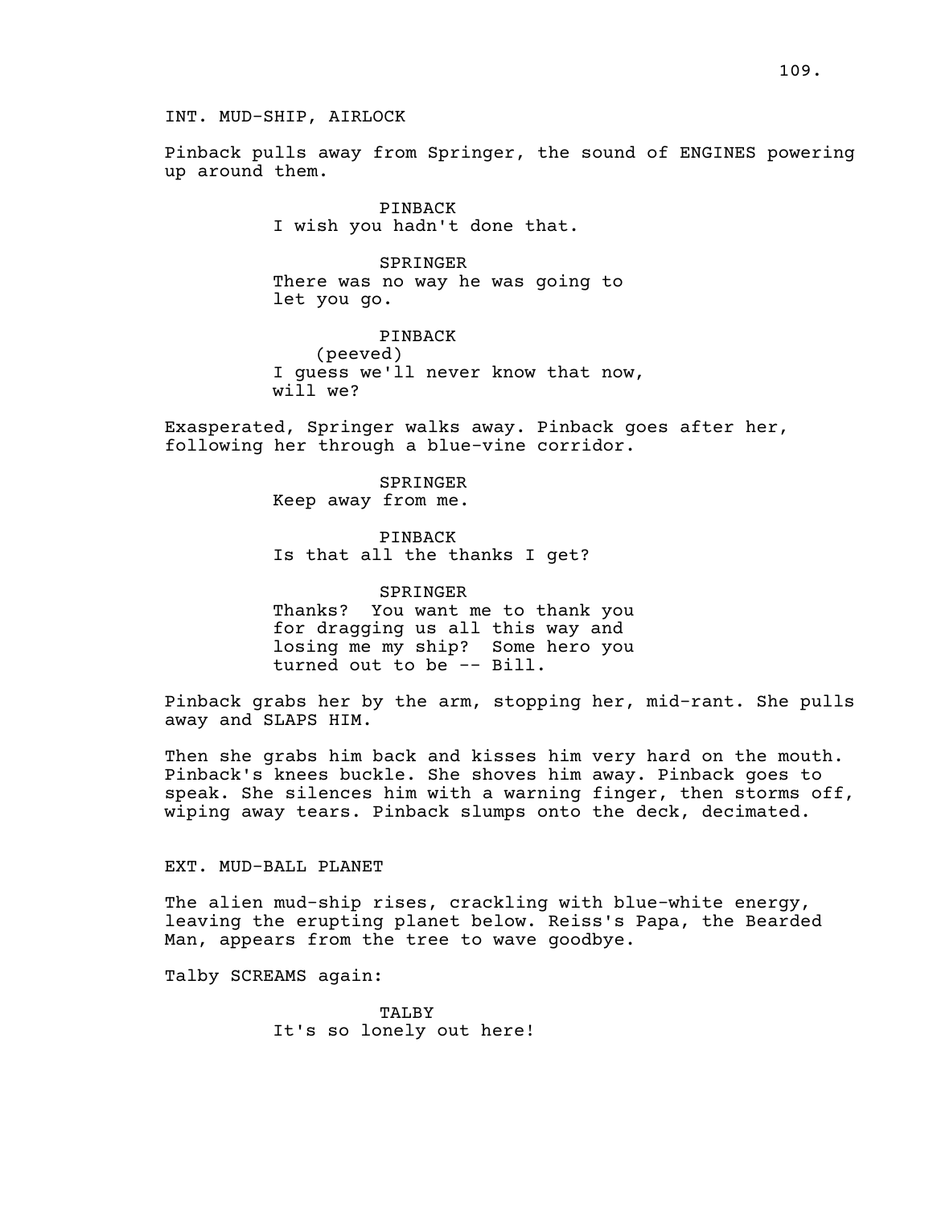INT. MUD-SHIP, AIRLOCK

Pinback pulls away from Springer, the sound of ENGINES powering up around them.

PINBACK
I wish you hadn't done that.

SPRINGER
There was no way he was going to let you go.

PINBACK
(peeved)
I guess we'll never know that now, will we?

Exasperated, Springer walks away. Pinback goes after her, following her through a blue-vine corridor.

SPRINGER
Keep away from me.

PINBACK
Is that all the thanks I get?

SPRINGER
Thanks? You want me to thank you for dragging us all this way and losing me my ship? Some hero you turned out to be -- Bill.

Pinback grabs her by the arm, stopping her, mid-rant. She pulls away and SLAPS HIM.

Then she grabs him back and kisses him very hard on the mouth. Pinback's knees buckle. She shoves him away. Pinback goes to speak. She silences him with a warning finger, then storms off, wiping away tears. Pinback slumps onto the deck, decimated.

EXT. MUD-BALL PLANET

The alien mud-ship rises, crackling with blue-white energy, leaving the erupting planet below. Reiss's Papa, the Bearded Man, appears from the tree to wave goodbye.

Talby SCREAMS again:

TALBY
It's so lonely out here!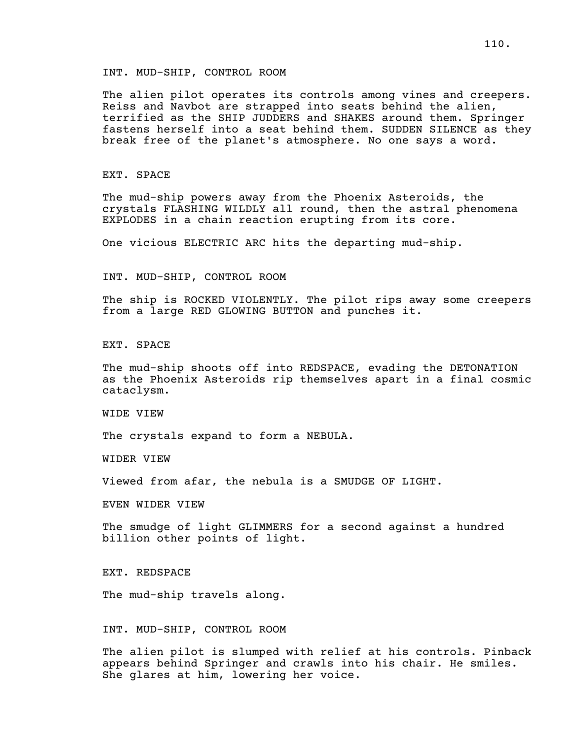INT. MUD-SHIP, CONTROL ROOM

The alien pilot operates its controls among vines and creepers. Reiss and Navbot are strapped into seats behind the alien, terrified as the SHIP JUDDERS and SHAKES around them. Springer fastens herself into a seat behind them. SUDDEN SILENCE as they break free of the planet's atmosphere. No one says a word.

EXT. SPACE

The mud-ship powers away from the Phoenix Asteroids, the crystals FLASHING WILDLY all round, then the astral phenomena EXPLODES in a chain reaction erupting from its core.

One vicious ELECTRIC ARC hits the departing mud-ship.

INT. MUD-SHIP, CONTROL ROOM

The ship is ROCKED VIOLENTLY. The pilot rips away some creepers from a large RED GLOWING BUTTON and punches it.

EXT. SPACE

The mud-ship shoots off into REDSPACE, evading the DETONATION as the Phoenix Asteroids rip themselves apart in a final cosmic cataclysm.

WIDE VIEW

The crystals expand to form a NEBULA.

WIDER VIEW

Viewed from afar, the nebula is a SMUDGE OF LIGHT.

EVEN WIDER VIEW

The smudge of light GLIMMERS for a second against a hundred billion other points of light.

EXT. REDSPACE

The mud-ship travels along.

INT. MUD-SHIP, CONTROL ROOM

The alien pilot is slumped with relief at his controls. Pinback appears behind Springer and crawls into his chair. He smiles. She glares at him, lowering her voice.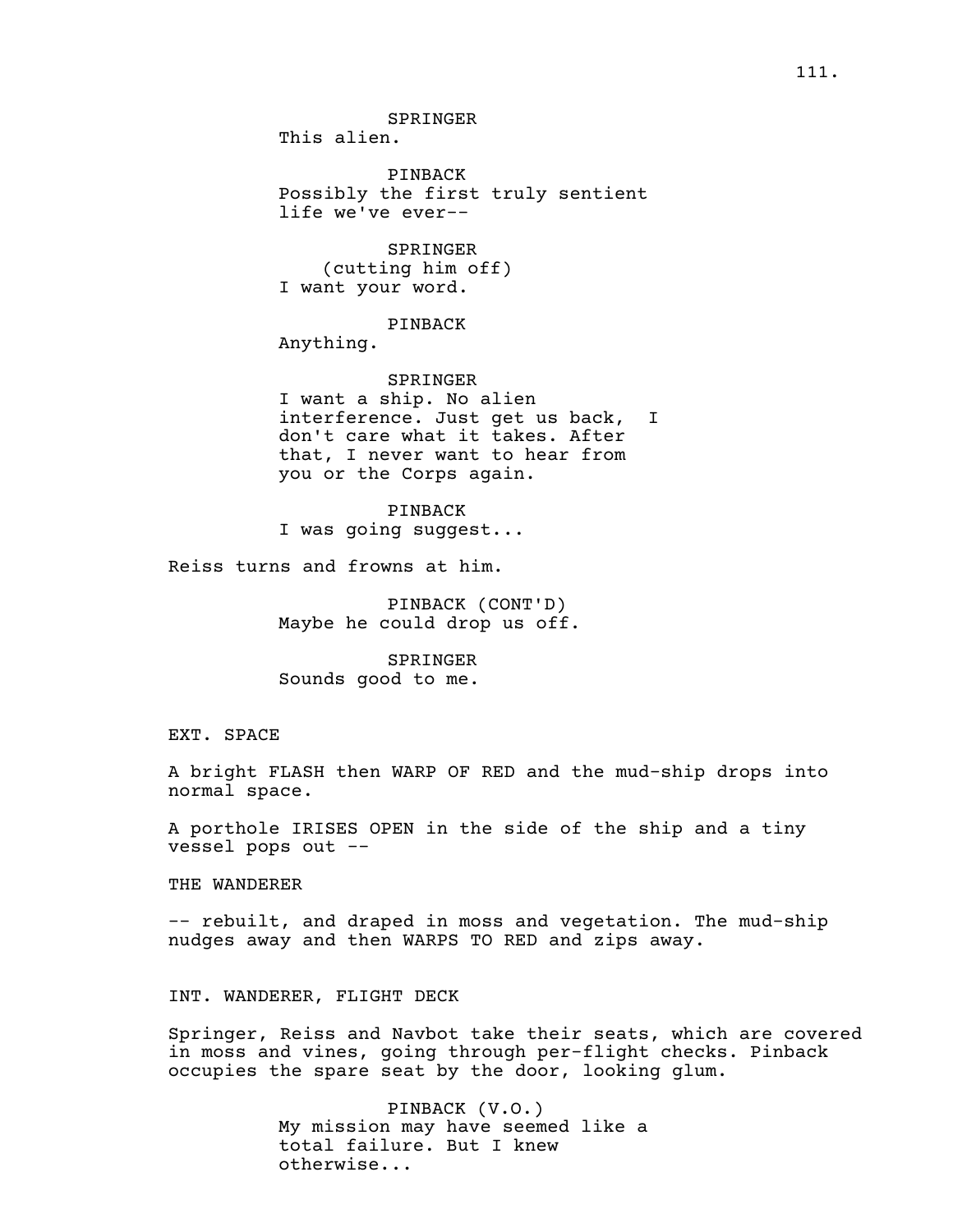SPRINGER
This alien.

PINBACK
Possibly the first truly sentient life we've ever--

SPRINGER
(cutting him off)
I want your word.

PINBACK
Anything.

SPRINGER
I want a ship. No alien interference. Just get us back,  I don't care what it takes. After that, I never want to hear from you or the Corps again.

PINBACK
I was going suggest...

Reiss turns and frowns at him.

PINBACK (CONT'D)
Maybe he could drop us off.

SPRINGER
Sounds good to me.

EXT. SPACE

A bright FLASH then WARP OF RED and the mud-ship drops into normal space.

A porthole IRISES OPEN in the side of the ship and a tiny vessel pops out --

THE WANDERER

-- rebuilt, and draped in moss and vegetation. The mud-ship nudges away and then WARPS TO RED and zips away.

INT. WANDERER, FLIGHT DECK

Springer, Reiss and Navbot take their seats, which are covered in moss and vines, going through per-flight checks. Pinback occupies the spare seat by the door, looking glum.

PINBACK (V.O.)
My mission may have seemed like a total failure. But I knew otherwise...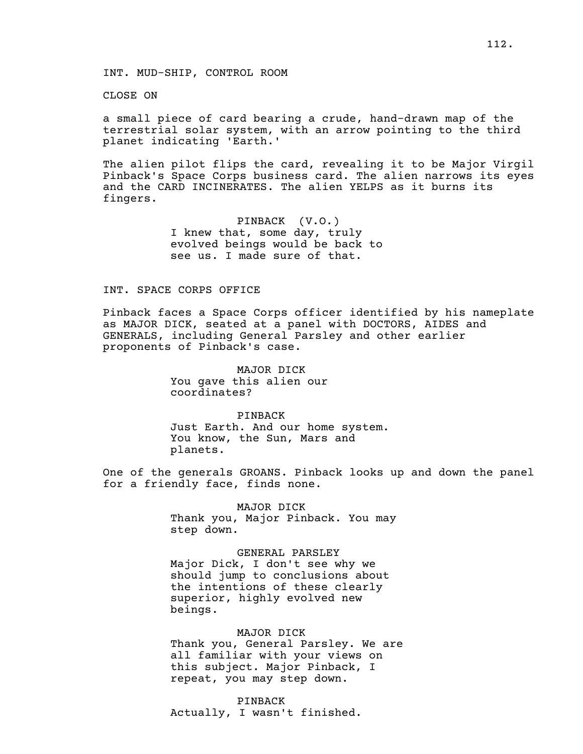INT. MUD-SHIP, CONTROL ROOM

CLOSE ON

a small piece of card bearing a crude, hand-drawn map of the terrestrial solar system, with an arrow pointing to the third planet indicating 'Earth.'

The alien pilot flips the card, revealing it to be Major Virgil Pinback's Space Corps business card. The alien narrows its eyes and the CARD INCINERATES. The alien YELPS as it burns its fingers.

PINBACK (V.O.)
I knew that, some day, truly evolved beings would be back to see us. I made sure of that.

INT. SPACE CORPS OFFICE

Pinback faces a Space Corps officer identified by his nameplate as MAJOR DICK, seated at a panel with DOCTORS, AIDES and GENERALS, including General Parsley and other earlier proponents of Pinback's case.

MAJOR DICK
You gave this alien our coordinates?

PINBACK
Just Earth. And our home system. You know, the Sun, Mars and planets.

One of the generals GROANS. Pinback looks up and down the panel for a friendly face, finds none.

MAJOR DICK
Thank you, Major Pinback. You may step down.

GENERAL PARSLEY
Major Dick, I don't see why we should jump to conclusions about the intentions of these clearly superior, highly evolved new beings.

MAJOR DICK
Thank you, General Parsley. We are all familiar with your views on this subject. Major Pinback, I repeat, you may step down.

PINBACK
Actually, I wasn't finished.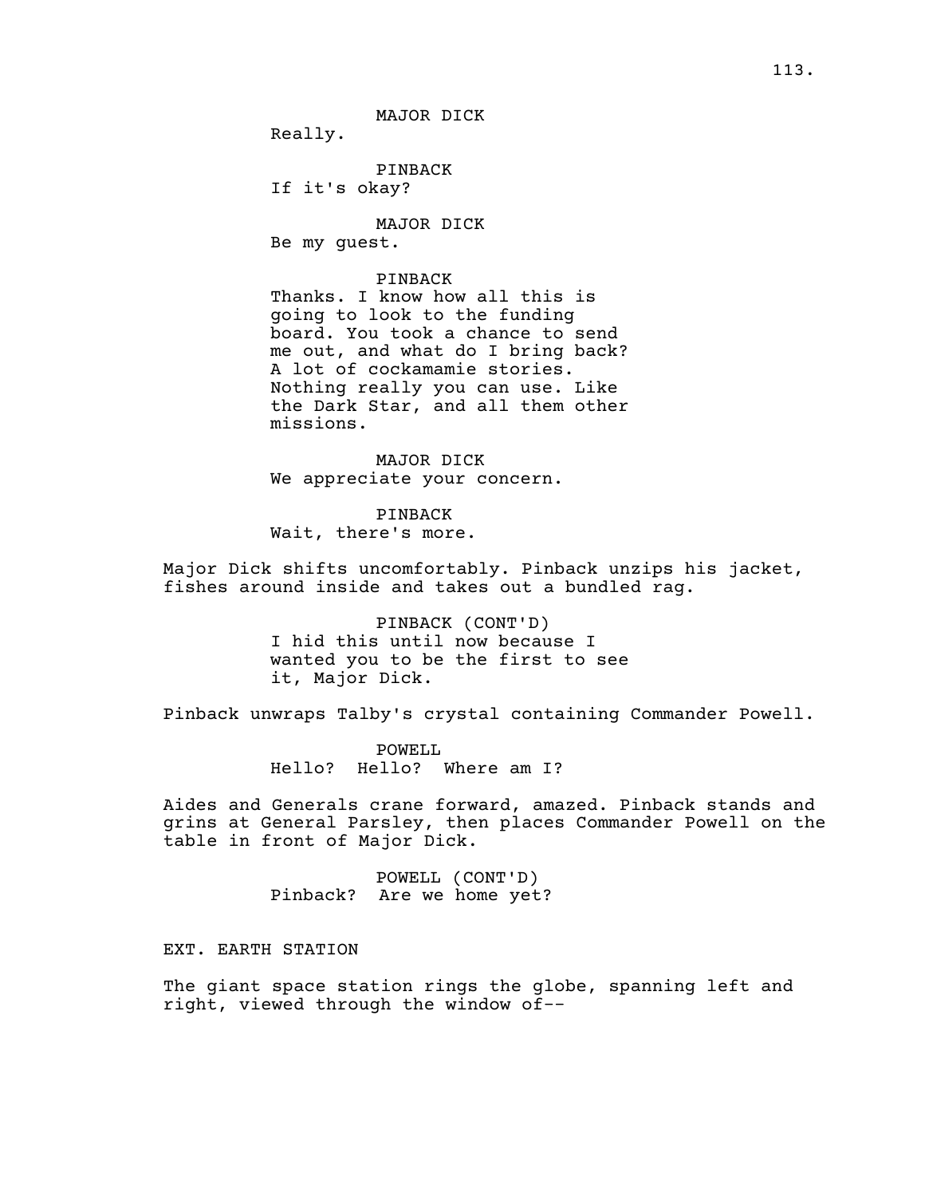MAJOR DICK

Really.

PINBACK

If it's okay?

MAJOR DICK

Be my guest.

PINBACK

Thanks. I know how all this is going to look to the funding board. You took a chance to send me out, and what do I bring back? A lot of cockamamie stories. Nothing really you can use. Like the Dark Star, and all them other missions.

MAJOR DICK

We appreciate your concern.

PINBACK

Wait, there's more.

Major Dick shifts uncomfortably. Pinback unzips his jacket, fishes around inside and takes out a bundled rag.

PINBACK (CONT'D)

I hid this until now because I wanted you to be the first to see it, Major Dick.

Pinback unwraps Talby's crystal containing Commander Powell.

POWELL

Hello? Hello? Where am I?

Aides and Generals crane forward, amazed. Pinback stands and grins at General Parsley, then places Commander Powell on the table in front of Major Dick.

POWELL (CONT'D)

Pinback? Are we home yet?

EXT. EARTH STATION

The giant space station rings the globe, spanning left and right, viewed through the window of--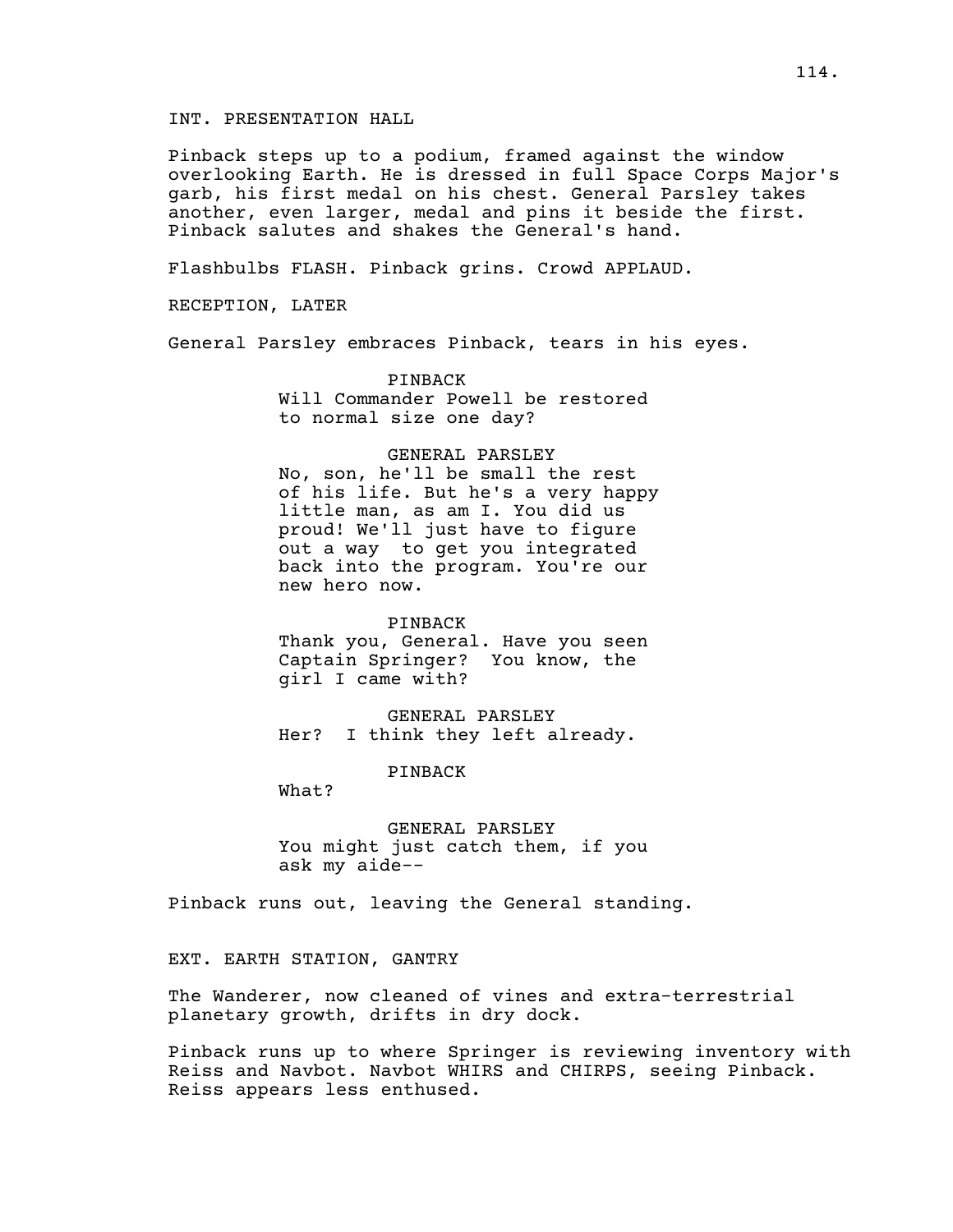INT. PRESENTATION HALL

Pinback steps up to a podium, framed against the window overlooking Earth. He is dressed in full Space Corps Major's garb, his first medal on his chest. General Parsley takes another, even larger, medal and pins it beside the first. Pinback salutes and shakes the General's hand.

Flashbulbs FLASH. Pinback grins. Crowd APPLAUD.

RECEPTION, LATER

General Parsley embraces Pinback, tears in his eyes.

PINBACK
Will Commander Powell be restored to normal size one day?

GENERAL PARSLEY
No, son, he'll be small the rest of his life. But he's a very happy little man, as am I. You did us proud! We'll just have to figure out a way  to get you integrated back into the program. You're our new hero now.

PINBACK
Thank you, General. Have you seen Captain Springer?  You know, the girl I came with?

GENERAL PARSLEY
Her?  I think they left already.

PINBACK
What?

GENERAL PARSLEY
You might just catch them, if you ask my aide--

Pinback runs out, leaving the General standing.

EXT. EARTH STATION, GANTRY

The Wanderer, now cleaned of vines and extra-terrestrial planetary growth, drifts in dry dock.

Pinback runs up to where Springer is reviewing inventory with Reiss and Navbot. Navbot WHIRS and CHIRPS, seeing Pinback. Reiss appears less enthused.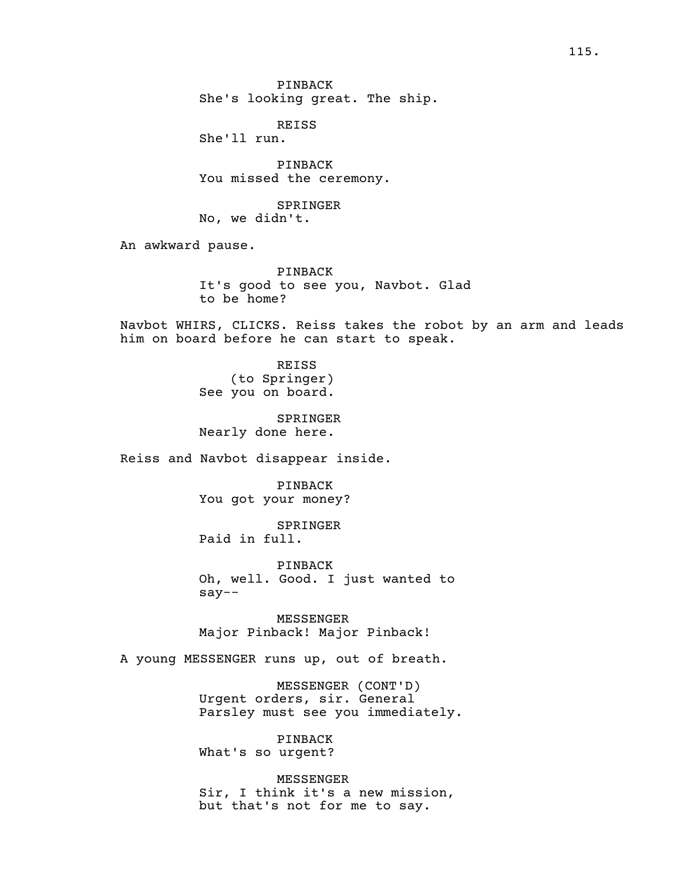PINBACK
She's looking great. The ship.

REISS
She'll run.

PINBACK
You missed the ceremony.

SPRINGER
No, we didn't.

An awkward pause.

PINBACK
It's good to see you, Navbot. Glad to be home?

Navbot WHIRS, CLICKS. Reiss takes the robot by an arm and leads him on board before he can start to speak.

REISS
(to Springer)
See you on board.

SPRINGER
Nearly done here.

Reiss and Navbot disappear inside.

PINBACK
You got your money?

SPRINGER
Paid in full.

PINBACK
Oh, well. Good. I just wanted to say--

MESSENGER
Major Pinback! Major Pinback!

A young MESSENGER runs up, out of breath.

MESSENGER (CONT'D)
Urgent orders, sir. General Parsley must see you immediately.

PINBACK
What's so urgent?

MESSENGER
Sir, I think it's a new mission, but that's not for me to say.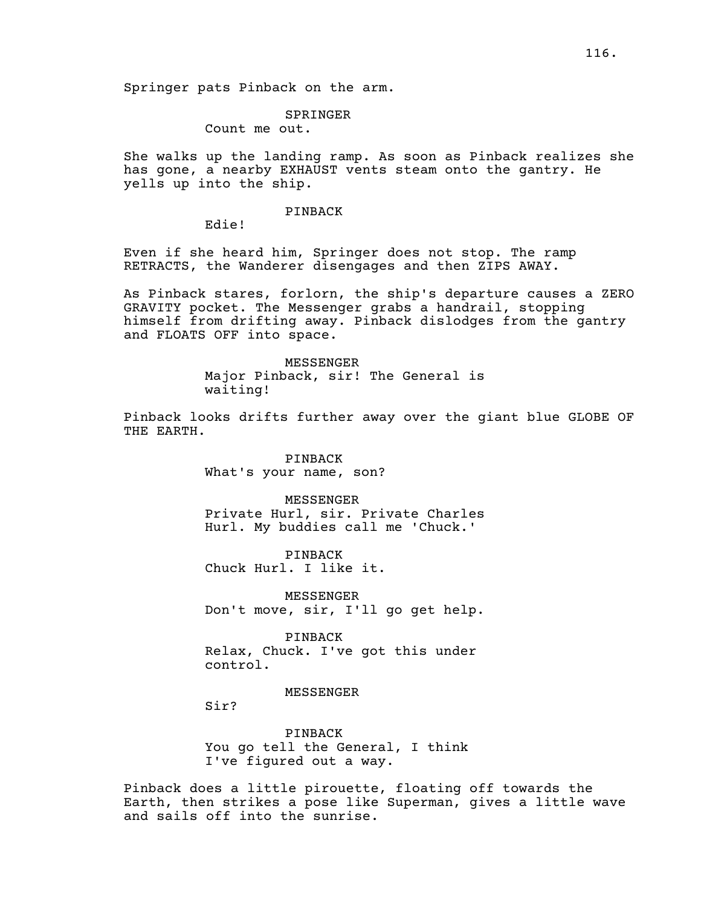Springer pats Pinback on the arm.

SPRINGER
Count me out.

She walks up the landing ramp. As soon as Pinback realizes she has gone, a nearby EXHAUST vents steam onto the gantry. He yells up into the ship.

PINBACK
Edie!

Even if she heard him, Springer does not stop. The ramp RETRACTS, the Wanderer disengages and then ZIPS AWAY.

As Pinback stares, forlorn, the ship's departure causes a ZERO GRAVITY pocket. The Messenger grabs a handrail, stopping himself from drifting away. Pinback dislodges from the gantry and FLOATS OFF into space.

MESSENGER
Major Pinback, sir! The General is waiting!

Pinback looks drifts further away over the giant blue GLOBE OF THE EARTH.

PINBACK
What's your name, son?

MESSENGER
Private Hurl, sir. Private Charles Hurl. My buddies call me 'Chuck.'

PINBACK
Chuck Hurl. I like it.

MESSENGER
Don't move, sir, I'll go get help.

PINBACK
Relax, Chuck. I've got this under control.

MESSENGER
Sir?

PINBACK
You go tell the General, I think I've figured out a way.

Pinback does a little pirouette, floating off towards the Earth, then strikes a pose like Superman, gives a little wave and sails off into the sunrise.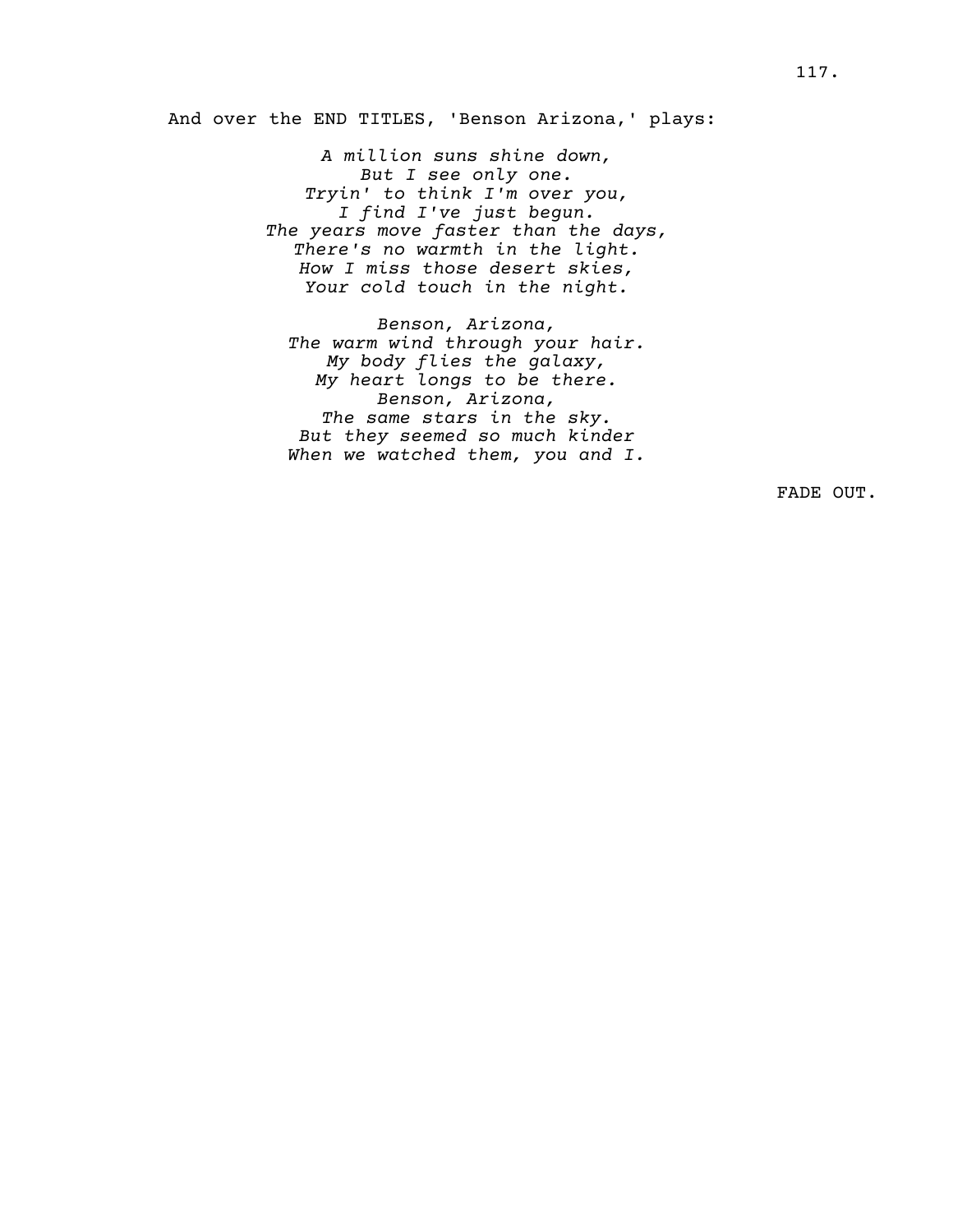And over the END TITLES, 'Benson Arizona,' plays:

*A million suns shine down,*
*But I see only one.*
*Tryin' to think I'm over you,*
*I find I've just begun.*
*The years move faster than the days,*
*There's no warmth in the light.*
*How I miss those desert skies,*
*Your cold touch in the night.*

*Benson, Arizona,*
*The warm wind through your hair.*
*My body flies the galaxy,*
*My heart longs to be there.*
*Benson, Arizona,*
*The same stars in the sky.*
*But they seemed so much kinder*
*When we watched them, you and I.*

FADE OUT.